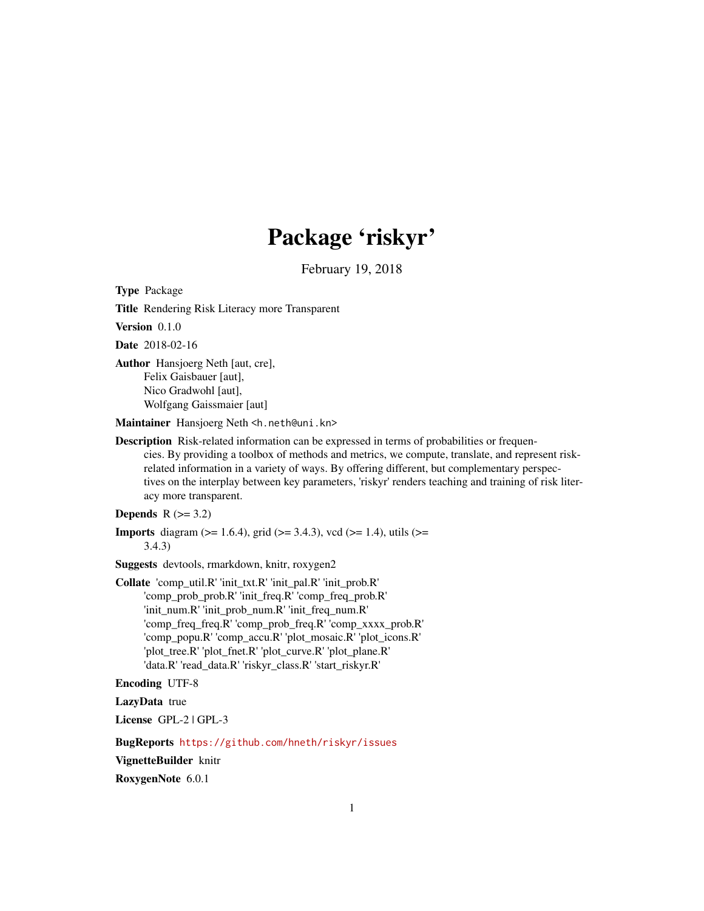# Package 'riskyr'

February 19, 2018

**Type** Package

**Title** Rendering Risk Literacy more Transparent

**Version** 0.1.0

**Date** 2018-02-16

**Author** Hansjoerg Neth [aut, cre],
Felix Gaisbauer [aut],
Nico Gradwohl [aut],
Wolfgang Gaissmaier [aut]

**Maintainer** Hansjoerg Neth <h.neth@uni.kn>

**Description** Risk-related information can be expressed in terms of probabilities or frequencies. By providing a toolbox of methods and metrics, we compute, translate, and represent risk-related information in a variety of ways. By offering different, but complementary perspectives on the interplay between key parameters, 'riskyr' renders teaching and training of risk literacy more transparent.

**Depends** R (>= 3.2)

**Imports** diagram (>= 1.6.4), grid (>= 3.4.3), vcd (>= 1.4), utils (>= 3.4.3)

**Suggests** devtools, rmarkdown, knitr, roxygen2

**Collate** 'comp_util.R' 'init_txt.R' 'init_pal.R' 'init_prob.R' 'comp_prob_prob.R' 'init_freq.R' 'comp_freq_prob.R' 'init_num.R' 'init_prob_num.R' 'init_freq_num.R' 'comp_freq_freq.R' 'comp_prob_freq.R' 'comp_xxxx_prob.R' 'comp_popu.R' 'comp_accu.R' 'plot_mosaic.R' 'plot_icons.R' 'plot_tree.R' 'plot_fnet.R' 'plot_curve.R' 'plot_plane.R' 'data.R' 'read_data.R' 'riskyr_class.R' 'start_riskyr.R'

**Encoding** UTF-8

**LazyData** true

**License** GPL-2 | GPL-3

**BugReports** https://github.com/hneth/riskyr/issues

**VignetteBuilder** knitr

**RoxygenNote** 6.0.1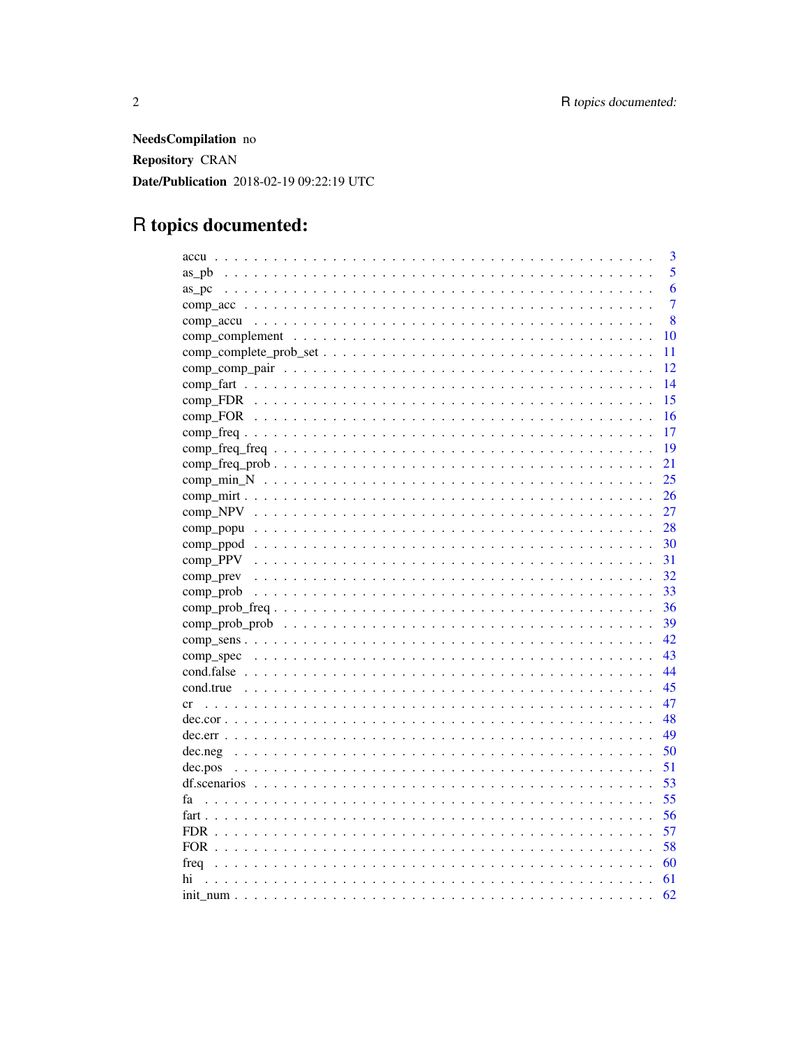**NeedsCompilation** no

**Repository** CRAN

**Date/Publication** 2018-02-19 09:22:19 UTC

# R topics documented:

| | |
|---|---|
| accu | 3 |
| as_pb | 5 |
| as_pc | 6 |
| comp_acc | 7 |
| comp_accu | 8 |
| comp_complement | 10 |
| comp_complete_prob_set | 11 |
| comp_comp_pair | 12 |
| comp_fart | 14 |
| comp_FDR | 15 |
| comp_FOR | 16 |
| comp_freq | 17 |
| comp_freq_freq | 19 |
| comp_freq_prob | 21 |
| comp_min_N | 25 |
| comp_mirt | 26 |
| comp_NPV | 27 |
| comp_popu | 28 |
| comp_ppod | 30 |
| comp_PPV | 31 |
| comp_prev | 32 |
| comp_prob | 33 |
| comp_prob_freq | 36 |
| comp_prob_prob | 39 |
| comp_sens | 42 |
| comp_spec | 43 |
| cond.false | 44 |
| cond.true | 45 |
| cr | 47 |
| dec.cor | 48 |
| dec.err | 49 |
| dec.neg | 50 |
| dec.pos | 51 |
| df.scenarios | 53 |
| fa | 55 |
| fart | 56 |
| FDR | 57 |
| FOR | 58 |
| freq | 60 |
| hi | 61 |
| init_num | 62 |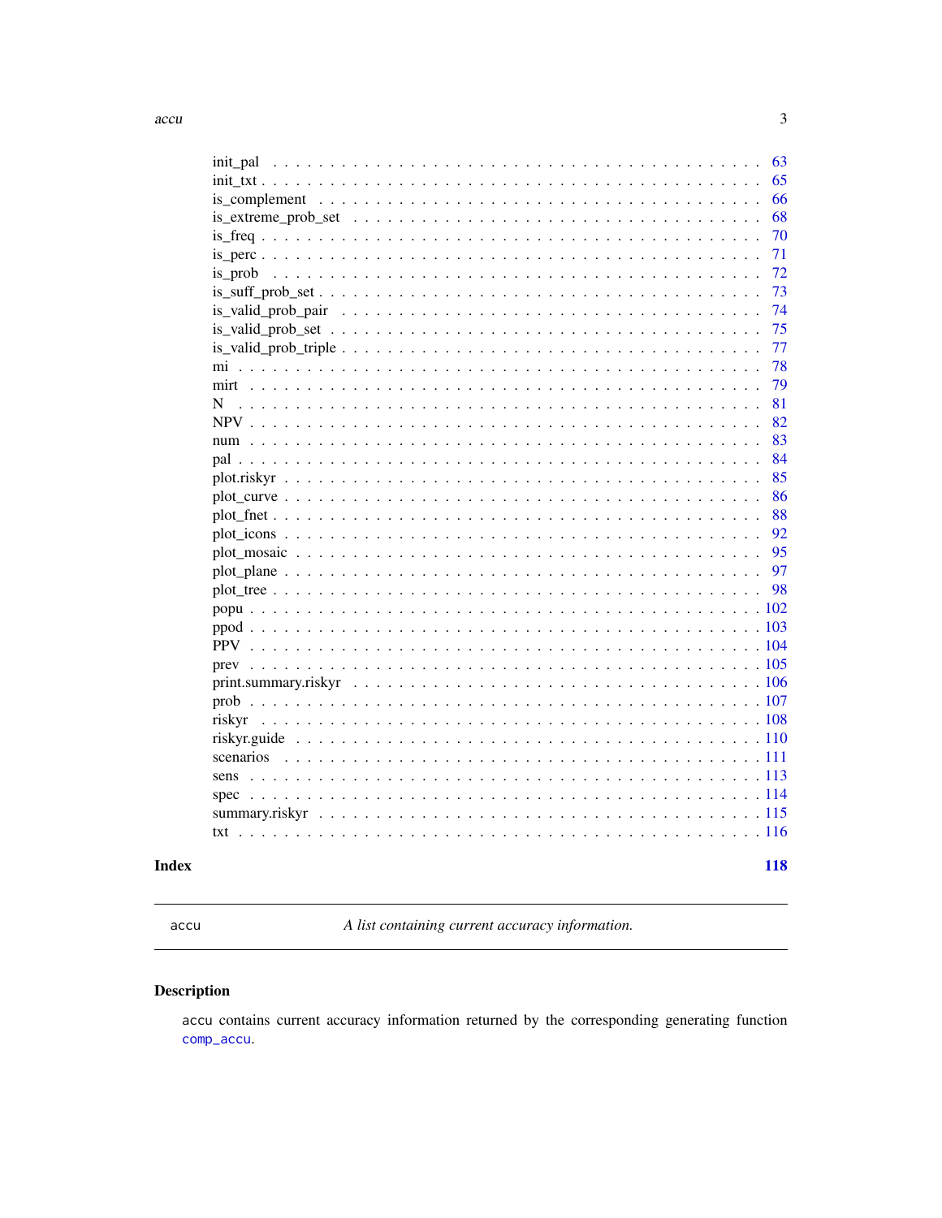init_pal . . . . . . . . . . . . . . . . . . . . . . . . . . . . . . . . . . . . . . . . . . 63
init_txt . . . . . . . . . . . . . . . . . . . . . . . . . . . . . . . . . . . . . . . . . . 65
is_complement . . . . . . . . . . . . . . . . . . . . . . . . . . . . . . . . . . . . . . . 66
is_extreme_prob_set . . . . . . . . . . . . . . . . . . . . . . . . . . . . . . . . . . . . 68
is_freq . . . . . . . . . . . . . . . . . . . . . . . . . . . . . . . . . . . . . . . . . . . 70
is_perc . . . . . . . . . . . . . . . . . . . . . . . . . . . . . . . . . . . . . . . . . . . 71
is_prob . . . . . . . . . . . . . . . . . . . . . . . . . . . . . . . . . . . . . . . . . . . 72
is_suff_prob_set . . . . . . . . . . . . . . . . . . . . . . . . . . . . . . . . . . . . . . 73
is_valid_prob_pair . . . . . . . . . . . . . . . . . . . . . . . . . . . . . . . . . . . . 74
is_valid_prob_set . . . . . . . . . . . . . . . . . . . . . . . . . . . . . . . . . . . . . 75
is_valid_prob_triple . . . . . . . . . . . . . . . . . . . . . . . . . . . . . . . . . . . 77
mi . . . . . . . . . . . . . . . . . . . . . . . . . . . . . . . . . . . . . . . . . . . . . . 78
mirt . . . . . . . . . . . . . . . . . . . . . . . . . . . . . . . . . . . . . . . . . . . . . 79
N . . . . . . . . . . . . . . . . . . . . . . . . . . . . . . . . . . . . . . . . . . . . . . 81
NPV . . . . . . . . . . . . . . . . . . . . . . . . . . . . . . . . . . . . . . . . . . . . . 82
num . . . . . . . . . . . . . . . . . . . . . . . . . . . . . . . . . . . . . . . . . . . . . 83
pal . . . . . . . . . . . . . . . . . . . . . . . . . . . . . . . . . . . . . . . . . . . . . . 84
plot.riskyr . . . . . . . . . . . . . . . . . . . . . . . . . . . . . . . . . . . . . . . . . 85
plot_curve . . . . . . . . . . . . . . . . . . . . . . . . . . . . . . . . . . . . . . . . . 86
plot_fnet . . . . . . . . . . . . . . . . . . . . . . . . . . . . . . . . . . . . . . . . . . 88
plot_icons . . . . . . . . . . . . . . . . . . . . . . . . . . . . . . . . . . . . . . . . . 92
plot_mosaic . . . . . . . . . . . . . . . . . . . . . . . . . . . . . . . . . . . . . . . . 95
plot_plane . . . . . . . . . . . . . . . . . . . . . . . . . . . . . . . . . . . . . . . . . 97
plot_tree . . . . . . . . . . . . . . . . . . . . . . . . . . . . . . . . . . . . . . . . . . 98
popu . . . . . . . . . . . . . . . . . . . . . . . . . . . . . . . . . . . . . . . . . . . . 102
ppod . . . . . . . . . . . . . . . . . . . . . . . . . . . . . . . . . . . . . . . . . . . . 103
PPV . . . . . . . . . . . . . . . . . . . . . . . . . . . . . . . . . . . . . . . . . . . . . 104
prev . . . . . . . . . . . . . . . . . . . . . . . . . . . . . . . . . . . . . . . . . . . . 105
print.summary.riskyr . . . . . . . . . . . . . . . . . . . . . . . . . . . . . . . . . . . 106
prob . . . . . . . . . . . . . . . . . . . . . . . . . . . . . . . . . . . . . . . . . . . . 107
riskyr . . . . . . . . . . . . . . . . . . . . . . . . . . . . . . . . . . . . . . . . . . . 108
riskyr.guide . . . . . . . . . . . . . . . . . . . . . . . . . . . . . . . . . . . . . . . . 110
scenarios . . . . . . . . . . . . . . . . . . . . . . . . . . . . . . . . . . . . . . . . . 111
sens . . . . . . . . . . . . . . . . . . . . . . . . . . . . . . . . . . . . . . . . . . . . 113
spec . . . . . . . . . . . . . . . . . . . . . . . . . . . . . . . . . . . . . . . . . . . . 114
summary.riskyr . . . . . . . . . . . . . . . . . . . . . . . . . . . . . . . . . . . . . . 115
txt . . . . . . . . . . . . . . . . . . . . . . . . . . . . . . . . . . . . . . . . . . . . . 116

**Index** **118**

---

accu — *A list containing current accuracy information.*

---

## Description

accu contains current accuracy information returned by the corresponding generating function comp_accu.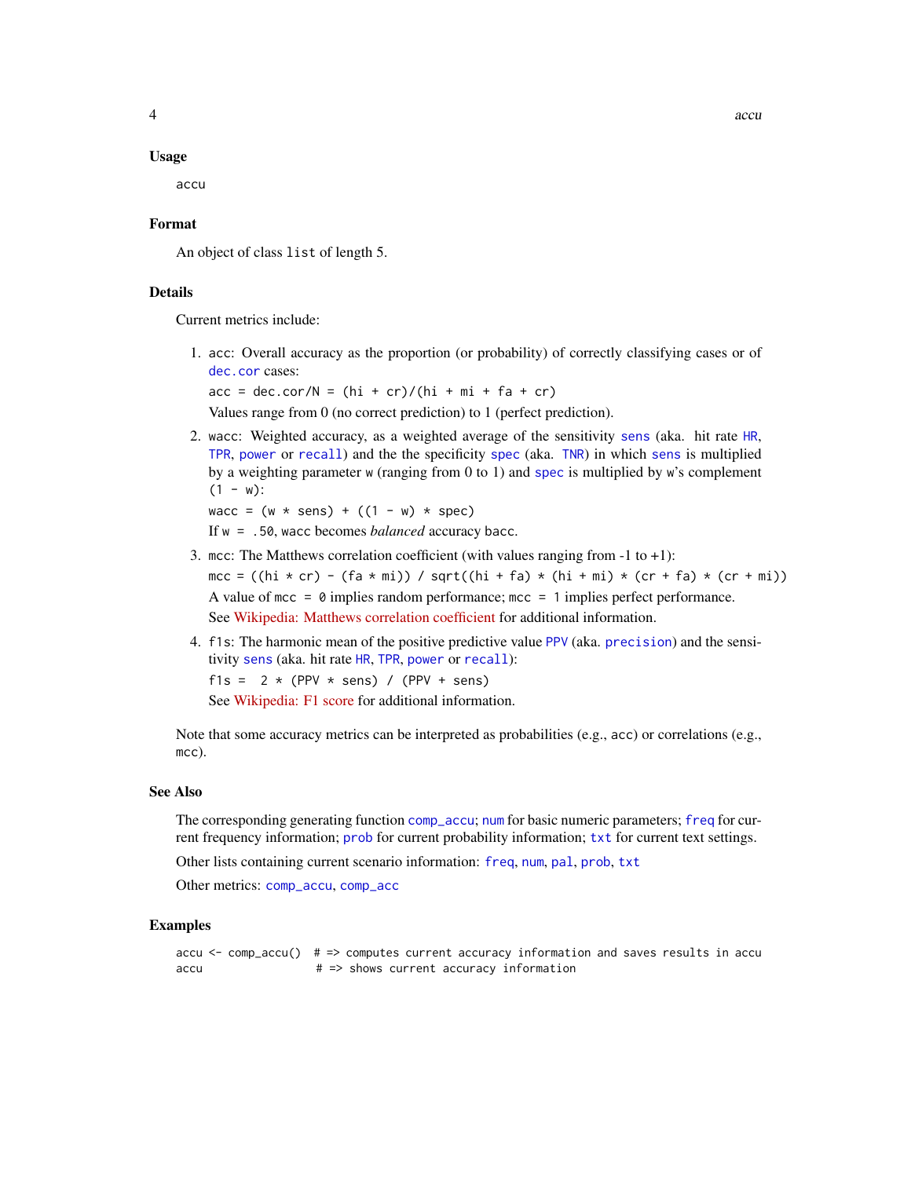## Usage

```
accu
```

## Format

An object of class `list` of length 5.

## Details

Current metrics include:

1. `acc`: Overall accuracy as the proportion (or probability) of correctly classifying cases or of `dec.cor` cases:

   `acc = dec.cor/N = (hi + cr)/(hi + mi + fa + cr)`

   Values range from 0 (no correct prediction) to 1 (perfect prediction).

2. `wacc`: Weighted accuracy, as a weighted average of the sensitivity `sens` (aka. hit rate `HR`, `TPR`, `power` or `recall`) and the the specificity `spec` (aka. `TNR`) in which `sens` is multiplied by a weighting parameter `w` (ranging from 0 to 1) and `spec` is multiplied by `w`'s complement `(1 - w)`:

   `wacc = (w * sens) + ((1 - w) * spec)`

   If `w = .50`, `wacc` becomes *balanced* accuracy `bacc`.

3. `mcc`: The Matthews correlation coefficient (with values ranging from -1 to +1):

   `mcc = ((hi * cr) - (fa * mi)) / sqrt((hi + fa) * (hi + mi) * (cr + fa) * (cr + mi))`

   A value of `mcc = 0` implies random performance; `mcc = 1` implies perfect performance.

   See Wikipedia: Matthews correlation coefficient for additional information.

4. `f1s`: The harmonic mean of the positive predictive value `PPV` (aka. `precision`) and the sensitivity `sens` (aka. hit rate `HR`, `TPR`, `power` or `recall`):

   `f1s =  2 * (PPV * sens) / (PPV + sens)`

   See Wikipedia: F1 score for additional information.

Note that some accuracy metrics can be interpreted as probabilities (e.g., `acc`) or correlations (e.g., `mcc`).

## See Also

The corresponding generating function `comp_accu`; `num` for basic numeric parameters; `freq` for current frequency information; `prob` for current probability information; `txt` for current text settings.

Other lists containing current scenario information: `freq`, `num`, `pal`, `prob`, `txt`

Other metrics: `comp_accu`, `comp_acc`

## Examples

```
accu <- comp_accu()  # => computes current accuracy information and saves results in accu
accu                 # => shows current accuracy information
```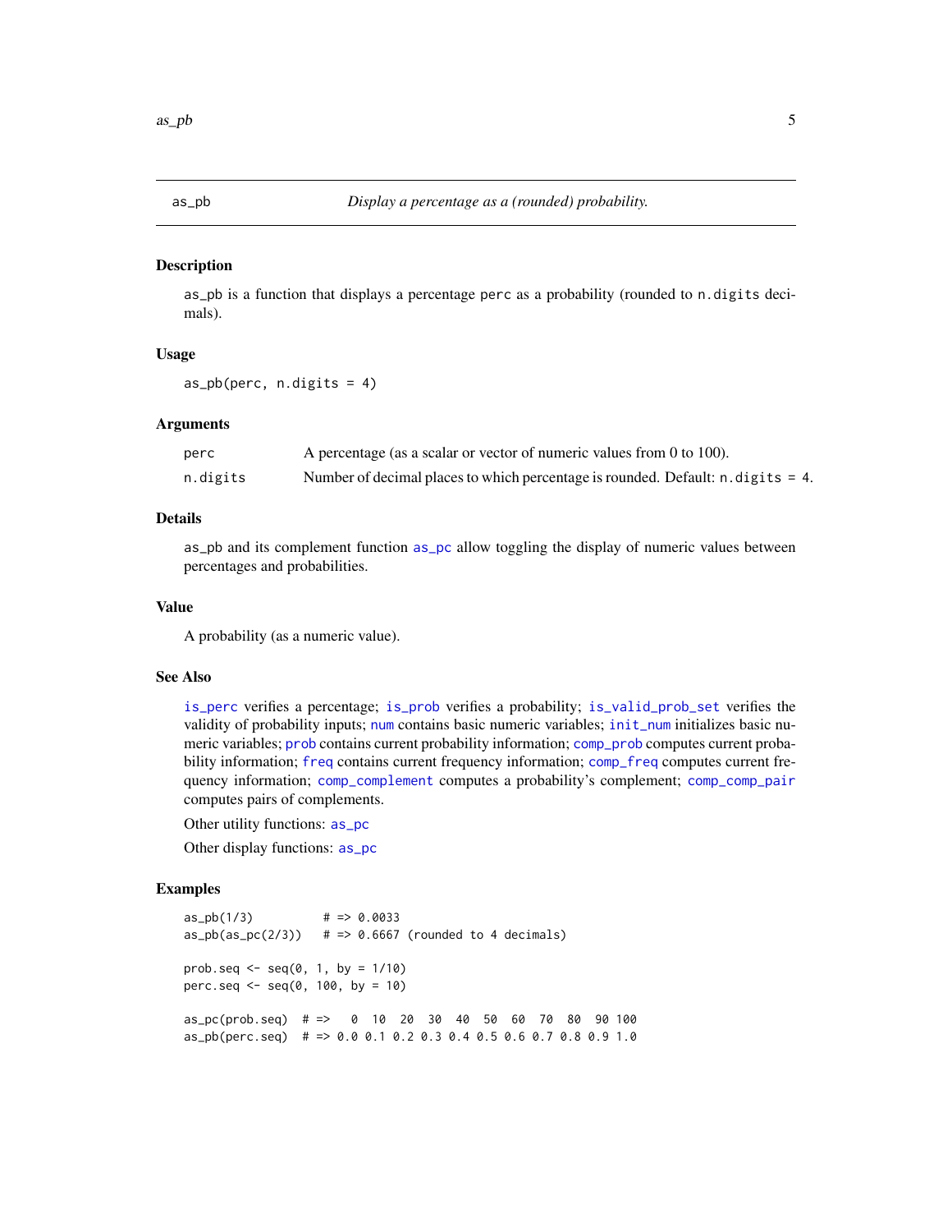as_pb — *Display a percentage as a (rounded) probability.*

## Description

as_pb is a function that displays a percentage perc as a probability (rounded to n.digits decimals).

## Usage

```
as_pb(perc, n.digits = 4)
```

## Arguments

| | |
|---|---|
| perc | A percentage (as a scalar or vector of numeric values from 0 to 100). |
| n.digits | Number of decimal places to which percentage is rounded. Default: n.digits = 4. |

## Details

as_pb and its complement function as_pc allow toggling the display of numeric values between percentages and probabilities.

## Value

A probability (as a numeric value).

## See Also

is_perc verifies a percentage; is_prob verifies a probability; is_valid_prob_set verifies the validity of probability inputs; num contains basic numeric variables; init_num initializes basic numeric variables; prob contains current probability information; comp_prob computes current probability information; freq contains current frequency information; comp_freq computes current frequency information; comp_complement computes a probability's complement; comp_comp_pair computes pairs of complements.

Other utility functions: as_pc

Other display functions: as_pc

## Examples

```
as_pb(1/3)          # => 0.0033
as_pb(as_pc(2/3))   # => 0.6667 (rounded to 4 decimals)

prob.seq <- seq(0, 1, by = 1/10)
perc.seq <- seq(0, 100, by = 10)

as_pc(prob.seq)  # =>   0  10  20  30  40  50  60  70  80  90 100
as_pb(perc.seq)  # => 0.0 0.1 0.2 0.3 0.4 0.5 0.6 0.7 0.8 0.9 1.0
```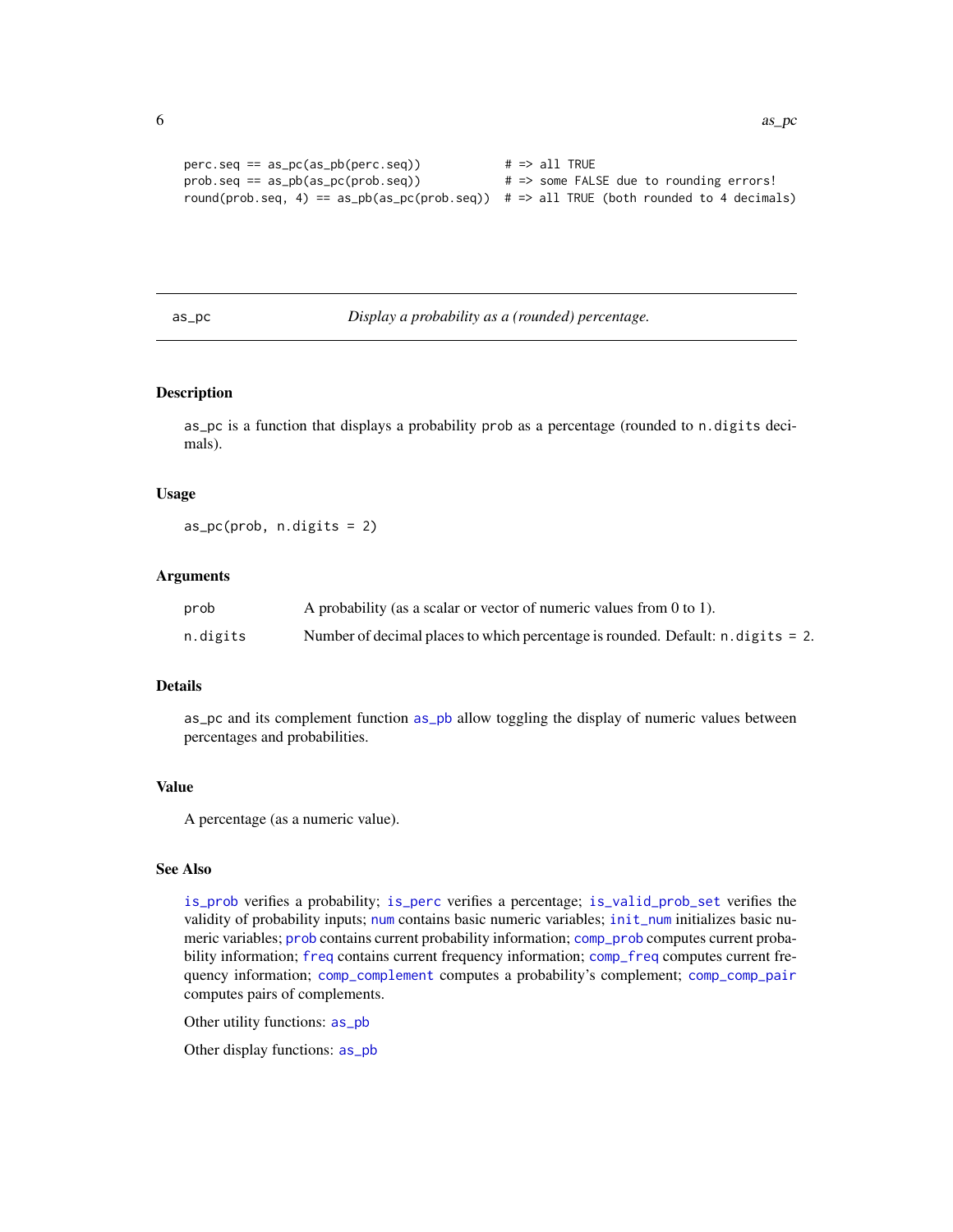```
perc.seq == as_pc(as_pb(perc.seq))           # => all TRUE
prob.seq == as_pb(as_pc(prob.seq))           # => some FALSE due to rounding errors!
round(prob.seq, 4) == as_pb(as_pc(prob.seq))  # => all TRUE (both rounded to 4 decimals)
```

## as_pc — *Display a probability as a (rounded) percentage.*

### Description

as_pc is a function that displays a probability prob as a percentage (rounded to n.digits decimals).

### Usage

```
as_pc(prob, n.digits = 2)
```

### Arguments

| | |
|---|---|
| prob | A probability (as a scalar or vector of numeric values from 0 to 1). |
| n.digits | Number of decimal places to which percentage is rounded. Default: n.digits = 2. |

### Details

as_pc and its complement function as_pb allow toggling the display of numeric values between percentages and probabilities.

### Value

A percentage (as a numeric value).

### See Also

is_prob verifies a probability; is_perc verifies a percentage; is_valid_prob_set verifies the validity of probability inputs; num contains basic numeric variables; init_num initializes basic numeric variables; prob contains current probability information; comp_prob computes current probability information; freq contains current frequency information; comp_freq computes current frequency information; comp_complement computes a probability's complement; comp_comp_pair computes pairs of complements.

Other utility functions: as_pb

Other display functions: as_pb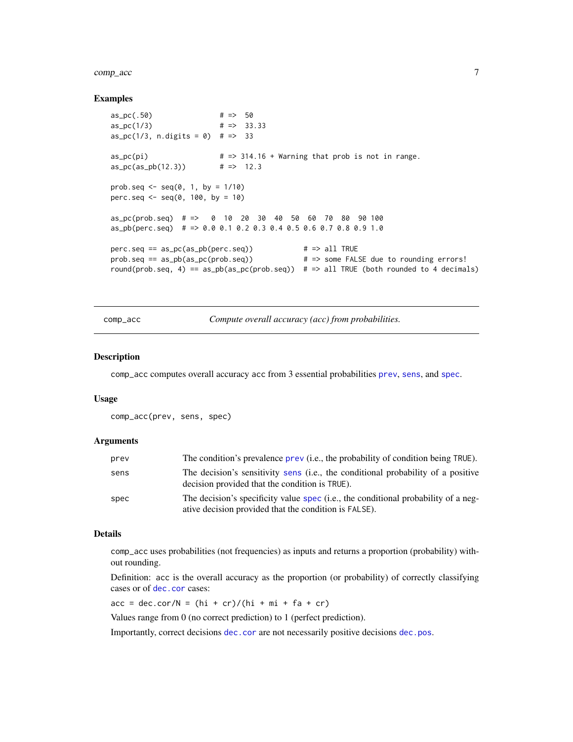## Examples

```
as_pc(.50)              # =>  50
as_pc(1/3)              # =>  33.33
as_pc(1/3, n.digits = 0)  # =>  33

as_pc(pi)               # => 314.16 + Warning that prob is not in range.
as_pc(as_pb(12.3))      # =>  12.3

prob.seq <- seq(0, 1, by = 1/10)
perc.seq <- seq(0, 100, by = 10)

as_pc(prob.seq)  # =>   0  10  20  30  40  50  60  70  80  90 100
as_pb(perc.seq)  # => 0.0 0.1 0.2 0.3 0.4 0.5 0.6 0.7 0.8 0.9 1.0

perc.seq == as_pc(as_pb(perc.seq))           # => all TRUE
prob.seq == as_pb(as_pc(prob.seq))           # => some FALSE due to rounding errors!
round(prob.seq, 4) == as_pb(as_pc(prob.seq))  # => all TRUE (both rounded to 4 decimals)
```

---

# comp_acc — *Compute overall accuracy (acc) from probabilities.*

## Description

comp_acc computes overall accuracy acc from 3 essential probabilities prev, sens, and spec.

## Usage

```
comp_acc(prev, sens, spec)
```

## Arguments

| | |
|---|---|
| prev | The condition's prevalence prev (i.e., the probability of condition being TRUE). |
| sens | The decision's sensitivity sens (i.e., the conditional probability of a positive decision provided that the condition is TRUE). |
| spec | The decision's specificity value spec (i.e., the conditional probability of a negative decision provided that the condition is FALSE). |

## Details

comp_acc uses probabilities (not frequencies) as inputs and returns a proportion (probability) without rounding.

Definition: acc is the overall accuracy as the proportion (or probability) of correctly classifying cases or of dec.cor cases:

acc = dec.cor/N = (hi + cr)/(hi + mi + fa + cr)

Values range from 0 (no correct prediction) to 1 (perfect prediction).

Importantly, correct decisions dec.cor are not necessarily positive decisions dec.pos.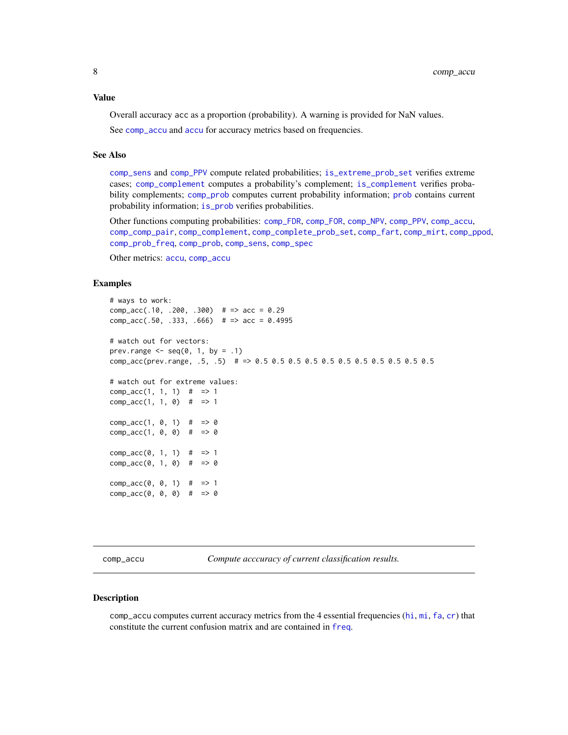### Value

Overall accuracy `acc` as a proportion (probability). A warning is provided for NaN values.

See `comp_accu` and `accu` for accuracy metrics based on frequencies.

### See Also

`comp_sens` and `comp_PPV` compute related probabilities; `is_extreme_prob_set` verifies extreme cases; `comp_complement` computes a probability's complement; `is_complement` verifies probability complements; `comp_prob` computes current probability information; `prob` contains current probability information; `is_prob` verifies probabilities.

Other functions computing probabilities: `comp_FDR`, `comp_FOR`, `comp_NPV`, `comp_PPV`, `comp_accu`, `comp_comp_pair`, `comp_complement`, `comp_complete_prob_set`, `comp_fart`, `comp_mirt`, `comp_ppod`, `comp_prob_freq`, `comp_prob`, `comp_sens`, `comp_spec`

Other metrics: `accu`, `comp_accu`

### Examples

```
# ways to work:
comp_acc(.10, .200, .300)  # => acc = 0.29
comp_acc(.50, .333, .666)  # => acc = 0.4995

# watch out for vectors:
prev.range <- seq(0, 1, by = .1)
comp_acc(prev.range, .5, .5)  # => 0.5 0.5 0.5 0.5 0.5 0.5 0.5 0.5 0.5 0.5 0.5

# watch out for extreme values:
comp_acc(1, 1, 1)  #  => 1
comp_acc(1, 1, 0)  #  => 1

comp_acc(1, 0, 1)  #  => 0
comp_acc(1, 0, 0)  #  => 0

comp_acc(0, 1, 1)  #  => 1
comp_acc(0, 1, 0)  #  => 0

comp_acc(0, 0, 1)  #  => 1
comp_acc(0, 0, 0)  #  => 0
```

---

## comp_accu — *Compute acccuracy of current classification results.*

### Description

`comp_accu` computes current accuracy metrics from the 4 essential frequencies (`hi`, `mi`, `fa`, `cr`) that constitute the current confusion matrix and are contained in `freq`.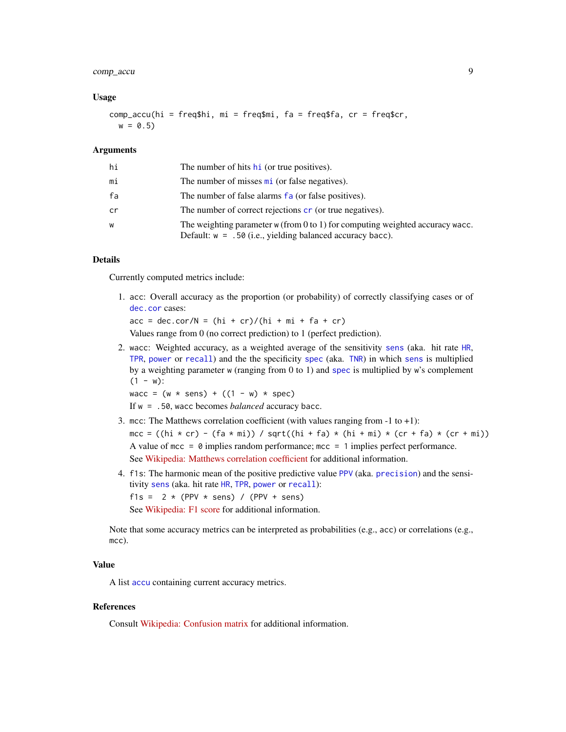### Usage

```
comp_accu(hi = freq$hi, mi = freq$mi, fa = freq$fa, cr = freq$cr,
  w = 0.5)
```

### Arguments

| | |
|---|---|
| hi | The number of hits hi (or true positives). |
| mi | The number of misses mi (or false negatives). |
| fa | The number of false alarms fa (or false positives). |
| cr | The number of correct rejections cr (or true negatives). |
| w | The weighting parameter w (from 0 to 1) for computing weighted accuracy wacc. Default: w = .50 (i.e., yielding balanced accuracy bacc). |

### Details

Currently computed metrics include:

1. acc: Overall accuracy as the proportion (or probability) of correctly classifying cases or of dec.cor cases:

   acc = dec.cor/N = (hi + cr)/(hi + mi + fa + cr)

   Values range from 0 (no correct prediction) to 1 (perfect prediction).

2. wacc: Weighted accuracy, as a weighted average of the sensitivity sens (aka. hit rate HR, TPR, power or recall) and the the specificity spec (aka. TNR) in which sens is multiplied by a weighting parameter w (ranging from 0 to 1) and spec is multiplied by w's complement (1 - w):

   wacc = (w * sens) + ((1 - w) * spec)

   If w = .50, wacc becomes *balanced* accuracy bacc.

3. mcc: The Matthews correlation coefficient (with values ranging from -1 to +1):

   mcc = ((hi * cr) - (fa * mi)) / sqrt((hi + fa) * (hi + mi) * (cr + fa) * (cr + mi))

   A value of mcc = 0 implies random performance; mcc = 1 implies perfect performance.

   See Wikipedia: Matthews correlation coefficient for additional information.

4. f1s: The harmonic mean of the positive predictive value PPV (aka. precision) and the sensitivity sens (aka. hit rate HR, TPR, power or recall):

   f1s = 2 * (PPV * sens) / (PPV + sens)

   See Wikipedia: F1 score for additional information.

Note that some accuracy metrics can be interpreted as probabilities (e.g., acc) or correlations (e.g., mcc).

### Value

A list accu containing current accuracy metrics.

### References

Consult Wikipedia: Confusion matrix for additional information.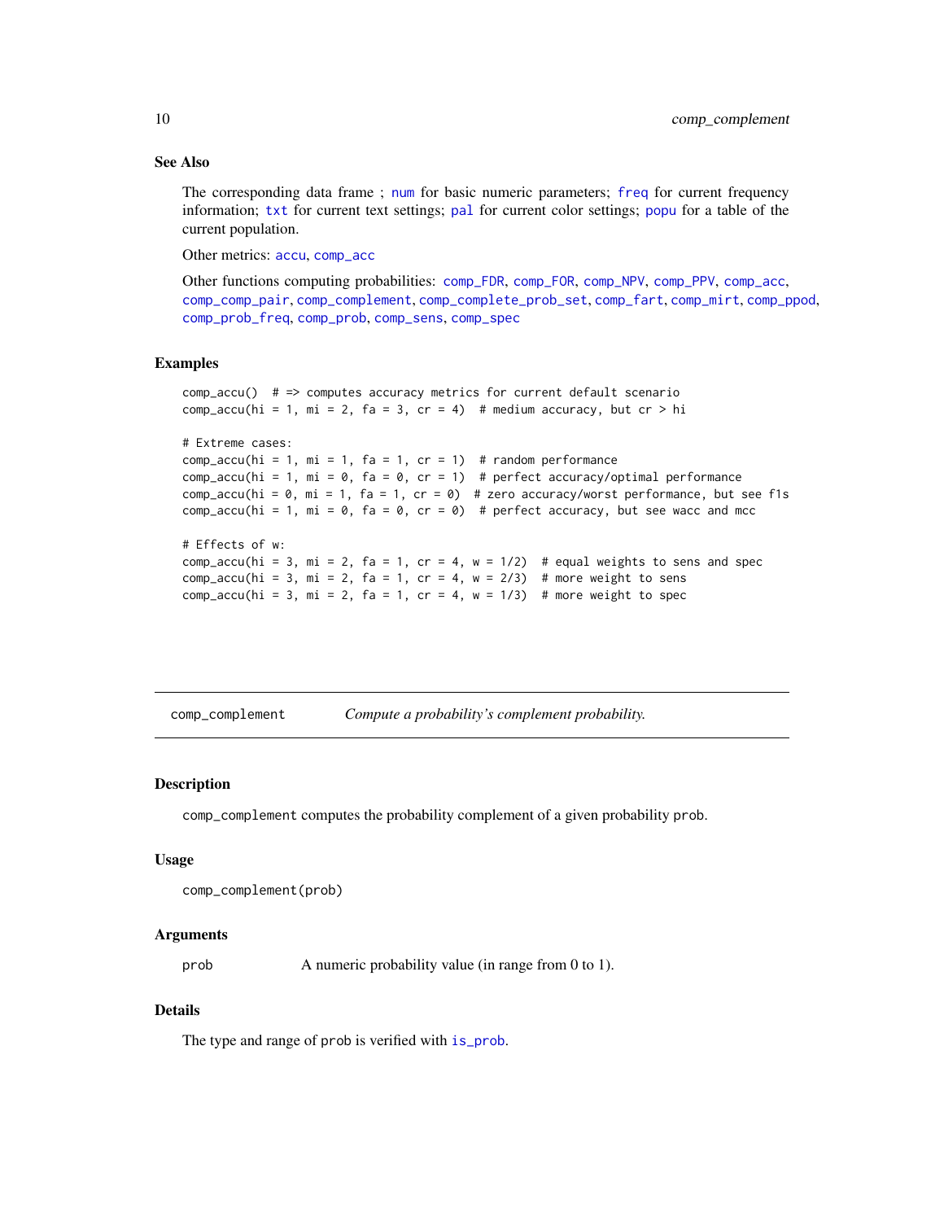### See Also

The corresponding data frame ; num for basic numeric parameters; freq for current frequency information; txt for current text settings; pal for current color settings; popu for a table of the current population.

Other metrics: accu, comp_acc

Other functions computing probabilities: comp_FDR, comp_FOR, comp_NPV, comp_PPV, comp_acc, comp_comp_pair, comp_complement, comp_complete_prob_set, comp_fart, comp_mirt, comp_ppod, comp_prob_freq, comp_prob, comp_sens, comp_spec

### Examples

```
comp_accu()  # => computes accuracy metrics for current default scenario
comp_accu(hi = 1, mi = 2, fa = 3, cr = 4)  # medium accuracy, but cr > hi

# Extreme cases:
comp_accu(hi = 1, mi = 1, fa = 1, cr = 1)  # random performance
comp_accu(hi = 1, mi = 0, fa = 0, cr = 1)  # perfect accuracy/optimal performance
comp_accu(hi = 0, mi = 1, fa = 1, cr = 0)  # zero accuracy/worst performance, but see f1s
comp_accu(hi = 1, mi = 0, fa = 0, cr = 0)  # perfect accuracy, but see wacc and mcc

# Effects of w:
comp_accu(hi = 3, mi = 2, fa = 1, cr = 4, w = 1/2)  # equal weights to sens and spec
comp_accu(hi = 3, mi = 2, fa = 1, cr = 4, w = 2/3)  # more weight to sens
comp_accu(hi = 3, mi = 2, fa = 1, cr = 4, w = 1/3)  # more weight to spec
```

---

## comp_complement — *Compute a probability's complement probability.*

### Description

comp_complement computes the probability complement of a given probability prob.

### Usage

```
comp_complement(prob)
```

### Arguments

prob — A numeric probability value (in range from 0 to 1).

### Details

The type and range of prob is verified with is_prob.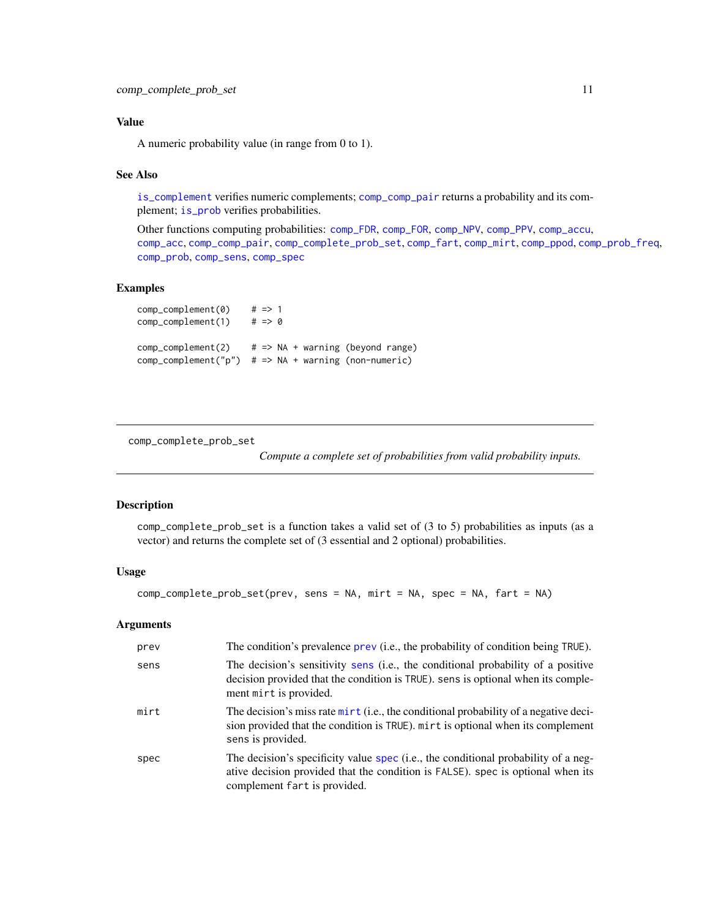## Value

A numeric probability value (in range from 0 to 1).

## See Also

`is_complement` verifies numeric complements; `comp_comp_pair` returns a probability and its complement; `is_prob` verifies probabilities.

Other functions computing probabilities: `comp_FDR`, `comp_FOR`, `comp_NPV`, `comp_PPV`, `comp_accu`, `comp_acc`, `comp_comp_pair`, `comp_complete_prob_set`, `comp_fart`, `comp_mirt`, `comp_ppod`, `comp_prob_freq`, `comp_prob`, `comp_sens`, `comp_spec`

## Examples

```
comp_complement(0)    # => 1
comp_complement(1)    # => 0

comp_complement(2)    # => NA + warning (beyond range)
comp_complement("p")  # => NA + warning (non-numeric)
```

---

# comp_complete_prob_set

*Compute a complete set of probabilities from valid probability inputs.*

## Description

`comp_complete_prob_set` is a function takes a valid set of (3 to 5) probabilities as inputs (as a vector) and returns the complete set of (3 essential and 2 optional) probabilities.

## Usage

```
comp_complete_prob_set(prev, sens = NA, mirt = NA, spec = NA, fart = NA)
```

## Arguments

| | |
|---|---|
| `prev` | The condition's prevalence `prev` (i.e., the probability of condition being `TRUE`). |
| `sens` | The decision's sensitivity `sens` (i.e., the conditional probability of a positive decision provided that the condition is `TRUE`). `sens` is optional when its complement `mirt` is provided. |
| `mirt` | The decision's miss rate `mirt` (i.e., the conditional probability of a negative decision provided that the condition is `TRUE`). `mirt` is optional when its complement `sens` is provided. |
| `spec` | The decision's specificity value `spec` (i.e., the conditional probability of a negative decision provided that the condition is `FALSE`). `spec` is optional when its complement `fart` is provided. |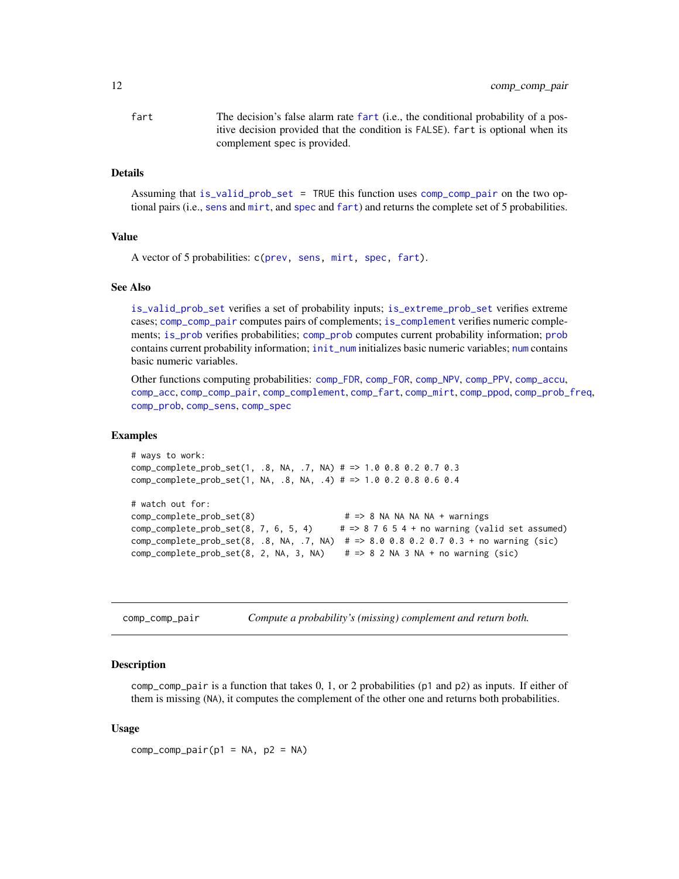fart The decision's false alarm rate fart (i.e., the conditional probability of a positive decision provided that the condition is FALSE). fart is optional when its complement spec is provided.

### Details

Assuming that is_valid_prob_set = TRUE this function uses comp_comp_pair on the two optional pairs (i.e., sens and mirt, and spec and fart) and returns the complete set of 5 probabilities.

### Value

A vector of 5 probabilities: c(prev, sens, mirt, spec, fart).

### See Also

is_valid_prob_set verifies a set of probability inputs; is_extreme_prob_set verifies extreme cases; comp_comp_pair computes pairs of complements; is_complement verifies numeric complements; is_prob verifies probabilities; comp_prob computes current probability information; prob contains current probability information; init_num initializes basic numeric variables; num contains basic numeric variables.

Other functions computing probabilities: comp_FDR, comp_FOR, comp_NPV, comp_PPV, comp_accu, comp_acc, comp_comp_pair, comp_complement, comp_fart, comp_mirt, comp_ppod, comp_prob_freq, comp_prob, comp_sens, comp_spec

### Examples

```
# ways to work:
comp_complete_prob_set(1, .8, NA, .7, NA) # => 1.0 0.8 0.2 0.7 0.3
comp_complete_prob_set(1, NA, .8, NA, .4) # => 1.0 0.2 0.8 0.6 0.4

# watch out for:
comp_complete_prob_set(8)                  # => 8 NA NA NA NA + warnings
comp_complete_prob_set(8, 7, 6, 5, 4)     # => 8 7 6 5 4 + no warning (valid set assumed)
comp_complete_prob_set(8, .8, NA, .7, NA)  # => 8.0 0.8 0.2 0.7 0.3 + no warning (sic)
comp_complete_prob_set(8, 2, NA, 3, NA)    # => 8 2 NA 3 NA + no warning (sic)
```

---

## comp_comp_pair — *Compute a probability's (missing) complement and return both.*

---

### Description

comp_comp_pair is a function that takes 0, 1, or 2 probabilities (p1 and p2) as inputs. If either of them is missing (NA), it computes the complement of the other one and returns both probabilities.

### Usage

```
comp_comp_pair(p1 = NA, p2 = NA)
```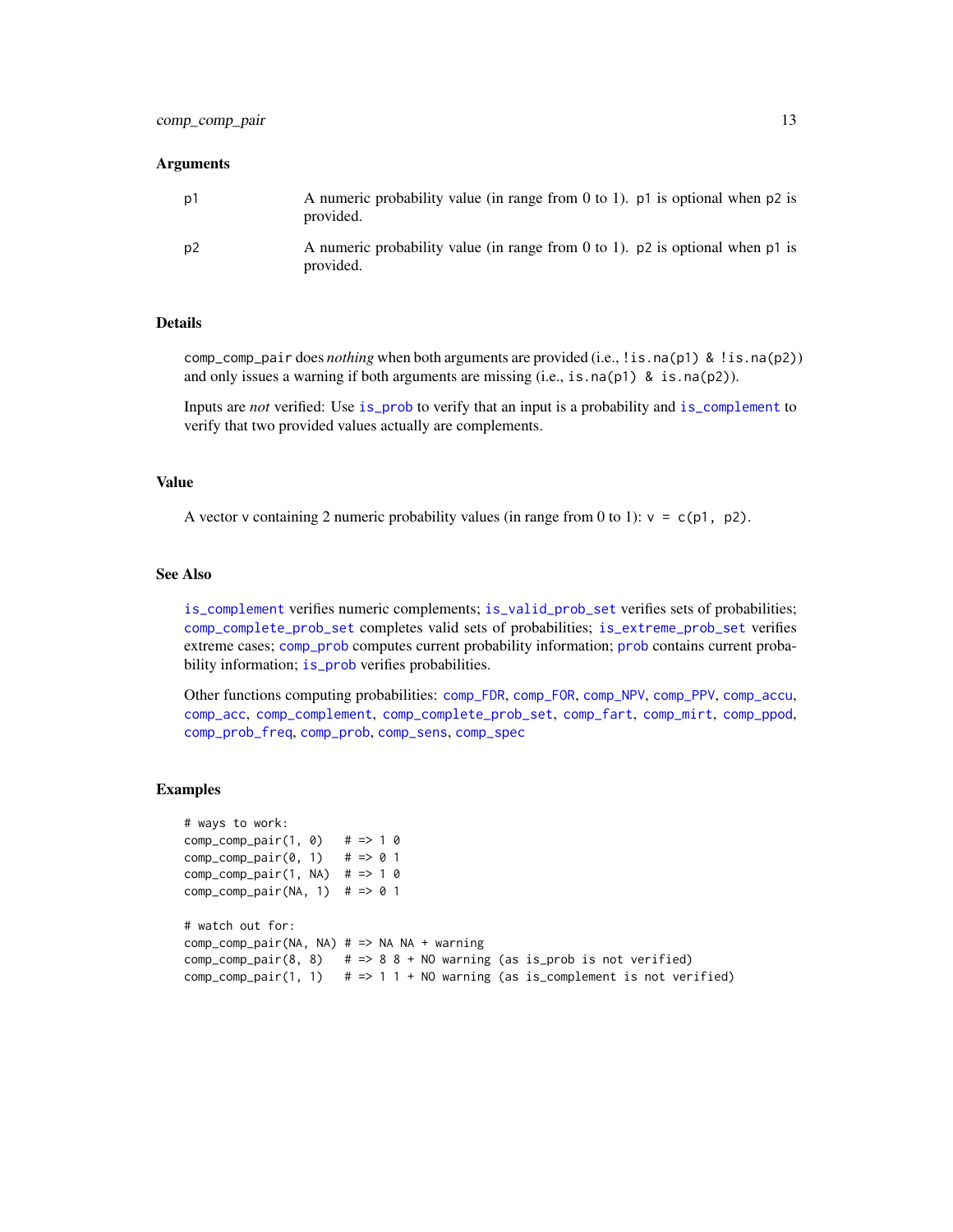## Arguments

| | |
|---|---|
| p1 | A numeric probability value (in range from 0 to 1). p1 is optional when p2 is provided. |
| p2 | A numeric probability value (in range from 0 to 1). p2 is optional when p1 is provided. |

## Details

comp_comp_pair does *nothing* when both arguments are provided (i.e., `!is.na(p1) & !is.na(p2)`) and only issues a warning if both arguments are missing (i.e., `is.na(p1) & is.na(p2)`).

Inputs are *not* verified: Use is_prob to verify that an input is a probability and is_complement to verify that two provided values actually are complements.

## Value

A vector v containing 2 numeric probability values (in range from 0 to 1): `v = c(p1, p2)`.

## See Also

is_complement verifies numeric complements; is_valid_prob_set verifies sets of probabilities; comp_complete_prob_set completes valid sets of probabilities; is_extreme_prob_set verifies extreme cases; comp_prob computes current probability information; prob contains current probability information; is_prob verifies probabilities.

Other functions computing probabilities: comp_FDR, comp_FOR, comp_NPV, comp_PPV, comp_accu, comp_acc, comp_complement, comp_complete_prob_set, comp_fart, comp_mirt, comp_ppod, comp_prob_freq, comp_prob, comp_sens, comp_spec

## Examples

```
# ways to work:
comp_comp_pair(1, 0)   # => 1 0
comp_comp_pair(0, 1)   # => 0 1
comp_comp_pair(1, NA)  # => 1 0
comp_comp_pair(NA, 1)  # => 0 1

# watch out for:
comp_comp_pair(NA, NA) # => NA NA + warning
comp_comp_pair(8, 8)   # => 8 8 + NO warning (as is_prob is not verified)
comp_comp_pair(1, 1)   # => 1 1 + NO warning (as is_complement is not verified)
```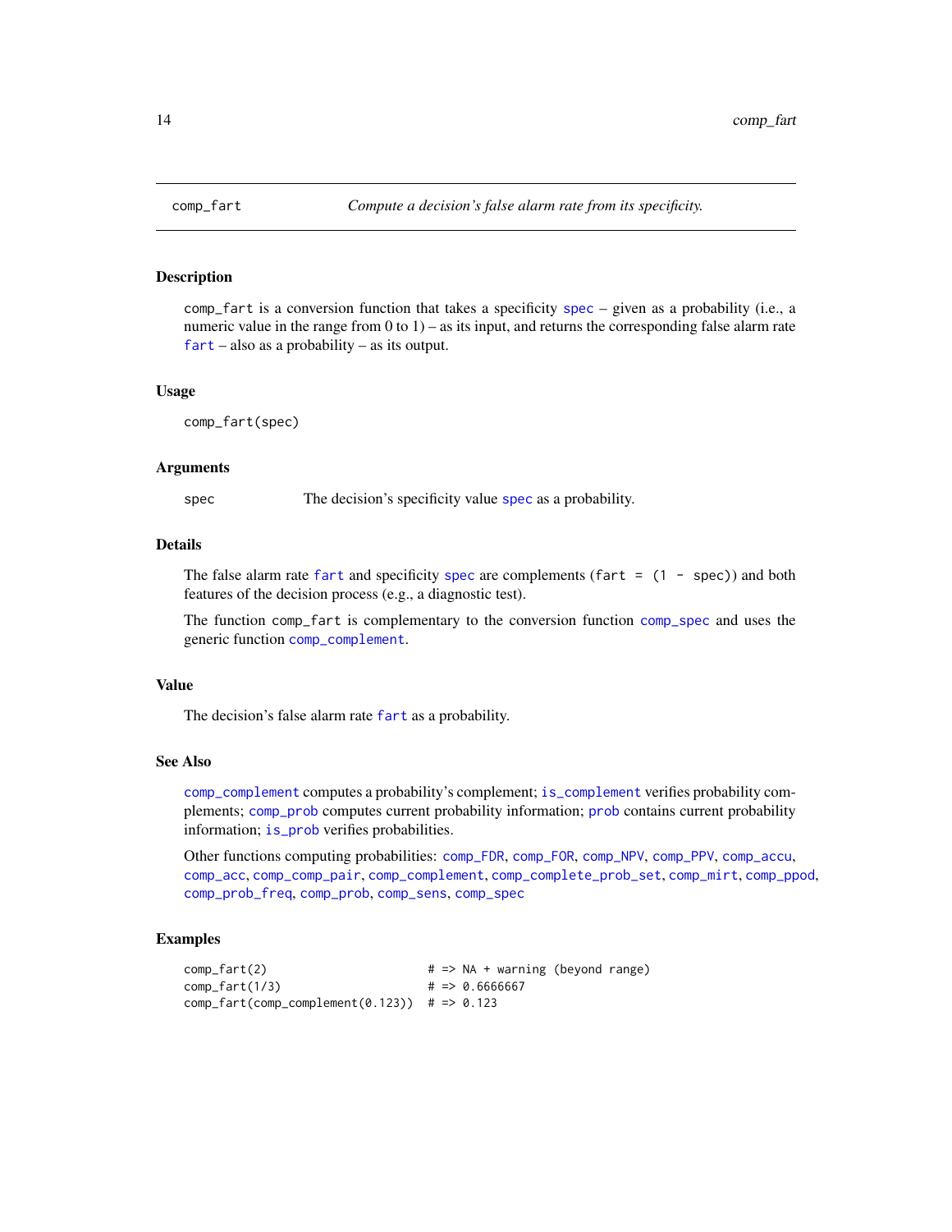# comp_fart

*Compute a decision's false alarm rate from its specificity.*

## Description

comp_fart is a conversion function that takes a specificity spec – given as a probability (i.e., a numeric value in the range from 0 to 1) – as its input, and returns the corresponding false alarm rate fart – also as a probability – as its output.

## Usage

```
comp_fart(spec)
```

## Arguments

| | |
|---|---|
| spec | The decision's specificity value spec as a probability. |

## Details

The false alarm rate fart and specificity spec are complements (fart = (1 - spec)) and both features of the decision process (e.g., a diagnostic test).

The function comp_fart is complementary to the conversion function comp_spec and uses the generic function comp_complement.

## Value

The decision's false alarm rate fart as a probability.

## See Also

comp_complement computes a probability's complement; is_complement verifies probability complements; comp_prob computes current probability information; prob contains current probability information; is_prob verifies probabilities.

Other functions computing probabilities: comp_FDR, comp_FOR, comp_NPV, comp_PPV, comp_accu, comp_acc, comp_comp_pair, comp_complement, comp_complete_prob_set, comp_mirt, comp_ppod, comp_prob_freq, comp_prob, comp_sens, comp_spec

## Examples

```
comp_fart(2)                        # => NA + warning (beyond range)
comp_fart(1/3)                      # => 0.6666667
comp_fart(comp_complement(0.123))  # => 0.123
```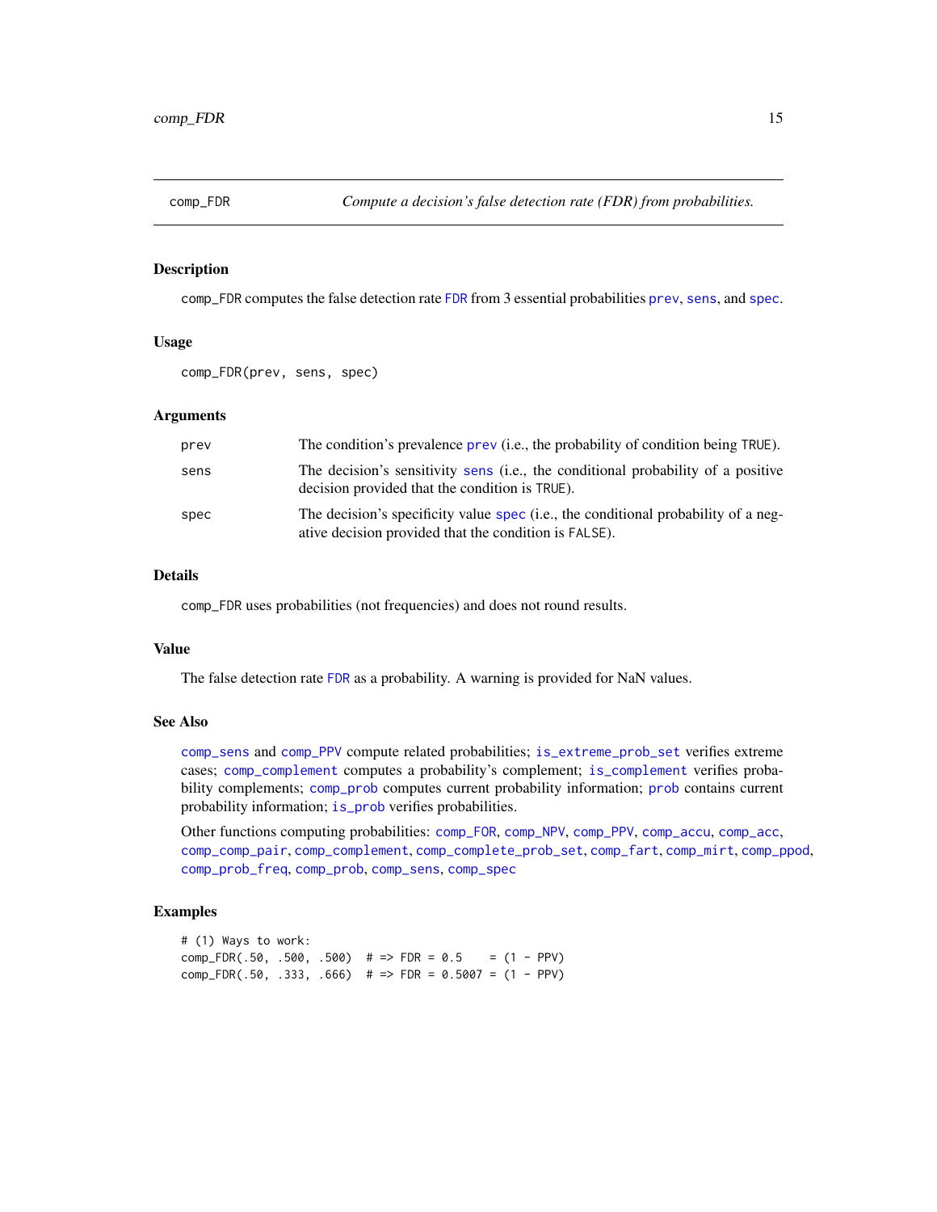comp_FDR *Compute a decision's false detection rate (FDR) from probabilities.*

## Description

comp_FDR computes the false detection rate FDR from 3 essential probabilities prev, sens, and spec.

## Usage

```
comp_FDR(prev, sens, spec)
```

## Arguments

| | |
|---|---|
| prev | The condition's prevalence prev (i.e., the probability of condition being TRUE). |
| sens | The decision's sensitivity sens (i.e., the conditional probability of a positive decision provided that the condition is TRUE). |
| spec | The decision's specificity value spec (i.e., the conditional probability of a negative decision provided that the condition is FALSE). |

## Details

comp_FDR uses probabilities (not frequencies) and does not round results.

## Value

The false detection rate FDR as a probability. A warning is provided for NaN values.

## See Also

comp_sens and comp_PPV compute related probabilities; is_extreme_prob_set verifies extreme cases; comp_complement computes a probability's complement; is_complement verifies probability complements; comp_prob computes current probability information; prob contains current probability information; is_prob verifies probabilities.

Other functions computing probabilities: comp_FOR, comp_NPV, comp_PPV, comp_accu, comp_acc, comp_comp_pair, comp_complement, comp_complete_prob_set, comp_fart, comp_mirt, comp_ppod, comp_prob_freq, comp_prob, comp_sens, comp_spec

## Examples

```
# (1) Ways to work:
comp_FDR(.50, .500, .500)  # => FDR = 0.5    = (1 - PPV)
comp_FDR(.50, .333, .666)  # => FDR = 0.5007 = (1 - PPV)
```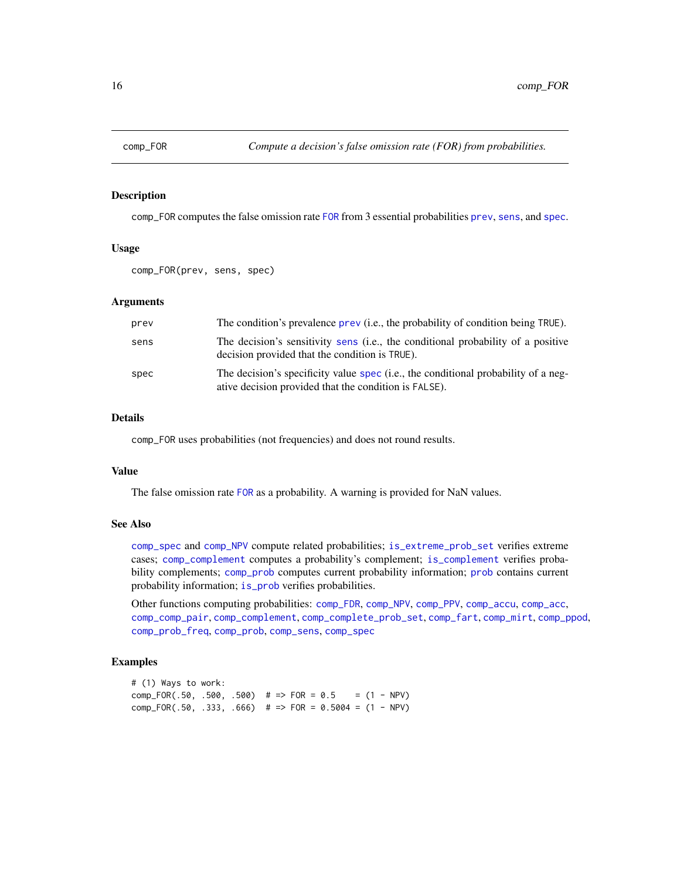comp_FOR    *Compute a decision's false omission rate (FOR) from probabilities.*

## Description

comp_FOR computes the false omission rate FOR from 3 essential probabilities prev, sens, and spec.

## Usage

```
comp_FOR(prev, sens, spec)
```

## Arguments

| | |
|---|---|
| prev | The condition's prevalence prev (i.e., the probability of condition being TRUE). |
| sens | The decision's sensitivity sens (i.e., the conditional probability of a positive decision provided that the condition is TRUE). |
| spec | The decision's specificity value spec (i.e., the conditional probability of a negative decision provided that the condition is FALSE). |

## Details

comp_FOR uses probabilities (not frequencies) and does not round results.

## Value

The false omission rate FOR as a probability. A warning is provided for NaN values.

## See Also

comp_spec and comp_NPV compute related probabilities; is_extreme_prob_set verifies extreme cases; comp_complement computes a probability's complement; is_complement verifies probability complements; comp_prob computes current probability information; prob contains current probability information; is_prob verifies probabilities.

Other functions computing probabilities: comp_FDR, comp_NPV, comp_PPV, comp_accu, comp_acc, comp_comp_pair, comp_complement, comp_complete_prob_set, comp_fart, comp_mirt, comp_ppod, comp_prob_freq, comp_prob, comp_sens, comp_spec

## Examples

```
# (1) Ways to work:
comp_FOR(.50, .500, .500)  # => FOR = 0.5    = (1 - NPV)
comp_FOR(.50, .333, .666)  # => FOR = 0.5004 = (1 - NPV)
```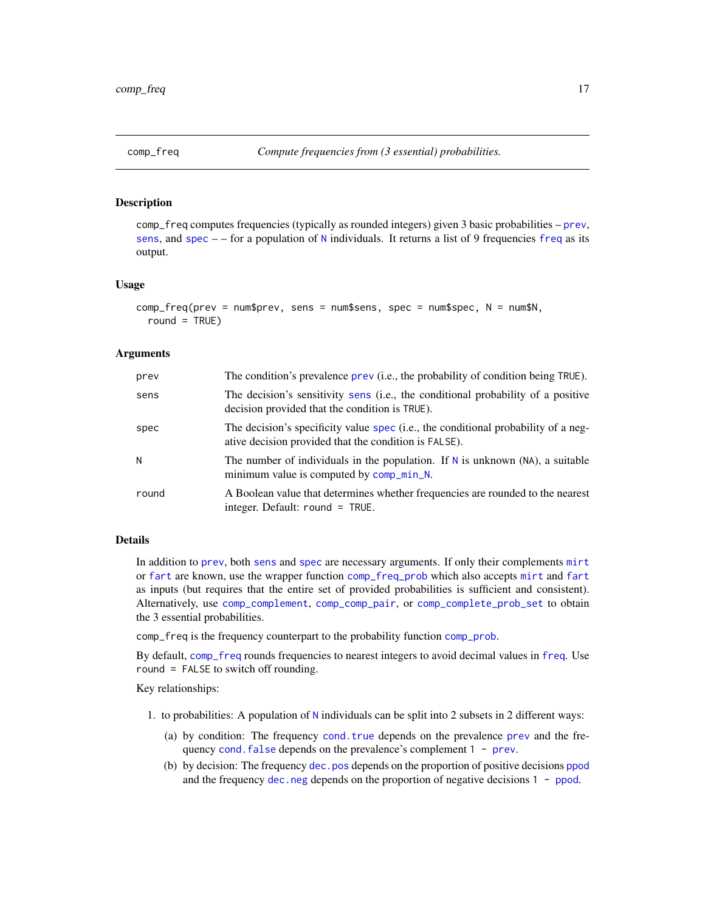comp_freq — *Compute frequencies from (3 essential) probabilities.*

## Description

comp_freq computes frequencies (typically as rounded integers) given 3 basic probabilities – prev, sens, and spec – – for a population of N individuals. It returns a list of 9 frequencies freq as its output.

## Usage

```
comp_freq(prev = num$prev, sens = num$sens, spec = num$spec, N = num$N,
  round = TRUE)
```

## Arguments

| | |
|---|---|
| prev | The condition's prevalence prev (i.e., the probability of condition being TRUE). |
| sens | The decision's sensitivity sens (i.e., the conditional probability of a positive decision provided that the condition is TRUE). |
| spec | The decision's specificity value spec (i.e., the conditional probability of a negative decision provided that the condition is FALSE). |
| N | The number of individuals in the population. If N is unknown (NA), a suitable minimum value is computed by comp_min_N. |
| round | A Boolean value that determines whether frequencies are rounded to the nearest integer. Default: round = TRUE. |

## Details

In addition to prev, both sens and spec are necessary arguments. If only their complements mirt or fart are known, use the wrapper function comp_freq_prob which also accepts mirt and fart as inputs (but requires that the entire set of provided probabilities is sufficient and consistent). Alternatively, use comp_complement, comp_comp_pair, or comp_complete_prob_set to obtain the 3 essential probabilities.

comp_freq is the frequency counterpart to the probability function comp_prob.

By default, comp_freq rounds frequencies to nearest integers to avoid decimal values in freq. Use round = FALSE to switch off rounding.

Key relationships:

1. to probabilities: A population of N individuals can be split into 2 subsets in 2 different ways:
   (a) by condition: The frequency cond.true depends on the prevalence prev and the frequency cond.false depends on the prevalence's complement 1 - prev.
   (b) by decision: The frequency dec.pos depends on the proportion of positive decisions ppod and the frequency dec.neg depends on the proportion of negative decisions 1 - ppod.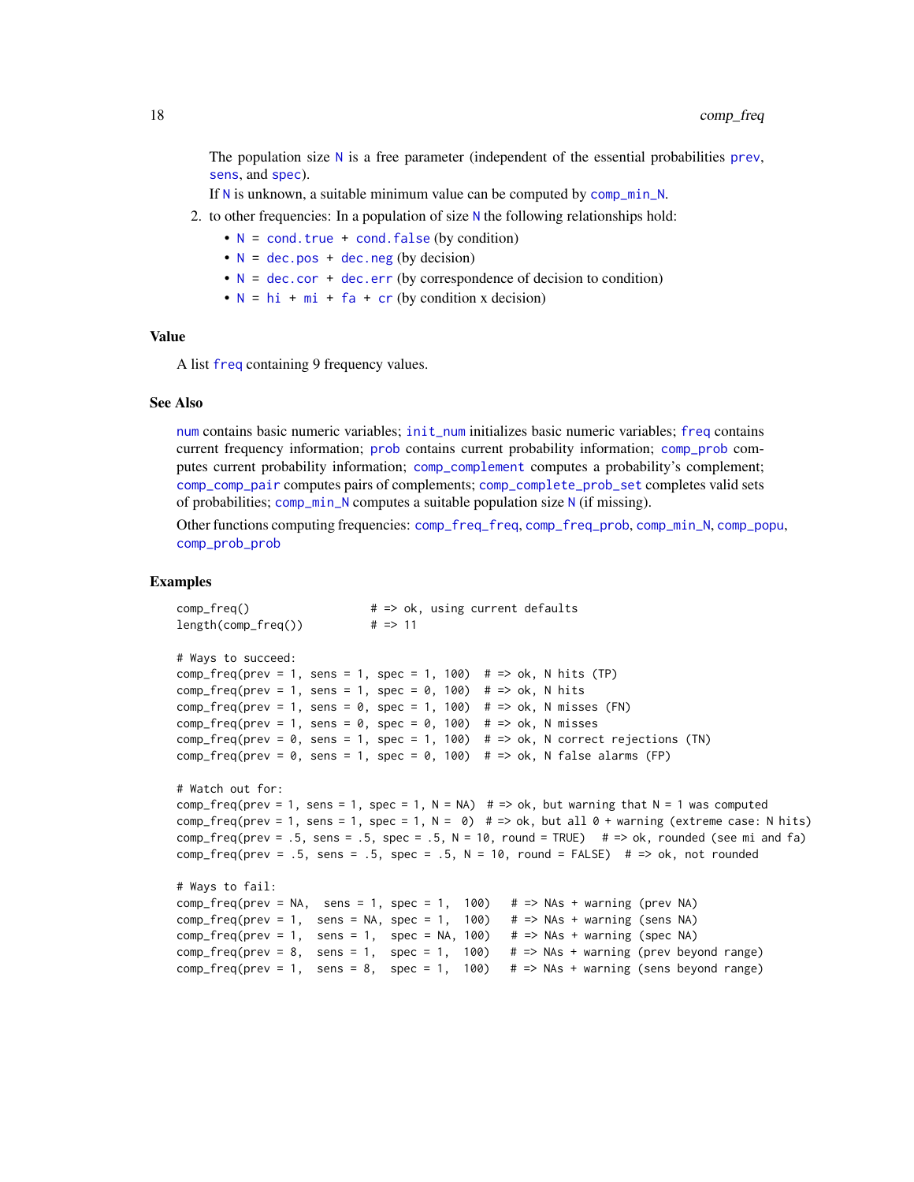The population size N is a free parameter (independent of the essential probabilities prev, sens, and spec).

If N is unknown, a suitable minimum value can be computed by comp_min_N.

2. to other frequencies: In a population of size N the following relationships hold:

   - N = cond.true + cond.false (by condition)
   - N = dec.pos + dec.neg (by decision)
   - N = dec.cor + dec.err (by correspondence of decision to condition)
   - N = hi + mi + fa + cr (by condition x decision)

## Value

A list freq containing 9 frequency values.

## See Also

num contains basic numeric variables; init_num initializes basic numeric variables; freq contains current frequency information; prob contains current probability information; comp_prob computes current probability information; comp_complement computes a probability's complement; comp_comp_pair computes pairs of complements; comp_complete_prob_set completes valid sets of probabilities; comp_min_N computes a suitable population size N (if missing).

Other functions computing frequencies: comp_freq_freq, comp_freq_prob, comp_min_N, comp_popu, comp_prob_prob

## Examples

```
comp_freq()                  # => ok, using current defaults
length(comp_freq())          # => 11

# Ways to succeed:
comp_freq(prev = 1, sens = 1, spec = 1, 100)  # => ok, N hits (TP)
comp_freq(prev = 1, sens = 1, spec = 0, 100)  # => ok, N hits
comp_freq(prev = 1, sens = 0, spec = 1, 100)  # => ok, N misses (FN)
comp_freq(prev = 1, sens = 0, spec = 0, 100)  # => ok, N misses
comp_freq(prev = 0, sens = 1, spec = 1, 100)  # => ok, N correct rejections (TN)
comp_freq(prev = 0, sens = 1, spec = 0, 100)  # => ok, N false alarms (FP)

# Watch out for:
comp_freq(prev = 1, sens = 1, spec = 1, N = NA)  # => ok, but warning that N = 1 was computed
comp_freq(prev = 1, sens = 1, spec = 1, N =  0)  # => ok, but all 0 + warning (extreme case: N hits)
comp_freq(prev = .5, sens = .5, spec = .5, N = 10, round = TRUE)   # => ok, rounded (see mi and fa)
comp_freq(prev = .5, sens = .5, spec = .5, N = 10, round = FALSE)  # => ok, not rounded

# Ways to fail:
comp_freq(prev = NA,  sens = 1, spec = 1,  100)   # => NAs + warning (prev NA)
comp_freq(prev = 1,  sens = NA, spec = 1,  100)   # => NAs + warning (sens NA)
comp_freq(prev = 1,  sens = 1,  spec = NA, 100)   # => NAs + warning (spec NA)
comp_freq(prev = 8,  sens = 1,  spec = 1,  100)   # => NAs + warning (prev beyond range)
comp_freq(prev = 1,  sens = 8,  spec = 1,  100)   # => NAs + warning (sens beyond range)
```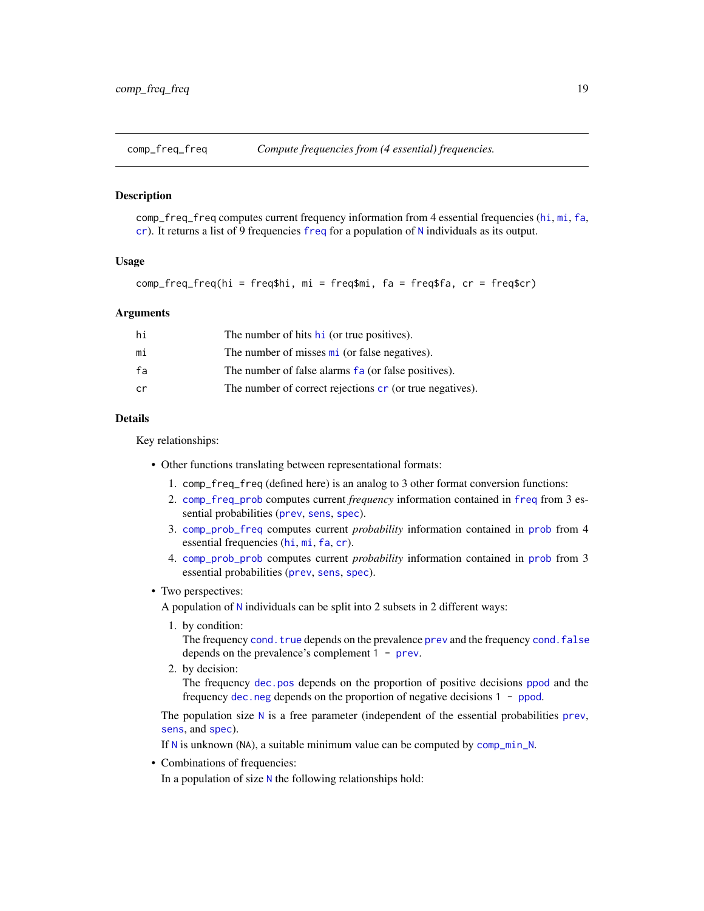`comp_freq_freq` *Compute frequencies from (4 essential) frequencies.*

## Description

`comp_freq_freq` computes current frequency information from 4 essential frequencies (`hi`, `mi`, `fa`, `cr`). It returns a list of 9 frequencies `freq` for a population of `N` individuals as its output.

## Usage

```
comp_freq_freq(hi = freq$hi, mi = freq$mi, fa = freq$fa, cr = freq$cr)
```

## Arguments

| | |
|---|---|
| `hi` | The number of hits `hi` (or true positives). |
| `mi` | The number of misses `mi` (or false negatives). |
| `fa` | The number of false alarms `fa` (or false positives). |
| `cr` | The number of correct rejections `cr` (or true negatives). |

## Details

Key relationships:

- Other functions translating between representational formats:
  1. `comp_freq_freq` (defined here) is an analog to 3 other format conversion functions:
  2. `comp_freq_prob` computes current *frequency* information contained in `freq` from 3 essential probabilities (`prev`, `sens`, `spec`).
  3. `comp_prob_freq` computes current *probability* information contained in `prob` from 4 essential frequencies (`hi`, `mi`, `fa`, `cr`).
  4. `comp_prob_prob` computes current *probability* information contained in `prob` from 3 essential probabilities (`prev`, `sens`, `spec`).
- Two perspectives:
  A population of `N` individuals can be split into 2 subsets in 2 different ways:
  1. by condition:
     The frequency `cond.true` depends on the prevalence `prev` and the frequency `cond.false` depends on the prevalence's complement `1 - prev`.
  2. by decision:
     The frequency `dec.pos` depends on the proportion of positive decisions `ppod` and the frequency `dec.neg` depends on the proportion of negative decisions `1 - ppod`.

  The population size `N` is a free parameter (independent of the essential probabilities `prev`, `sens`, and `spec`).

  If `N` is unknown (`NA`), a suitable minimum value can be computed by `comp_min_N`.
- Combinations of frequencies:
  In a population of size `N` the following relationships hold: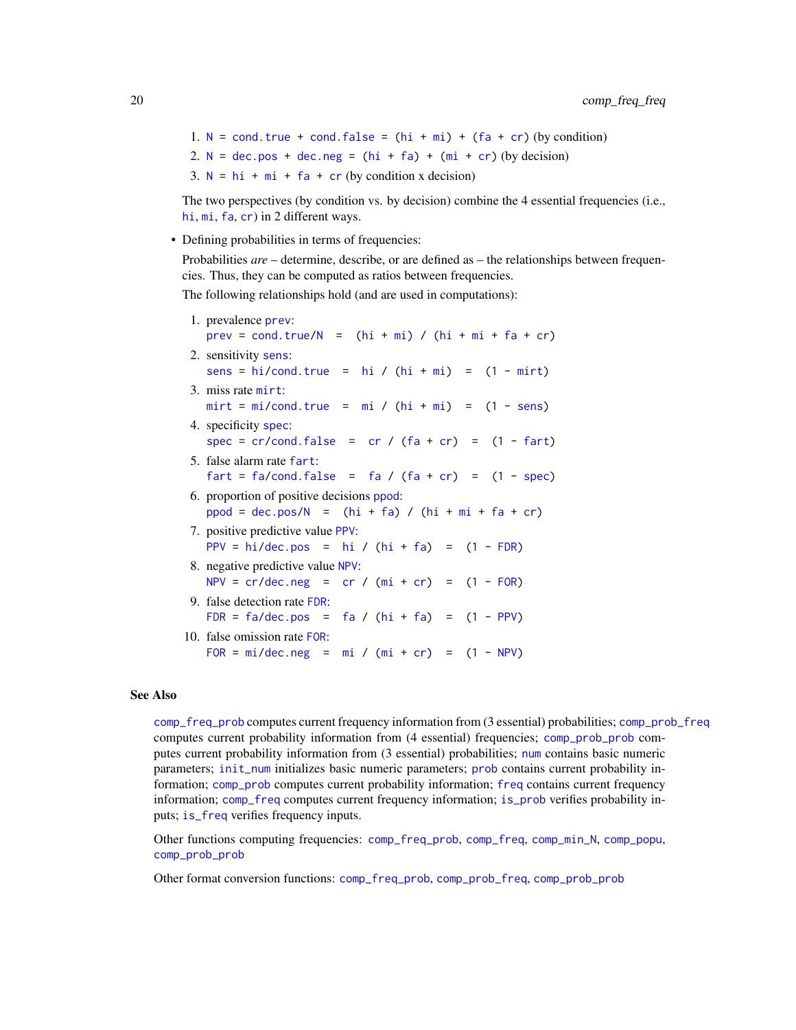1. `N = cond.true + cond.false = (hi + mi) + (fa + cr)` (by condition)
2. `N = dec.pos + dec.neg = (hi + fa) + (mi + cr)` (by decision)
3. `N = hi + mi + fa + cr` (by condition x decision)

The two perspectives (by condition vs. by decision) combine the 4 essential frequencies (i.e., `hi`, `mi`, `fa`, `cr`) in 2 different ways.

- Defining probabilities in terms of frequencies:

  Probabilities *are* – determine, describe, or are defined as – the relationships between frequencies. Thus, they can be computed as ratios between frequencies.

  The following relationships hold (and are used in computations):

  1. prevalence `prev`:
     `prev = cond.true/N = (hi + mi) / (hi + mi + fa + cr)`
  2. sensitivity `sens`:
     `sens = hi/cond.true = hi / (hi + mi) = (1 - mirt)`
  3. miss rate `mirt`:
     `mirt = mi/cond.true = mi / (hi + mi) = (1 - sens)`
  4. specificity `spec`:
     `spec = cr/cond.false = cr / (fa + cr) = (1 - fart)`
  5. false alarm rate `fart`:
     `fart = fa/cond.false = fa / (fa + cr) = (1 - spec)`
  6. proportion of positive decisions `ppod`:
     `ppod = dec.pos/N = (hi + fa) / (hi + mi + fa + cr)`
  7. positive predictive value `PPV`:
     `PPV = hi/dec.pos = hi / (hi + fa) = (1 - FDR)`
  8. negative predictive value `NPV`:
     `NPV = cr/dec.neg = cr / (mi + cr) = (1 - FOR)`
  9. false detection rate `FDR`:
     `FDR = fa/dec.pos = fa / (hi + fa) = (1 - PPV)`
  10. false omission rate `FOR`:
      `FOR = mi/dec.neg = mi / (mi + cr) = (1 - NPV)`

## See Also

`comp_freq_prob` computes current frequency information from (3 essential) probabilities; `comp_prob_freq` computes current probability information from (4 essential) frequencies; `comp_prob_prob` computes current probability information from (3 essential) probabilities; `num` contains basic numeric parameters; `init_num` initializes basic numeric parameters; `prob` contains current probability information; `comp_prob` computes current probability information; `freq` contains current frequency information; `comp_freq` computes current frequency information; `is_prob` verifies probability inputs; `is_freq` verifies frequency inputs.

Other functions computing frequencies: `comp_freq_prob`, `comp_freq`, `comp_min_N`, `comp_popu`, `comp_prob_prob`

Other format conversion functions: `comp_freq_prob`, `comp_prob_freq`, `comp_prob_prob`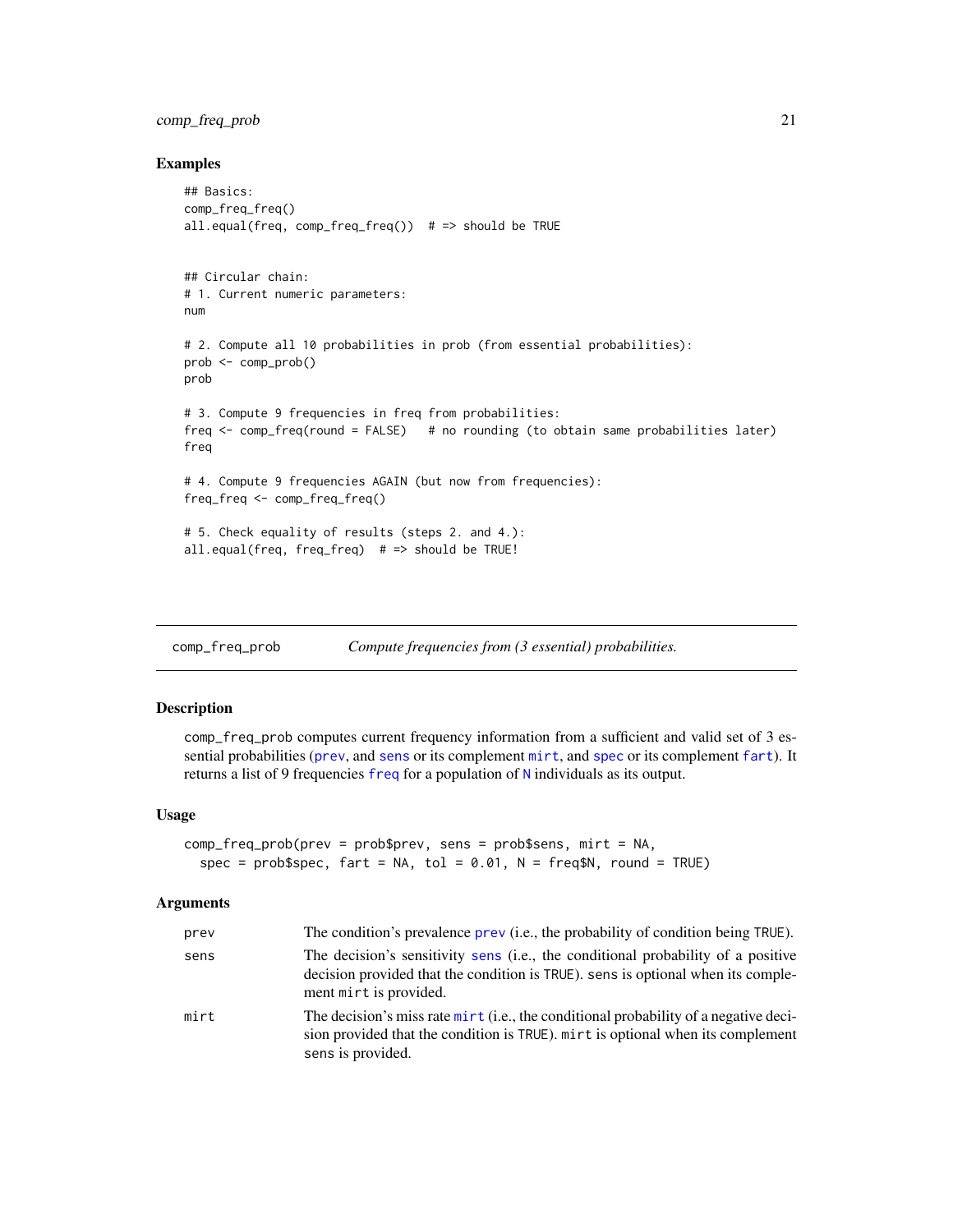## Examples

```
## Basics:
comp_freq_freq()
all.equal(freq, comp_freq_freq())  # => should be TRUE


## Circular chain:
# 1. Current numeric parameters:
num

# 2. Compute all 10 probabilities in prob (from essential probabilities):
prob <- comp_prob()
prob

# 3. Compute 9 frequencies in freq from probabilities:
freq <- comp_freq(round = FALSE)   # no rounding (to obtain same probabilities later)
freq

# 4. Compute 9 frequencies AGAIN (but now from frequencies):
freq_freq <- comp_freq_freq()

# 5. Check equality of results (steps 2. and 4.):
all.equal(freq, freq_freq)  # => should be TRUE!
```

---

comp_freq_prob — *Compute frequencies from (3 essential) probabilities.*

---

## Description

comp_freq_prob computes current frequency information from a sufficient and valid set of 3 essential probabilities (prev, and sens or its complement mirt, and spec or its complement fart). It returns a list of 9 frequencies freq for a population of N individuals as its output.

## Usage

```
comp_freq_prob(prev = prob$prev, sens = prob$sens, mirt = NA,
  spec = prob$spec, fart = NA, tol = 0.01, N = freq$N, round = TRUE)
```

## Arguments

| | |
|---|---|
| prev | The condition's prevalence prev (i.e., the probability of condition being TRUE). |
| sens | The decision's sensitivity sens (i.e., the conditional probability of a positive decision provided that the condition is TRUE). sens is optional when its complement mirt is provided. |
| mirt | The decision's miss rate mirt (i.e., the conditional probability of a negative decision provided that the condition is TRUE). mirt is optional when its complement sens is provided. |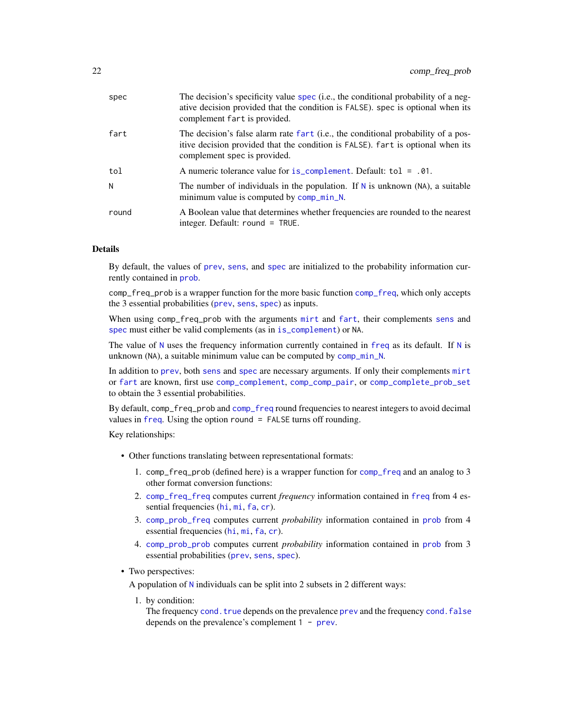| | |
|---|---|
| spec | The decision's specificity value spec (i.e., the conditional probability of a negative decision provided that the condition is FALSE). spec is optional when its complement fart is provided. |
| fart | The decision's false alarm rate fart (i.e., the conditional probability of a positive decision provided that the condition is FALSE). fart is optional when its complement spec is provided. |
| tol | A numeric tolerance value for is_complement. Default: tol = .01. |
| N | The number of individuals in the population. If N is unknown (NA), a suitable minimum value is computed by comp_min_N. |
| round | A Boolean value that determines whether frequencies are rounded to the nearest integer. Default: round = TRUE. |

## Details

By default, the values of prev, sens, and spec are initialized to the probability information currently contained in prob.

comp_freq_prob is a wrapper function for the more basic function comp_freq, which only accepts the 3 essential probabilities (prev, sens, spec) as inputs.

When using comp_freq_prob with the arguments mirt and fart, their complements sens and spec must either be valid complements (as in is_complement) or NA.

The value of N uses the frequency information currently contained in freq as its default. If N is unknown (NA), a suitable minimum value can be computed by comp_min_N.

In addition to prev, both sens and spec are necessary arguments. If only their complements mirt or fart are known, first use comp_complement, comp_comp_pair, or comp_complete_prob_set to obtain the 3 essential probabilities.

By default, comp_freq_prob and comp_freq round frequencies to nearest integers to avoid decimal values in freq. Using the option round = FALSE turns off rounding.

Key relationships:

- Other functions translating between representational formats:
  1. comp_freq_prob (defined here) is a wrapper function for comp_freq and an analog to 3 other format conversion functions:
  2. comp_freq_freq computes current *frequency* information contained in freq from 4 essential frequencies (hi, mi, fa, cr).
  3. comp_prob_freq computes current *probability* information contained in prob from 4 essential frequencies (hi, mi, fa, cr).
  4. comp_prob_prob computes current *probability* information contained in prob from 3 essential probabilities (prev, sens, spec).
- Two perspectives:
  A population of N individuals can be split into 2 subsets in 2 different ways:
  1. by condition:
     The frequency cond.true depends on the prevalence prev and the frequency cond.false depends on the prevalence's complement 1 - prev.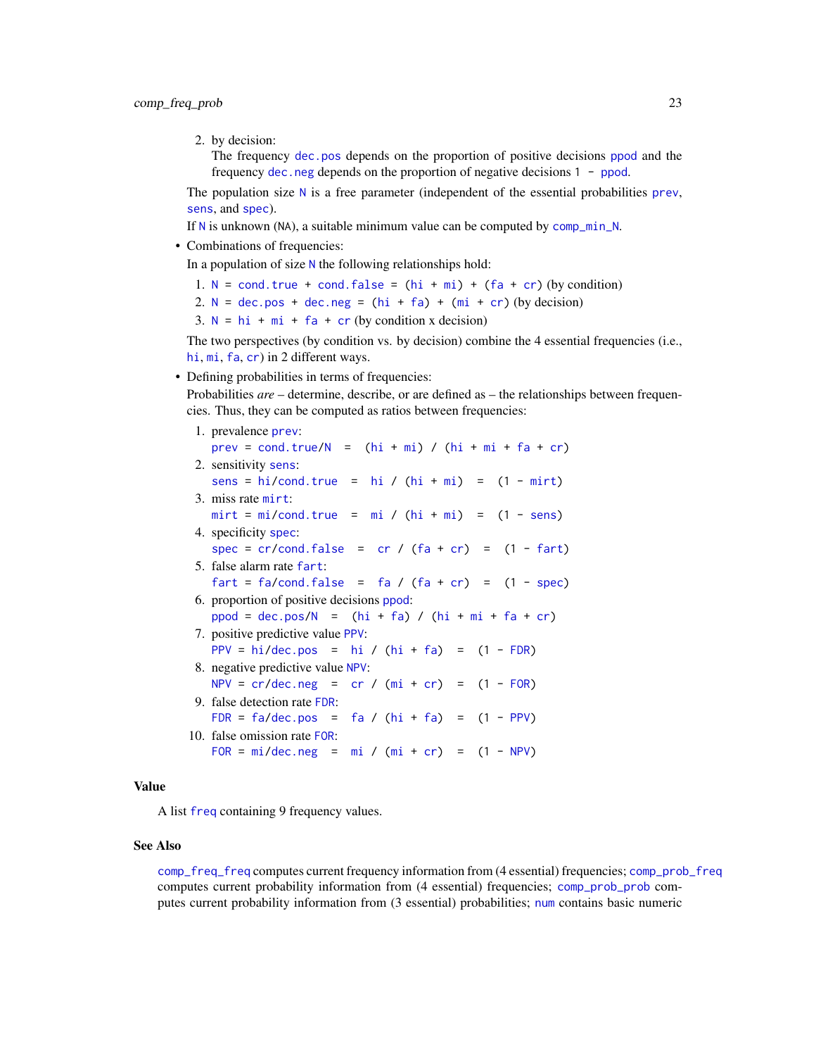2. by decision:
   The frequency `dec.pos` depends on the proportion of positive decisions `ppod` and the frequency `dec.neg` depends on the proportion of negative decisions `1 - ppod`.

   The population size `N` is a free parameter (independent of the essential probabilities `prev`, `sens`, and `spec`).

   If `N` is unknown (`NA`), a suitable minimum value can be computed by `comp_min_N`.

- Combinations of frequencies:

  In a population of size `N` the following relationships hold:

  1. `N = cond.true + cond.false = (hi + mi) + (fa + cr)` (by condition)
  2. `N = dec.pos + dec.neg = (hi + fa) + (mi + cr)` (by decision)
  3. `N = hi + mi + fa + cr` (by condition x decision)

  The two perspectives (by condition vs. by decision) combine the 4 essential frequencies (i.e., `hi`, `mi`, `fa`, `cr`) in 2 different ways.

- Defining probabilities in terms of frequencies:

  Probabilities *are* – determine, describe, or are defined as – the relationships between frequencies. Thus, they can be computed as ratios between frequencies:

  1. prevalence `prev`:
     `prev = cond.true/N  =  (hi + mi) / (hi + mi + fa + cr)`
  2. sensitivity `sens`:
     `sens = hi/cond.true  =  hi / (hi + mi)  =  (1 - mirt)`
  3. miss rate `mirt`:
     `mirt = mi/cond.true  =  mi / (hi + mi)  =  (1 - sens)`
  4. specificity `spec`:
     `spec = cr/cond.false  =  cr / (fa + cr)  =  (1 - fart)`
  5. false alarm rate `fart`:
     `fart = fa/cond.false  =  fa / (fa + cr)  =  (1 - spec)`
  6. proportion of positive decisions `ppod`:
     `ppod = dec.pos/N  =  (hi + fa) / (hi + mi + fa + cr)`
  7. positive predictive value `PPV`:
     `PPV = hi/dec.pos  =  hi / (hi + fa)  =  (1 - FDR)`
  8. negative predictive value `NPV`:
     `NPV = cr/dec.neg  =  cr / (mi + cr)  =  (1 - FOR)`
  9. false detection rate `FDR`:
     `FDR = fa/dec.pos  =  fa / (hi + fa)  =  (1 - PPV)`
  10. false omission rate `FOR`:
      `FOR = mi/dec.neg  =  mi / (mi + cr)  =  (1 - NPV)`

## Value

A list `freq` containing 9 frequency values.

## See Also

`comp_freq_freq` computes current frequency information from (4 essential) frequencies; `comp_prob_freq` computes current probability information from (4 essential) frequencies; `comp_prob_prob` computes current probability information from (3 essential) probabilities; `num` contains basic numeric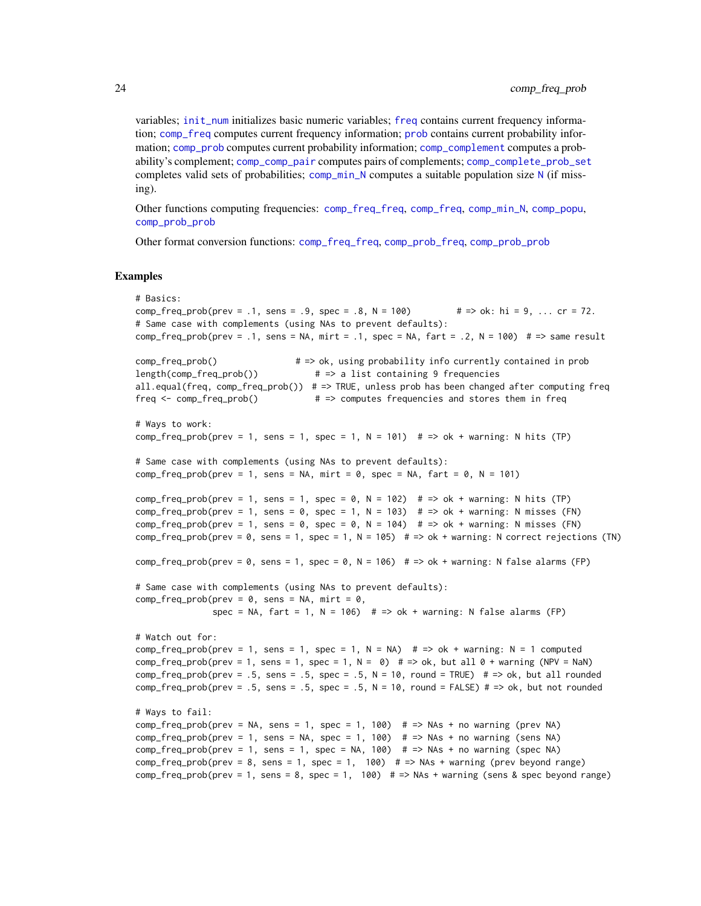variables; init_num initializes basic numeric variables; freq contains current frequency information; comp_freq computes current frequency information; prob contains current probability information; comp_prob computes current probability information; comp_complement computes a probability's complement; comp_comp_pair computes pairs of complements; comp_complete_prob_set completes valid sets of probabilities; comp_min_N computes a suitable population size N (if missing).

Other functions computing frequencies: comp_freq_freq, comp_freq, comp_min_N, comp_popu, comp_prob_prob

Other format conversion functions: comp_freq_freq, comp_prob_freq, comp_prob_prob

## Examples

```
# Basics:
comp_freq_prob(prev = .1, sens = .9, spec = .8, N = 100)         # => ok: hi = 9, ... cr = 72.
# Same case with complements (using NAs to prevent defaults):
comp_freq_prob(prev = .1, sens = NA, mirt = .1, spec = NA, fart = .2, N = 100)  # => same result

comp_freq_prob()               # => ok, using probability info currently contained in prob
length(comp_freq_prob())           # => a list containing 9 frequencies
all.equal(freq, comp_freq_prob())  # => TRUE, unless prob has been changed after computing freq
freq <- comp_freq_prob()           # => computes frequencies and stores them in freq

# Ways to work:
comp_freq_prob(prev = 1, sens = 1, spec = 1, N = 101)  # => ok + warning: N hits (TP)

# Same case with complements (using NAs to prevent defaults):
comp_freq_prob(prev = 1, sens = NA, mirt = 0, spec = NA, fart = 0, N = 101)

comp_freq_prob(prev = 1, sens = 1, spec = 0, N = 102)  # => ok + warning: N hits (TP)
comp_freq_prob(prev = 1, sens = 0, spec = 1, N = 103)  # => ok + warning: N misses (FN)
comp_freq_prob(prev = 1, sens = 0, spec = 0, N = 104)  # => ok + warning: N misses (FN)
comp_freq_prob(prev = 0, sens = 1, spec = 1, N = 105)  # => ok + warning: N correct rejections (TN)

comp_freq_prob(prev = 0, sens = 1, spec = 0, N = 106)  # => ok + warning: N false alarms (FP)

# Same case with complements (using NAs to prevent defaults):
comp_freq_prob(prev = 0, sens = NA, mirt = 0,
               spec = NA, fart = 1, N = 106)  # => ok + warning: N false alarms (FP)

# Watch out for:
comp_freq_prob(prev = 1, sens = 1, spec = 1, N = NA)  # => ok + warning: N = 1 computed
comp_freq_prob(prev = 1, sens = 1, spec = 1, N =  0)  # => ok, but all 0 + warning (NPV = NaN)
comp_freq_prob(prev = .5, sens = .5, spec = .5, N = 10, round = TRUE)  # => ok, but all rounded
comp_freq_prob(prev = .5, sens = .5, spec = .5, N = 10, round = FALSE) # => ok, but not rounded

# Ways to fail:
comp_freq_prob(prev = NA, sens = 1, spec = 1, 100)  # => NAs + no warning (prev NA)
comp_freq_prob(prev = 1, sens = NA, spec = 1, 100)  # => NAs + no warning (sens NA)
comp_freq_prob(prev = 1, sens = 1, spec = NA, 100)  # => NAs + no warning (spec NA)
comp_freq_prob(prev = 8, sens = 1, spec = 1,  100)  # => NAs + warning (prev beyond range)
comp_freq_prob(prev = 1, sens = 8, spec = 1,  100)  # => NAs + warning (sens & spec beyond range)
```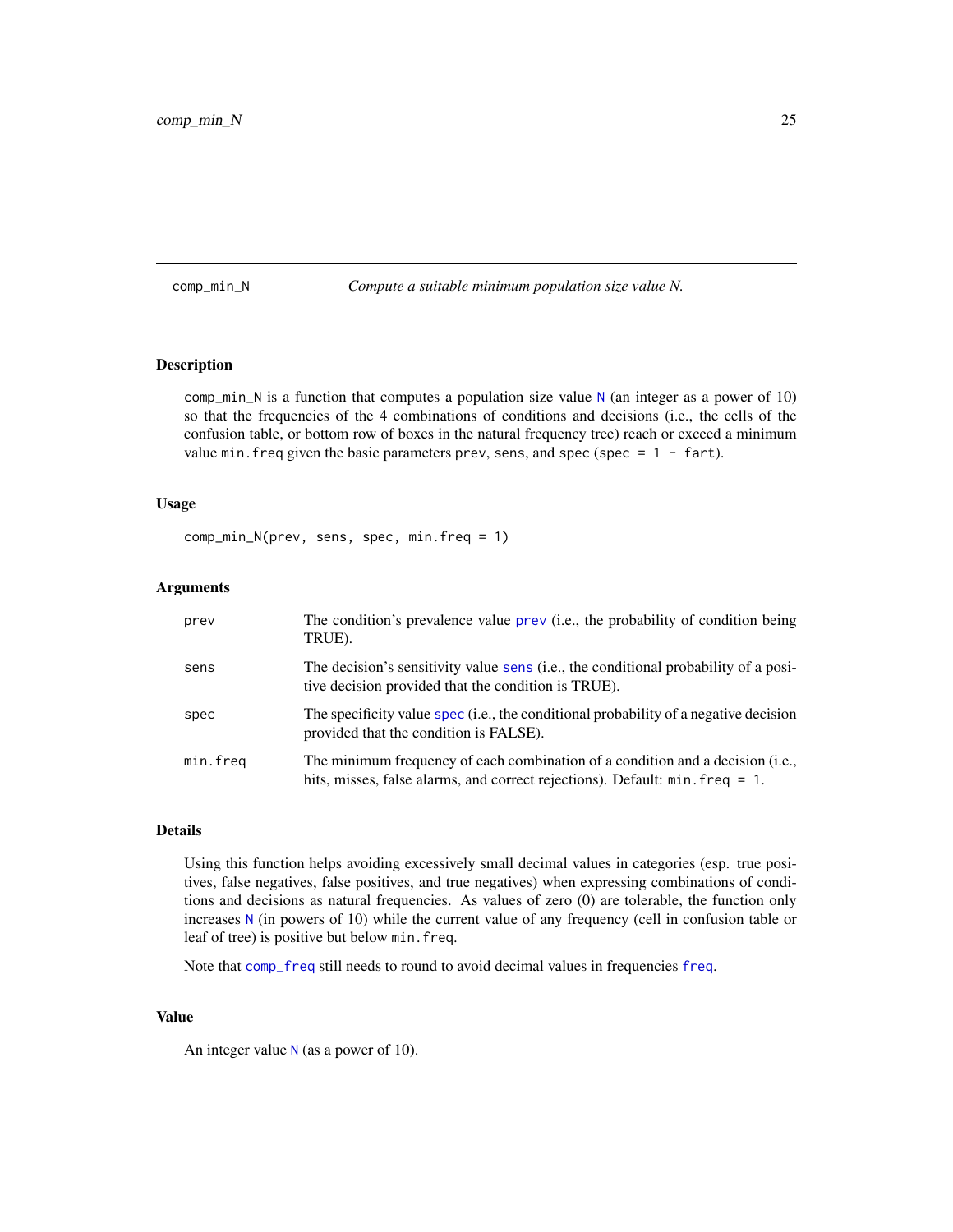# comp_min_N — *Compute a suitable minimum population size value N.*

## Description

comp_min_N is a function that computes a population size value N (an integer as a power of 10) so that the frequencies of the 4 combinations of conditions and decisions (i.e., the cells of the confusion table, or bottom row of boxes in the natural frequency tree) reach or exceed a minimum value min.freq given the basic parameters prev, sens, and spec (spec = 1 - fart).

## Usage

```
comp_min_N(prev, sens, spec, min.freq = 1)
```

## Arguments

| | |
|---|---|
| prev | The condition's prevalence value prev (i.e., the probability of condition being TRUE). |
| sens | The decision's sensitivity value sens (i.e., the conditional probability of a positive decision provided that the condition is TRUE). |
| spec | The specificity value spec (i.e., the conditional probability of a negative decision provided that the condition is FALSE). |
| min.freq | The minimum frequency of each combination of a condition and a decision (i.e., hits, misses, false alarms, and correct rejections). Default: min.freq = 1. |

## Details

Using this function helps avoiding excessively small decimal values in categories (esp. true positives, false negatives, false positives, and true negatives) when expressing combinations of conditions and decisions as natural frequencies. As values of zero (0) are tolerable, the function only increases N (in powers of 10) while the current value of any frequency (cell in confusion table or leaf of tree) is positive but below min.freq.

Note that comp_freq still needs to round to avoid decimal values in frequencies freq.

## Value

An integer value N (as a power of 10).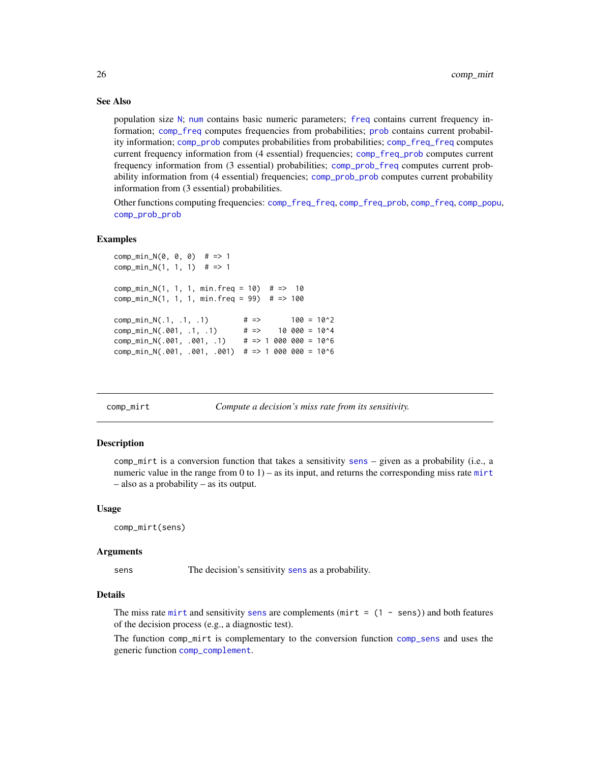### See Also

population size N; num contains basic numeric parameters; freq contains current frequency information; comp_freq computes frequencies from probabilities; prob contains current probability information; comp_prob computes probabilities from probabilities; comp_freq_freq computes current frequency information from (4 essential) frequencies; comp_freq_prob computes current frequency information from (3 essential) probabilities; comp_prob_freq computes current probability information from (4 essential) frequencies; comp_prob_prob computes current probability information from (3 essential) probabilities.

Other functions computing frequencies: comp_freq_freq, comp_freq_prob, comp_freq, comp_popu, comp_prob_prob

### Examples

```
comp_min_N(0, 0, 0)  # => 1
comp_min_N(1, 1, 1)  # => 1

comp_min_N(1, 1, 1, min.freq = 10)  # =>  10
comp_min_N(1, 1, 1, min.freq = 99)  # => 100

comp_min_N(.1, .1, .1)        # =>       100 = 10^2
comp_min_N(.001, .1, .1)      # =>    10 000 = 10^4
comp_min_N(.001, .001, .1)    # => 1 000 000 = 10^6
comp_min_N(.001, .001, .001)  # => 1 000 000 = 10^6
```

---

## comp_mirt — *Compute a decision's miss rate from its sensitivity.*

### Description

comp_mirt is a conversion function that takes a sensitivity sens – given as a probability (i.e., a numeric value in the range from 0 to 1) – as its input, and returns the corresponding miss rate mirt – also as a probability – as its output.

### Usage

```
comp_mirt(sens)
```

### Arguments

| | |
|---|---|
| sens | The decision's sensitivity sens as a probability. |

### Details

The miss rate mirt and sensitivity sens are complements (mirt = (1 - sens)) and both features of the decision process (e.g., a diagnostic test).

The function comp_mirt is complementary to the conversion function comp_sens and uses the generic function comp_complement.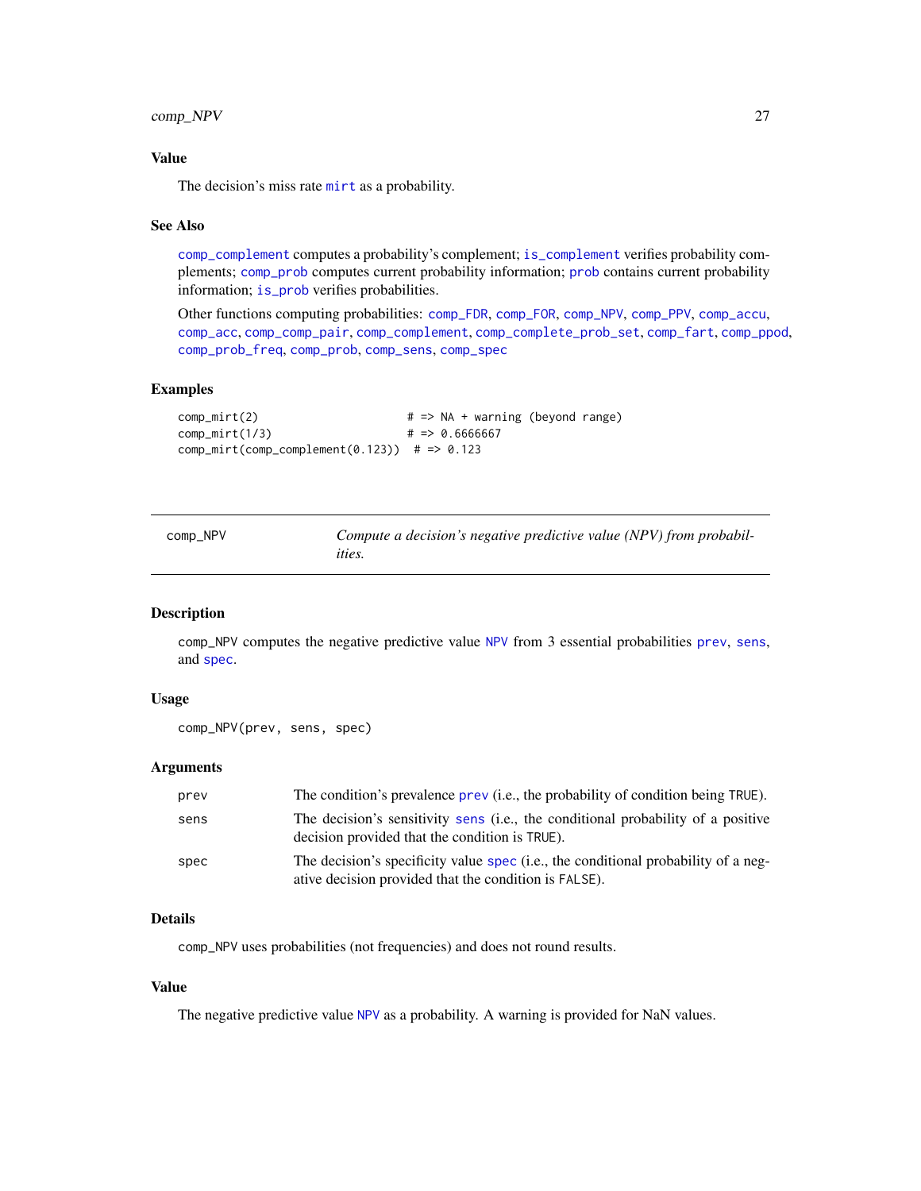## Value

The decision's miss rate `mirt` as a probability.

## See Also

`comp_complement` computes a probability's complement; `is_complement` verifies probability complements; `comp_prob` computes current probability information; `prob` contains current probability information; `is_prob` verifies probabilities.

Other functions computing probabilities: `comp_FDR`, `comp_FOR`, `comp_NPV`, `comp_PPV`, `comp_accu`, `comp_acc`, `comp_comp_pair`, `comp_complement`, `comp_complete_prob_set`, `comp_fart`, `comp_ppod`, `comp_prob_freq`, `comp_prob`, `comp_sens`, `comp_spec`

## Examples

```
comp_mirt(2)                      # => NA + warning (beyond range)
comp_mirt(1/3)                    # => 0.6666667
comp_mirt(comp_complement(0.123))  # => 0.123
```

---

# comp_NPV — *Compute a decision's negative predictive value (NPV) from probabilities.*

---

## Description

`comp_NPV` computes the negative predictive value `NPV` from 3 essential probabilities `prev`, `sens`, and `spec`.

## Usage

```
comp_NPV(prev, sens, spec)
```

## Arguments

| | |
|---|---|
| `prev` | The condition's prevalence `prev` (i.e., the probability of condition being `TRUE`). |
| `sens` | The decision's sensitivity `sens` (i.e., the conditional probability of a positive decision provided that the condition is `TRUE`). |
| `spec` | The decision's specificity value `spec` (i.e., the conditional probability of a negative decision provided that the condition is `FALSE`). |

## Details

`comp_NPV` uses probabilities (not frequencies) and does not round results.

## Value

The negative predictive value `NPV` as a probability. A warning is provided for NaN values.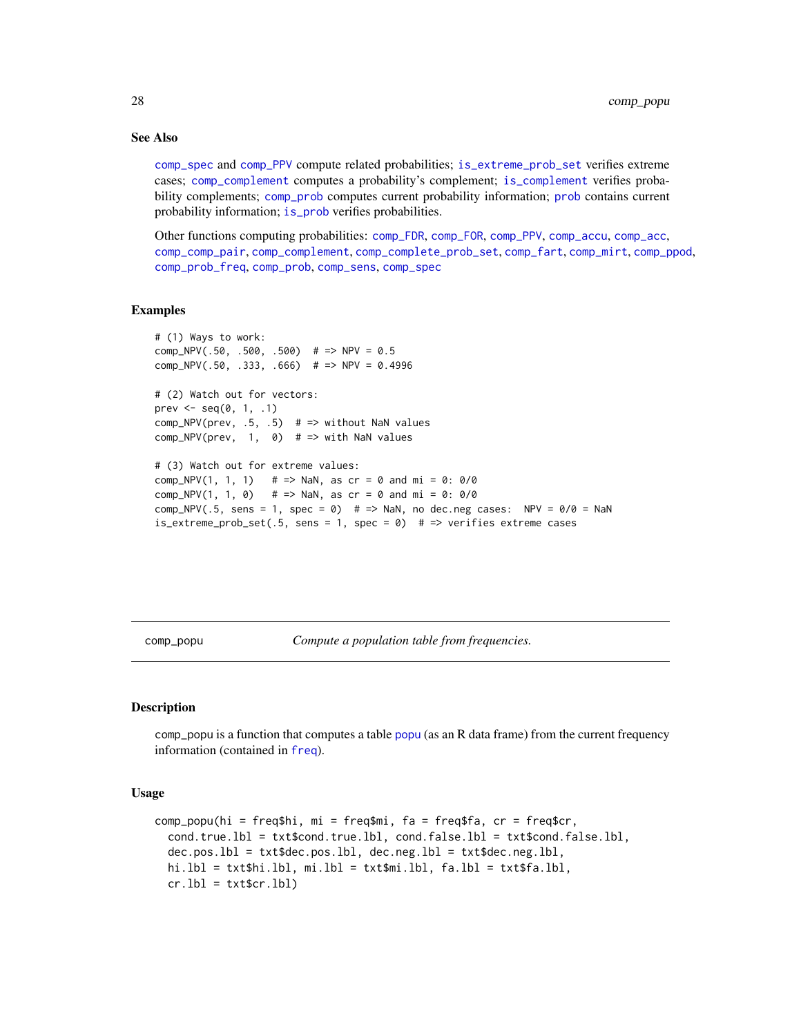## See Also

comp_spec and comp_PPV compute related probabilities; is_extreme_prob_set verifies extreme cases; comp_complement computes a probability's complement; is_complement verifies probability complements; comp_prob computes current probability information; prob contains current probability information; is_prob verifies probabilities.

Other functions computing probabilities: comp_FDR, comp_FOR, comp_PPV, comp_accu, comp_acc, comp_comp_pair, comp_complement, comp_complete_prob_set, comp_fart, comp_mirt, comp_ppod, comp_prob_freq, comp_prob, comp_sens, comp_spec

## Examples

```
# (1) Ways to work:
comp_NPV(.50, .500, .500)  # => NPV = 0.5
comp_NPV(.50, .333, .666)  # => NPV = 0.4996

# (2) Watch out for vectors:
prev <- seq(0, 1, .1)
comp_NPV(prev, .5, .5)  # => without NaN values
comp_NPV(prev,  1,  0)  # => with NaN values

# (3) Watch out for extreme values:
comp_NPV(1, 1, 1)   # => NaN, as cr = 0 and mi = 0: 0/0
comp_NPV(1, 1, 0)   # => NaN, as cr = 0 and mi = 0: 0/0
comp_NPV(.5, sens = 1, spec = 0)  # => NaN, no dec.neg cases:  NPV = 0/0 = NaN
is_extreme_prob_set(.5, sens = 1, spec = 0)  # => verifies extreme cases
```

---

# comp_popu &nbsp;&nbsp;&nbsp; *Compute a population table from frequencies.*

---

## Description

comp_popu is a function that computes a table popu (as an R data frame) from the current frequency information (contained in freq).

## Usage

```
comp_popu(hi = freq$hi, mi = freq$mi, fa = freq$fa, cr = freq$cr,
  cond.true.lbl = txt$cond.true.lbl, cond.false.lbl = txt$cond.false.lbl,
  dec.pos.lbl = txt$dec.pos.lbl, dec.neg.lbl = txt$dec.neg.lbl,
  hi.lbl = txt$hi.lbl, mi.lbl = txt$mi.lbl, fa.lbl = txt$fa.lbl,
  cr.lbl = txt$cr.lbl)
```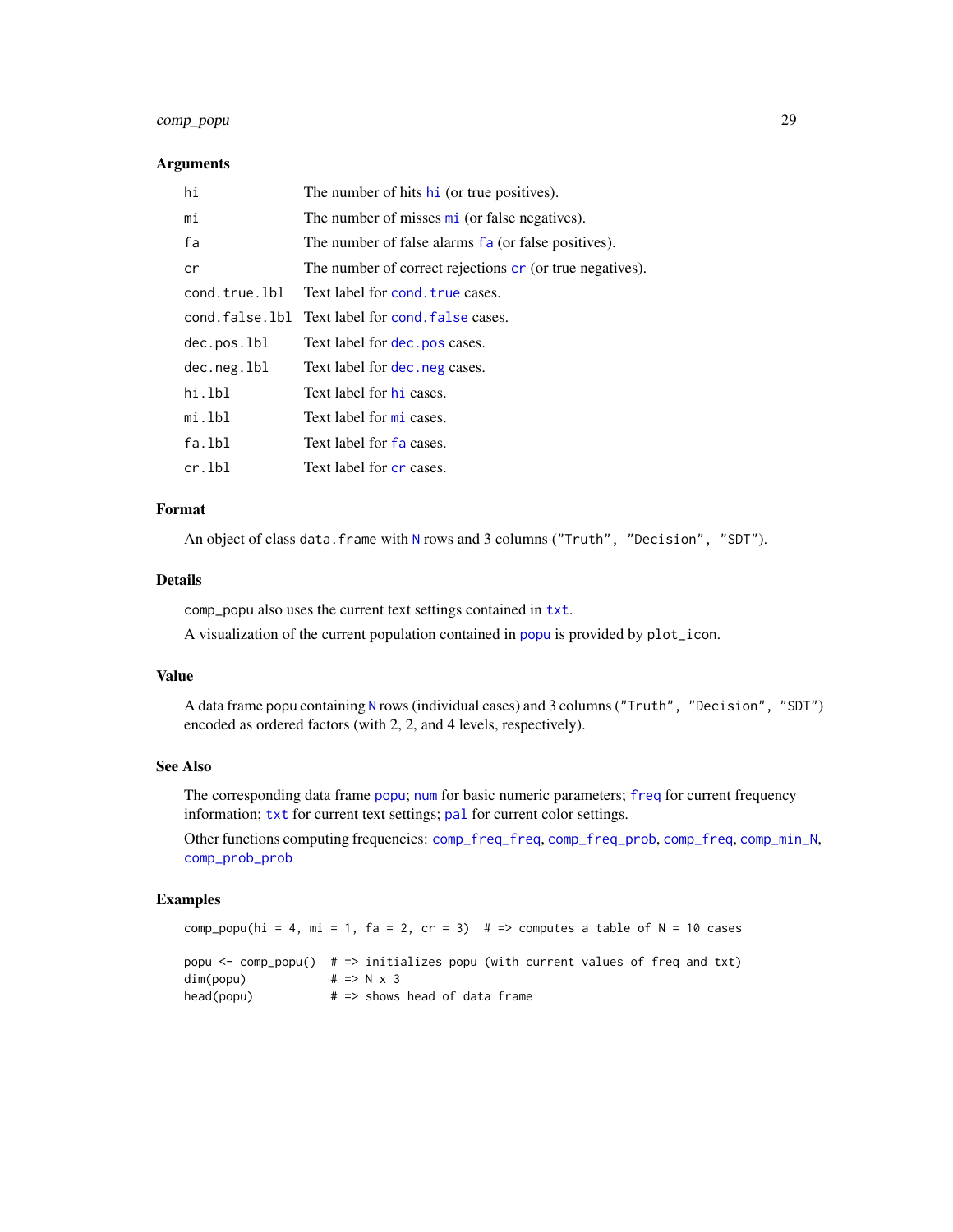## Arguments

| | |
|---|---|
| `hi` | The number of hits `hi` (or true positives). |
| `mi` | The number of misses `mi` (or false negatives). |
| `fa` | The number of false alarms `fa` (or false positives). |
| `cr` | The number of correct rejections `cr` (or true negatives). |
| `cond.true.lbl` | Text label for `cond.true` cases. |
| `cond.false.lbl` | Text label for `cond.false` cases. |
| `dec.pos.lbl` | Text label for `dec.pos` cases. |
| `dec.neg.lbl` | Text label for `dec.neg` cases. |
| `hi.lbl` | Text label for `hi` cases. |
| `mi.lbl` | Text label for `mi` cases. |
| `fa.lbl` | Text label for `fa` cases. |
| `cr.lbl` | Text label for `cr` cases. |

## Format

An object of class `data.frame` with `N` rows and 3 columns (`"Truth", "Decision", "SDT"`).

## Details

`comp_popu` also uses the current text settings contained in `txt`.

A visualization of the current population contained in `popu` is provided by `plot_icon`.

## Value

A data frame popu containing `N` rows (individual cases) and 3 columns (`"Truth", "Decision", "SDT"`) encoded as ordered factors (with 2, 2, and 4 levels, respectively).

## See Also

The corresponding data frame `popu`; `num` for basic numeric parameters; `freq` for current frequency information; `txt` for current text settings; `pal` for current color settings.

Other functions computing frequencies: `comp_freq_freq`, `comp_freq_prob`, `comp_freq`, `comp_min_N`, `comp_prob_prob`

## Examples

```
comp_popu(hi = 4, mi = 1, fa = 2, cr = 3)  # => computes a table of N = 10 cases

popu <- comp_popu()  # => initializes popu (with current values of freq and txt)
dim(popu)            # => N x 3
head(popu)           # => shows head of data frame
```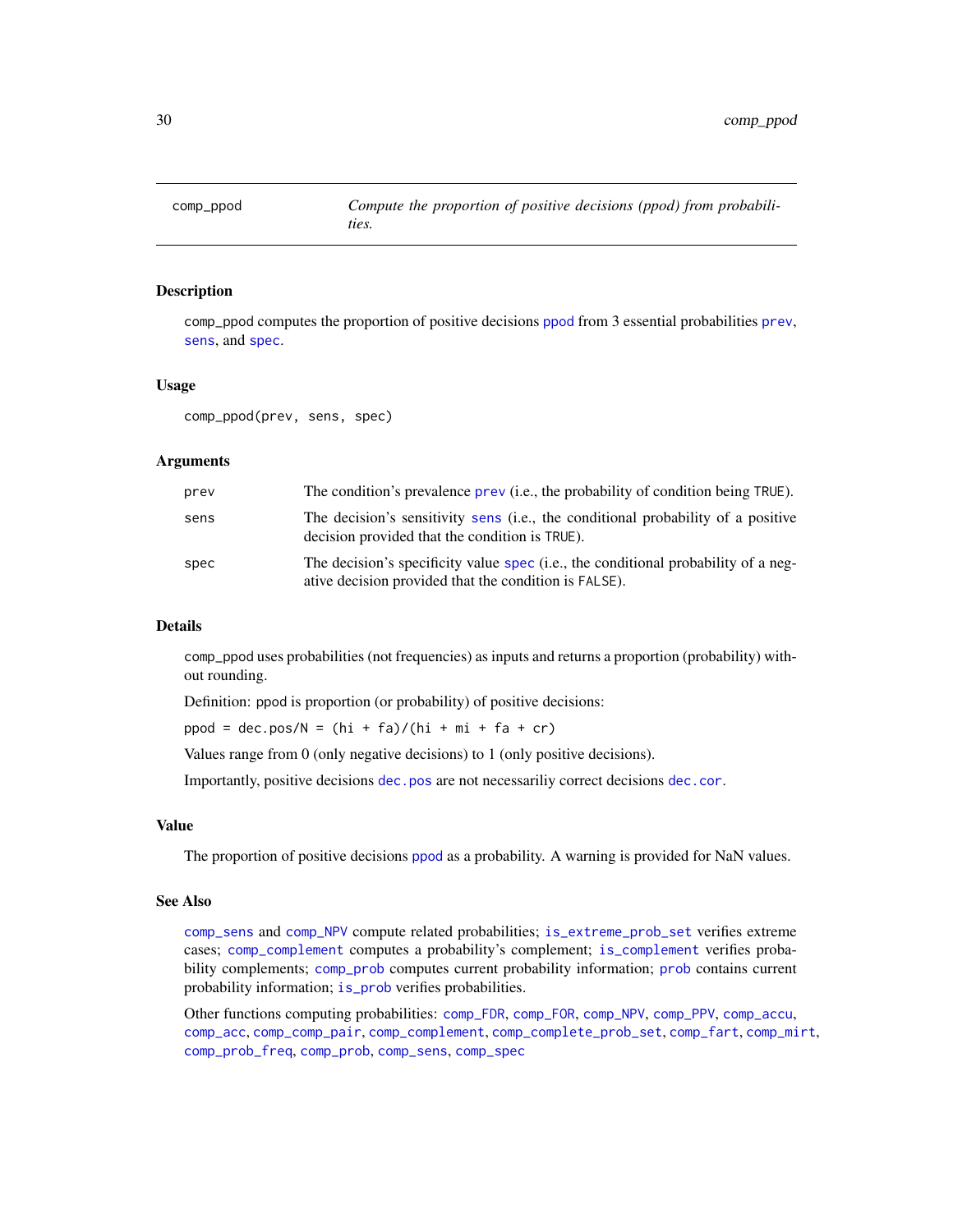# comp_ppod

*Compute the proportion of positive decisions (ppod) from probabilities.*

## Description

comp_ppod computes the proportion of positive decisions ppod from 3 essential probabilities prev, sens, and spec.

## Usage

```
comp_ppod(prev, sens, spec)
```

## Arguments

| | |
|---|---|
| prev | The condition's prevalence prev (i.e., the probability of condition being TRUE). |
| sens | The decision's sensitivity sens (i.e., the conditional probability of a positive decision provided that the condition is TRUE). |
| spec | The decision's specificity value spec (i.e., the conditional probability of a negative decision provided that the condition is FALSE). |

## Details

comp_ppod uses probabilities (not frequencies) as inputs and returns a proportion (probability) without rounding.

Definition: ppod is proportion (or probability) of positive decisions:

ppod = dec.pos/N = (hi + fa)/(hi + mi + fa + cr)

Values range from 0 (only negative decisions) to 1 (only positive decisions).

Importantly, positive decisions dec.pos are not necessariliy correct decisions dec.cor.

## Value

The proportion of positive decisions ppod as a probability. A warning is provided for NaN values.

## See Also

comp_sens and comp_NPV compute related probabilities; is_extreme_prob_set verifies extreme cases; comp_complement computes a probability's complement; is_complement verifies probability complements; comp_prob computes current probability information; prob contains current probability information; is_prob verifies probabilities.

Other functions computing probabilities: comp_FDR, comp_FOR, comp_NPV, comp_PPV, comp_accu, comp_acc, comp_comp_pair, comp_complement, comp_complete_prob_set, comp_fart, comp_mirt, comp_prob_freq, comp_prob, comp_sens, comp_spec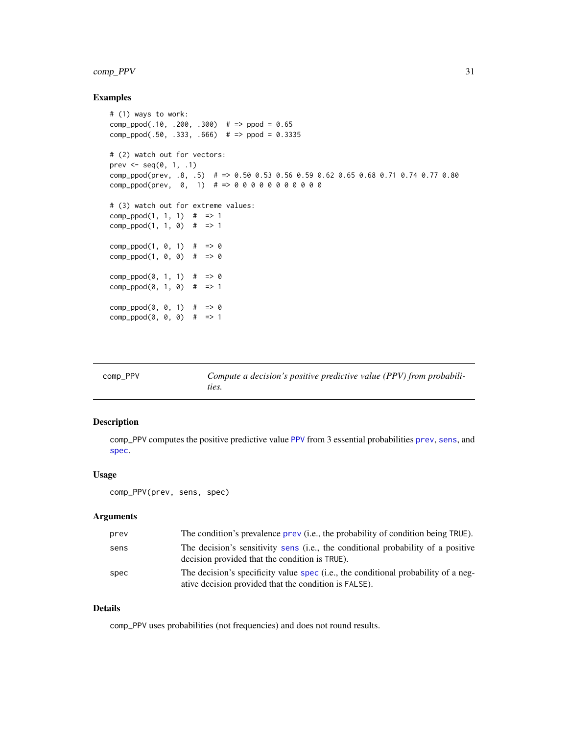## Examples

```
# (1) ways to work:
comp_ppod(.10, .200, .300)  # => ppod = 0.65
comp_ppod(.50, .333, .666)  # => ppod = 0.3335

# (2) watch out for vectors:
prev <- seq(0, 1, .1)
comp_ppod(prev, .8, .5)  # => 0.50 0.53 0.56 0.59 0.62 0.65 0.68 0.71 0.74 0.77 0.80
comp_ppod(prev,  0,  1)  # => 0 0 0 0 0 0 0 0 0 0 0

# (3) watch out for extreme values:
comp_ppod(1, 1, 1)  #  => 1
comp_ppod(1, 1, 0)  #  => 1

comp_ppod(1, 0, 1)  #  => 0
comp_ppod(1, 0, 0)  #  => 0

comp_ppod(0, 1, 1)  #  => 0
comp_ppod(0, 1, 0)  #  => 1

comp_ppod(0, 0, 1)  #  => 0
comp_ppod(0, 0, 0)  #  => 1
```

---

comp_PPV — *Compute a decision's positive predictive value (PPV) from probabilities.*

---

## Description

comp_PPV computes the positive predictive value PPV from 3 essential probabilities prev, sens, and spec.

## Usage

```
comp_PPV(prev, sens, spec)
```

## Arguments

| | |
|---|---|
| prev | The condition's prevalence prev (i.e., the probability of condition being TRUE). |
| sens | The decision's sensitivity sens (i.e., the conditional probability of a positive decision provided that the condition is TRUE). |
| spec | The decision's specificity value spec (i.e., the conditional probability of a negative decision provided that the condition is FALSE). |

## Details

comp_PPV uses probabilities (not frequencies) and does not round results.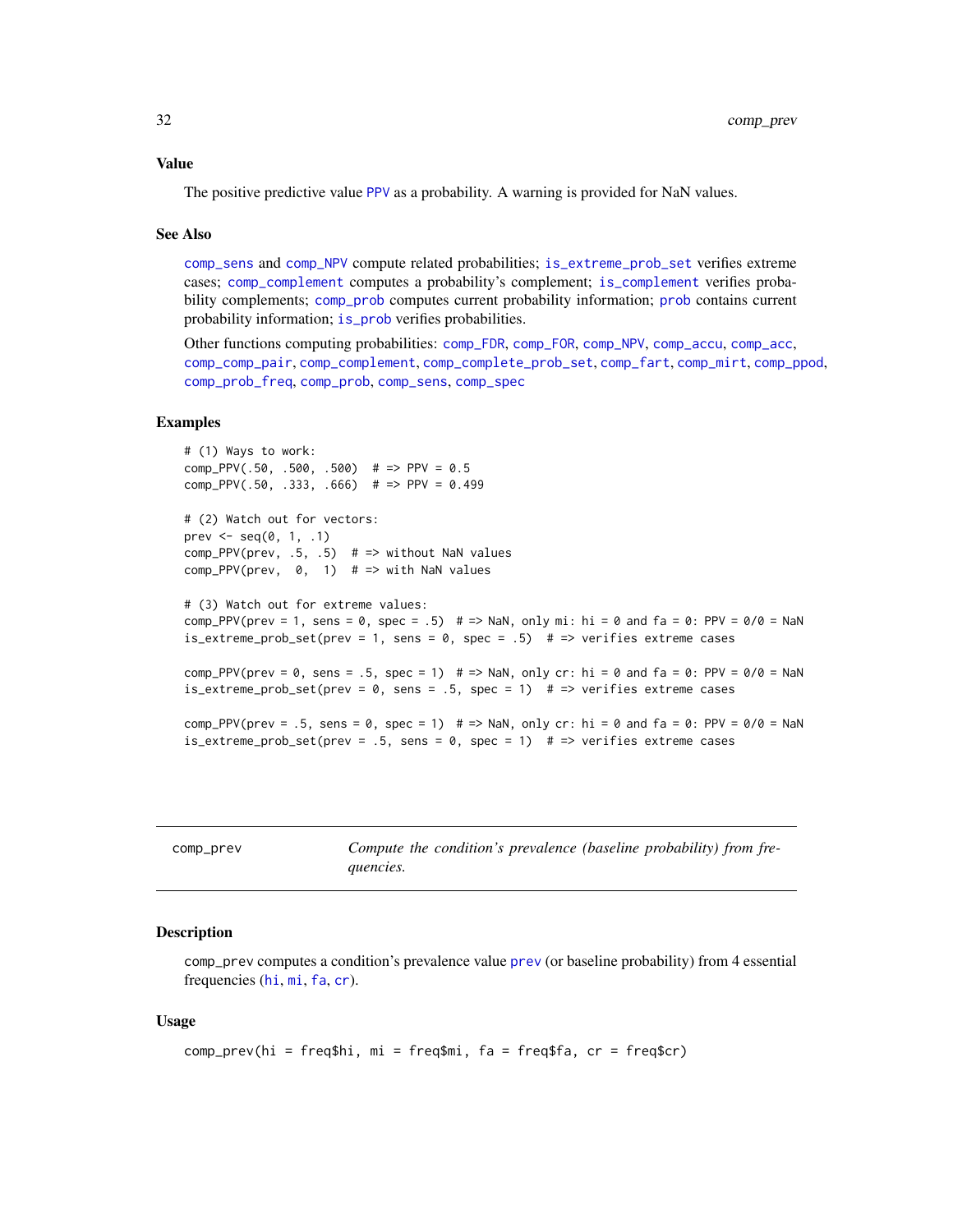## Value

The positive predictive value PPV as a probability. A warning is provided for NaN values.

## See Also

comp_sens and comp_NPV compute related probabilities; is_extreme_prob_set verifies extreme cases; comp_complement computes a probability's complement; is_complement verifies probability complements; comp_prob computes current probability information; prob contains current probability information; is_prob verifies probabilities.

Other functions computing probabilities: comp_FDR, comp_FOR, comp_NPV, comp_accu, comp_acc, comp_comp_pair, comp_complement, comp_complete_prob_set, comp_fart, comp_mirt, comp_ppod, comp_prob_freq, comp_prob, comp_sens, comp_spec

## Examples

```
# (1) Ways to work:
comp_PPV(.50, .500, .500)  # => PPV = 0.5
comp_PPV(.50, .333, .666)  # => PPV = 0.499

# (2) Watch out for vectors:
prev <- seq(0, 1, .1)
comp_PPV(prev, .5, .5)  # => without NaN values
comp_PPV(prev,  0,  1)  # => with NaN values

# (3) Watch out for extreme values:
comp_PPV(prev = 1, sens = 0, spec = .5)  # => NaN, only mi: hi = 0 and fa = 0: PPV = 0/0 = NaN
is_extreme_prob_set(prev = 1, sens = 0, spec = .5)  # => verifies extreme cases

comp_PPV(prev = 0, sens = .5, spec = 1)  # => NaN, only cr: hi = 0 and fa = 0: PPV = 0/0 = NaN
is_extreme_prob_set(prev = 0, sens = .5, spec = 1)  # => verifies extreme cases

comp_PPV(prev = .5, sens = 0, spec = 1)  # => NaN, only cr: hi = 0 and fa = 0: PPV = 0/0 = NaN
is_extreme_prob_set(prev = .5, sens = 0, spec = 1)  # => verifies extreme cases
```

---

# comp_prev — *Compute the condition's prevalence (baseline probability) from frequencies.*

## Description

comp_prev computes a condition's prevalence value prev (or baseline probability) from 4 essential frequencies (hi, mi, fa, cr).

## Usage

```
comp_prev(hi = freq$hi, mi = freq$mi, fa = freq$fa, cr = freq$cr)
```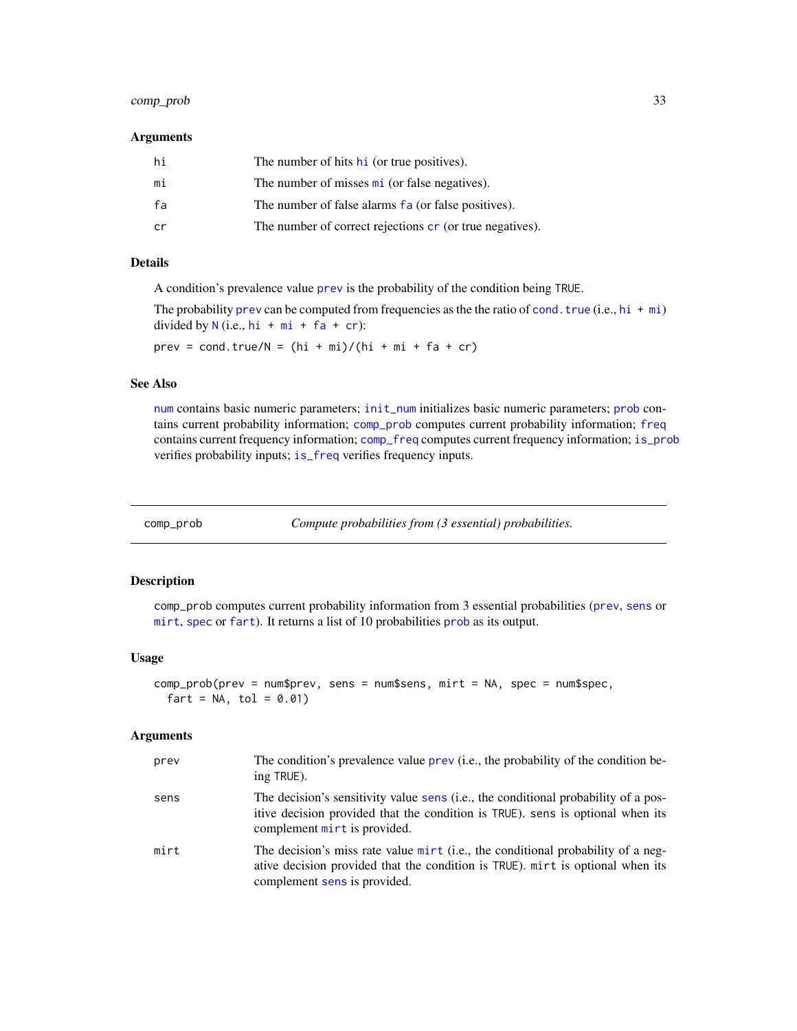### Arguments

| | |
|---|---|
| hi | The number of hits hi (or true positives). |
| mi | The number of misses mi (or false negatives). |
| fa | The number of false alarms fa (or false positives). |
| cr | The number of correct rejections cr (or true negatives). |

### Details

A condition's prevalence value prev is the probability of the condition being TRUE.

The probability prev can be computed from frequencies as the the ratio of cond.true (i.e., hi + mi) divided by N (i.e., hi + mi + fa + cr):

```
prev = cond.true/N = (hi + mi)/(hi + mi + fa + cr)
```

### See Also

num contains basic numeric parameters; init_num initializes basic numeric parameters; prob contains current probability information; comp_prob computes current probability information; freq contains current frequency information; comp_freq computes current frequency information; is_prob verifies probability inputs; is_freq verifies frequency inputs.

---

## comp_prob — *Compute probabilities from (3 essential) probabilities.*

### Description

comp_prob computes current probability information from 3 essential probabilities (prev, sens or mirt, spec or fart). It returns a list of 10 probabilities prob as its output.

### Usage

```
comp_prob(prev = num$prev, sens = num$sens, mirt = NA, spec = num$spec,
  fart = NA, tol = 0.01)
```

### Arguments

| | |
|---|---|
| prev | The condition's prevalence value prev (i.e., the probability of the condition being TRUE). |
| sens | The decision's sensitivity value sens (i.e., the conditional probability of a positive decision provided that the condition is TRUE). sens is optional when its complement mirt is provided. |
| mirt | The decision's miss rate value mirt (i.e., the conditional probability of a negative decision provided that the condition is TRUE). mirt is optional when its complement sens is provided. |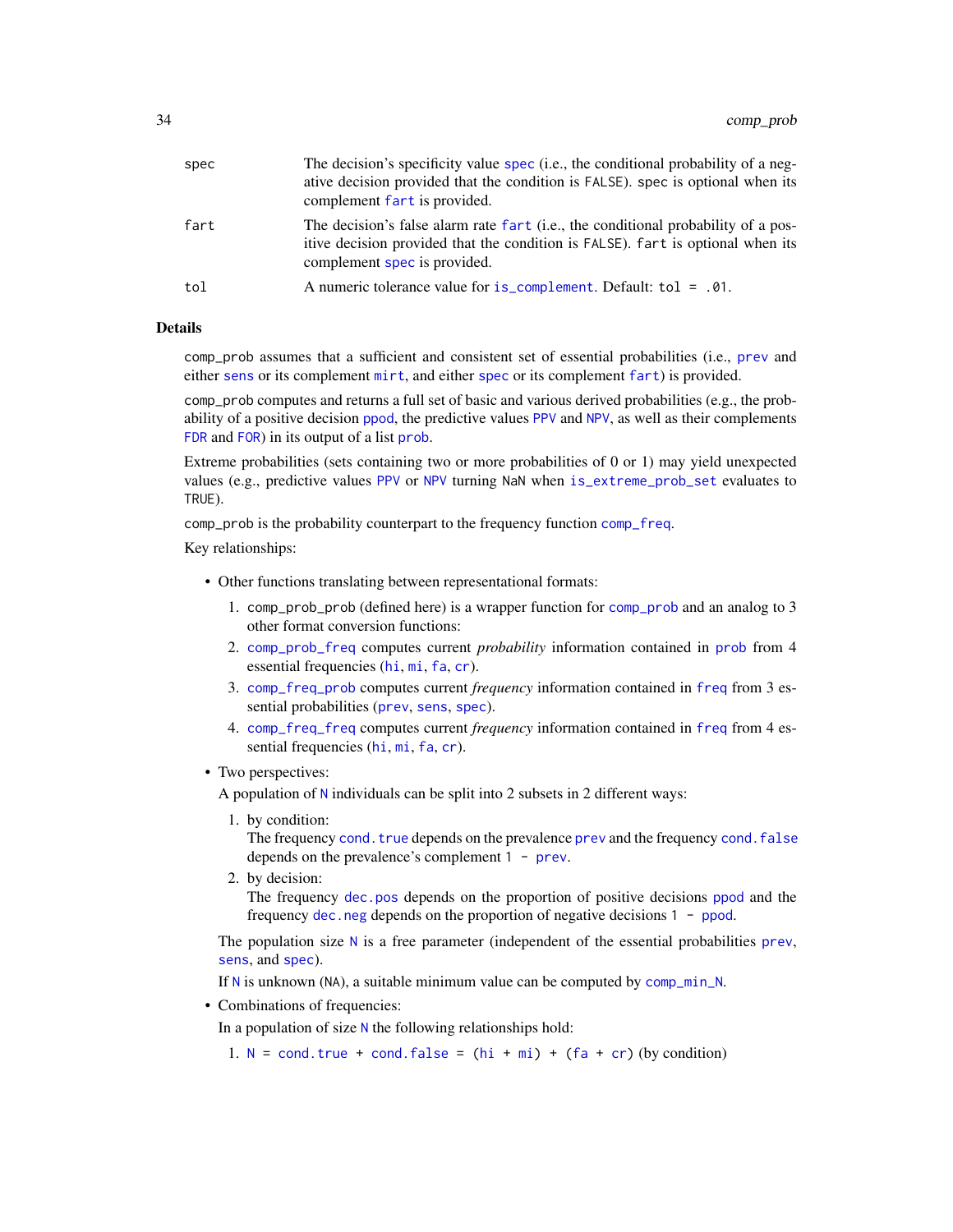| | |
|---|---|
| spec | The decision's specificity value spec (i.e., the conditional probability of a negative decision provided that the condition is FALSE). spec is optional when its complement fart is provided. |
| fart | The decision's false alarm rate fart (i.e., the conditional probability of a positive decision provided that the condition is FALSE). fart is optional when its complement spec is provided. |
| tol | A numeric tolerance value for is_complement. Default: tol = .01. |

## Details

comp_prob assumes that a sufficient and consistent set of essential probabilities (i.e., prev and either sens or its complement mirt, and either spec or its complement fart) is provided.

comp_prob computes and returns a full set of basic and various derived probabilities (e.g., the probability of a positive decision ppod, the predictive values PPV and NPV, as well as their complements FDR and FOR) in its output of a list prob.

Extreme probabilities (sets containing two or more probabilities of 0 or 1) may yield unexpected values (e.g., predictive values PPV or NPV turning NaN when is_extreme_prob_set evaluates to TRUE).

comp_prob is the probability counterpart to the frequency function comp_freq.

Key relationships:

- Other functions translating between representational formats:
  1. comp_prob_prob (defined here) is a wrapper function for comp_prob and an analog to 3 other format conversion functions:
  2. comp_prob_freq computes current *probability* information contained in prob from 4 essential frequencies (hi, mi, fa, cr).
  3. comp_freq_prob computes current *frequency* information contained in freq from 3 essential probabilities (prev, sens, spec).
  4. comp_freq_freq computes current *frequency* information contained in freq from 4 essential frequencies (hi, mi, fa, cr).
- Two perspectives:

  A population of N individuals can be split into 2 subsets in 2 different ways:

  1. by condition:
     The frequency cond.true depends on the prevalence prev and the frequency cond.false depends on the prevalence's complement 1 - prev.
  2. by decision:
     The frequency dec.pos depends on the proportion of positive decisions ppod and the frequency dec.neg depends on the proportion of negative decisions 1 - ppod.

  The population size N is a free parameter (independent of the essential probabilities prev, sens, and spec).

  If N is unknown (NA), a suitable minimum value can be computed by comp_min_N.
- Combinations of frequencies:

  In a population of size N the following relationships hold:

  1. N = cond.true + cond.false = (hi + mi) + (fa + cr) (by condition)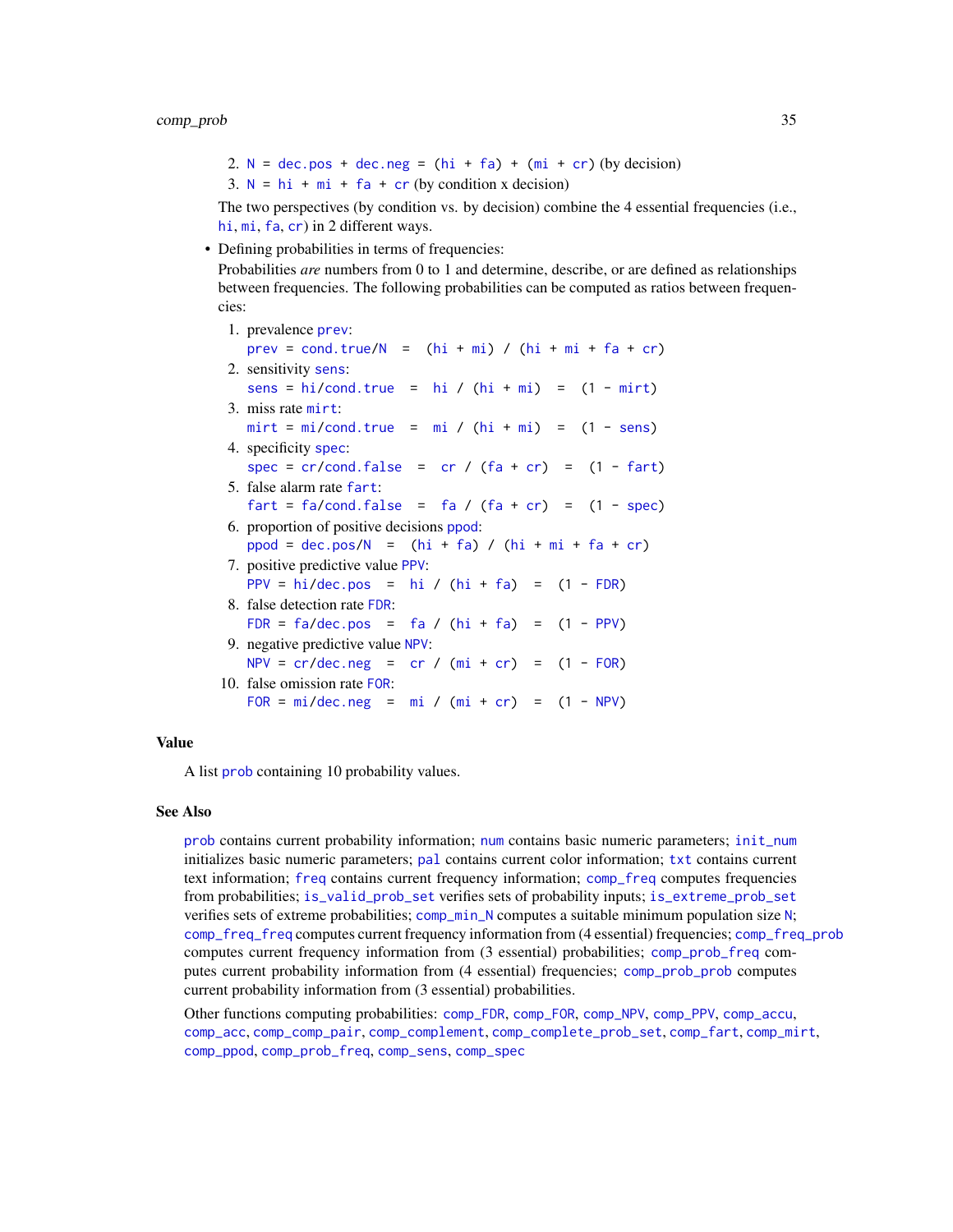2. `N = dec.pos + dec.neg = (hi + fa) + (mi + cr)` (by decision)
3. `N = hi + mi + fa + cr` (by condition x decision)

The two perspectives (by condition vs. by decision) combine the 4 essential frequencies (i.e., `hi`, `mi`, `fa`, `cr`) in 2 different ways.

- Defining probabilities in terms of frequencies:

  Probabilities *are* numbers from 0 to 1 and determine, describe, or are defined as relationships between frequencies. The following probabilities can be computed as ratios between frequencies:

  1. prevalence `prev`:
     `prev = cond.true/N = (hi + mi) / (hi + mi + fa + cr)`
  2. sensitivity `sens`:
     `sens = hi/cond.true = hi / (hi + mi) = (1 - mirt)`
  3. miss rate `mirt`:
     `mirt = mi/cond.true = mi / (hi + mi) = (1 - sens)`
  4. specificity `spec`:
     `spec = cr/cond.false = cr / (fa + cr) = (1 - fart)`
  5. false alarm rate `fart`:
     `fart = fa/cond.false = fa / (fa + cr) = (1 - spec)`
  6. proportion of positive decisions `ppod`:
     `ppod = dec.pos/N = (hi + fa) / (hi + mi + fa + cr)`
  7. positive predictive value `PPV`:
     `PPV = hi/dec.pos = hi / (hi + fa) = (1 - FDR)`
  8. false detection rate `FDR`:
     `FDR = fa/dec.pos = fa / (hi + fa) = (1 - PPV)`
  9. negative predictive value `NPV`:
     `NPV = cr/dec.neg = cr / (mi + cr) = (1 - FOR)`
  10. false omission rate `FOR`:
      `FOR = mi/dec.neg = mi / (mi + cr) = (1 - NPV)`

## Value

A list `prob` containing 10 probability values.

## See Also

`prob` contains current probability information; `num` contains basic numeric parameters; `init_num` initializes basic numeric parameters; `pal` contains current color information; `txt` contains current text information; `freq` contains current frequency information; `comp_freq` computes frequencies from probabilities; `is_valid_prob_set` verifies sets of probability inputs; `is_extreme_prob_set` verifies sets of extreme probabilities; `comp_min_N` computes a suitable minimum population size `N`; `comp_freq_freq` computes current frequency information from (4 essential) frequencies; `comp_freq_prob` computes current frequency information from (3 essential) probabilities; `comp_prob_freq` computes current probability information from (4 essential) frequencies; `comp_prob_prob` computes current probability information from (3 essential) probabilities.

Other functions computing probabilities: `comp_FDR`, `comp_FOR`, `comp_NPV`, `comp_PPV`, `comp_accu`, `comp_acc`, `comp_comp_pair`, `comp_complement`, `comp_complete_prob_set`, `comp_fart`, `comp_mirt`, `comp_ppod`, `comp_prob_freq`, `comp_sens`, `comp_spec`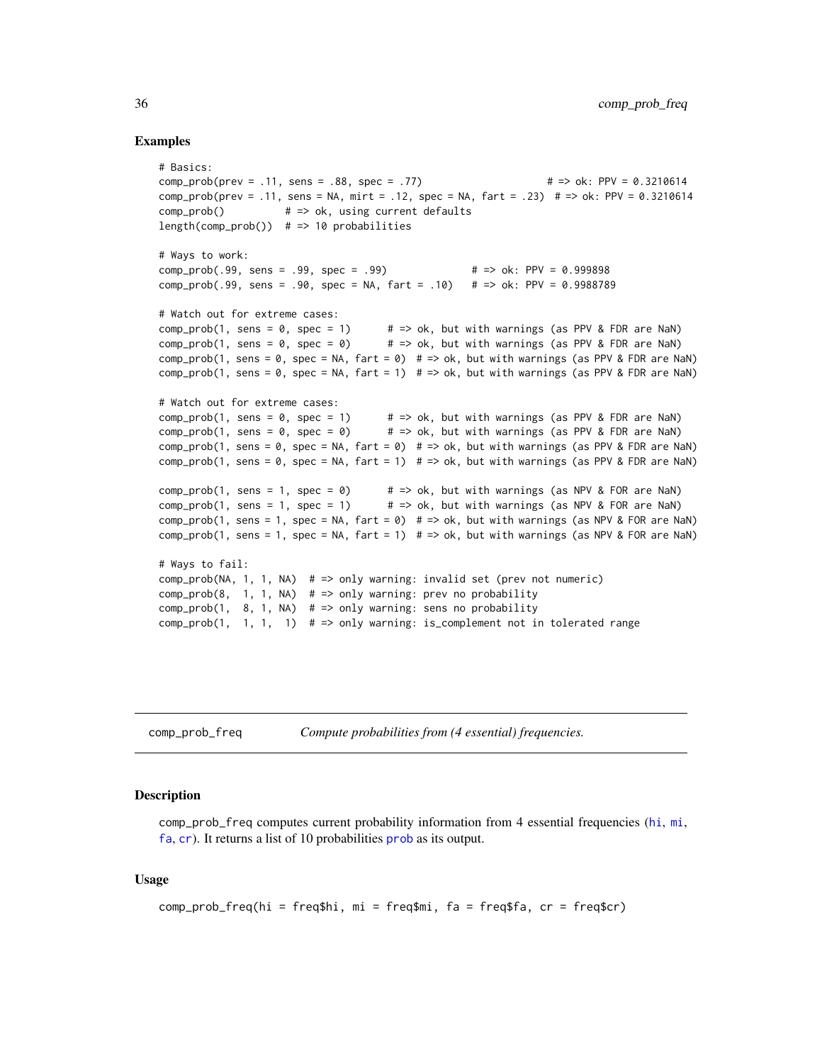## Examples

```
# Basics:
comp_prob(prev = .11, sens = .88, spec = .77)                    # => ok: PPV = 0.3210614
comp_prob(prev = .11, sens = NA, mirt = .12, spec = NA, fart = .23)  # => ok: PPV = 0.3210614
comp_prob()          # => ok, using current defaults
length(comp_prob())  # => 10 probabilities

# Ways to work:
comp_prob(.99, sens = .99, spec = .99)              # => ok: PPV = 0.999898
comp_prob(.99, sens = .90, spec = NA, fart = .10)   # => ok: PPV = 0.9988789

# Watch out for extreme cases:
comp_prob(1, sens = 0, spec = 1)      # => ok, but with warnings (as PPV & FDR are NaN)
comp_prob(1, sens = 0, spec = 0)      # => ok, but with warnings (as PPV & FDR are NaN)
comp_prob(1, sens = 0, spec = NA, fart = 0)  # => ok, but with warnings (as PPV & FDR are NaN)
comp_prob(1, sens = 0, spec = NA, fart = 1)  # => ok, but with warnings (as PPV & FDR are NaN)

# Watch out for extreme cases:
comp_prob(1, sens = 0, spec = 1)      # => ok, but with warnings (as PPV & FDR are NaN)
comp_prob(1, sens = 0, spec = 0)      # => ok, but with warnings (as PPV & FDR are NaN)
comp_prob(1, sens = 0, spec = NA, fart = 0)  # => ok, but with warnings (as PPV & FDR are NaN)
comp_prob(1, sens = 0, spec = NA, fart = 1)  # => ok, but with warnings (as PPV & FDR are NaN)

comp_prob(1, sens = 1, spec = 0)      # => ok, but with warnings (as NPV & FOR are NaN)
comp_prob(1, sens = 1, spec = 1)      # => ok, but with warnings (as NPV & FOR are NaN)
comp_prob(1, sens = 1, spec = NA, fart = 0)  # => ok, but with warnings (as NPV & FOR are NaN)
comp_prob(1, sens = 1, spec = NA, fart = 1)  # => ok, but with warnings (as NPV & FOR are NaN)

# Ways to fail:
comp_prob(NA, 1, 1, NA)  # => only warning: invalid set (prev not numeric)
comp_prob(8,  1, 1, NA)  # => only warning: prev no probability
comp_prob(1,  8, 1, NA)  # => only warning: sens no probability
comp_prob(1,  1, 1,  1)  # => only warning: is_complement not in tolerated range
```

---

`comp_prob_freq` *Compute probabilities from (4 essential) frequencies.*

---

## Description

`comp_prob_freq` computes current probability information from 4 essential frequencies (`hi`, `mi`, `fa`, `cr`). It returns a list of 10 probabilities `prob` as its output.

## Usage

```
comp_prob_freq(hi = freq$hi, mi = freq$mi, fa = freq$fa, cr = freq$cr)
```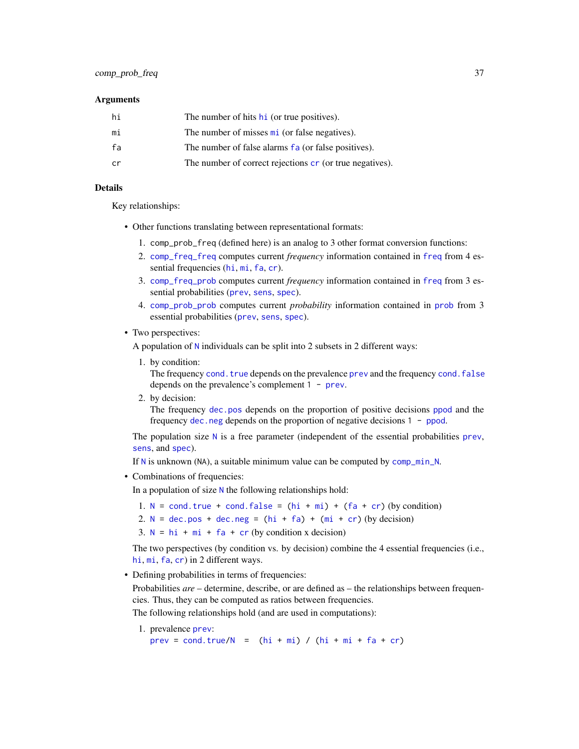### Arguments

| | |
|---|---|
| hi | The number of hits hi (or true positives). |
| mi | The number of misses mi (or false negatives). |
| fa | The number of false alarms fa (or false positives). |
| cr | The number of correct rejections cr (or true negatives). |

### Details

Key relationships:

- Other functions translating between representational formats:
  1. comp_prob_freq (defined here) is an analog to 3 other format conversion functions:
  2. comp_freq_freq computes current *frequency* information contained in freq from 4 essential frequencies (hi, mi, fa, cr).
  3. comp_freq_prob computes current *frequency* information contained in freq from 3 essential probabilities (prev, sens, spec).
  4. comp_prob_prob computes current *probability* information contained in prob from 3 essential probabilities (prev, sens, spec).
- Two perspectives:

  A population of N individuals can be split into 2 subsets in 2 different ways:
  1. by condition:
     The frequency cond.true depends on the prevalence prev and the frequency cond.false depends on the prevalence's complement 1 - prev.
  2. by decision:
     The frequency dec.pos depends on the proportion of positive decisions ppod and the frequency dec.neg depends on the proportion of negative decisions 1 - ppod.

  The population size N is a free parameter (independent of the essential probabilities prev, sens, and spec).

  If N is unknown (NA), a suitable minimum value can be computed by comp_min_N.
- Combinations of frequencies:

  In a population of size N the following relationships hold:
  1. N = cond.true + cond.false = (hi + mi) + (fa + cr) (by condition)
  2. N = dec.pos + dec.neg = (hi + fa) + (mi + cr) (by decision)
  3. N = hi + mi + fa + cr (by condition x decision)

  The two perspectives (by condition vs. by decision) combine the 4 essential frequencies (i.e., hi, mi, fa, cr) in 2 different ways.
- Defining probabilities in terms of frequencies:

  Probabilities *are* – determine, describe, or are defined as – the relationships between frequencies. Thus, they can be computed as ratios between frequencies.

  The following relationships hold (and are used in computations):
  1. prevalence prev:
     prev = cond.true/N = (hi + mi) / (hi + mi + fa + cr)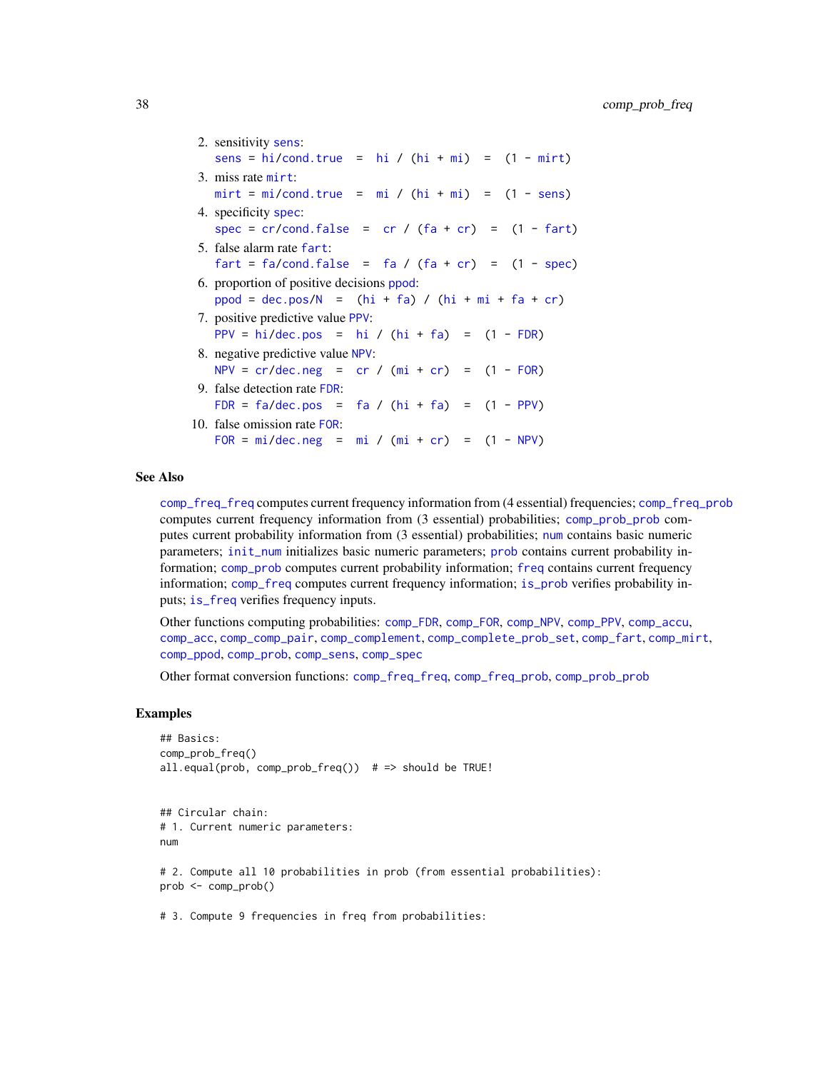2. sensitivity `sens`:
   `sens = hi/cond.true  =  hi / (hi + mi)  =  (1 - mirt)`
3. miss rate `mirt`:
   `mirt = mi/cond.true  =  mi / (hi + mi)  =  (1 - sens)`
4. specificity `spec`:
   `spec = cr/cond.false  =  cr / (fa + cr)  =  (1 - fart)`
5. false alarm rate `fart`:
   `fart = fa/cond.false  =  fa / (fa + cr)  =  (1 - spec)`
6. proportion of positive decisions `ppod`:
   `ppod = dec.pos/N  =  (hi + fa) / (hi + mi + fa + cr)`
7. positive predictive value `PPV`:
   `PPV = hi/dec.pos  =  hi / (hi + fa)  =  (1 - FDR)`
8. negative predictive value `NPV`:
   `NPV = cr/dec.neg  =  cr / (mi + cr)  =  (1 - FOR)`
9. false detection rate `FDR`:
   `FDR = fa/dec.pos  =  fa / (hi + fa)  =  (1 - PPV)`
10. false omission rate `FOR`:
    `FOR = mi/dec.neg  =  mi / (mi + cr)  =  (1 - NPV)`

## See Also

`comp_freq_freq` computes current frequency information from (4 essential) frequencies; `comp_freq_prob` computes current frequency information from (3 essential) probabilities; `comp_prob_prob` computes current probability information from (3 essential) probabilities; `num` contains basic numeric parameters; `init_num` initializes basic numeric parameters; `prob` contains current probability information; `comp_prob` computes current probability information; `freq` contains current frequency information; `comp_freq` computes current frequency information; `is_prob` verifies probability inputs; `is_freq` verifies frequency inputs.

Other functions computing probabilities: `comp_FDR`, `comp_FOR`, `comp_NPV`, `comp_PPV`, `comp_accu`, `comp_acc`, `comp_comp_pair`, `comp_complement`, `comp_complete_prob_set`, `comp_fart`, `comp_mirt`, `comp_ppod`, `comp_prob`, `comp_sens`, `comp_spec`

Other format conversion functions: `comp_freq_freq`, `comp_freq_prob`, `comp_prob_prob`

## Examples

```
## Basics:
comp_prob_freq()
all.equal(prob, comp_prob_freq())  # => should be TRUE!


## Circular chain:
# 1. Current numeric parameters:
num

# 2. Compute all 10 probabilities in prob (from essential probabilities):
prob <- comp_prob()

# 3. Compute 9 frequencies in freq from probabilities:
```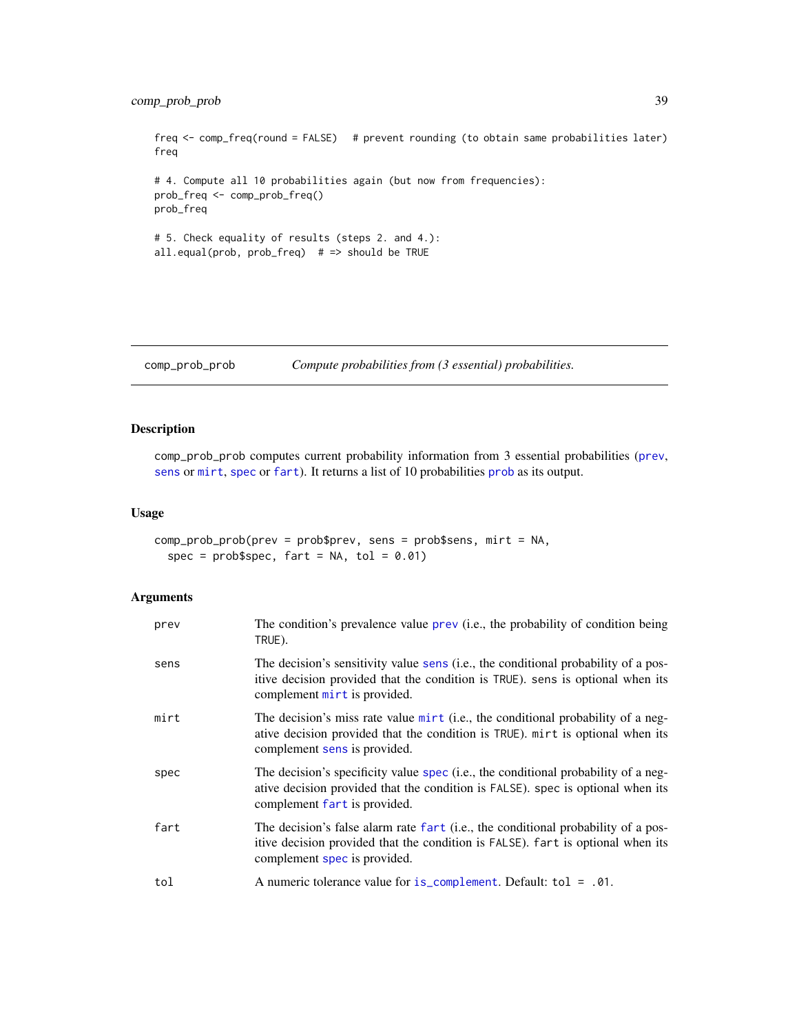```
freq <- comp_freq(round = FALSE)   # prevent rounding (to obtain same probabilities later)
freq

# 4. Compute all 10 probabilities again (but now from frequencies):
prob_freq <- comp_prob_freq()
prob_freq

# 5. Check equality of results (steps 2. and 4.):
all.equal(prob, prob_freq)  # => should be TRUE
```

---

## comp_prob_prob — *Compute probabilities from (3 essential) probabilities.*

---

### Description

comp_prob_prob computes current probability information from 3 essential probabilities (`prev`, `sens` or `mirt`, `spec` or `fart`). It returns a list of 10 probabilities `prob` as its output.

### Usage

```
comp_prob_prob(prev = prob$prev, sens = prob$sens, mirt = NA,
  spec = prob$spec, fart = NA, tol = 0.01)
```

### Arguments

| | |
|---|---|
| prev | The condition's prevalence value `prev` (i.e., the probability of condition being `TRUE`). |
| sens | The decision's sensitivity value `sens` (i.e., the conditional probability of a positive decision provided that the condition is `TRUE`). `sens` is optional when its complement `mirt` is provided. |
| mirt | The decision's miss rate value `mirt` (i.e., the conditional probability of a negative decision provided that the condition is `TRUE`). `mirt` is optional when its complement `sens` is provided. |
| spec | The decision's specificity value `spec` (i.e., the conditional probability of a negative decision provided that the condition is `FALSE`). `spec` is optional when its complement `fart` is provided. |
| fart | The decision's false alarm rate `fart` (i.e., the conditional probability of a positive decision provided that the condition is `FALSE`). `fart` is optional when its complement `spec` is provided. |
| tol | A numeric tolerance value for `is_complement`. Default: `tol = .01`. |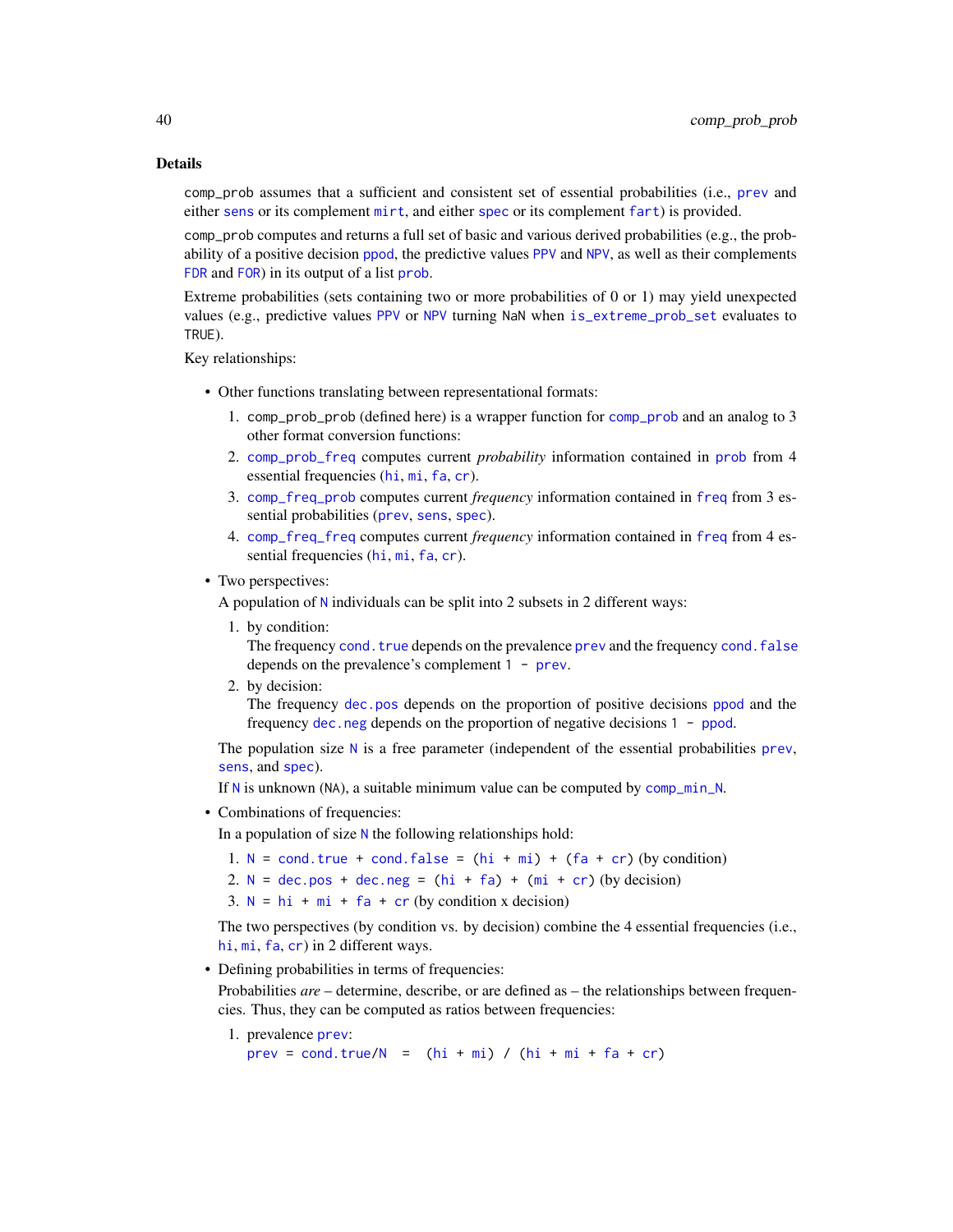## Details

comp_prob assumes that a sufficient and consistent set of essential probabilities (i.e., prev and either sens or its complement mirt, and either spec or its complement fart) is provided.

comp_prob computes and returns a full set of basic and various derived probabilities (e.g., the probability of a positive decision ppod, the predictive values PPV and NPV, as well as their complements FDR and FOR) in its output of a list prob.

Extreme probabilities (sets containing two or more probabilities of 0 or 1) may yield unexpected values (e.g., predictive values PPV or NPV turning NaN when is_extreme_prob_set evaluates to TRUE).

Key relationships:

- Other functions translating between representational formats:
  1. comp_prob_prob (defined here) is a wrapper function for comp_prob and an analog to 3 other format conversion functions:
  2. comp_prob_freq computes current *probability* information contained in prob from 4 essential frequencies (hi, mi, fa, cr).
  3. comp_freq_prob computes current *frequency* information contained in freq from 3 essential probabilities (prev, sens, spec).
  4. comp_freq_freq computes current *frequency* information contained in freq from 4 essential frequencies (hi, mi, fa, cr).

- Two perspectives:

  A population of N individuals can be split into 2 subsets in 2 different ways:

  1. by condition:
     The frequency cond.true depends on the prevalence prev and the frequency cond.false depends on the prevalence's complement 1 - prev.
  2. by decision:
     The frequency dec.pos depends on the proportion of positive decisions ppod and the frequency dec.neg depends on the proportion of negative decisions 1 - ppod.

  The population size N is a free parameter (independent of the essential probabilities prev, sens, and spec).

  If N is unknown (NA), a suitable minimum value can be computed by comp_min_N.

- Combinations of frequencies:

  In a population of size N the following relationships hold:

  1. N = cond.true + cond.false = (hi + mi) + (fa + cr) (by condition)
  2. N = dec.pos + dec.neg = (hi + fa) + (mi + cr) (by decision)
  3. N = hi + mi + fa + cr (by condition x decision)

  The two perspectives (by condition vs. by decision) combine the 4 essential frequencies (i.e., hi, mi, fa, cr) in 2 different ways.

- Defining probabilities in terms of frequencies:

  Probabilities *are* – determine, describe, or are defined as – the relationships between frequencies. Thus, they can be computed as ratios between frequencies:

  1. prevalence prev:
     prev = cond.true/N  =  (hi + mi) / (hi + mi + fa + cr)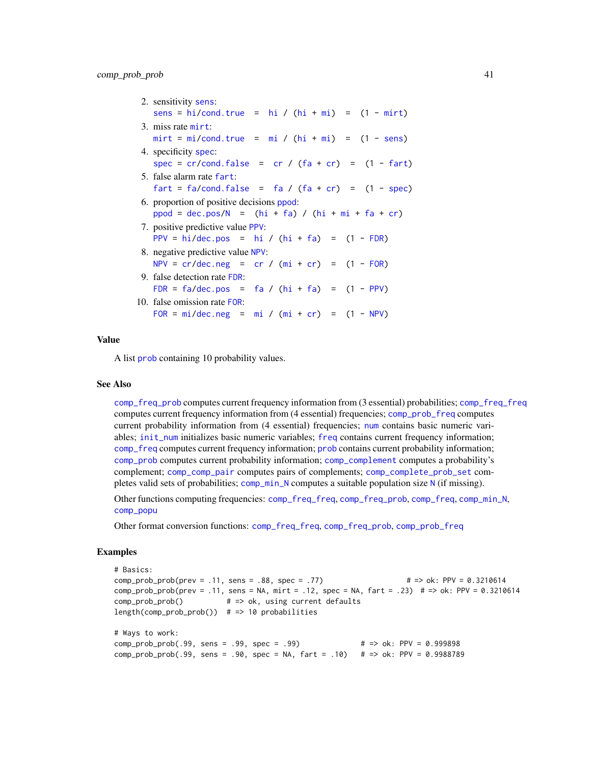2. sensitivity `sens`:
   `sens = hi/cond.true  =  hi / (hi + mi)  =  (1 - mirt)`
3. miss rate `mirt`:
   `mirt = mi/cond.true  =  mi / (hi + mi)  =  (1 - sens)`
4. specificity `spec`:
   `spec = cr/cond.false  =  cr / (fa + cr)  =  (1 - fart)`
5. false alarm rate `fart`:
   `fart = fa/cond.false  =  fa / (fa + cr)  =  (1 - spec)`
6. proportion of positive decisions `ppod`:
   `ppod = dec.pos/N  =  (hi + fa) / (hi + mi + fa + cr)`
7. positive predictive value `PPV`:
   `PPV = hi/dec.pos  =  hi / (hi + fa)  =  (1 - FDR)`
8. negative predictive value `NPV`:
   `NPV = cr/dec.neg  =  cr / (mi + cr)  =  (1 - FOR)`
9. false detection rate `FDR`:
   `FDR = fa/dec.pos  =  fa / (hi + fa)  =  (1 - PPV)`
10. false omission rate `FOR`:
    `FOR = mi/dec.neg  =  mi / (mi + cr)  =  (1 - NPV)`

## Value

A list `prob` containing 10 probability values.

## See Also

`comp_freq_prob` computes current frequency information from (3 essential) probabilities; `comp_freq_freq` computes current frequency information from (4 essential) frequencies; `comp_prob_freq` computes current probability information from (4 essential) frequencies; `num` contains basic numeric variables; `init_num` initializes basic numeric variables; `freq` contains current frequency information; `comp_freq` computes current frequency information; `prob` contains current probability information; `comp_prob` computes current probability information; `comp_complement` computes a probability's complement; `comp_comp_pair` computes pairs of complements; `comp_complete_prob_set` completes valid sets of probabilities; `comp_min_N` computes a suitable population size `N` (if missing).

Other functions computing frequencies: `comp_freq_freq`, `comp_freq_prob`, `comp_freq`, `comp_min_N`, `comp_popu`

Other format conversion functions: `comp_freq_freq`, `comp_freq_prob`, `comp_prob_freq`

## Examples

```
# Basics:
comp_prob_prob(prev = .11, sens = .88, spec = .77)                    # => ok: PPV = 0.3210614
comp_prob_prob(prev = .11, sens = NA, mirt = .12, spec = NA, fart = .23)  # => ok: PPV = 0.3210614
comp_prob_prob()          # => ok, using current defaults
length(comp_prob_prob())  # => 10 probabilities

# Ways to work:
comp_prob_prob(.99, sens = .99, spec = .99)              # => ok: PPV = 0.999898
comp_prob_prob(.99, sens = .90, spec = NA, fart = .10)   # => ok: PPV = 0.9988789
```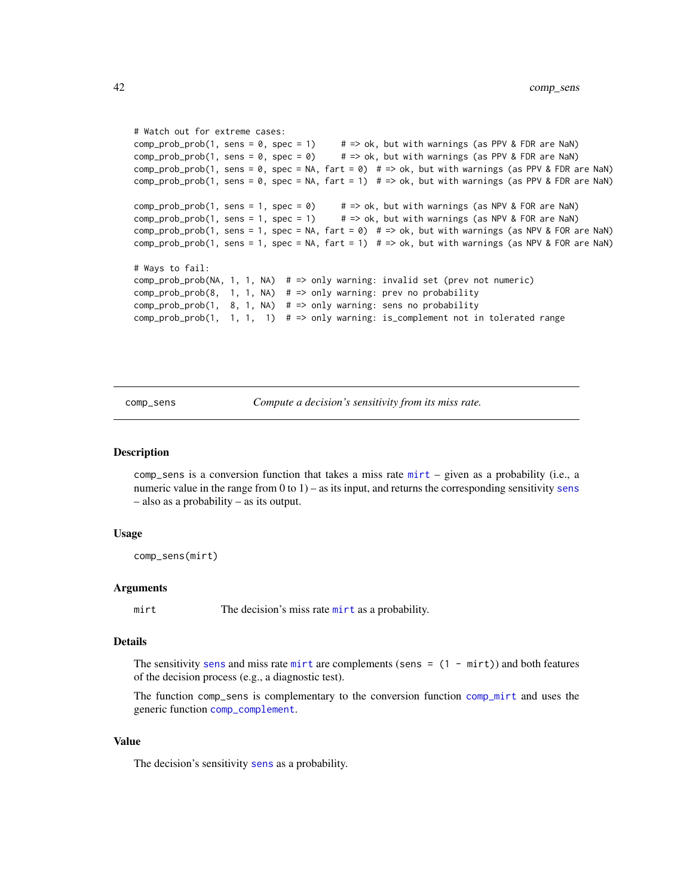```
# Watch out for extreme cases:
comp_prob_prob(1, sens = 0, spec = 1)      # => ok, but with warnings (as PPV & FDR are NaN)
comp_prob_prob(1, sens = 0, spec = 0)      # => ok, but with warnings (as PPV & FDR are NaN)
comp_prob_prob(1, sens = 0, spec = NA, fart = 0)  # => ok, but with warnings (as PPV & FDR are NaN)
comp_prob_prob(1, sens = 0, spec = NA, fart = 1)  # => ok, but with warnings (as PPV & FDR are NaN)

comp_prob_prob(1, sens = 1, spec = 0)      # => ok, but with warnings (as NPV & FOR are NaN)
comp_prob_prob(1, sens = 1, spec = 1)      # => ok, but with warnings (as NPV & FOR are NaN)
comp_prob_prob(1, sens = 1, spec = NA, fart = 0)  # => ok, but with warnings (as NPV & FOR are NaN)
comp_prob_prob(1, sens = 1, spec = NA, fart = 1)  # => ok, but with warnings (as NPV & FOR are NaN)

# Ways to fail:
comp_prob_prob(NA, 1, 1, NA)  # => only warning: invalid set (prev not numeric)
comp_prob_prob(8,  1, 1, NA)  # => only warning: prev no probability
comp_prob_prob(1,  8, 1, NA)  # => only warning: sens no probability
comp_prob_prob(1,  1, 1,  1)  # => only warning: is_complement not in tolerated range
```

## comp_sens — *Compute a decision's sensitivity from its miss rate.*

### Description

comp_sens is a conversion function that takes a miss rate mirt – given as a probability (i.e., a numeric value in the range from 0 to 1) – as its input, and returns the corresponding sensitivity sens – also as a probability – as its output.

### Usage

```
comp_sens(mirt)
```

### Arguments

| | |
|---|---|
| mirt | The decision's miss rate mirt as a probability. |

### Details

The sensitivity sens and miss rate mirt are complements (sens = (1 - mirt)) and both features of the decision process (e.g., a diagnostic test).

The function comp_sens is complementary to the conversion function comp_mirt and uses the generic function comp_complement.

### Value

The decision's sensitivity sens as a probability.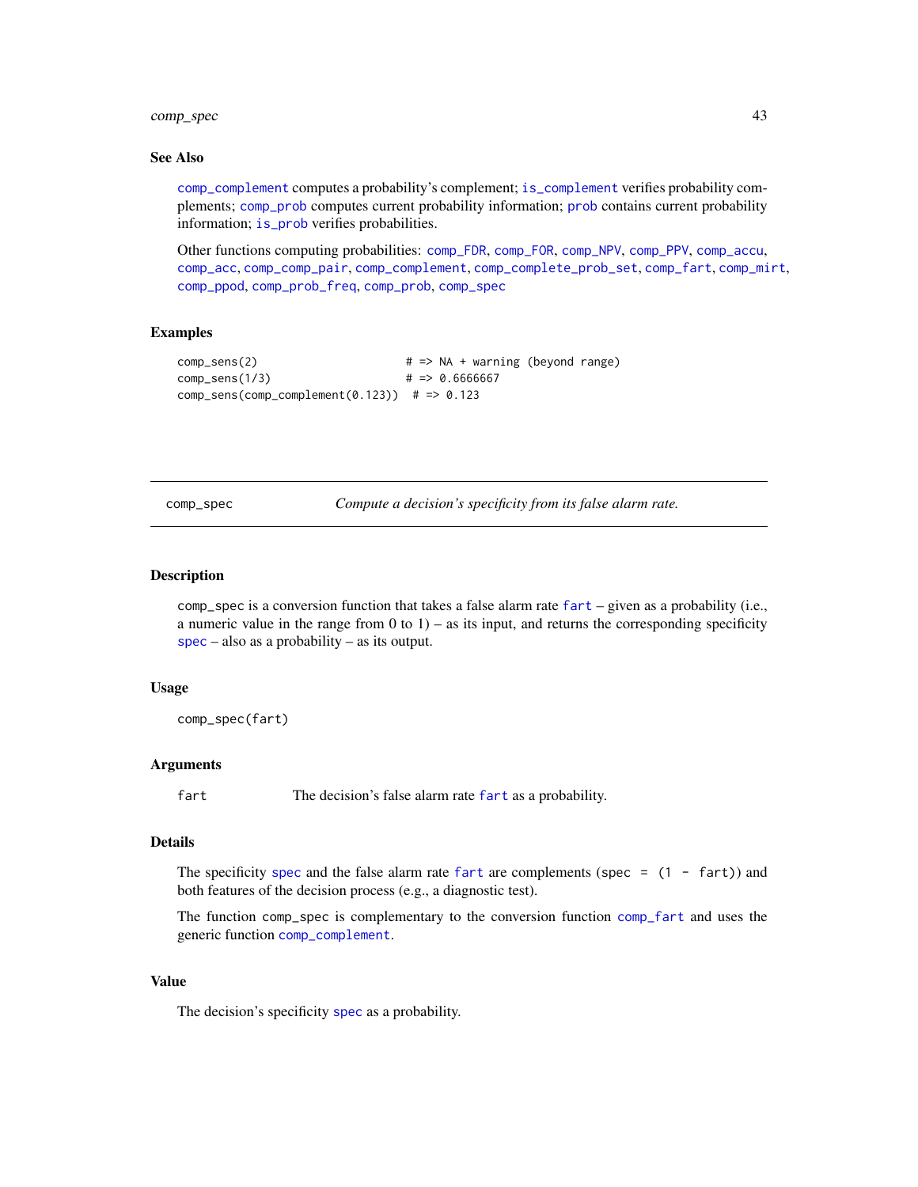## See Also

`comp_complement` computes a probability's complement; `is_complement` verifies probability complements; `comp_prob` computes current probability information; `prob` contains current probability information; `is_prob` verifies probabilities.

Other functions computing probabilities: `comp_FDR`, `comp_FOR`, `comp_NPV`, `comp_PPV`, `comp_accu`, `comp_acc`, `comp_comp_pair`, `comp_complement`, `comp_complete_prob_set`, `comp_fart`, `comp_mirt`, `comp_ppod`, `comp_prob_freq`, `comp_prob`, `comp_spec`

## Examples

```
comp_sens(2)                      # => NA + warning (beyond range)
comp_sens(1/3)                    # => 0.6666667
comp_sens(comp_complement(0.123))  # => 0.123
```

---

# comp_spec — *Compute a decision's specificity from its false alarm rate.*

---

## Description

comp_spec is a conversion function that takes a false alarm rate `fart` – given as a probability (i.e., a numeric value in the range from 0 to 1) – as its input, and returns the corresponding specificity `spec` – also as a probability – as its output.

## Usage

```
comp_spec(fart)
```

## Arguments

| | |
|---|---|
| fart | The decision's false alarm rate `fart` as a probability. |

## Details

The specificity `spec` and the false alarm rate `fart` are complements (`spec = (1 - fart)`) and both features of the decision process (e.g., a diagnostic test).

The function comp_spec is complementary to the conversion function `comp_fart` and uses the generic function `comp_complement`.

## Value

The decision's specificity `spec` as a probability.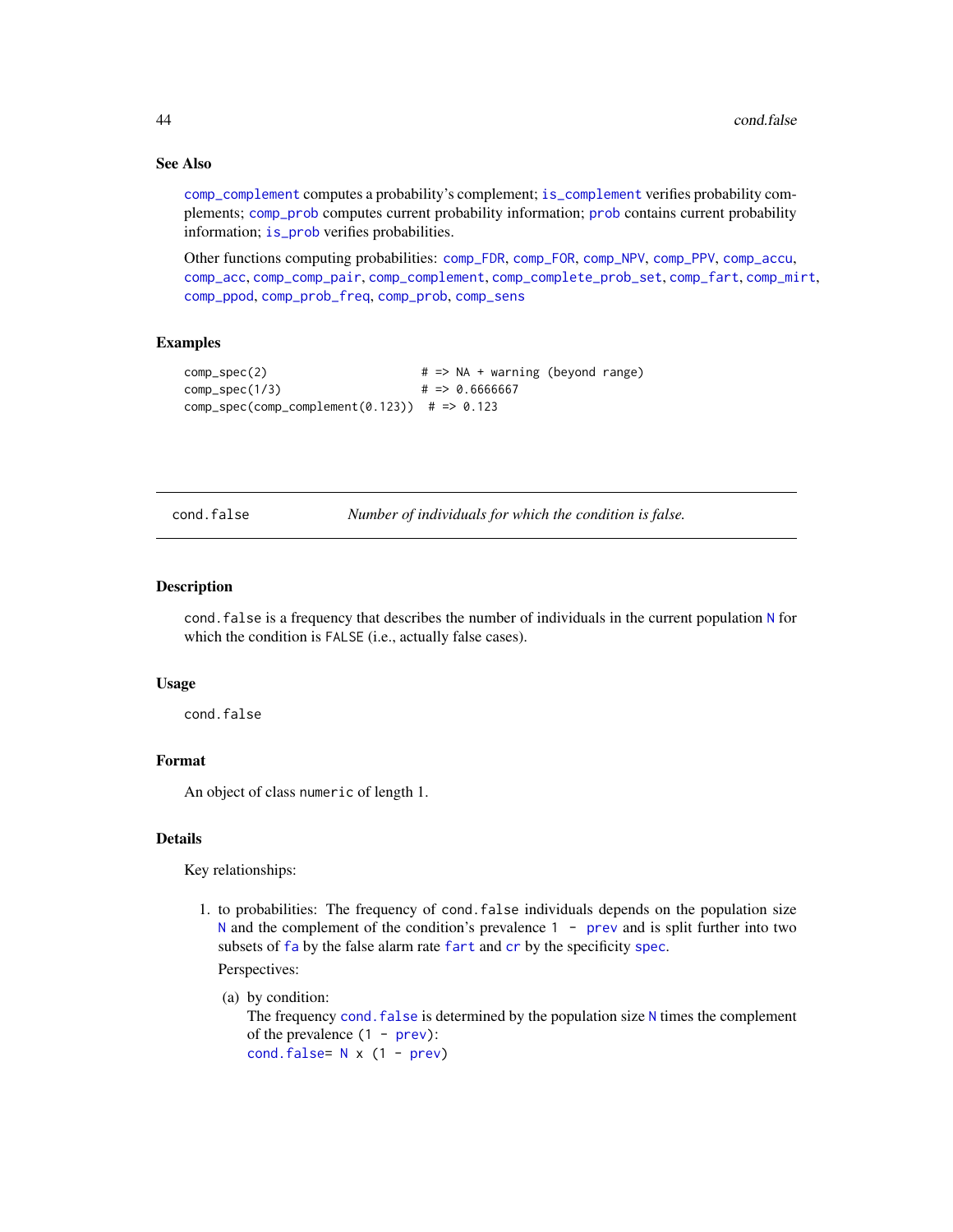### See Also

`comp_complement` computes a probability's complement; `is_complement` verifies probability complements; `comp_prob` computes current probability information; `prob` contains current probability information; `is_prob` verifies probabilities.

Other functions computing probabilities: `comp_FDR`, `comp_FOR`, `comp_NPV`, `comp_PPV`, `comp_accu`, `comp_acc`, `comp_comp_pair`, `comp_complement`, `comp_complete_prob_set`, `comp_fart`, `comp_mirt`, `comp_ppod`, `comp_prob_freq`, `comp_prob`, `comp_sens`

### Examples

```
comp_spec(2)                       # => NA + warning (beyond range)
comp_spec(1/3)                     # => 0.6666667
comp_spec(comp_complement(0.123))  # => 0.123
```

---

## cond.false &nbsp;&nbsp;&nbsp; *Number of individuals for which the condition is false.*

---

### Description

`cond.false` is a frequency that describes the number of individuals in the current population `N` for which the condition is `FALSE` (i.e., actually false cases).

### Usage

```
cond.false
```

### Format

An object of class `numeric` of length 1.

### Details

Key relationships:

1. to probabilities: The frequency of `cond.false` individuals depends on the population size `N` and the complement of the condition's prevalence `1 - prev` and is split further into two subsets of `fa` by the false alarm rate `fart` and `cr` by the specificity `spec`.

   Perspectives:

   (a) by condition:
   The frequency `cond.false` is determined by the population size `N` times the complement of the prevalence `(1 - prev)`:
   `cond.false= N x (1 - prev)`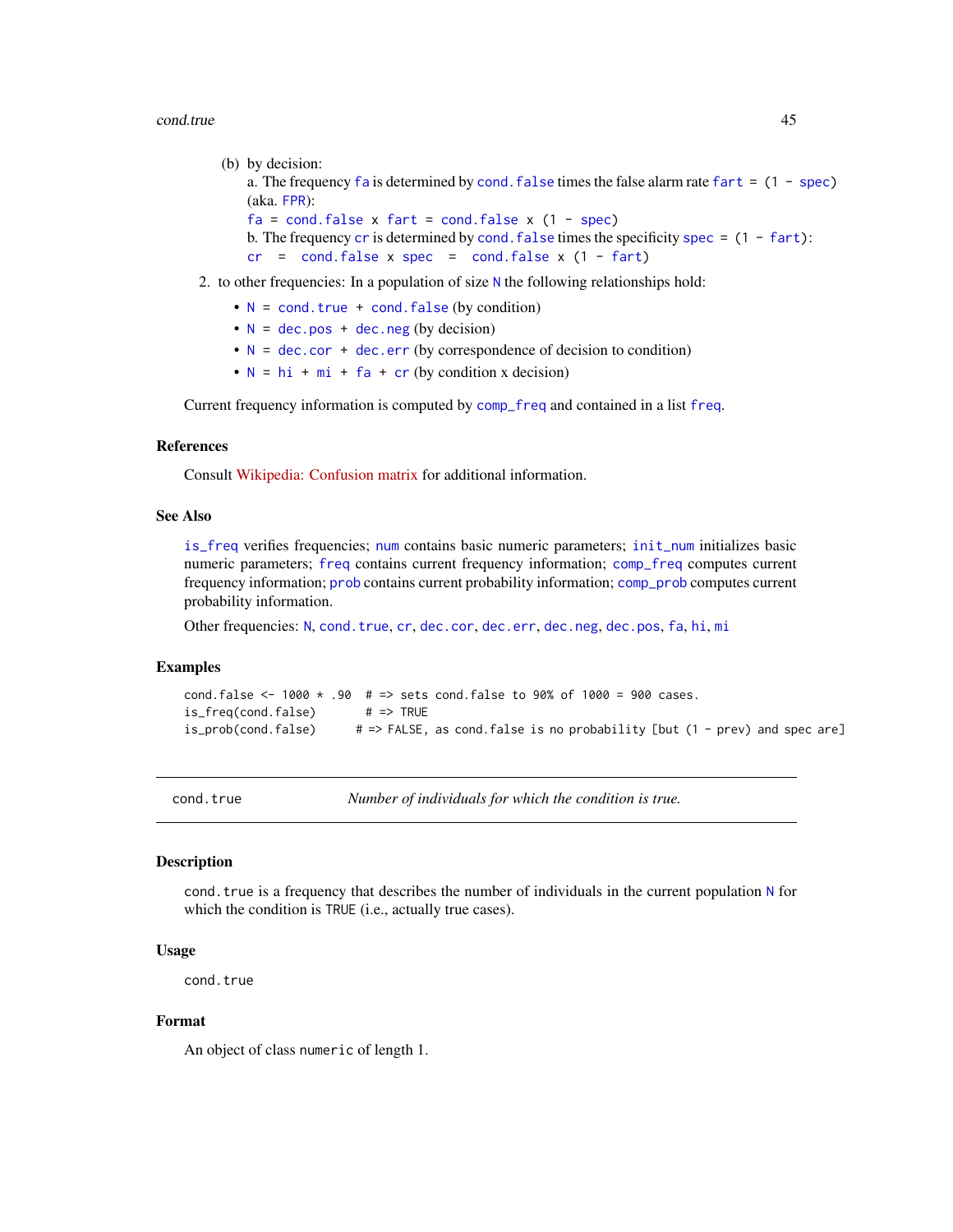(b) by decision:

a. The frequency `fa` is determined by `cond.false` times the false alarm rate `fart = (1 - spec)` (aka. `FPR`):
`fa = cond.false x fart = cond.false x (1 - spec)`

b. The frequency `cr` is determined by `cond.false` times the specificity `spec = (1 - fart)`:
`cr = cond.false x spec = cond.false x (1 - fart)`

2. to other frequencies: In a population of size `N` the following relationships hold:

- `N = cond.true + cond.false` (by condition)
- `N = dec.pos + dec.neg` (by decision)
- `N = dec.cor + dec.err` (by correspondence of decision to condition)
- `N = hi + mi + fa + cr` (by condition x decision)

Current frequency information is computed by `comp_freq` and contained in a list `freq`.

### References

Consult Wikipedia: Confusion matrix for additional information.

### See Also

`is_freq` verifies frequencies; `num` contains basic numeric parameters; `init_num` initializes basic numeric parameters; `freq` contains current frequency information; `comp_freq` computes current frequency information; `prob` contains current probability information; `comp_prob` computes current probability information.

Other frequencies: `N`, `cond.true`, `cr`, `dec.cor`, `dec.err`, `dec.neg`, `dec.pos`, `fa`, `hi`, `mi`

### Examples

```
cond.false <- 1000 * .90  # => sets cond.false to 90% of 1000 = 900 cases.
is_freq(cond.false)       # => TRUE
is_prob(cond.false)      # => FALSE, as cond.false is no probability [but (1 - prev) and spec are]
```

---

## cond.true — *Number of individuals for which the condition is true.*

---

### Description

`cond.true` is a frequency that describes the number of individuals in the current population `N` for which the condition is `TRUE` (i.e., actually true cases).

### Usage

```
cond.true
```

### Format

An object of class `numeric` of length 1.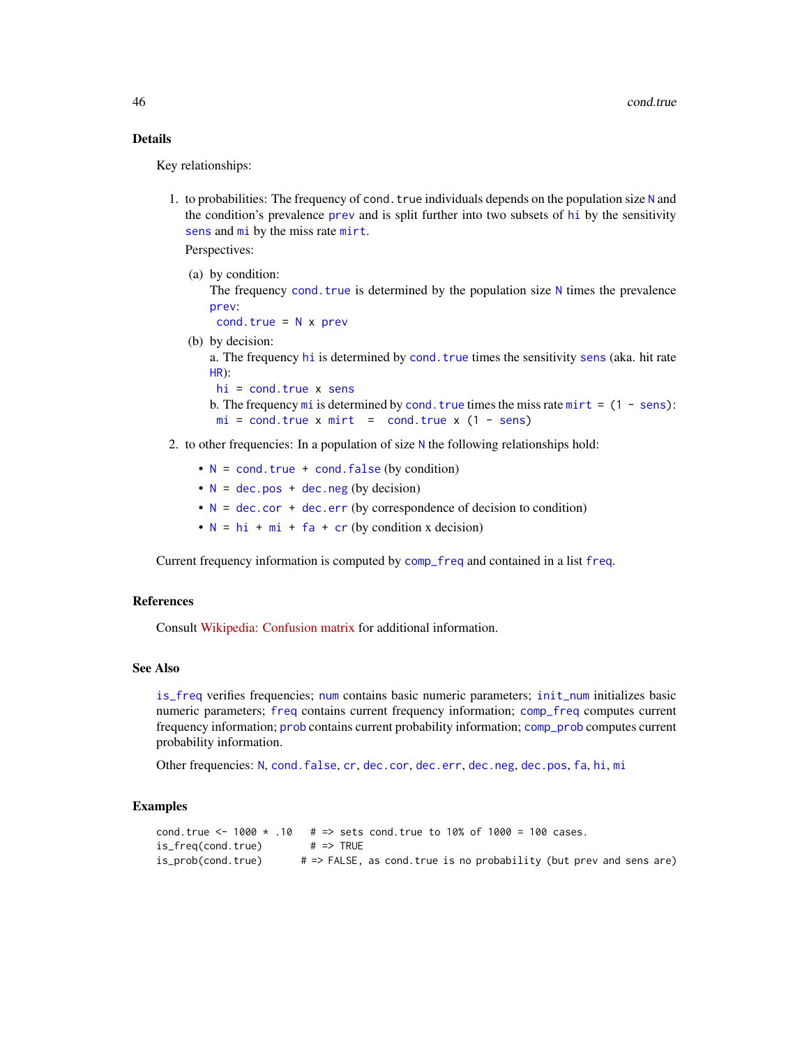## Details

Key relationships:

1. to probabilities: The frequency of `cond.true` individuals depends on the population size `N` and the condition's prevalence `prev` and is split further into two subsets of `hi` by the sensitivity `sens` and `mi` by the miss rate `mirt`.

   Perspectives:

   (a) by condition:
   The frequency `cond.true` is determined by the population size `N` times the prevalence `prev`:
   `cond.true = N x prev`

   (b) by decision:
   a. The frequency `hi` is determined by `cond.true` times the sensitivity `sens` (aka. hit rate `HR`):
   `hi = cond.true x sens`
   b. The frequency `mi` is determined by `cond.true` times the miss rate `mirt = (1 - sens)`:
   `mi = cond.true x mirt  =  cond.true x (1 - sens)`

2. to other frequencies: In a population of size `N` the following relationships hold:
   - `N = cond.true + cond.false` (by condition)
   - `N = dec.pos + dec.neg` (by decision)
   - `N = dec.cor + dec.err` (by correspondence of decision to condition)
   - `N = hi + mi + fa + cr` (by condition x decision)

Current frequency information is computed by `comp_freq` and contained in a list `freq`.

## References

Consult Wikipedia: Confusion matrix for additional information.

## See Also

`is_freq` verifies frequencies; `num` contains basic numeric parameters; `init_num` initializes basic numeric parameters; `freq` contains current frequency information; `comp_freq` computes current frequency information; `prob` contains current probability information; `comp_prob` computes current probability information.

Other frequencies: `N`, `cond.false`, `cr`, `dec.cor`, `dec.err`, `dec.neg`, `dec.pos`, `fa`, `hi`, `mi`

## Examples

```
cond.true <- 1000 * .10   # => sets cond.true to 10% of 1000 = 100 cases.
is_freq(cond.true)        # => TRUE
is_prob(cond.true)       # => FALSE, as cond.true is no probability (but prev and sens are)
```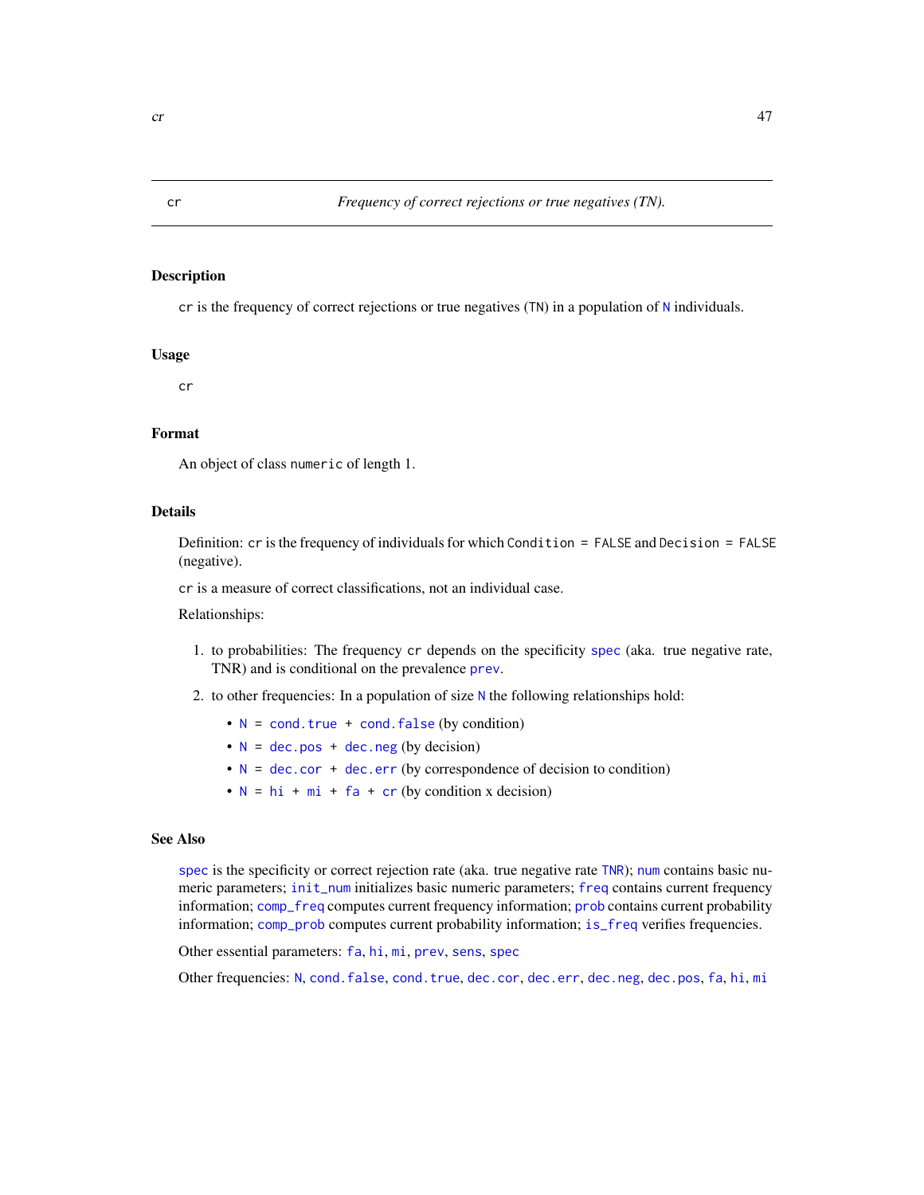`cr` *Frequency of correct rejections or true negatives (TN).*

## Description

`cr` is the frequency of correct rejections or true negatives (`TN`) in a population of `N` individuals.

## Usage

```
cr
```

## Format

An object of class `numeric` of length 1.

## Details

Definition: `cr` is the frequency of individuals for which `Condition = FALSE` and `Decision = FALSE` (negative).

`cr` is a measure of correct classifications, not an individual case.

Relationships:

1. to probabilities: The frequency `cr` depends on the specificity `spec` (aka. true negative rate, TNR) and is conditional on the prevalence `prev`.
2. to other frequencies: In a population of size `N` the following relationships hold:
   - `N = cond.true + cond.false` (by condition)
   - `N = dec.pos + dec.neg` (by decision)
   - `N = dec.cor + dec.err` (by correspondence of decision to condition)
   - `N = hi + mi + fa + cr` (by condition x decision)

## See Also

`spec` is the specificity or correct rejection rate (aka. true negative rate `TNR`); `num` contains basic numeric parameters; `init_num` initializes basic numeric parameters; `freq` contains current frequency information; `comp_freq` computes current frequency information; `prob` contains current probability information; `comp_prob` computes current probability information; `is_freq` verifies frequencies.

Other essential parameters: `fa`, `hi`, `mi`, `prev`, `sens`, `spec`

Other frequencies: `N`, `cond.false`, `cond.true`, `dec.cor`, `dec.err`, `dec.neg`, `dec.pos`, `fa`, `hi`, `mi`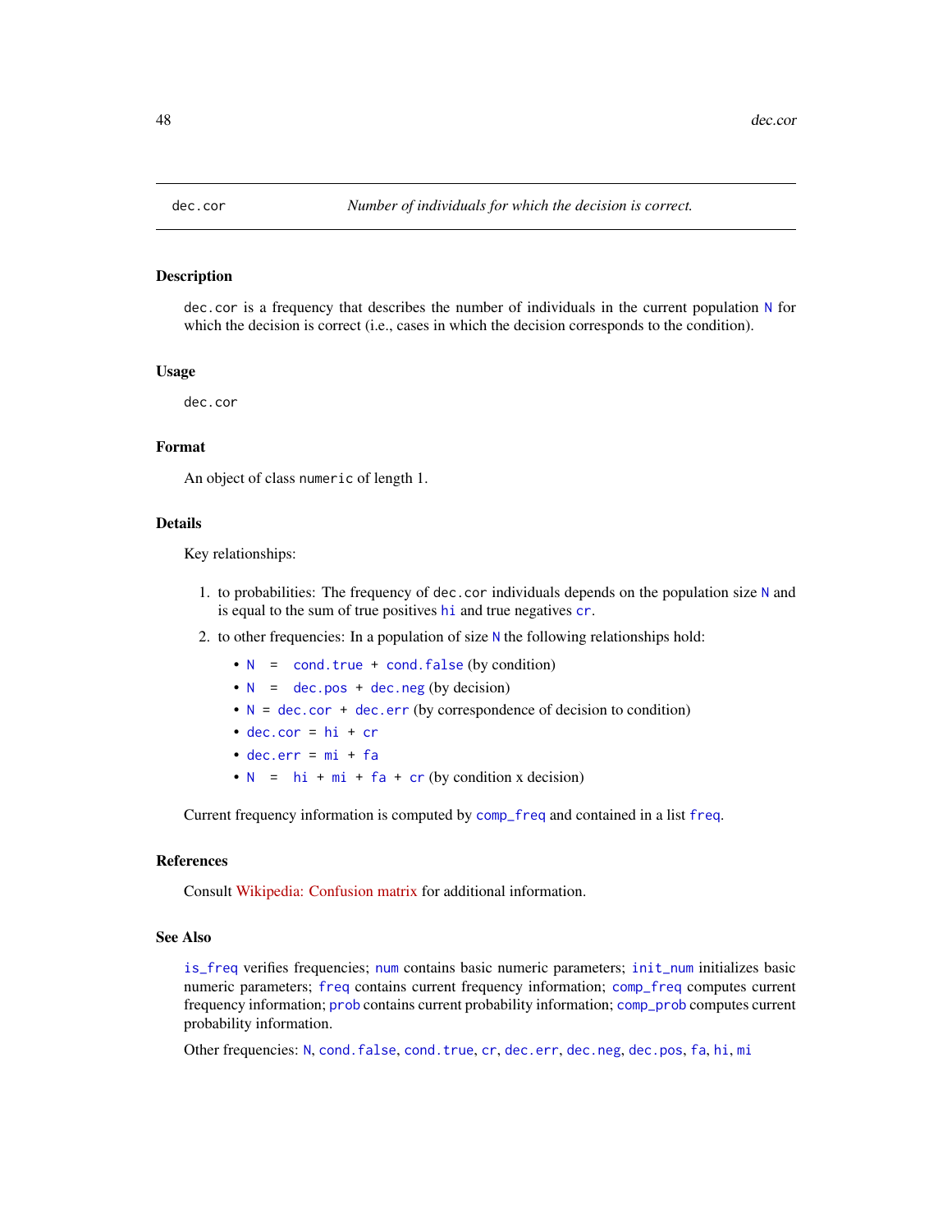# dec.cor — *Number of individuals for which the decision is correct.*

## Description

`dec.cor` is a frequency that describes the number of individuals in the current population `N` for which the decision is correct (i.e., cases in which the decision corresponds to the condition).

## Usage

```
dec.cor
```

## Format

An object of class `numeric` of length 1.

## Details

Key relationships:

1. to probabilities: The frequency of `dec.cor` individuals depends on the population size `N` and is equal to the sum of true positives `hi` and true negatives `cr`.
2. to other frequencies: In a population of size `N` the following relationships hold:
   - `N = cond.true + cond.false` (by condition)
   - `N = dec.pos + dec.neg` (by decision)
   - `N = dec.cor + dec.err` (by correspondence of decision to condition)
   - `dec.cor = hi + cr`
   - `dec.err = mi + fa`
   - `N = hi + mi + fa + cr` (by condition x decision)

Current frequency information is computed by `comp_freq` and contained in a list `freq`.

## References

Consult Wikipedia: Confusion matrix for additional information.

## See Also

`is_freq` verifies frequencies; `num` contains basic numeric parameters; `init_num` initializes basic numeric parameters; `freq` contains current frequency information; `comp_freq` computes current frequency information; `prob` contains current probability information; `comp_prob` computes current probability information.

Other frequencies: `N`, `cond.false`, `cond.true`, `cr`, `dec.err`, `dec.neg`, `dec.pos`, `fa`, `hi`, `mi`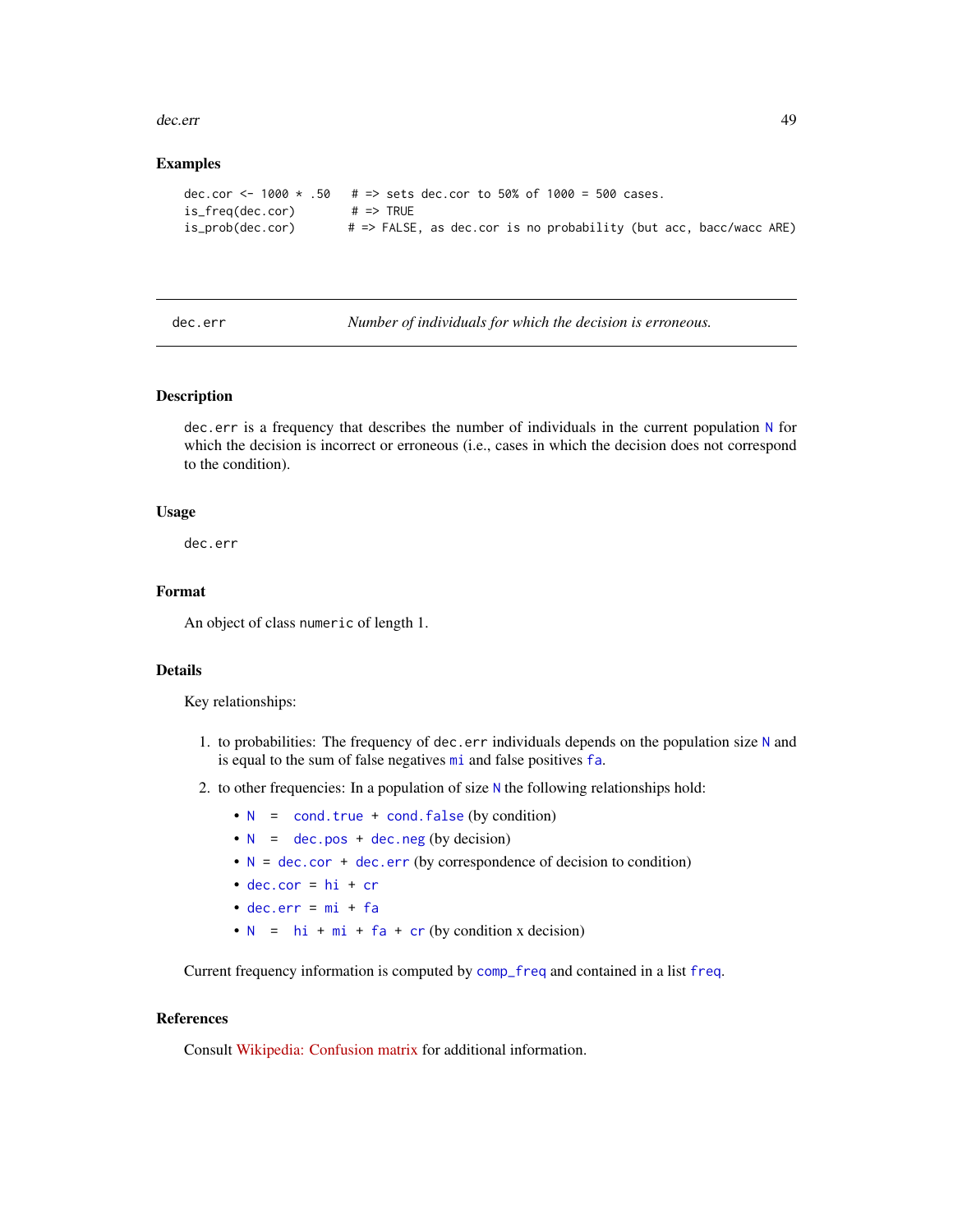## Examples

```
dec.cor <- 1000 * .50   # => sets dec.cor to 50% of 1000 = 500 cases.
is_freq(dec.cor)        # => TRUE
is_prob(dec.cor)       # => FALSE, as dec.cor is no probability (but acc, bacc/wacc ARE)
```

---

`dec.err` *Number of individuals for which the decision is erroneous.*

---

## Description

`dec.err` is a frequency that describes the number of individuals in the current population `N` for which the decision is incorrect or erroneous (i.e., cases in which the decision does not correspond to the condition).

## Usage

```
dec.err
```

## Format

An object of class `numeric` of length 1.

## Details

Key relationships:

1. to probabilities: The frequency of `dec.err` individuals depends on the population size `N` and is equal to the sum of false negatives `mi` and false positives `fa`.
2. to other frequencies: In a population of size `N` the following relationships hold:
   - `N = cond.true + cond.false` (by condition)
   - `N = dec.pos + dec.neg` (by decision)
   - `N = dec.cor + dec.err` (by correspondence of decision to condition)
   - `dec.cor = hi + cr`
   - `dec.err = mi + fa`
   - `N = hi + mi + fa + cr` (by condition x decision)

Current frequency information is computed by `comp_freq` and contained in a list `freq`.

## References

Consult Wikipedia: Confusion matrix for additional information.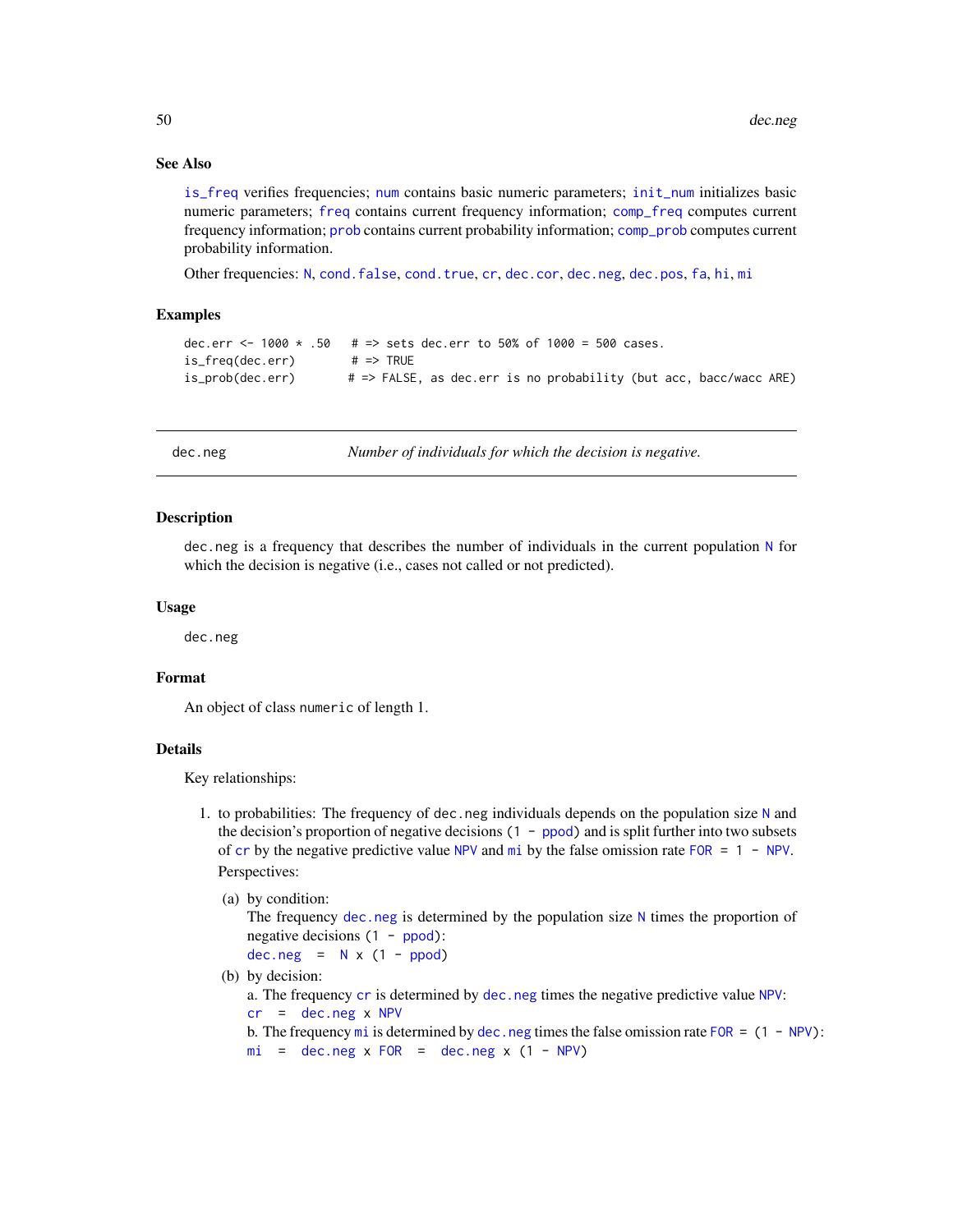### See Also

`is_freq` verifies frequencies; `num` contains basic numeric parameters; `init_num` initializes basic numeric parameters; `freq` contains current frequency information; `comp_freq` computes current frequency information; `prob` contains current probability information; `comp_prob` computes current probability information.

Other frequencies: `N`, `cond.false`, `cond.true`, `cr`, `dec.cor`, `dec.neg`, `dec.pos`, `fa`, `hi`, `mi`

### Examples

```
dec.err <- 1000 * .50   # => sets dec.err to 50% of 1000 = 500 cases.
is_freq(dec.err)        # => TRUE
is_prob(dec.err)       # => FALSE, as dec.err is no probability (but acc, bacc/wacc ARE)
```

---

## dec.neg — *Number of individuals for which the decision is negative.*

---

### Description

`dec.neg` is a frequency that describes the number of individuals in the current population `N` for which the decision is negative (i.e., cases not called or not predicted).

### Usage

```
dec.neg
```

### Format

An object of class `numeric` of length 1.

### Details

Key relationships:

1. to probabilities: The frequency of `dec.neg` individuals depends on the population size `N` and the decision's proportion of negative decisions (`1 - ppod`) and is split further into two subsets of `cr` by the negative predictive value `NPV` and `mi` by the false omission rate `FOR = 1 - NPV`.

   Perspectives:

   (a) by condition:
   The frequency `dec.neg` is determined by the population size `N` times the proportion of negative decisions (`1 - ppod`):
   `dec.neg = N x (1 - ppod)`

   (b) by decision:
   a. The frequency `cr` is determined by `dec.neg` times the negative predictive value `NPV`:
   `cr = dec.neg x NPV`
   b. The frequency `mi` is determined by `dec.neg` times the false omission rate `FOR = (1 - NPV)`:
   `mi = dec.neg x FOR = dec.neg x (1 - NPV)`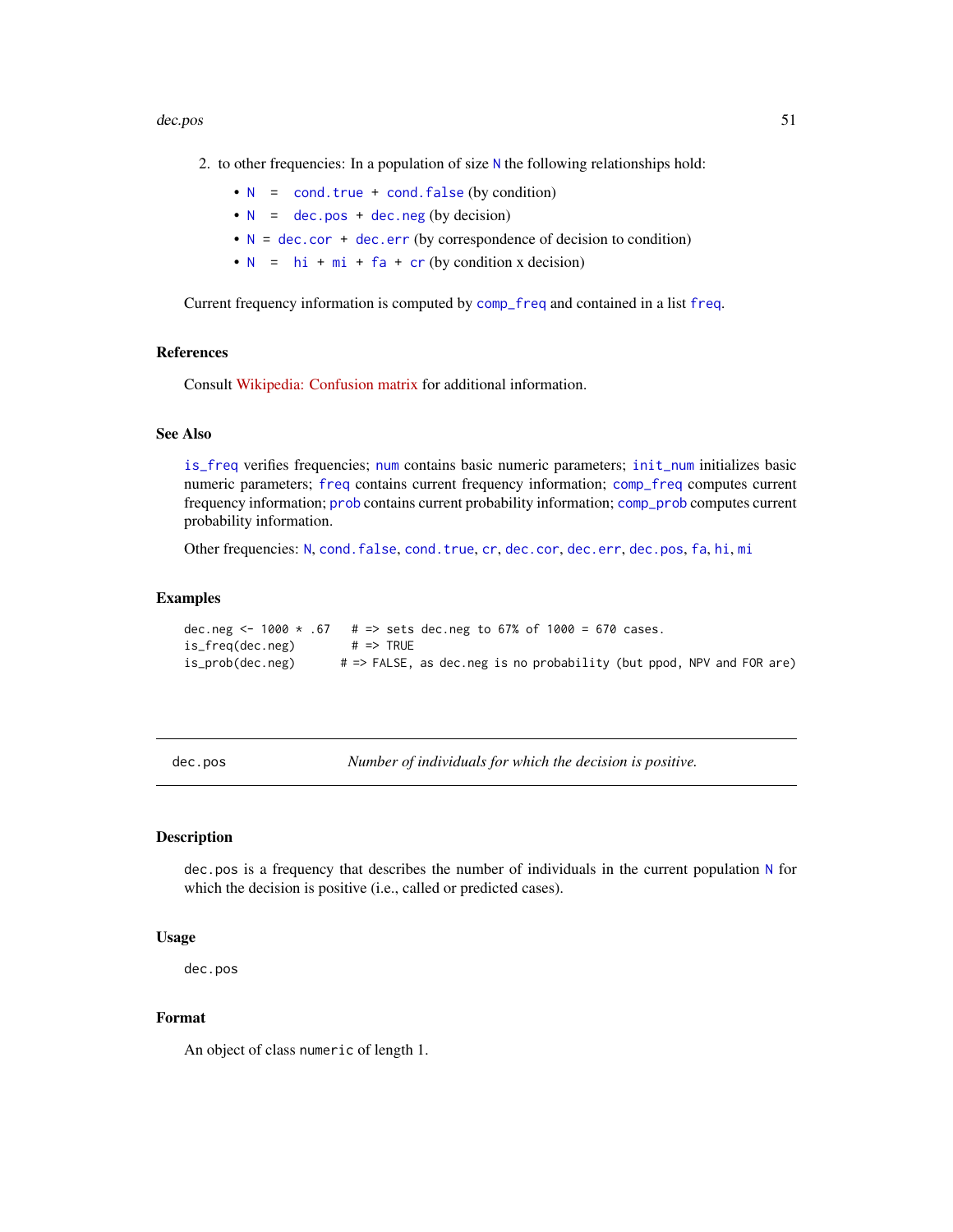2. to other frequencies: In a population of size `N` the following relationships hold:

   - `N = cond.true + cond.false` (by condition)
   - `N = dec.pos + dec.neg` (by decision)
   - `N = dec.cor + dec.err` (by correspondence of decision to condition)
   - `N = hi + mi + fa + cr` (by condition x decision)

Current frequency information is computed by `comp_freq` and contained in a list `freq`.

### References

Consult Wikipedia: Confusion matrix for additional information.

### See Also

`is_freq` verifies frequencies; `num` contains basic numeric parameters; `init_num` initializes basic numeric parameters; `freq` contains current frequency information; `comp_freq` computes current frequency information; `prob` contains current probability information; `comp_prob` computes current probability information.

Other frequencies: `N`, `cond.false`, `cond.true`, `cr`, `dec.cor`, `dec.err`, `dec.pos`, `fa`, `hi`, `mi`

### Examples

```
dec.neg <- 1000 * .67   # => sets dec.neg to 67% of 1000 = 670 cases.
is_freq(dec.neg)        # => TRUE
is_prob(dec.neg)      # => FALSE, as dec.neg is no probability (but ppod, NPV and FOR are)
```

---

## dec.pos — *Number of individuals for which the decision is positive.*

### Description

`dec.pos` is a frequency that describes the number of individuals in the current population `N` for which the decision is positive (i.e., called or predicted cases).

### Usage

```
dec.pos
```

### Format

An object of class `numeric` of length 1.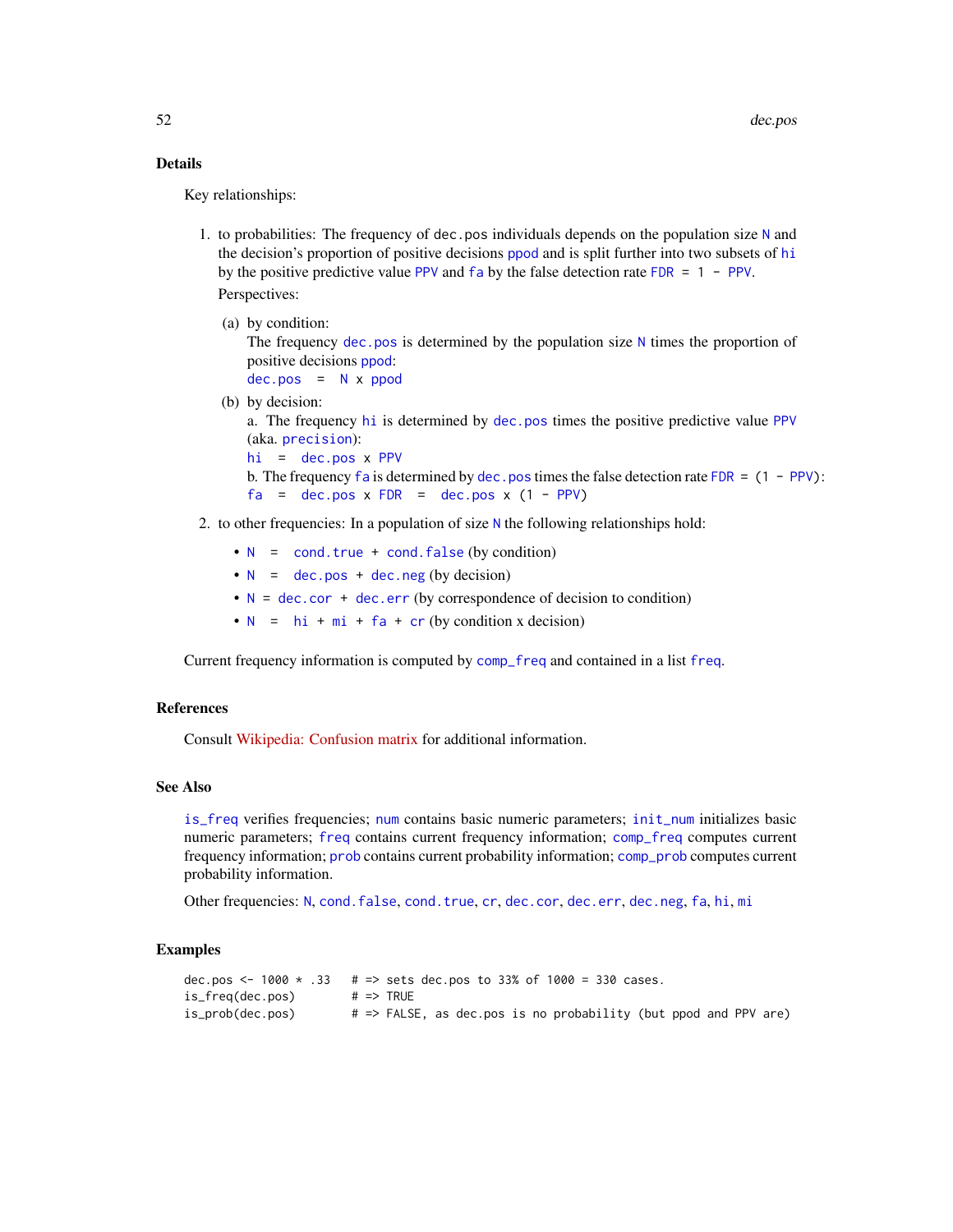## Details

Key relationships:

1. to probabilities: The frequency of `dec.pos` individuals depends on the population size `N` and the decision's proportion of positive decisions `ppod` and is split further into two subsets of `hi` by the positive predictive value `PPV` and `fa` by the false detection rate `FDR = 1 - PPV`.

   Perspectives:

   (a) by condition:
   The frequency `dec.pos` is determined by the population size `N` times the proportion of positive decisions `ppod`:
   `dec.pos = N x ppod`

   (b) by decision:
   a. The frequency `hi` is determined by `dec.pos` times the positive predictive value `PPV` (aka. `precision`):
   `hi = dec.pos x PPV`
   b. The frequency `fa` is determined by `dec.pos` times the false detection rate `FDR = (1 - PPV)`:
   `fa = dec.pos x FDR = dec.pos x (1 - PPV)`

2. to other frequencies: In a population of size `N` the following relationships hold:

   - `N = cond.true + cond.false` (by condition)
   - `N = dec.pos + dec.neg` (by decision)
   - `N = dec.cor + dec.err` (by correspondence of decision to condition)
   - `N = hi + mi + fa + cr` (by condition x decision)

Current frequency information is computed by `comp_freq` and contained in a list `freq`.

## References

Consult Wikipedia: Confusion matrix for additional information.

## See Also

`is_freq` verifies frequencies; `num` contains basic numeric parameters; `init_num` initializes basic numeric parameters; `freq` contains current frequency information; `comp_freq` computes current frequency information; `prob` contains current probability information; `comp_prob` computes current probability information.

Other frequencies: `N`, `cond.false`, `cond.true`, `cr`, `dec.cor`, `dec.err`, `dec.neg`, `fa`, `hi`, `mi`

## Examples

```
dec.pos <- 1000 * .33   # => sets dec.pos to 33% of 1000 = 330 cases.
is_freq(dec.pos)        # => TRUE
is_prob(dec.pos)        # => FALSE, as dec.pos is no probability (but ppod and PPV are)
```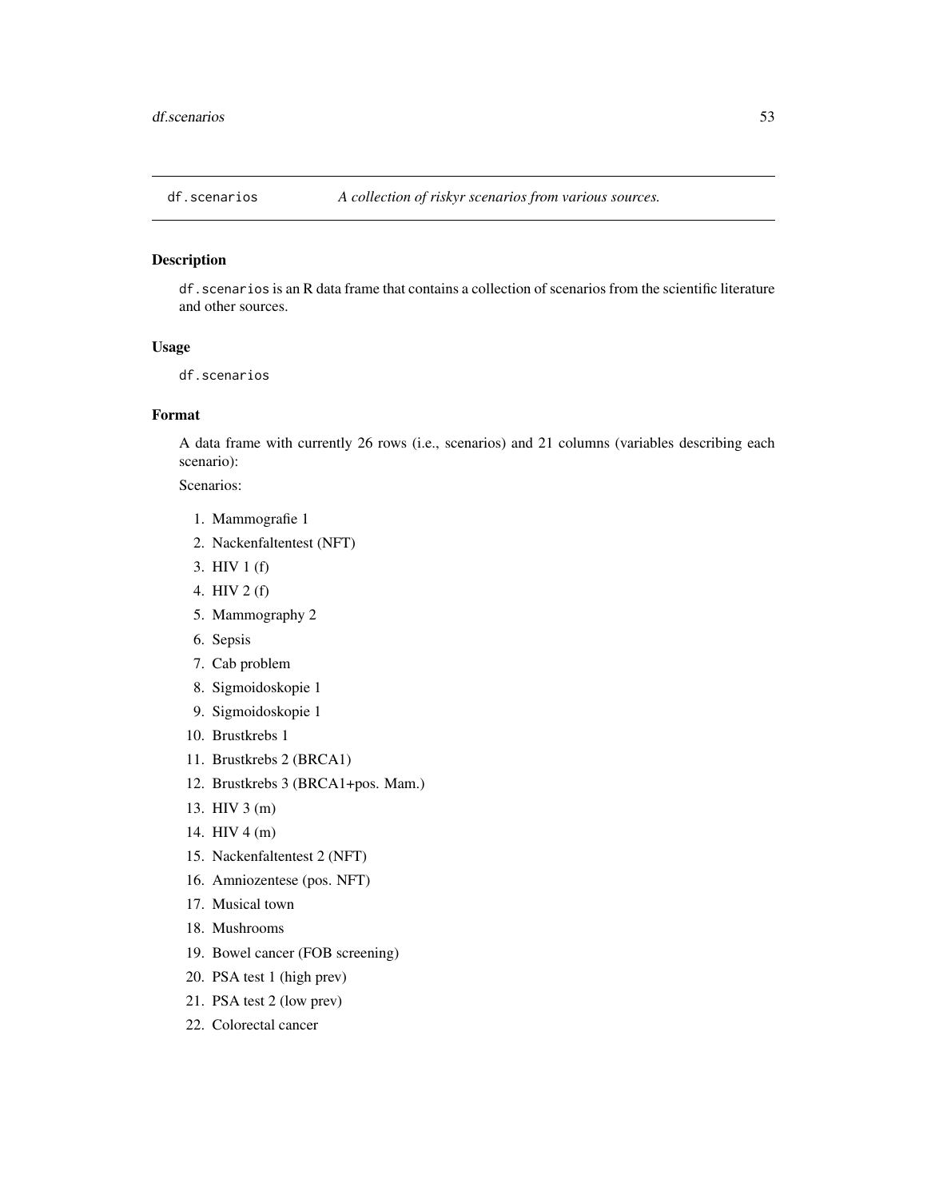`df.scenarios` *A collection of riskyr scenarios from various sources.*

### Description

`df.scenarios` is an R data frame that contains a collection of scenarios from the scientific literature and other sources.

### Usage

```
df.scenarios
```

### Format

A data frame with currently 26 rows (i.e., scenarios) and 21 columns (variables describing each scenario):

Scenarios:

1. Mammografie 1
2. Nackenfaltentest (NFT)
3. HIV 1 (f)
4. HIV 2 (f)
5. Mammography 2
6. Sepsis
7. Cab problem
8. Sigmoidoskopie 1
9. Sigmoidoskopie 1
10. Brustkrebs 1
11. Brustkrebs 2 (BRCA1)
12. Brustkrebs 3 (BRCA1+pos. Mam.)
13. HIV 3 (m)
14. HIV 4 (m)
15. Nackenfaltentest 2 (NFT)
16. Amniozentese (pos. NFT)
17. Musical town
18. Mushrooms
19. Bowel cancer (FOB screening)
20. PSA test 1 (high prev)
21. PSA test 2 (low prev)
22. Colorectal cancer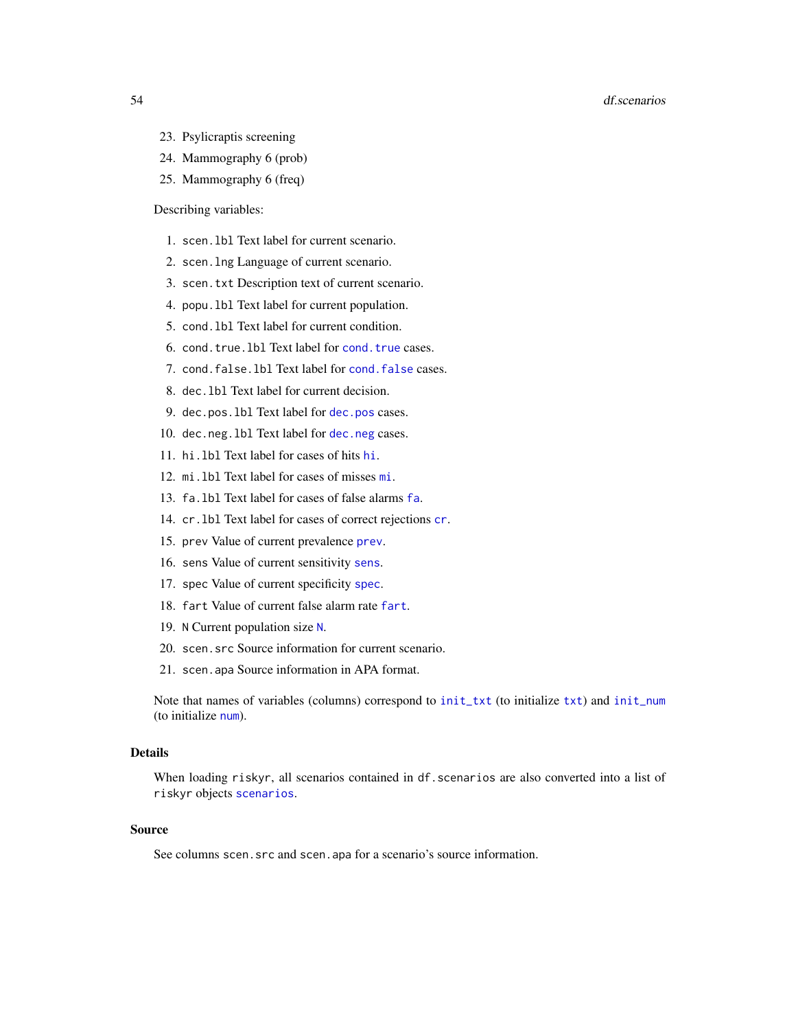23. Psylicraptis screening
24. Mammography 6 (prob)
25. Mammography 6 (freq)

Describing variables:

1. `scen.lbl` Text label for current scenario.
2. `scen.lng` Language of current scenario.
3. `scen.txt` Description text of current scenario.
4. `popu.lbl` Text label for current population.
5. `cond.lbl` Text label for current condition.
6. `cond.true.lbl` Text label for `cond.true` cases.
7. `cond.false.lbl` Text label for `cond.false` cases.
8. `dec.lbl` Text label for current decision.
9. `dec.pos.lbl` Text label for `dec.pos` cases.
10. `dec.neg.lbl` Text label for `dec.neg` cases.
11. `hi.lbl` Text label for cases of hits `hi`.
12. `mi.lbl` Text label for cases of misses `mi`.
13. `fa.lbl` Text label for cases of false alarms `fa`.
14. `cr.lbl` Text label for cases of correct rejections `cr`.
15. `prev` Value of current prevalence `prev`.
16. `sens` Value of current sensitivity `sens`.
17. `spec` Value of current specificity `spec`.
18. `fart` Value of current false alarm rate `fart`.
19. `N` Current population size `N`.
20. `scen.src` Source information for current scenario.
21. `scen.apa` Source information in APA format.

Note that names of variables (columns) correspond to `init_txt` (to initialize `txt`) and `init_num` (to initialize `num`).

## Details

When loading `riskyr`, all scenarios contained in `df.scenarios` are also converted into a list of `riskyr` objects `scenarios`.

## Source

See columns `scen.src` and `scen.apa` for a scenario's source information.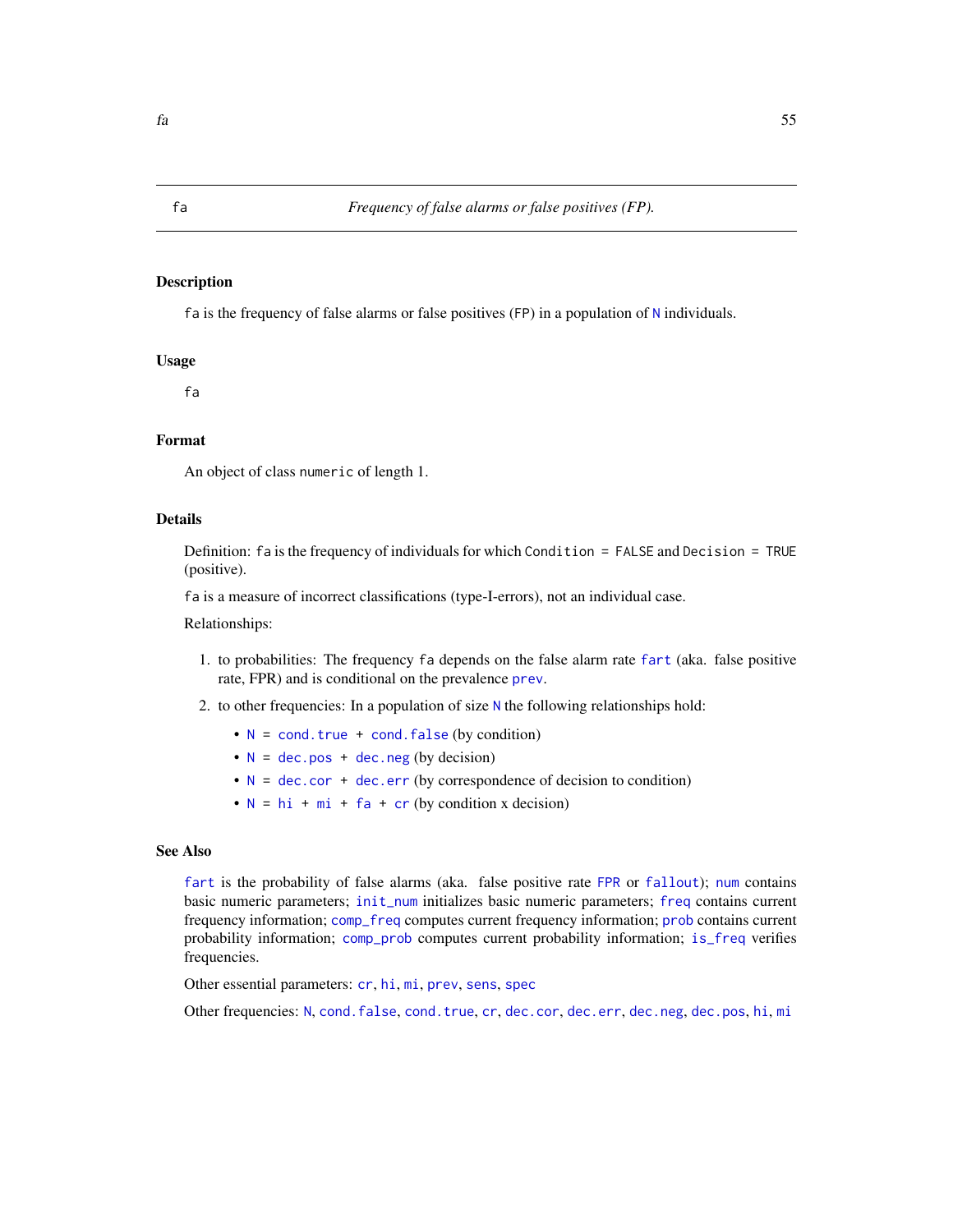fa — *Frequency of false alarms or false positives (FP).*

## Description

`fa` is the frequency of false alarms or false positives (`FP`) in a population of `N` individuals.

## Usage

```
fa
```

## Format

An object of class `numeric` of length 1.

## Details

Definition: `fa` is the frequency of individuals for which `Condition = FALSE` and `Decision = TRUE` (positive).

`fa` is a measure of incorrect classifications (type-I-errors), not an individual case.

Relationships:

1. to probabilities: The frequency `fa` depends on the false alarm rate `fart` (aka. false positive rate, FPR) and is conditional on the prevalence `prev`.
2. to other frequencies: In a population of size `N` the following relationships hold:
   - `N = cond.true + cond.false` (by condition)
   - `N = dec.pos + dec.neg` (by decision)
   - `N = dec.cor + dec.err` (by correspondence of decision to condition)
   - `N = hi + mi + fa + cr` (by condition x decision)

## See Also

`fart` is the probability of false alarms (aka. false positive rate `FPR` or `fallout`); `num` contains basic numeric parameters; `init_num` initializes basic numeric parameters; `freq` contains current frequency information; `comp_freq` computes current frequency information; `prob` contains current probability information; `comp_prob` computes current probability information; `is_freq` verifies frequencies.

Other essential parameters: `cr`, `hi`, `mi`, `prev`, `sens`, `spec`

Other frequencies: `N`, `cond.false`, `cond.true`, `cr`, `dec.cor`, `dec.err`, `dec.neg`, `dec.pos`, `hi`, `mi`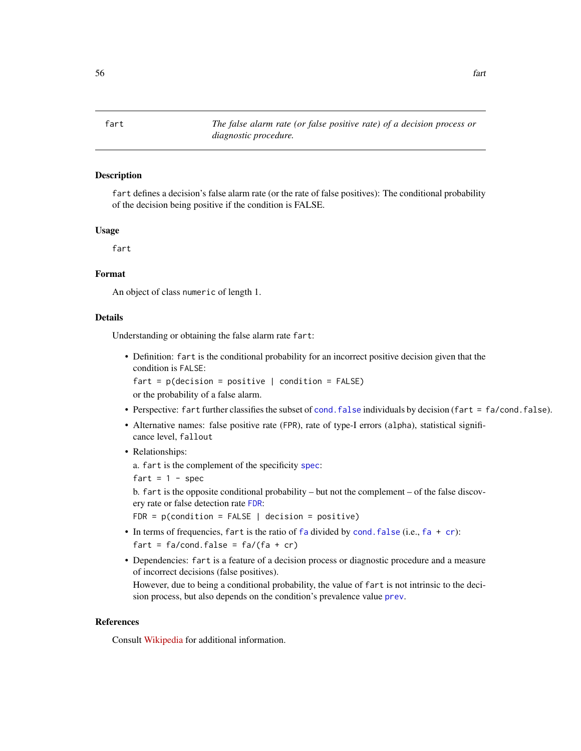`fart` *The false alarm rate (or false positive rate) of a decision process or diagnostic procedure.*

## Description

`fart` defines a decision's false alarm rate (or the rate of false positives): The conditional probability of the decision being positive if the condition is FALSE.

## Usage

```
fart
```

## Format

An object of class `numeric` of length 1.

## Details

Understanding or obtaining the false alarm rate `fart`:

- Definition: `fart` is the conditional probability for an incorrect positive decision given that the condition is `FALSE`:

  `fart = p(decision = positive | condition = FALSE)`

  or the probability of a false alarm.

- Perspective: `fart` further classifies the subset of `cond.false` individuals by decision (`fart = fa/cond.false`).

- Alternative names: false positive rate (`FPR`), rate of type-I errors (`alpha`), statistical significance level, `fallout`

- Relationships:

  a. `fart` is the complement of the specificity `spec`:

  `fart = 1 - spec`

  b. `fart` is the opposite conditional probability – but not the complement – of the false discovery rate or false detection rate `FDR`:

  `FDR = p(condition = FALSE | decision = positive)`

- In terms of frequencies, `fart` is the ratio of `fa` divided by `cond.false` (i.e., `fa + cr`):

  `fart = fa/cond.false = fa/(fa + cr)`

- Dependencies: `fart` is a feature of a decision process or diagnostic procedure and a measure of incorrect decisions (false positives).

  However, due to being a conditional probability, the value of `fart` is not intrinsic to the decision process, but also depends on the condition's prevalence value `prev`.

## References

Consult Wikipedia for additional information.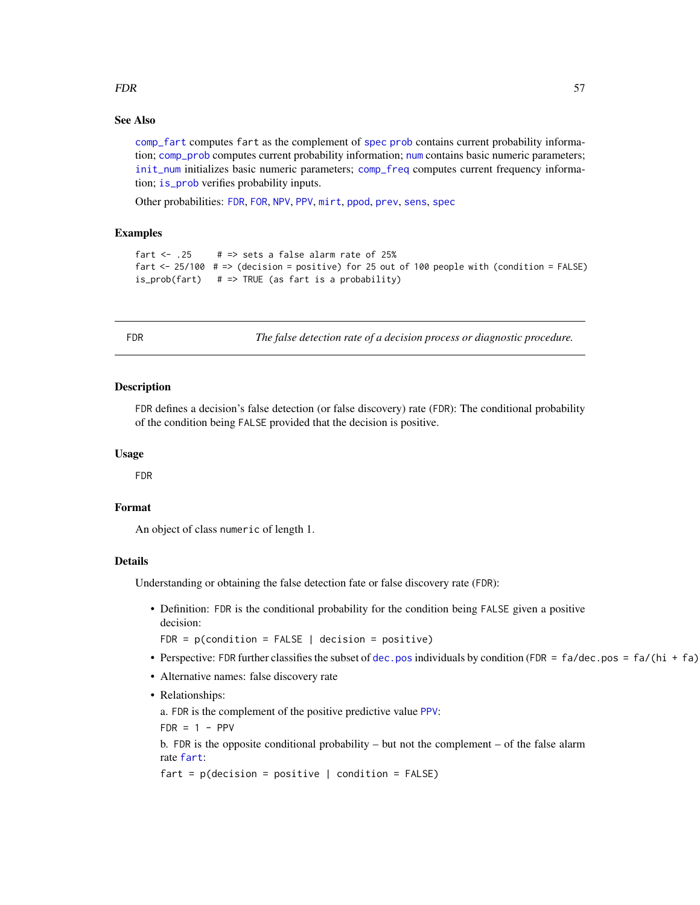### See Also

`comp_fart` computes `fart` as the complement of `spec` `prob` contains current probability information; `comp_prob` computes current probability information; `num` contains basic numeric parameters; `init_num` initializes basic numeric parameters; `comp_freq` computes current frequency information; `is_prob` verifies probability inputs.

Other probabilities: `FDR`, `FOR`, `NPV`, `PPV`, `mirt`, `ppod`, `prev`, `sens`, `spec`

### Examples

```
fart <- .25     # => sets a false alarm rate of 25%
fart <- 25/100  # => (decision = positive) for 25 out of 100 people with (condition = FALSE)
is_prob(fart)   # => TRUE (as fart is a probability)
```

---

## FDR — *The false detection rate of a decision process or diagnostic procedure.*

---

### Description

`FDR` defines a decision's false detection (or false discovery) rate (`FDR`): The conditional probability of the condition being `FALSE` provided that the decision is positive.

### Usage

```
FDR
```

### Format

An object of class `numeric` of length 1.

### Details

Understanding or obtaining the false detection fate or false discovery rate (`FDR`):

- Definition: `FDR` is the conditional probability for the condition being `FALSE` given a positive decision:

  `FDR = p(condition = FALSE | decision = positive)`

- Perspective: `FDR` further classifies the subset of `dec.pos` individuals by condition (`FDR = fa/dec.pos = fa/(hi + fa)`
- Alternative names: false discovery rate
- Relationships:

  a. `FDR` is the complement of the positive predictive value `PPV`:

  `FDR = 1 - PPV`

  b. `FDR` is the opposite conditional probability – but not the complement – of the false alarm rate `fart`:

  `fart = p(decision = positive | condition = FALSE)`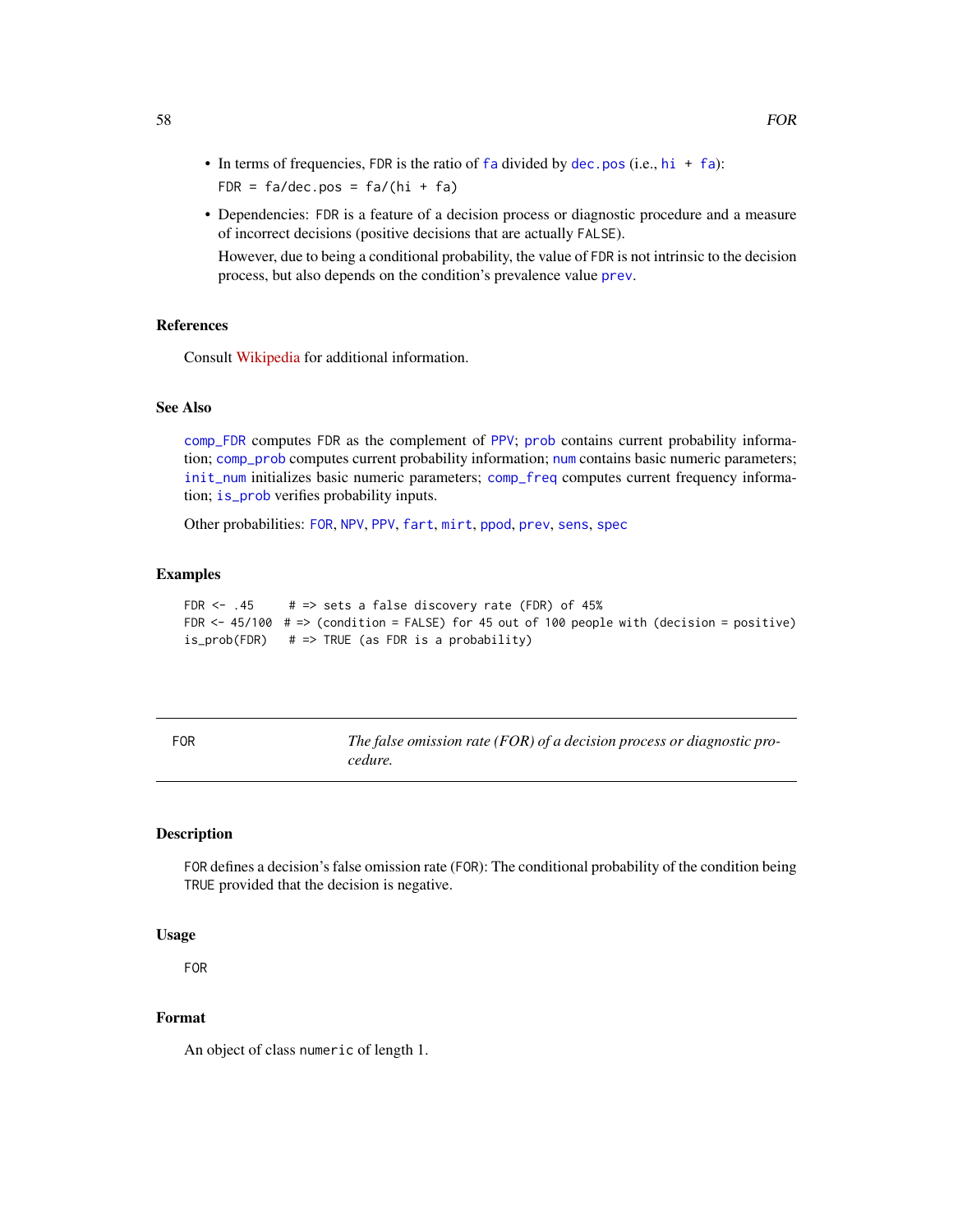- In terms of frequencies, FDR is the ratio of fa divided by dec.pos (i.e., hi + fa):

  FDR = fa/dec.pos = fa/(hi + fa)

- Dependencies: FDR is a feature of a decision process or diagnostic procedure and a measure of incorrect decisions (positive decisions that are actually FALSE).

  However, due to being a conditional probability, the value of FDR is not intrinsic to the decision process, but also depends on the condition's prevalence value prev.

### References

Consult Wikipedia for additional information.

### See Also

comp_FDR computes FDR as the complement of PPV; prob contains current probability information; comp_prob computes current probability information; num contains basic numeric parameters; init_num initializes basic numeric parameters; comp_freq computes current frequency information; is_prob verifies probability inputs.

Other probabilities: FOR, NPV, PPV, fart, mirt, ppod, prev, sens, spec

### Examples

```
FDR <- .45     # => sets a false discovery rate (FDR) of 45%
FDR <- 45/100  # => (condition = FALSE) for 45 out of 100 people with (decision = positive)
is_prob(FDR)   # => TRUE (as FDR is a probability)
```

---

## FOR — *The false omission rate (FOR) of a decision process or diagnostic procedure.*

---

### Description

FOR defines a decision's false omission rate (FOR): The conditional probability of the condition being TRUE provided that the decision is negative.

### Usage

```
FOR
```

### Format

An object of class numeric of length 1.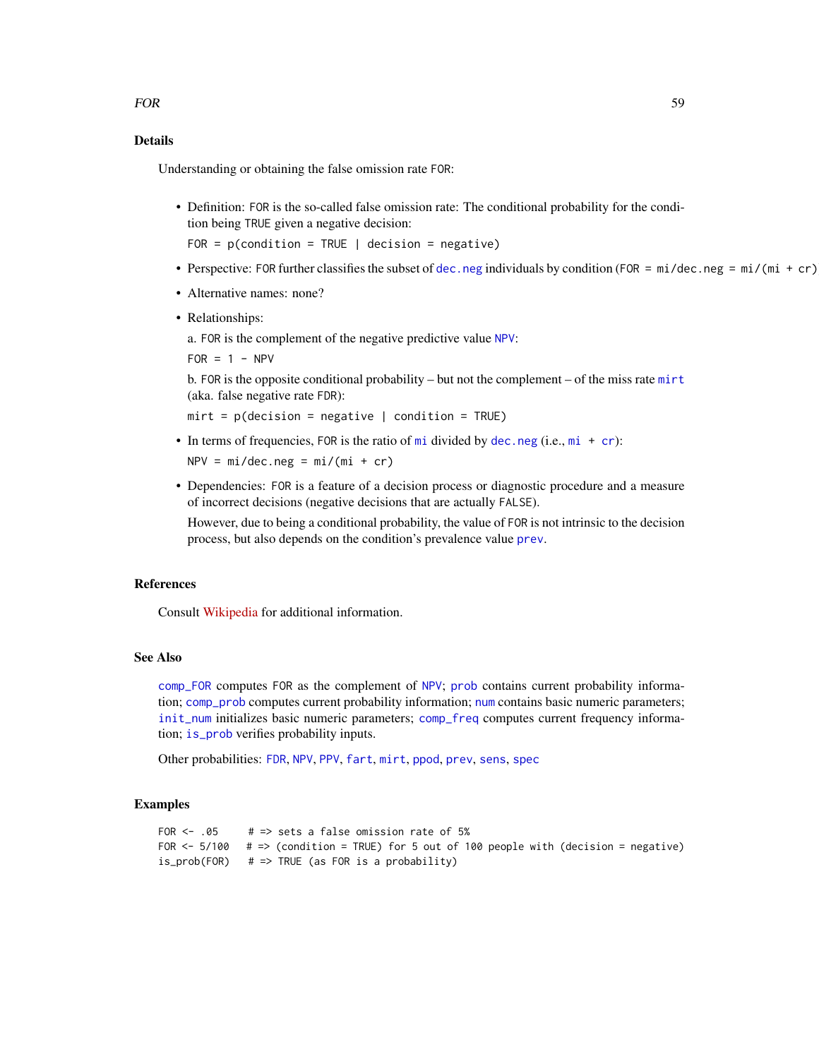## Details

Understanding or obtaining the false omission rate `FOR`:

- Definition: `FOR` is the so-called false omission rate: The conditional probability for the condition being `TRUE` given a negative decision:

  `FOR = p(condition = TRUE | decision = negative)`

- Perspective: `FOR` further classifies the subset of `dec.neg` individuals by condition (`FOR = mi/dec.neg = mi/(mi + cr)`

- Alternative names: none?

- Relationships:

  a. `FOR` is the complement of the negative predictive value `NPV`:

  `FOR = 1 - NPV`

  b. `FOR` is the opposite conditional probability – but not the complement – of the miss rate `mirt` (aka. false negative rate `FDR`):

  `mirt = p(decision = negative | condition = TRUE)`

- In terms of frequencies, `FOR` is the ratio of `mi` divided by `dec.neg` (i.e., `mi + cr`):

  `NPV = mi/dec.neg = mi/(mi + cr)`

- Dependencies: `FOR` is a feature of a decision process or diagnostic procedure and a measure of incorrect decisions (negative decisions that are actually `FALSE`).

  However, due to being a conditional probability, the value of `FOR` is not intrinsic to the decision process, but also depends on the condition's prevalence value `prev`.

## References

Consult Wikipedia for additional information.

## See Also

`comp_FOR` computes `FOR` as the complement of `NPV`; `prob` contains current probability information; `comp_prob` computes current probability information; `num` contains basic numeric parameters; `init_num` initializes basic numeric parameters; `comp_freq` computes current frequency information; `is_prob` verifies probability inputs.

Other probabilities: `FDR`, `NPV`, `PPV`, `fart`, `mirt`, `ppod`, `prev`, `sens`, `spec`

## Examples

```
FOR <- .05     # => sets a false omission rate of 5%
FOR <- 5/100   # => (condition = TRUE) for 5 out of 100 people with (decision = negative)
is_prob(FOR)   # => TRUE (as FOR is a probability)
```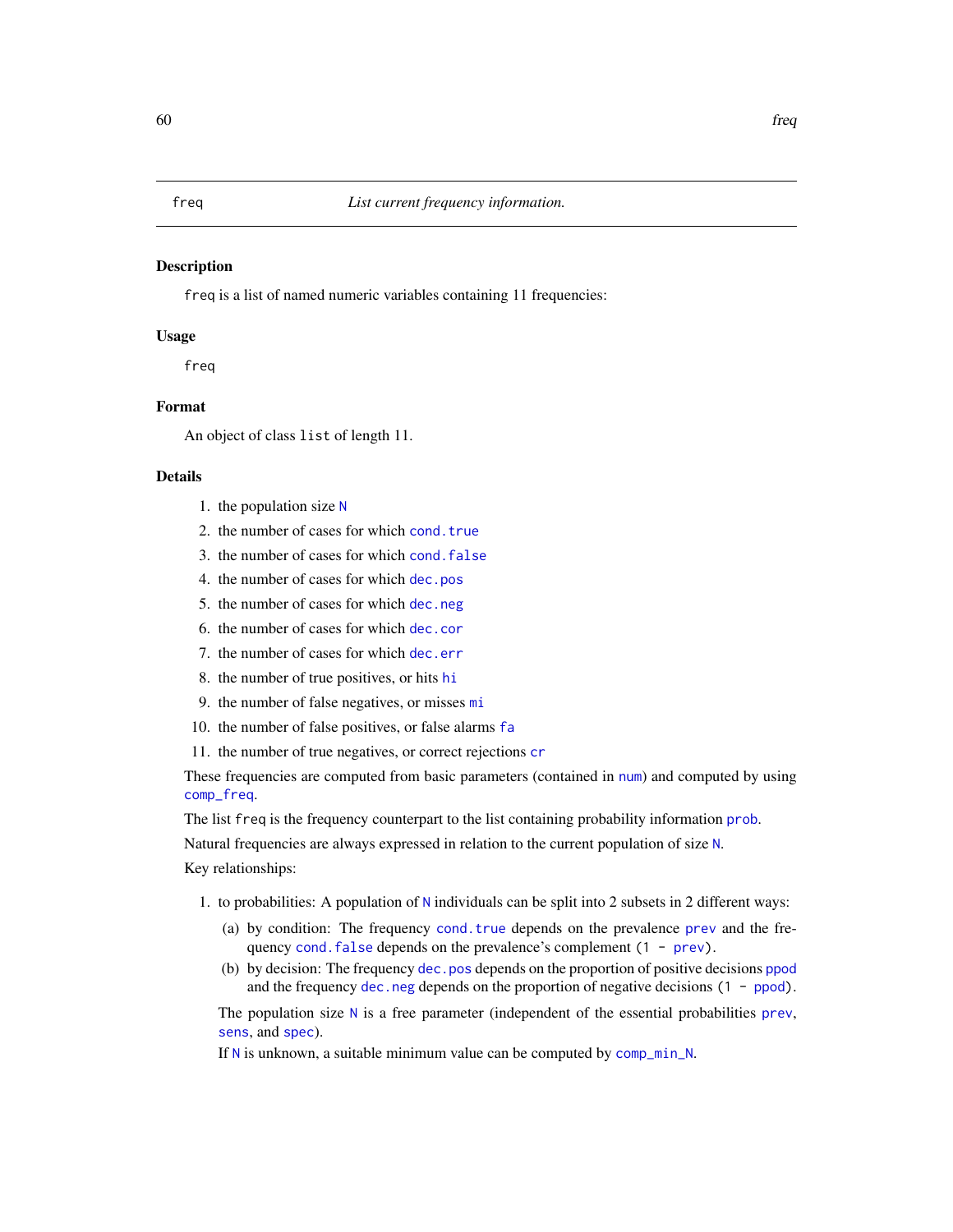freq — *List current frequency information.*

## Description

freq is a list of named numeric variables containing 11 frequencies:

## Usage

```
freq
```

## Format

An object of class list of length 11.

## Details

1. the population size N
2. the number of cases for which cond.true
3. the number of cases for which cond.false
4. the number of cases for which dec.pos
5. the number of cases for which dec.neg
6. the number of cases for which dec.cor
7. the number of cases for which dec.err
8. the number of true positives, or hits hi
9. the number of false negatives, or misses mi
10. the number of false positives, or false alarms fa
11. the number of true negatives, or correct rejections cr

These frequencies are computed from basic parameters (contained in num) and computed by using comp_freq.

The list freq is the frequency counterpart to the list containing probability information prob.

Natural frequencies are always expressed in relation to the current population of size N.

Key relationships:

1. to probabilities: A population of N individuals can be split into 2 subsets in 2 different ways:
   (a) by condition: The frequency cond.true depends on the prevalence prev and the frequency cond.false depends on the prevalence's complement (1 - prev).
   (b) by decision: The frequency dec.pos depends on the proportion of positive decisions ppod and the frequency dec.neg depends on the proportion of negative decisions (1 - ppod).

   The population size N is a free parameter (independent of the essential probabilities prev, sens, and spec).

   If N is unknown, a suitable minimum value can be computed by comp_min_N.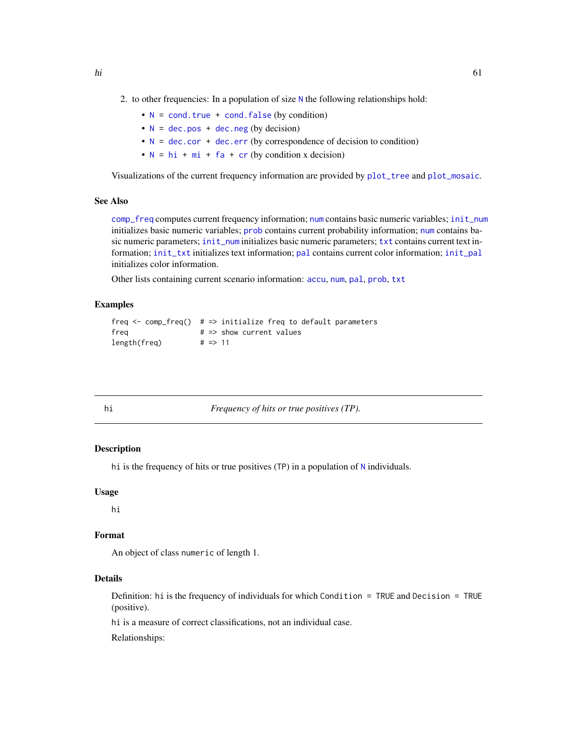2. to other frequencies: In a population of size N the following relationships hold:
   - N = cond.true + cond.false (by condition)
   - N = dec.pos + dec.neg (by decision)
   - N = dec.cor + dec.err (by correspondence of decision to condition)
   - N = hi + mi + fa + cr (by condition x decision)

Visualizations of the current frequency information are provided by plot_tree and plot_mosaic.

### See Also

comp_freq computes current frequency information; num contains basic numeric variables; init_num initializes basic numeric variables; prob contains current probability information; num contains basic numeric parameters; init_num initializes basic numeric parameters; txt contains current text information; init_txt initializes text information; pal contains current color information; init_pal initializes color information.

Other lists containing current scenario information: accu, num, pal, prob, txt

### Examples

```
freq <- comp_freq()  # => initialize freq to default parameters
freq                 # => show current values
length(freq)         # => 11
```

---

## hi — *Frequency of hits or true positives (TP).*

---

### Description

hi is the frequency of hits or true positives (TP) in a population of N individuals.

### Usage

```
hi
```

### Format

An object of class numeric of length 1.

### Details

Definition: hi is the frequency of individuals for which Condition = TRUE and Decision = TRUE (positive).

hi is a measure of correct classifications, not an individual case.

Relationships: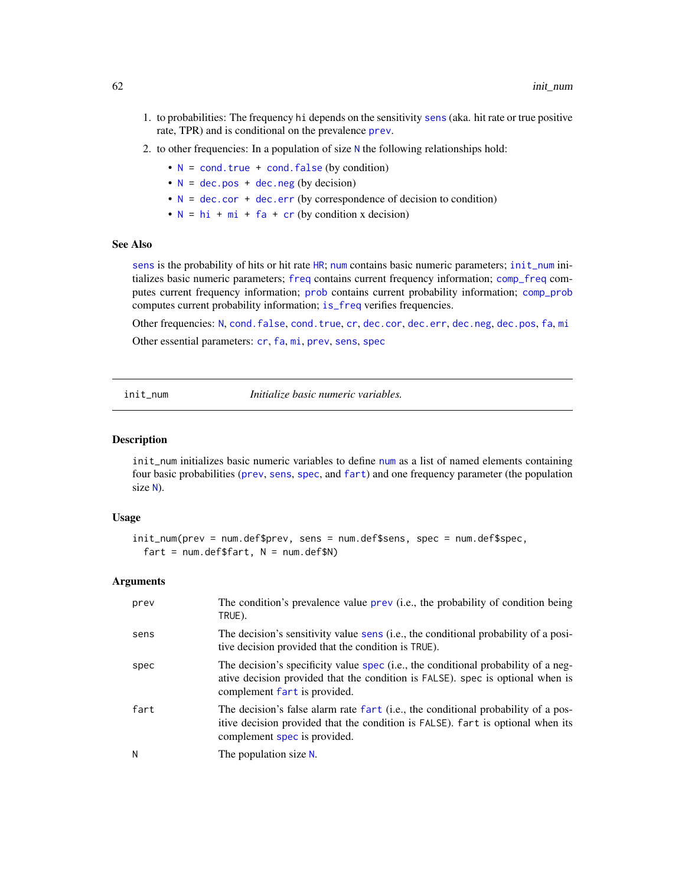1. to probabilities: The frequency `hi` depends on the sensitivity `sens` (aka. hit rate or true positive rate, TPR) and is conditional on the prevalence `prev`.
2. to other frequencies: In a population of size `N` the following relationships hold:
   - `N = cond.true + cond.false` (by condition)
   - `N = dec.pos + dec.neg` (by decision)
   - `N = dec.cor + dec.err` (by correspondence of decision to condition)
   - `N = hi + mi + fa + cr` (by condition x decision)

### See Also

`sens` is the probability of hits or hit rate `HR`; `num` contains basic numeric parameters; `init_num` initializes basic numeric parameters; `freq` contains current frequency information; `comp_freq` computes current frequency information; `prob` contains current probability information; `comp_prob` computes current probability information; `is_freq` verifies frequencies.

Other frequencies: `N`, `cond.false`, `cond.true`, `cr`, `dec.cor`, `dec.err`, `dec.neg`, `dec.pos`, `fa`, `mi`

Other essential parameters: `cr`, `fa`, `mi`, `prev`, `sens`, `spec`

---

## init_num — *Initialize basic numeric variables.*

### Description

`init_num` initializes basic numeric variables to define `num` as a list of named elements containing four basic probabilities (`prev`, `sens`, `spec`, and `fart`) and one frequency parameter (the population size `N`).

### Usage

```
init_num(prev = num.def$prev, sens = num.def$sens, spec = num.def$spec,
  fart = num.def$fart, N = num.def$N)
```

### Arguments

| | |
|---|---|
| `prev` | The condition's prevalence value `prev` (i.e., the probability of condition being `TRUE`). |
| `sens` | The decision's sensitivity value `sens` (i.e., the conditional probability of a positive decision provided that the condition is `TRUE`). |
| `spec` | The decision's specificity value `spec` (i.e., the conditional probability of a negative decision provided that the condition is `FALSE`). `spec` is optional when is complement `fart` is provided. |
| `fart` | The decision's false alarm rate `fart` (i.e., the conditional probability of a positive decision provided that the condition is `FALSE`). `fart` is optional when its complement `spec` is provided. |
| `N` | The population size `N`. |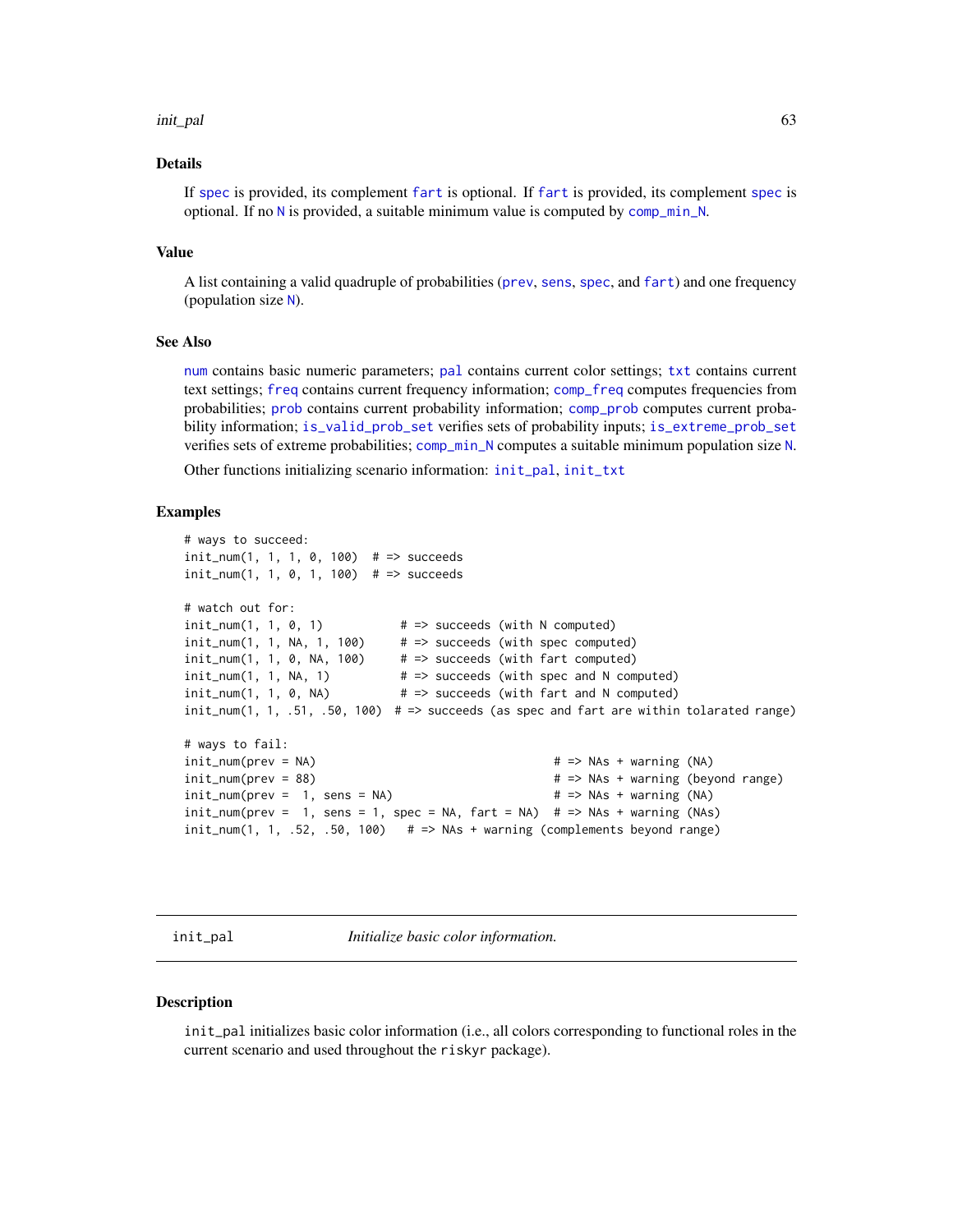### Details

If spec is provided, its complement fart is optional. If fart is provided, its complement spec is optional. If no N is provided, a suitable minimum value is computed by comp_min_N.

### Value

A list containing a valid quadruple of probabilities (prev, sens, spec, and fart) and one frequency (population size N).

### See Also

num contains basic numeric parameters; pal contains current color settings; txt contains current text settings; freq contains current frequency information; comp_freq computes frequencies from probabilities; prob contains current probability information; comp_prob computes current probability information; is_valid_prob_set verifies sets of probability inputs; is_extreme_prob_set verifies sets of extreme probabilities; comp_min_N computes a suitable minimum population size N.

Other functions initializing scenario information: init_pal, init_txt

### Examples

```
# ways to succeed:
init_num(1, 1, 1, 0, 100)  # => succeeds
init_num(1, 1, 0, 1, 100)  # => succeeds

# watch out for:
init_num(1, 1, 0, 1)           # => succeeds (with N computed)
init_num(1, 1, NA, 1, 100)     # => succeeds (with spec computed)
init_num(1, 1, 0, NA, 100)     # => succeeds (with fart computed)
init_num(1, 1, NA, 1)          # => succeeds (with spec and N computed)
init_num(1, 1, 0, NA)          # => succeeds (with fart and N computed)
init_num(1, 1, .51, .50, 100)  # => succeeds (as spec and fart are within tolarated range)

# ways to fail:
init_num(prev = NA)                                  # => NAs + warning (NA)
init_num(prev = 88)                                  # => NAs + warning (beyond range)
init_num(prev =  1, sens = NA)                       # => NAs + warning (NA)
init_num(prev =  1, sens = 1, spec = NA, fart = NA)  # => NAs + warning (NAs)
init_num(1, 1, .52, .50, 100)   # => NAs + warning (complements beyond range)
```

---

## init_pal — *Initialize basic color information.*

### Description

init_pal initializes basic color information (i.e., all colors corresponding to functional roles in the current scenario and used throughout the riskyr package).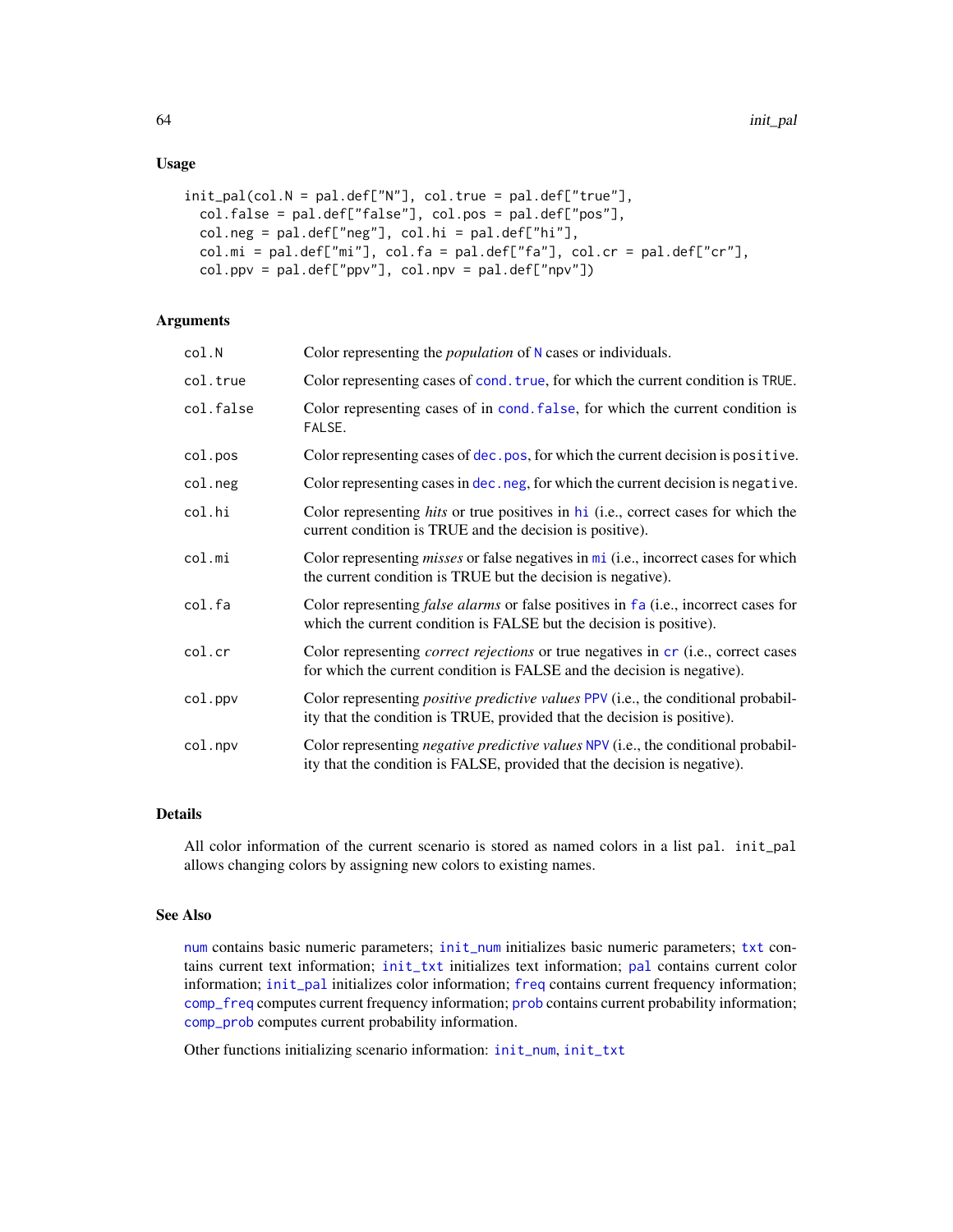### Usage

```
init_pal(col.N = pal.def["N"], col.true = pal.def["true"],
  col.false = pal.def["false"], col.pos = pal.def["pos"],
  col.neg = pal.def["neg"], col.hi = pal.def["hi"],
  col.mi = pal.def["mi"], col.fa = pal.def["fa"], col.cr = pal.def["cr"],
  col.ppv = pal.def["ppv"], col.npv = pal.def["npv"])
```

### Arguments

| | |
|---|---|
| col.N | Color representing the *population* of N cases or individuals. |
| col.true | Color representing cases of cond.true, for which the current condition is TRUE. |
| col.false | Color representing cases of in cond.false, for which the current condition is FALSE. |
| col.pos | Color representing cases of dec.pos, for which the current decision is positive. |
| col.neg | Color representing cases in dec.neg, for which the current decision is negative. |
| col.hi | Color representing *hits* or true positives in hi (i.e., correct cases for which the current condition is TRUE and the decision is positive). |
| col.mi | Color representing *misses* or false negatives in mi (i.e., incorrect cases for which the current condition is TRUE but the decision is negative). |
| col.fa | Color representing *false alarms* or false positives in fa (i.e., incorrect cases for which the current condition is FALSE but the decision is positive). |
| col.cr | Color representing *correct rejections* or true negatives in cr (i.e., correct cases for which the current condition is FALSE and the decision is negative). |
| col.ppv | Color representing *positive predictive values* PPV (i.e., the conditional probability that the condition is TRUE, provided that the decision is positive). |
| col.npv | Color representing *negative predictive values* NPV (i.e., the conditional probability that the condition is FALSE, provided that the decision is negative). |

### Details

All color information of the current scenario is stored as named colors in a list pal. init_pal allows changing colors by assigning new colors to existing names.

### See Also

num contains basic numeric parameters; init_num initializes basic numeric parameters; txt contains current text information; init_txt initializes text information; pal contains current color information; init_pal initializes color information; freq contains current frequency information; comp_freq computes current frequency information; prob contains current probability information; comp_prob computes current probability information.

Other functions initializing scenario information: init_num, init_txt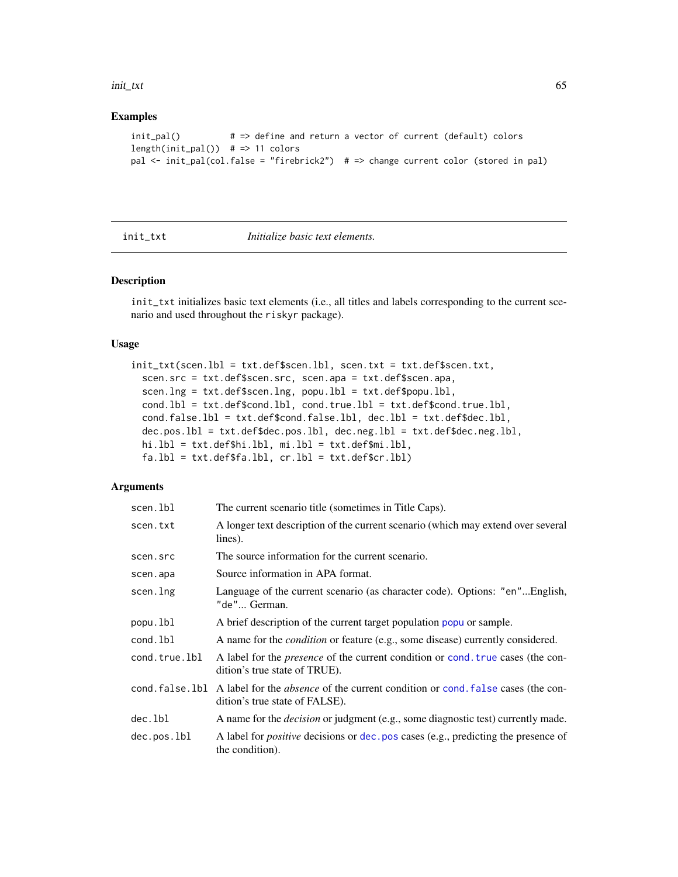## Examples

```
init_pal()          # => define and return a vector of current (default) colors
length(init_pal())  # => 11 colors
pal <- init_pal(col.false = "firebrick2")  # => change current color (stored in pal)
```

---

## init_txt — *Initialize basic text elements.*

### Description

init_txt initializes basic text elements (i.e., all titles and labels corresponding to the current scenario and used throughout the riskyr package).

### Usage

```
init_txt(scen.lbl = txt.def$scen.lbl, scen.txt = txt.def$scen.txt,
  scen.src = txt.def$scen.src, scen.apa = txt.def$scen.apa,
  scen.lng = txt.def$scen.lng, popu.lbl = txt.def$popu.lbl,
  cond.lbl = txt.def$cond.lbl, cond.true.lbl = txt.def$cond.true.lbl,
  cond.false.lbl = txt.def$cond.false.lbl, dec.lbl = txt.def$dec.lbl,
  dec.pos.lbl = txt.def$dec.pos.lbl, dec.neg.lbl = txt.def$dec.neg.lbl,
  hi.lbl = txt.def$hi.lbl, mi.lbl = txt.def$mi.lbl,
  fa.lbl = txt.def$fa.lbl, cr.lbl = txt.def$cr.lbl)
```

### Arguments

| | |
|---|---|
| scen.lbl | The current scenario title (sometimes in Title Caps). |
| scen.txt | A longer text description of the current scenario (which may extend over several lines). |
| scen.src | The source information for the current scenario. |
| scen.apa | Source information in APA format. |
| scen.lng | Language of the current scenario (as character code). Options: "en"...English, "de"... German. |
| popu.lbl | A brief description of the current target population popu or sample. |
| cond.lbl | A name for the *condition* or feature (e.g., some disease) currently considered. |
| cond.true.lbl | A label for the *presence* of the current condition or cond.true cases (the condition's true state of TRUE). |
| cond.false.lbl | A label for the *absence* of the current condition or cond.false cases (the condition's true state of FALSE). |
| dec.lbl | A name for the *decision* or judgment (e.g., some diagnostic test) currently made. |
| dec.pos.lbl | A label for *positive* decisions or dec.pos cases (e.g., predicting the presence of the condition). |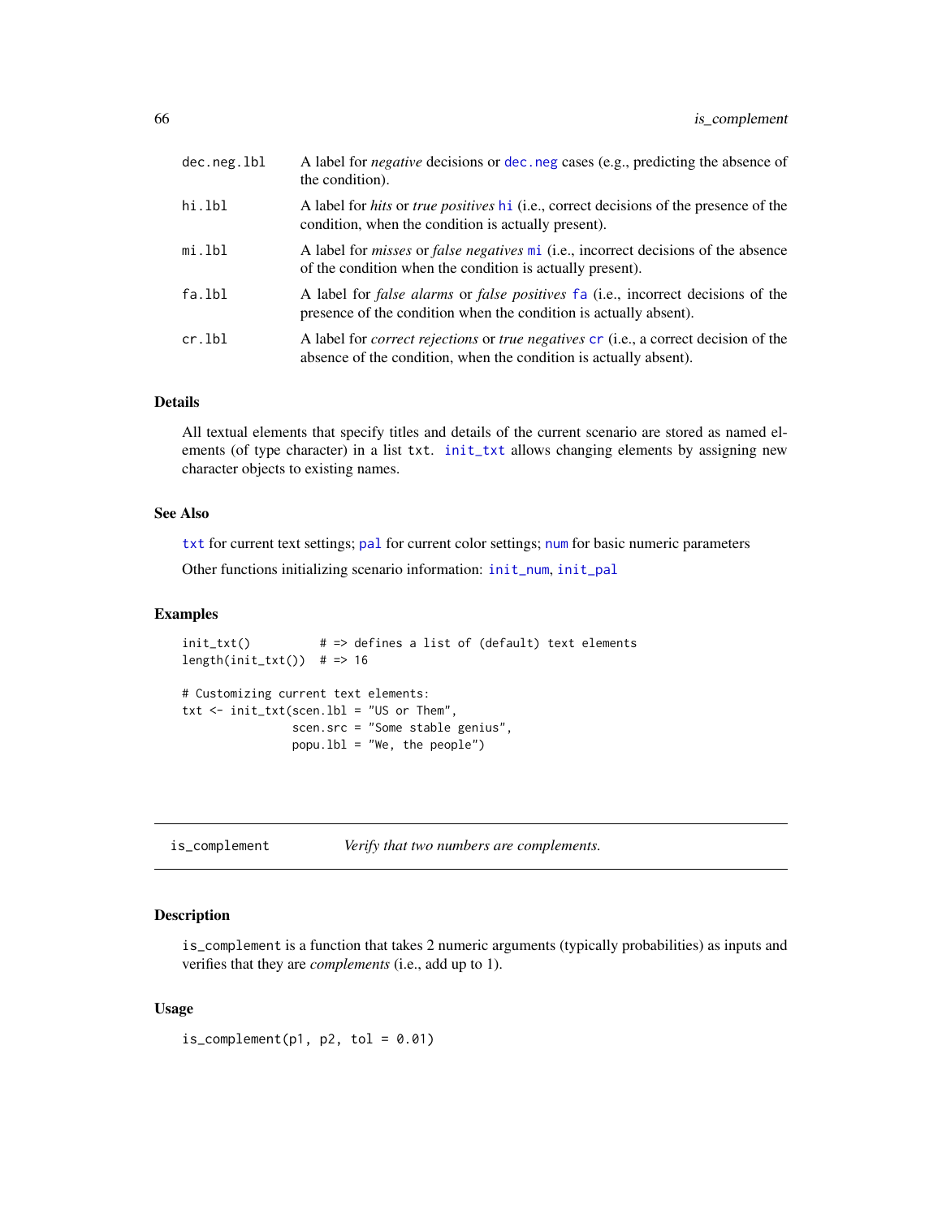| | |
|---|---|
| dec.neg.lbl | A label for *negative* decisions or dec.neg cases (e.g., predicting the absence of the condition). |
| hi.lbl | A label for *hits* or *true positives* hi (i.e., correct decisions of the presence of the condition, when the condition is actually present). |
| mi.lbl | A label for *misses* or *false negatives* mi (i.e., incorrect decisions of the absence of the condition when the condition is actually present). |
| fa.lbl | A label for *false alarms* or *false positives* fa (i.e., incorrect decisions of the presence of the condition when the condition is actually absent). |
| cr.lbl | A label for *correct rejections* or *true negatives* cr (i.e., a correct decision of the absence of the condition, when the condition is actually absent). |

### Details

All textual elements that specify titles and details of the current scenario are stored as named elements (of type character) in a list txt. init_txt allows changing elements by assigning new character objects to existing names.

### See Also

txt for current text settings; pal for current color settings; num for basic numeric parameters

Other functions initializing scenario information: init_num, init_pal

### Examples

```
init_txt()          # => defines a list of (default) text elements
length(init_txt())  # => 16

# Customizing current text elements:
txt <- init_txt(scen.lbl = "US or Them",
                scen.src = "Some stable genius",
                popu.lbl = "We, the people")
```

---

## is_complement — *Verify that two numbers are complements.*

### Description

is_complement is a function that takes 2 numeric arguments (typically probabilities) as inputs and verifies that they are *complements* (i.e., add up to 1).

### Usage

```
is_complement(p1, p2, tol = 0.01)
```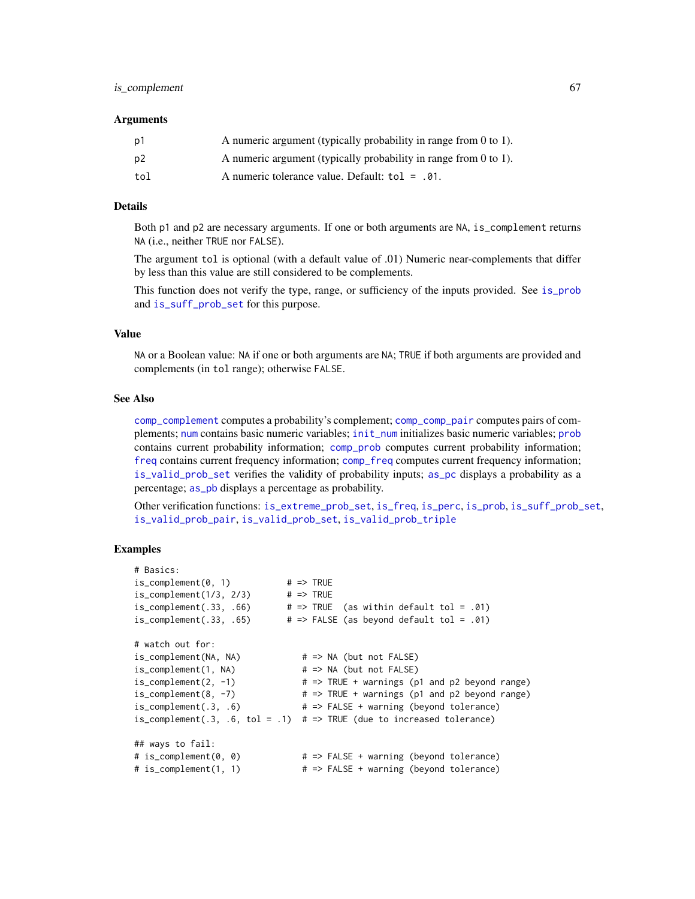### Arguments

| | |
|---|---|
| p1 | A numeric argument (typically probability in range from 0 to 1). |
| p2 | A numeric argument (typically probability in range from 0 to 1). |
| tol | A numeric tolerance value. Default: `tol = .01`. |

### Details

Both `p1` and `p2` are necessary arguments. If one or both arguments are `NA`, `is_complement` returns `NA` (i.e., neither `TRUE` nor `FALSE`).

The argument `tol` is optional (with a default value of .01) Numeric near-complements that differ by less than this value are still considered to be complements.

This function does not verify the type, range, or sufficiency of the inputs provided. See `is_prob` and `is_suff_prob_set` for this purpose.

### Value

`NA` or a Boolean value: `NA` if one or both arguments are `NA`; `TRUE` if both arguments are provided and complements (in `tol` range); otherwise `FALSE`.

### See Also

`comp_complement` computes a probability's complement; `comp_comp_pair` computes pairs of complements; `num` contains basic numeric variables; `init_num` initializes basic numeric variables; `prob` contains current probability information; `comp_prob` computes current probability information; `freq` contains current frequency information; `comp_freq` computes current frequency information; `is_valid_prob_set` verifies the validity of probability inputs; `as_pc` displays a probability as a percentage; `as_pb` displays a percentage as probability.

Other verification functions: `is_extreme_prob_set`, `is_freq`, `is_perc`, `is_prob`, `is_suff_prob_set`, `is_valid_prob_pair`, `is_valid_prob_set`, `is_valid_prob_triple`

### Examples

```
# Basics:
is_complement(0, 1)           # => TRUE
is_complement(1/3, 2/3)       # => TRUE
is_complement(.33, .66)       # => TRUE  (as within default tol = .01)
is_complement(.33, .65)       # => FALSE (as beyond default tol = .01)

# watch out for:
is_complement(NA, NA)            # => NA (but not FALSE)
is_complement(1, NA)             # => NA (but not FALSE)
is_complement(2, -1)             # => TRUE + warnings (p1 and p2 beyond range)
is_complement(8, -7)             # => TRUE + warnings (p1 and p2 beyond range)
is_complement(.3, .6)            # => FALSE + warning (beyond tolerance)
is_complement(.3, .6, tol = .1)  # => TRUE (due to increased tolerance)

## ways to fail:
# is_complement(0, 0)            # => FALSE + warning (beyond tolerance)
# is_complement(1, 1)            # => FALSE + warning (beyond tolerance)
```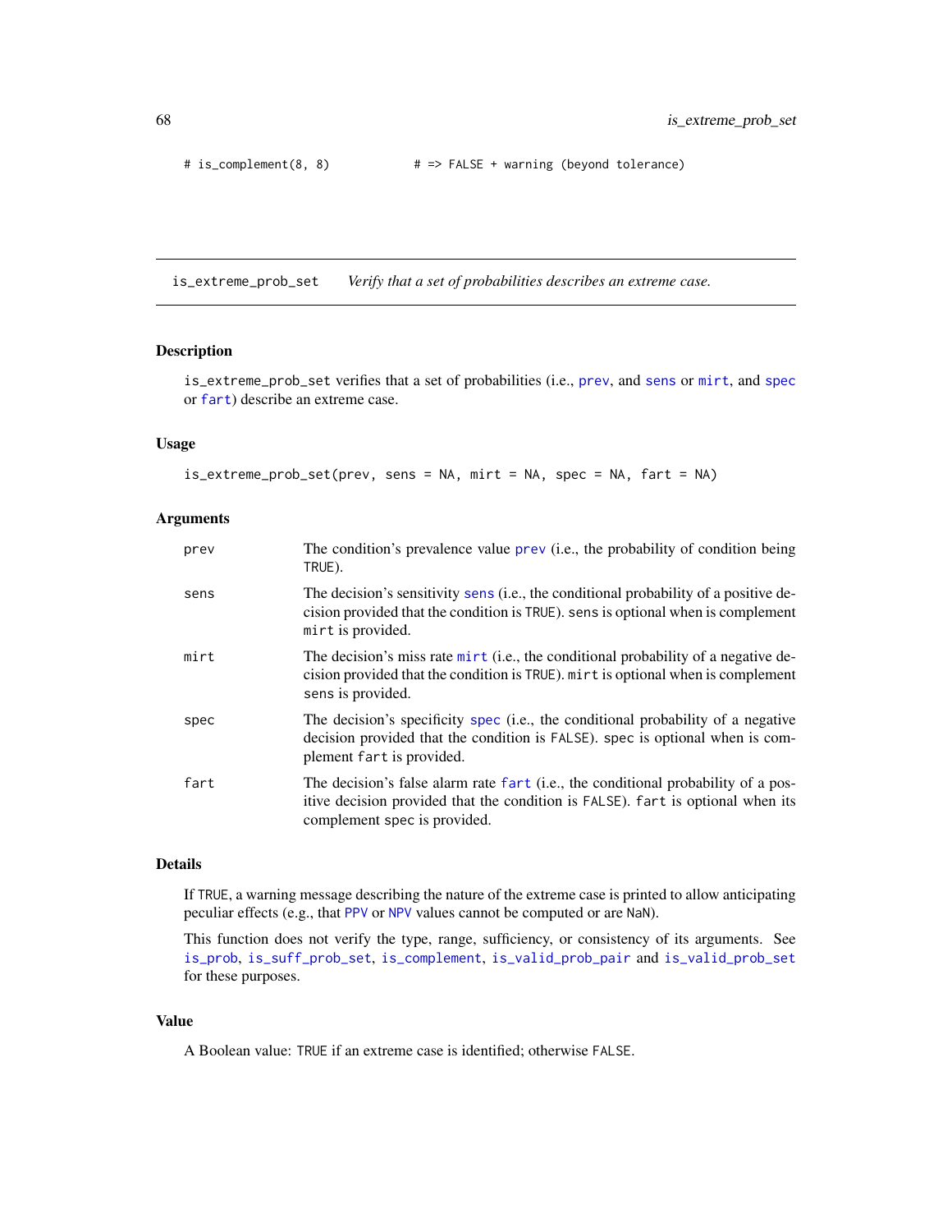```
# is_complement(8, 8)           # => FALSE + warning (beyond tolerance)
```

## is_extreme_prob_set    *Verify that a set of probabilities describes an extreme case.*

### Description

is_extreme_prob_set verifies that a set of probabilities (i.e., prev, and sens or mirt, and spec or fart) describe an extreme case.

### Usage

```
is_extreme_prob_set(prev, sens = NA, mirt = NA, spec = NA, fart = NA)
```

### Arguments

| | |
|---|---|
| prev | The condition's prevalence value prev (i.e., the probability of condition being TRUE). |
| sens | The decision's sensitivity sens (i.e., the conditional probability of a positive decision provided that the condition is TRUE). sens is optional when is complement mirt is provided. |
| mirt | The decision's miss rate mirt (i.e., the conditional probability of a negative decision provided that the condition is TRUE). mirt is optional when is complement sens is provided. |
| spec | The decision's specificity spec (i.e., the conditional probability of a negative decision provided that the condition is FALSE). spec is optional when is complement fart is provided. |
| fart | The decision's false alarm rate fart (i.e., the conditional probability of a positive decision provided that the condition is FALSE). fart is optional when its complement spec is provided. |

### Details

If TRUE, a warning message describing the nature of the extreme case is printed to allow anticipating peculiar effects (e.g., that PPV or NPV values cannot be computed or are NaN).

This function does not verify the type, range, sufficiency, or consistency of its arguments. See is_prob, is_suff_prob_set, is_complement, is_valid_prob_pair and is_valid_prob_set for these purposes.

### Value

A Boolean value: TRUE if an extreme case is identified; otherwise FALSE.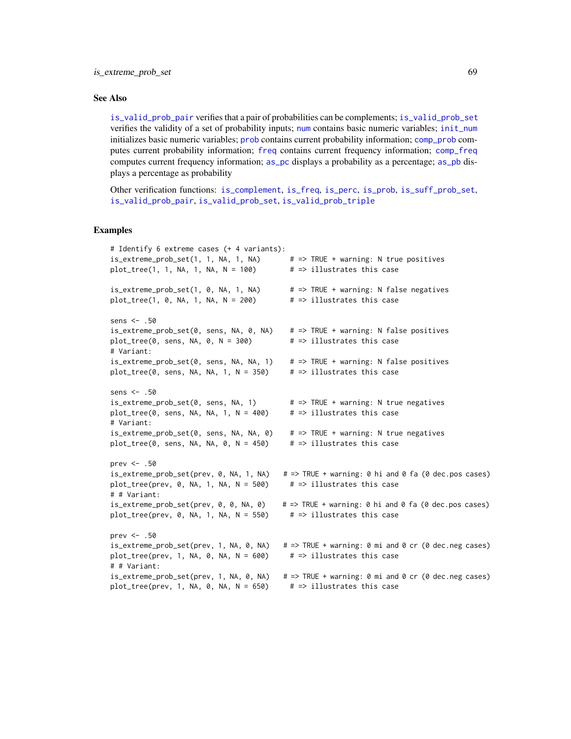## See Also

is_valid_prob_pair verifies that a pair of probabilities can be complements; is_valid_prob_set verifies the validity of a set of probability inputs; num contains basic numeric variables; init_num initializes basic numeric variables; prob contains current probability information; comp_prob computes current probability information; freq contains current frequency information; comp_freq computes current frequency information; as_pc displays a probability as a percentage; as_pb displays a percentage as probability

Other verification functions: is_complement, is_freq, is_perc, is_prob, is_suff_prob_set, is_valid_prob_pair, is_valid_prob_set, is_valid_prob_triple

## Examples

```
# Identify 6 extreme cases (+ 4 variants):
is_extreme_prob_set(1, 1, NA, 1, NA)       # => TRUE + warning: N true positives
plot_tree(1, 1, NA, 1, NA, N = 100)        # => illustrates this case

is_extreme_prob_set(1, 0, NA, 1, NA)       # => TRUE + warning: N false negatives
plot_tree(1, 0, NA, 1, NA, N = 200)        # => illustrates this case

sens <- .50
is_extreme_prob_set(0, sens, NA, 0, NA)    # => TRUE + warning: N false positives
plot_tree(0, sens, NA, 0, N = 300)         # => illustrates this case
# Variant:
is_extreme_prob_set(0, sens, NA, NA, 1)    # => TRUE + warning: N false positives
plot_tree(0, sens, NA, NA, 1, N = 350)     # => illustrates this case

sens <- .50
is_extreme_prob_set(0, sens, NA, 1)        # => TRUE + warning: N true negatives
plot_tree(0, sens, NA, NA, 1, N = 400)     # => illustrates this case
# Variant:
is_extreme_prob_set(0, sens, NA, NA, 0)    # => TRUE + warning: N true negatives
plot_tree(0, sens, NA, NA, 0, N = 450)     # => illustrates this case

prev <- .50
is_extreme_prob_set(prev, 0, NA, 1, NA)   # => TRUE + warning: 0 hi and 0 fa (0 dec.pos cases)
plot_tree(prev, 0, NA, 1, NA, N = 500)     # => illustrates this case
# # Variant:
is_extreme_prob_set(prev, 0, 0, NA, 0)    # => TRUE + warning: 0 hi and 0 fa (0 dec.pos cases)
plot_tree(prev, 0, NA, 1, NA, N = 550)     # => illustrates this case

prev <- .50
is_extreme_prob_set(prev, 1, NA, 0, NA)   # => TRUE + warning: 0 mi and 0 cr (0 dec.neg cases)
plot_tree(prev, 1, NA, 0, NA, N = 600)     # => illustrates this case
# # Variant:
is_extreme_prob_set(prev, 1, NA, 0, NA)   # => TRUE + warning: 0 mi and 0 cr (0 dec.neg cases)
plot_tree(prev, 1, NA, 0, NA, N = 650)     # => illustrates this case
```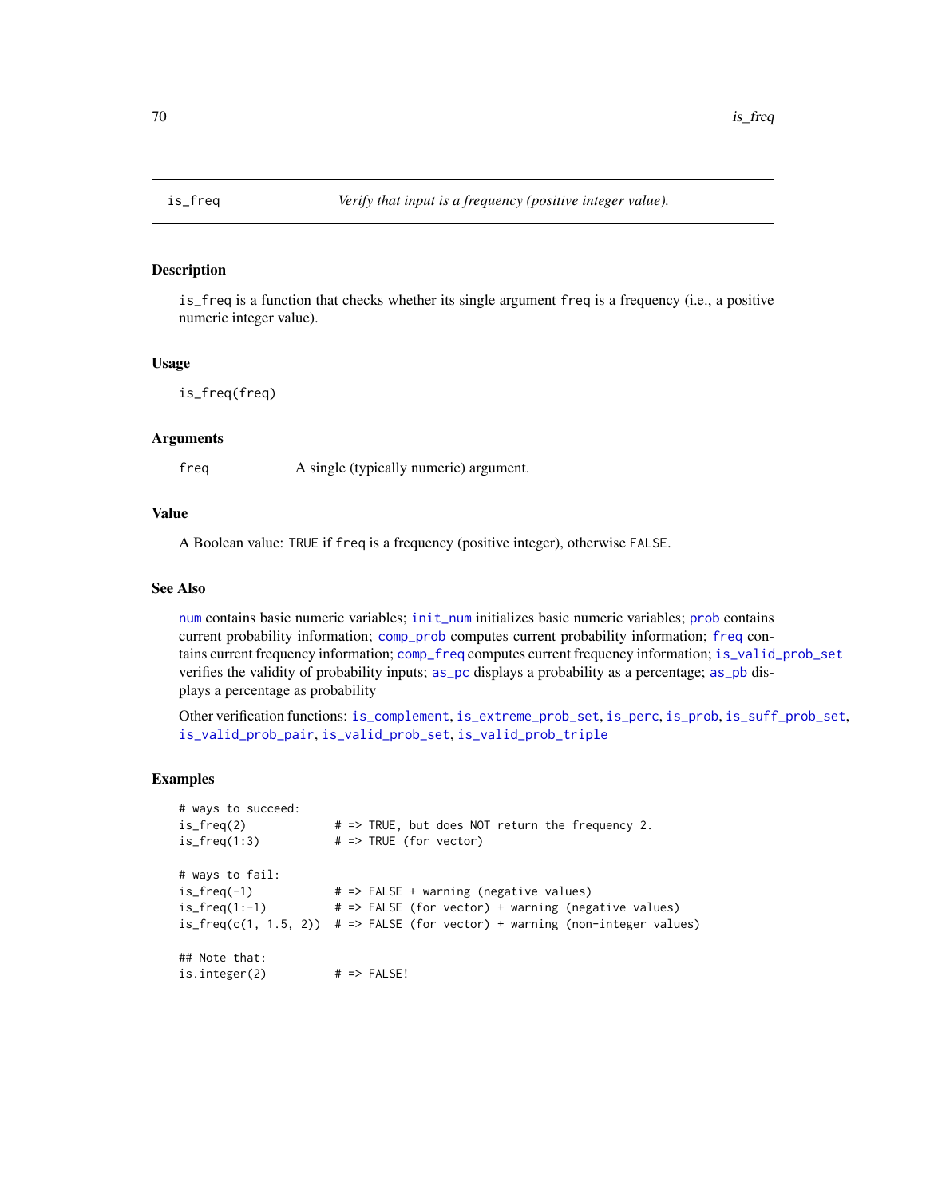# is_freq — *Verify that input is a frequency (positive integer value).*

## Description

`is_freq` is a function that checks whether its single argument `freq` is a frequency (i.e., a positive numeric integer value).

## Usage

```
is_freq(freq)
```

## Arguments

| | |
|---|---|
| `freq` | A single (typically numeric) argument. |

## Value

A Boolean value: `TRUE` if `freq` is a frequency (positive integer), otherwise `FALSE`.

## See Also

`num` contains basic numeric variables; `init_num` initializes basic numeric variables; `prob` contains current probability information; `comp_prob` computes current probability information; `freq` contains current frequency information; `comp_freq` computes current frequency information; `is_valid_prob_set` verifies the validity of probability inputs; `as_pc` displays a probability as a percentage; `as_pb` displays a percentage as probability

Other verification functions: `is_complement`, `is_extreme_prob_set`, `is_perc`, `is_prob`, `is_suff_prob_set`, `is_valid_prob_pair`, `is_valid_prob_set`, `is_valid_prob_triple`

## Examples

```
# ways to succeed:
is_freq(2)            # => TRUE, but does NOT return the frequency 2.
is_freq(1:3)          # => TRUE (for vector)

# ways to fail:
is_freq(-1)           # => FALSE + warning (negative values)
is_freq(1:-1)         # => FALSE (for vector) + warning (negative values)
is_freq(c(1, 1.5, 2)) # => FALSE (for vector) + warning (non-integer values)

## Note that:
is.integer(2)         # => FALSE!
```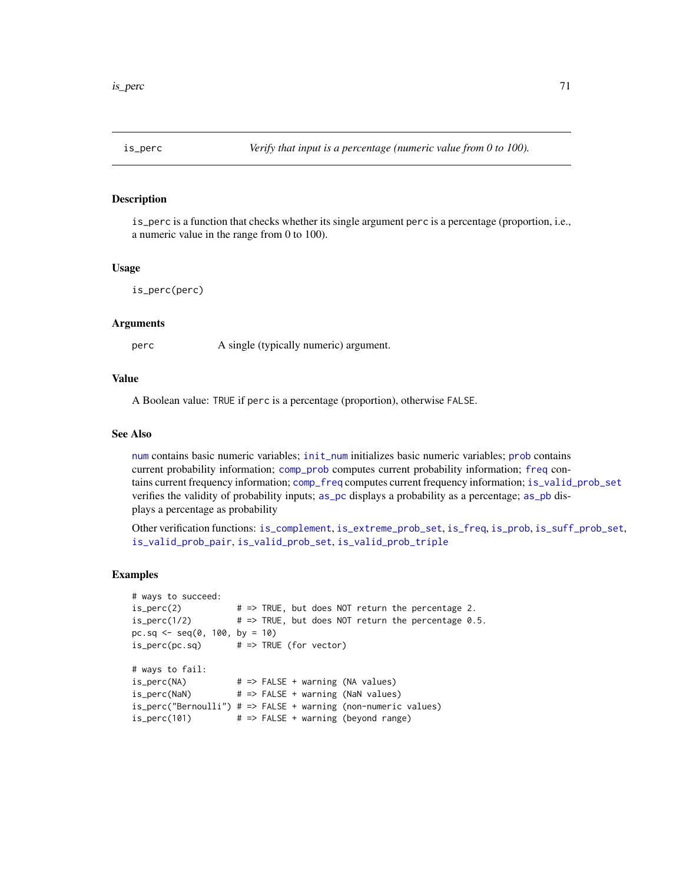# is_perc — *Verify that input is a percentage (numeric value from 0 to 100).*

## Description

is_perc is a function that checks whether its single argument perc is a percentage (proportion, i.e., a numeric value in the range from 0 to 100).

## Usage

```
is_perc(perc)
```

## Arguments

| | |
|---|---|
| perc | A single (typically numeric) argument. |

## Value

A Boolean value: TRUE if perc is a percentage (proportion), otherwise FALSE.

## See Also

num contains basic numeric variables; init_num initializes basic numeric variables; prob contains current probability information; comp_prob computes current probability information; freq contains current frequency information; comp_freq computes current frequency information; is_valid_prob_set verifies the validity of probability inputs; as_pc displays a probability as a percentage; as_pb displays a percentage as probability

Other verification functions: is_complement, is_extreme_prob_set, is_freq, is_prob, is_suff_prob_set, is_valid_prob_pair, is_valid_prob_set, is_valid_prob_triple

## Examples

```
# ways to succeed:
is_perc(2)          # => TRUE, but does NOT return the percentage 2.
is_perc(1/2)        # => TRUE, but does NOT return the percentage 0.5.
pc.sq <- seq(0, 100, by = 10)
is_perc(pc.sq)      # => TRUE (for vector)

# ways to fail:
is_perc(NA)         # => FALSE + warning (NA values)
is_perc(NaN)        # => FALSE + warning (NaN values)
is_perc("Bernoulli") # => FALSE + warning (non-numeric values)
is_perc(101)        # => FALSE + warning (beyond range)
```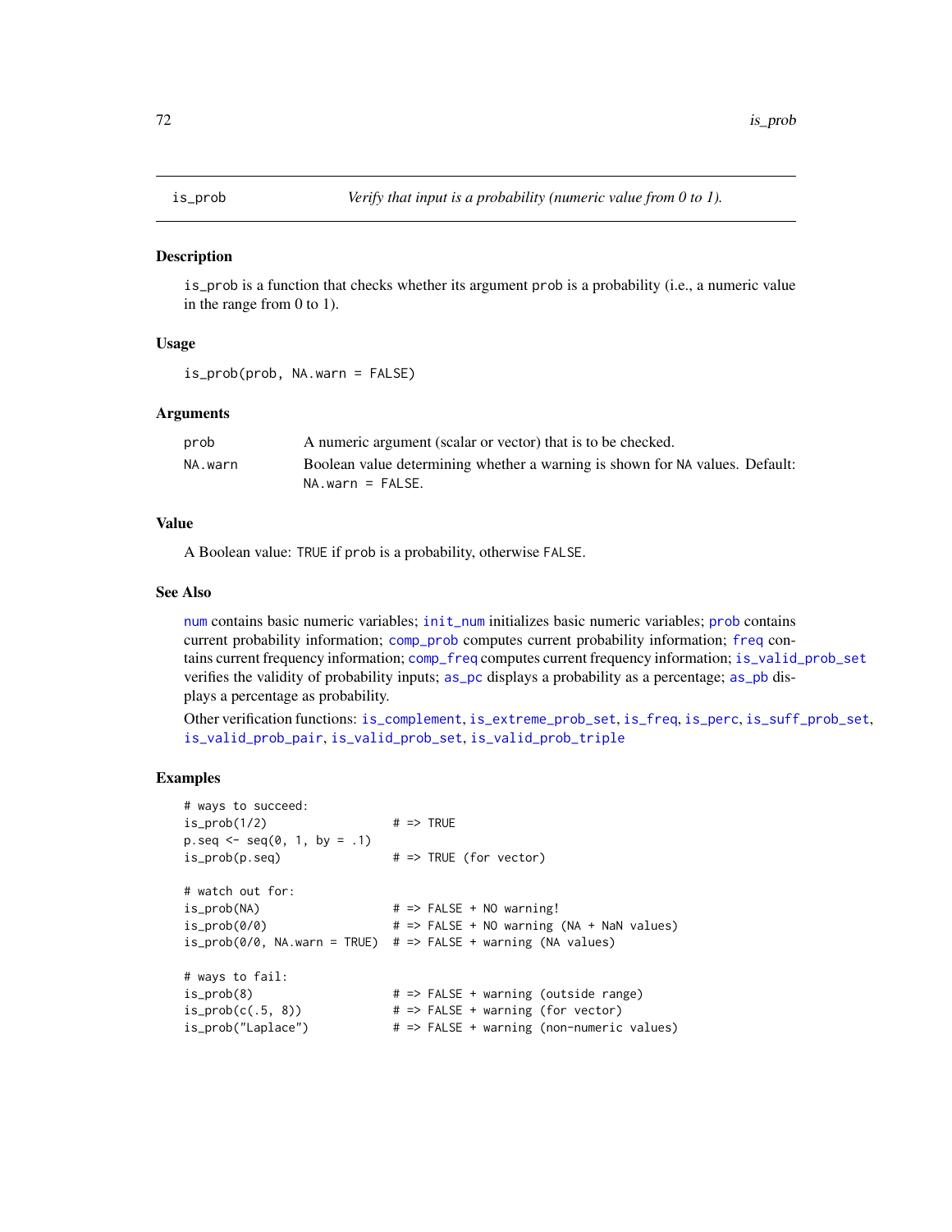# is_prob — *Verify that input is a probability (numeric value from 0 to 1).*

## Description

`is_prob` is a function that checks whether its argument `prob` is a probability (i.e., a numeric value in the range from 0 to 1).

## Usage

```
is_prob(prob, NA.warn = FALSE)
```

## Arguments

| | |
|---|---|
| `prob` | A numeric argument (scalar or vector) that is to be checked. |
| `NA.warn` | Boolean value determining whether a warning is shown for `NA` values. Default: `NA.warn = FALSE`. |

## Value

A Boolean value: `TRUE` if `prob` is a probability, otherwise `FALSE`.

## See Also

`num` contains basic numeric variables; `init_num` initializes basic numeric variables; `prob` contains current probability information; `comp_prob` computes current probability information; `freq` contains current frequency information; `comp_freq` computes current frequency information; `is_valid_prob_set` verifies the validity of probability inputs; `as_pc` displays a probability as a percentage; `as_pb` displays a percentage as probability.

Other verification functions: `is_complement`, `is_extreme_prob_set`, `is_freq`, `is_perc`, `is_suff_prob_set`, `is_valid_prob_pair`, `is_valid_prob_set`, `is_valid_prob_triple`

## Examples

```
# ways to succeed:
is_prob(1/2)                # => TRUE
p.seq <- seq(0, 1, by = .1)
is_prob(p.seq)              # => TRUE (for vector)

# watch out for:
is_prob(NA)                 # => FALSE + NO warning!
is_prob(0/0)                # => FALSE + NO warning (NA + NaN values)
is_prob(0/0, NA.warn = TRUE)  # => FALSE + warning (NA values)

# ways to fail:
is_prob(8)                  # => FALSE + warning (outside range)
is_prob(c(.5, 8))           # => FALSE + warning (for vector)
is_prob("Laplace")          # => FALSE + warning (non-numeric values)
```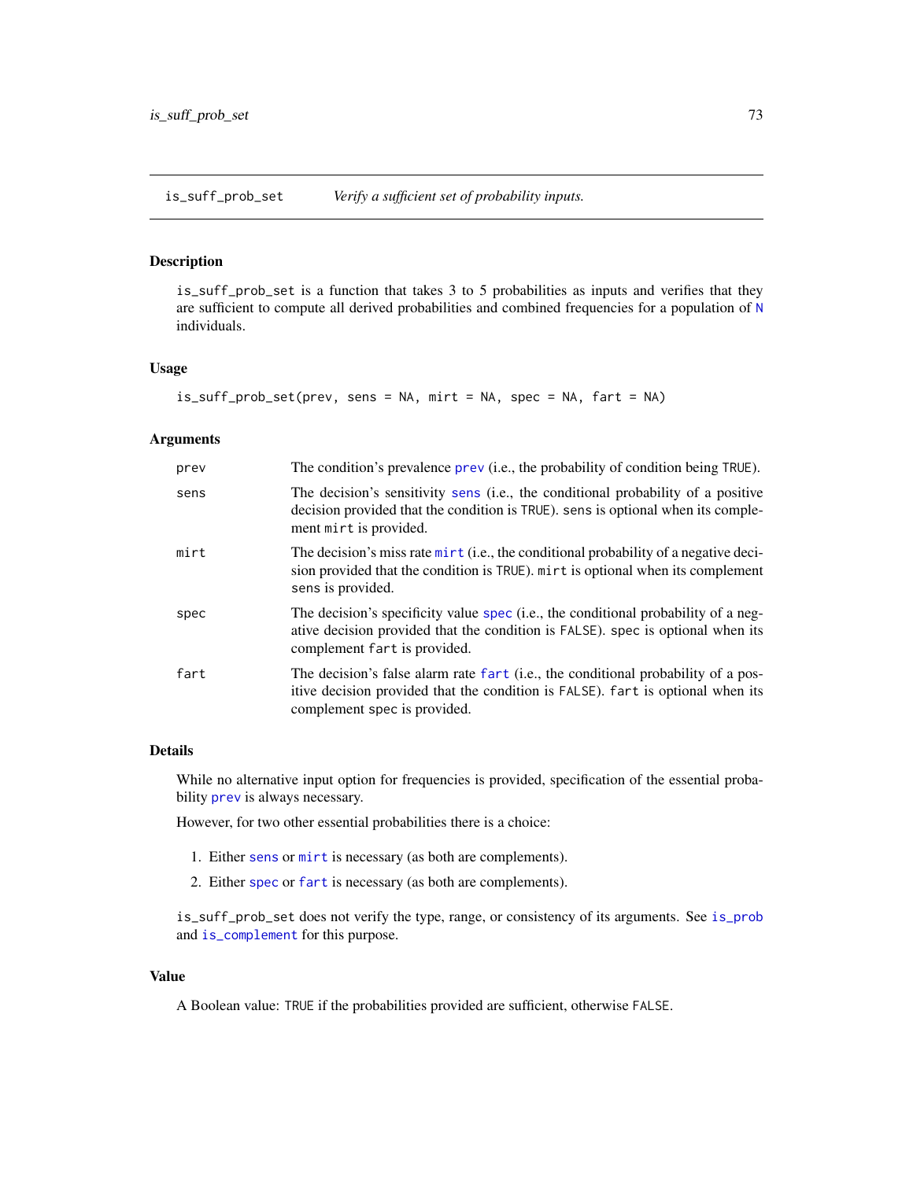## is_suff_prob_set — *Verify a sufficient set of probability inputs.*

### Description

is_suff_prob_set is a function that takes 3 to 5 probabilities as inputs and verifies that they are sufficient to compute all derived probabilities and combined frequencies for a population of N individuals.

### Usage

```
is_suff_prob_set(prev, sens = NA, mirt = NA, spec = NA, fart = NA)
```

### Arguments

| | |
|---|---|
| prev | The condition's prevalence prev (i.e., the probability of condition being TRUE). |
| sens | The decision's sensitivity sens (i.e., the conditional probability of a positive decision provided that the condition is TRUE). sens is optional when its complement mirt is provided. |
| mirt | The decision's miss rate mirt (i.e., the conditional probability of a negative decision provided that the condition is TRUE). mirt is optional when its complement sens is provided. |
| spec | The decision's specificity value spec (i.e., the conditional probability of a negative decision provided that the condition is FALSE). spec is optional when its complement fart is provided. |
| fart | The decision's false alarm rate fart (i.e., the conditional probability of a positive decision provided that the condition is FALSE). fart is optional when its complement spec is provided. |

### Details

While no alternative input option for frequencies is provided, specification of the essential probability prev is always necessary.

However, for two other essential probabilities there is a choice:

1. Either sens or mirt is necessary (as both are complements).
2. Either spec or fart is necessary (as both are complements).

is_suff_prob_set does not verify the type, range, or consistency of its arguments. See is_prob and is_complement for this purpose.

### Value

A Boolean value: TRUE if the probabilities provided are sufficient, otherwise FALSE.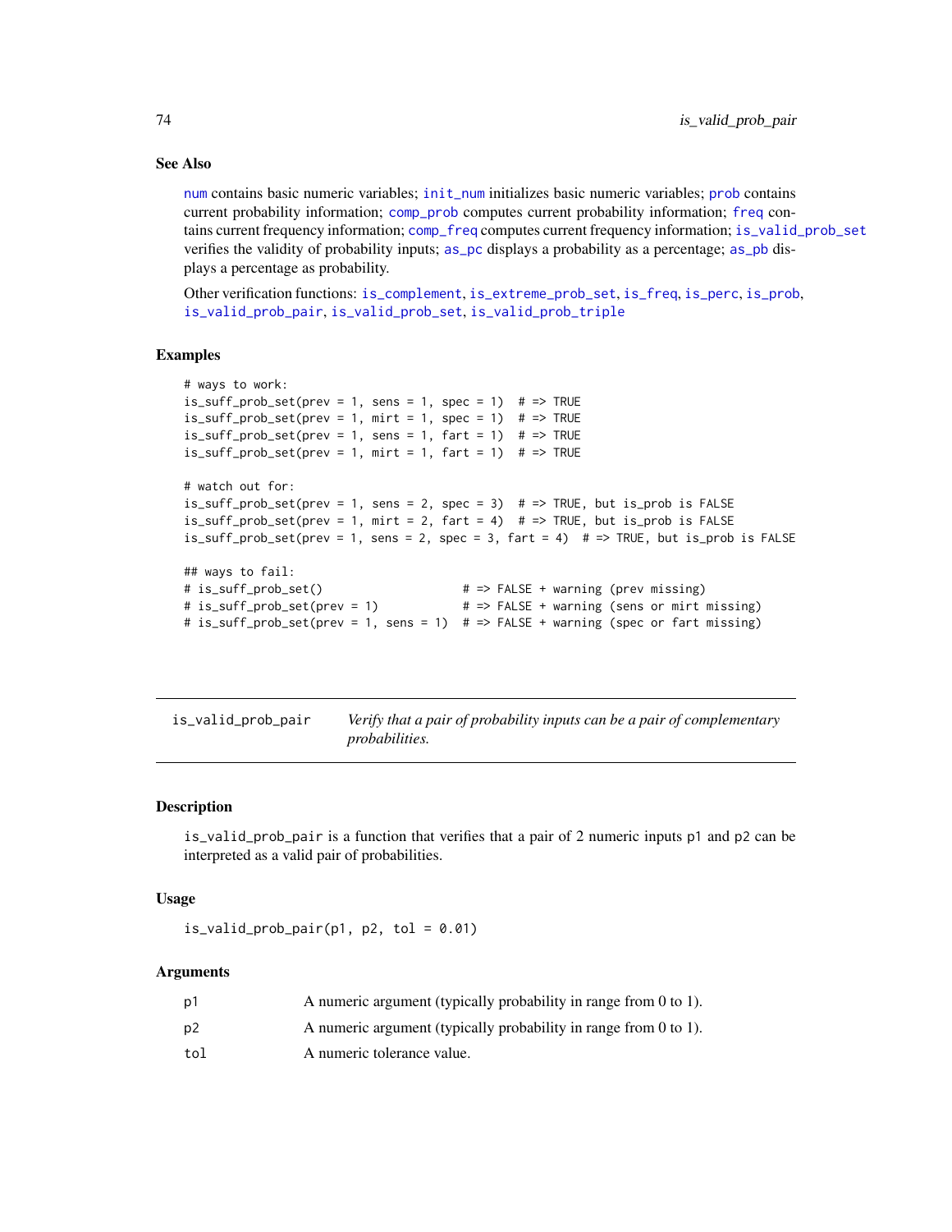### See Also

num contains basic numeric variables; init_num initializes basic numeric variables; prob contains current probability information; comp_prob computes current probability information; freq contains current frequency information; comp_freq computes current frequency information; is_valid_prob_set verifies the validity of probability inputs; as_pc displays a probability as a percentage; as_pb displays a percentage as probability.

Other verification functions: is_complement, is_extreme_prob_set, is_freq, is_perc, is_prob, is_valid_prob_pair, is_valid_prob_set, is_valid_prob_triple

### Examples

```
# ways to work:
is_suff_prob_set(prev = 1, sens = 1, spec = 1)  # => TRUE
is_suff_prob_set(prev = 1, mirt = 1, spec = 1)  # => TRUE
is_suff_prob_set(prev = 1, sens = 1, fart = 1)  # => TRUE
is_suff_prob_set(prev = 1, mirt = 1, fart = 1)  # => TRUE

# watch out for:
is_suff_prob_set(prev = 1, sens = 2, spec = 3)  # => TRUE, but is_prob is FALSE
is_suff_prob_set(prev = 1, mirt = 2, fart = 4)  # => TRUE, but is_prob is FALSE
is_suff_prob_set(prev = 1, sens = 2, spec = 3, fart = 4)  # => TRUE, but is_prob is FALSE

## ways to fail:
# is_suff_prob_set()                    # => FALSE + warning (prev missing)
# is_suff_prob_set(prev = 1)            # => FALSE + warning (sens or mirt missing)
# is_suff_prob_set(prev = 1, sens = 1)  # => FALSE + warning (spec or fart missing)
```

---

## is_valid_prob_pair — *Verify that a pair of probability inputs can be a pair of complementary probabilities.*

---

### Description

is_valid_prob_pair is a function that verifies that a pair of 2 numeric inputs p1 and p2 can be interpreted as a valid pair of probabilities.

### Usage

```
is_valid_prob_pair(p1, p2, tol = 0.01)
```

### Arguments

| | |
|---|---|
| p1 | A numeric argument (typically probability in range from 0 to 1). |
| p2 | A numeric argument (typically probability in range from 0 to 1). |
| tol | A numeric tolerance value. |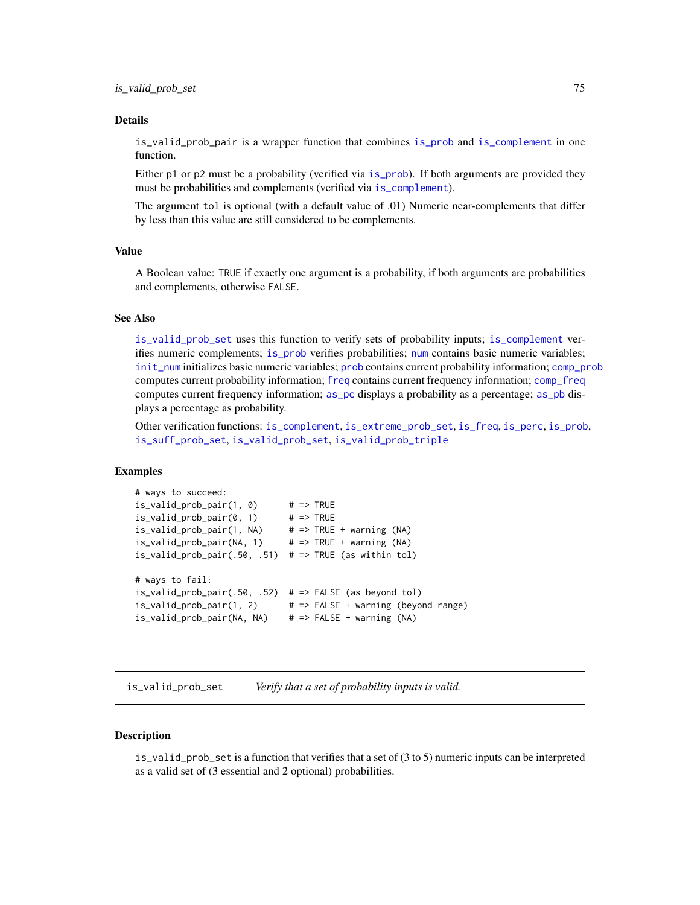### Details

`is_valid_prob_pair` is a wrapper function that combines `is_prob` and `is_complement` in one function.

Either `p1` or `p2` must be a probability (verified via `is_prob`). If both arguments are provided they must be probabilities and complements (verified via `is_complement`).

The argument `tol` is optional (with a default value of .01) Numeric near-complements that differ by less than this value are still considered to be complements.

### Value

A Boolean value: `TRUE` if exactly one argument is a probability, if both arguments are probabilities and complements, otherwise `FALSE`.

### See Also

`is_valid_prob_set` uses this function to verify sets of probability inputs; `is_complement` verifies numeric complements; `is_prob` verifies probabilities; `num` contains basic numeric variables; `init_num` initializes basic numeric variables; `prob` contains current probability information; `comp_prob` computes current probability information; `freq` contains current frequency information; `comp_freq` computes current frequency information; `as_pc` displays a probability as a percentage; `as_pb` displays a percentage as probability.

Other verification functions: `is_complement`, `is_extreme_prob_set`, `is_freq`, `is_perc`, `is_prob`, `is_suff_prob_set`, `is_valid_prob_set`, `is_valid_prob_triple`

### Examples

```
# ways to succeed:
is_valid_prob_pair(1, 0)      # => TRUE
is_valid_prob_pair(0, 1)      # => TRUE
is_valid_prob_pair(1, NA)     # => TRUE + warning (NA)
is_valid_prob_pair(NA, 1)     # => TRUE + warning (NA)
is_valid_prob_pair(.50, .51)  # => TRUE (as within tol)

# ways to fail:
is_valid_prob_pair(.50, .52)  # => FALSE (as beyond tol)
is_valid_prob_pair(1, 2)      # => FALSE + warning (beyond range)
is_valid_prob_pair(NA, NA)    # => FALSE + warning (NA)
```

---

## is_valid_prob_set — *Verify that a set of probability inputs is valid.*

---

### Description

`is_valid_prob_set` is a function that verifies that a set of (3 to 5) numeric inputs can be interpreted as a valid set of (3 essential and 2 optional) probabilities.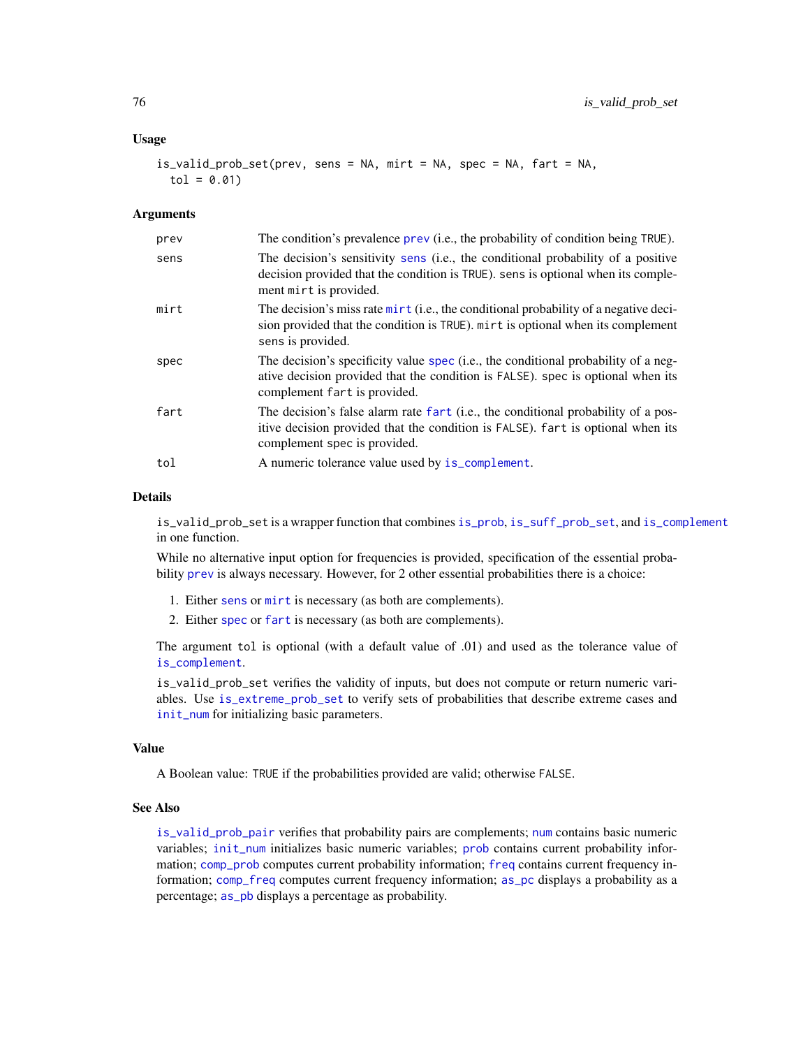### Usage

```
is_valid_prob_set(prev, sens = NA, mirt = NA, spec = NA, fart = NA,
  tol = 0.01)
```

### Arguments

| | |
|---|---|
| prev | The condition's prevalence prev (i.e., the probability of condition being TRUE). |
| sens | The decision's sensitivity sens (i.e., the conditional probability of a positive decision provided that the condition is TRUE). sens is optional when its complement mirt is provided. |
| mirt | The decision's miss rate mirt (i.e., the conditional probability of a negative decision provided that the condition is TRUE). mirt is optional when its complement sens is provided. |
| spec | The decision's specificity value spec (i.e., the conditional probability of a negative decision provided that the condition is FALSE). spec is optional when its complement fart is provided. |
| fart | The decision's false alarm rate fart (i.e., the conditional probability of a positive decision provided that the condition is FALSE). fart is optional when its complement spec is provided. |
| tol | A numeric tolerance value used by is_complement. |

### Details

is_valid_prob_set is a wrapper function that combines is_prob, is_suff_prob_set, and is_complement in one function.

While no alternative input option for frequencies is provided, specification of the essential probability prev is always necessary. However, for 2 other essential probabilities there is a choice:

1. Either sens or mirt is necessary (as both are complements).
2. Either spec or fart is necessary (as both are complements).

The argument tol is optional (with a default value of .01) and used as the tolerance value of is_complement.

is_valid_prob_set verifies the validity of inputs, but does not compute or return numeric variables. Use is_extreme_prob_set to verify sets of probabilities that describe extreme cases and init_num for initializing basic parameters.

### Value

A Boolean value: TRUE if the probabilities provided are valid; otherwise FALSE.

### See Also

is_valid_prob_pair verifies that probability pairs are complements; num contains basic numeric variables; init_num initializes basic numeric variables; prob contains current probability information; comp_prob computes current probability information; freq contains current frequency information; comp_freq computes current frequency information; as_pc displays a probability as a percentage; as_pb displays a percentage as probability.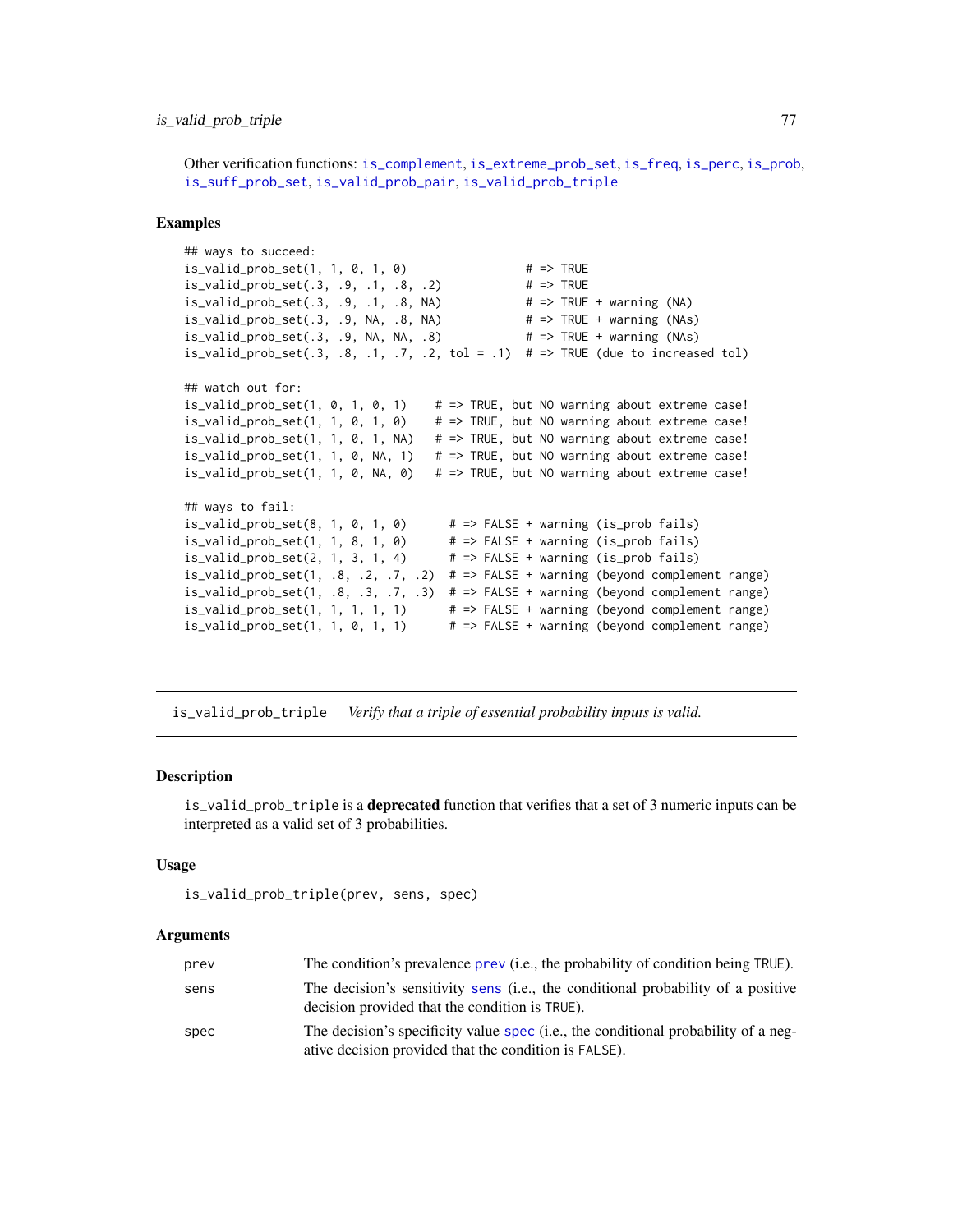Other verification functions: is_complement, is_extreme_prob_set, is_freq, is_perc, is_prob, is_suff_prob_set, is_valid_prob_pair, is_valid_prob_triple

### Examples

```
## ways to succeed:
is_valid_prob_set(1, 1, 0, 1, 0)                 # => TRUE
is_valid_prob_set(.3, .9, .1, .8, .2)            # => TRUE
is_valid_prob_set(.3, .9, .1, .8, NA)            # => TRUE + warning (NA)
is_valid_prob_set(.3, .9, NA, .8, NA)            # => TRUE + warning (NAs)
is_valid_prob_set(.3, .9, NA, NA, .8)            # => TRUE + warning (NAs)
is_valid_prob_set(.3, .8, .1, .7, .2, tol = .1)  # => TRUE (due to increased tol)

## watch out for:
is_valid_prob_set(1, 0, 1, 0, 1)    # => TRUE, but NO warning about extreme case!
is_valid_prob_set(1, 1, 0, 1, 0)    # => TRUE, but NO warning about extreme case!
is_valid_prob_set(1, 1, 0, 1, NA)   # => TRUE, but NO warning about extreme case!
is_valid_prob_set(1, 1, 0, NA, 1)   # => TRUE, but NO warning about extreme case!
is_valid_prob_set(1, 1, 0, NA, 0)   # => TRUE, but NO warning about extreme case!

## ways to fail:
is_valid_prob_set(8, 1, 0, 1, 0)      # => FALSE + warning (is_prob fails)
is_valid_prob_set(1, 1, 8, 1, 0)      # => FALSE + warning (is_prob fails)
is_valid_prob_set(2, 1, 3, 1, 4)      # => FALSE + warning (is_prob fails)
is_valid_prob_set(1, .8, .2, .7, .2)  # => FALSE + warning (beyond complement range)
is_valid_prob_set(1, .8, .3, .7, .3)  # => FALSE + warning (beyond complement range)
is_valid_prob_set(1, 1, 1, 1, 1)      # => FALSE + warning (beyond complement range)
is_valid_prob_set(1, 1, 0, 1, 1)      # => FALSE + warning (beyond complement range)
```

---

## is_valid_prob_triple    *Verify that a triple of essential probability inputs is valid.*

---

### Description

is_valid_prob_triple is a **deprecated** function that verifies that a set of 3 numeric inputs can be interpreted as a valid set of 3 probabilities.

### Usage

```
is_valid_prob_triple(prev, sens, spec)
```

### Arguments

| | |
|---|---|
| prev | The condition's prevalence prev (i.e., the probability of condition being TRUE). |
| sens | The decision's sensitivity sens (i.e., the conditional probability of a positive decision provided that the condition is TRUE). |
| spec | The decision's specificity value spec (i.e., the conditional probability of a negative decision provided that the condition is FALSE). |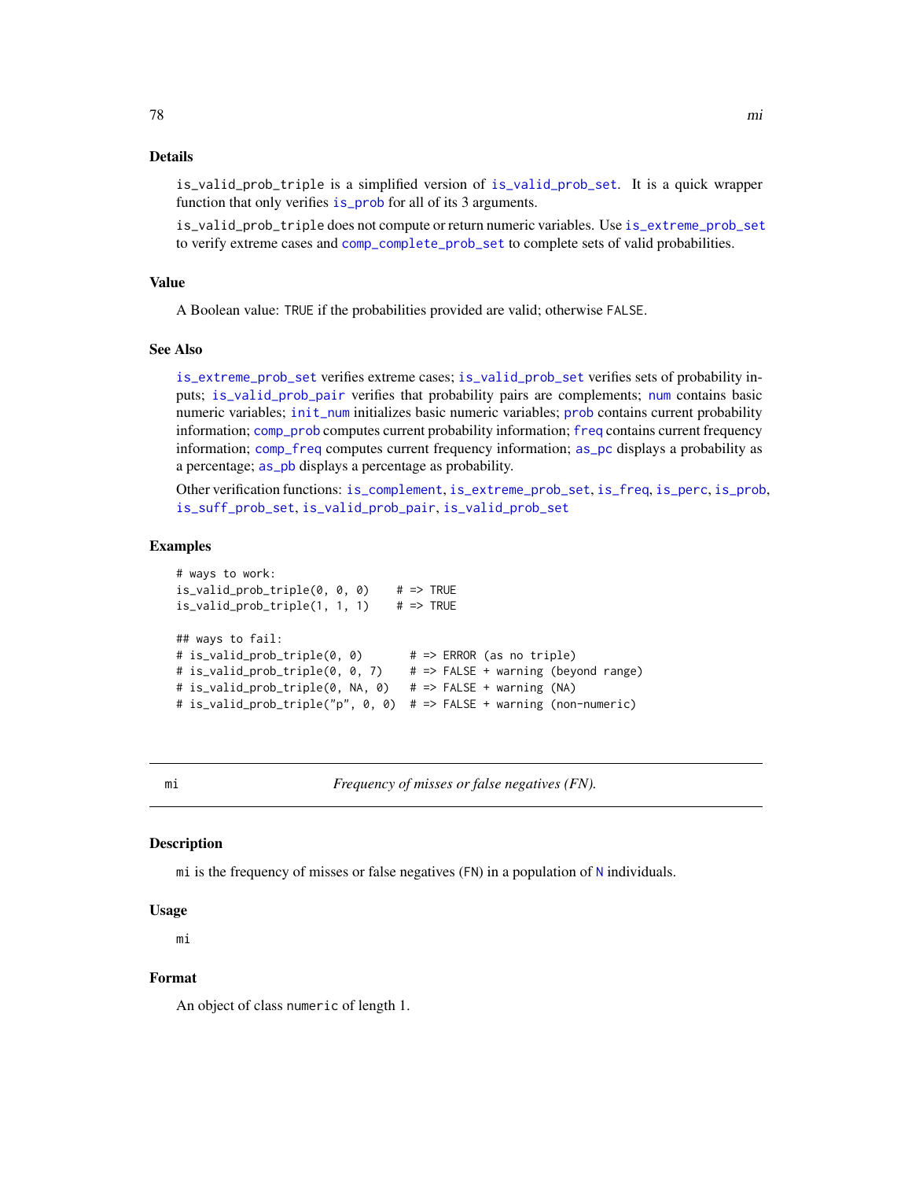### Details

is_valid_prob_triple is a simplified version of is_valid_prob_set. It is a quick wrapper function that only verifies is_prob for all of its 3 arguments.

is_valid_prob_triple does not compute or return numeric variables. Use is_extreme_prob_set to verify extreme cases and comp_complete_prob_set to complete sets of valid probabilities.

### Value

A Boolean value: TRUE if the probabilities provided are valid; otherwise FALSE.

### See Also

is_extreme_prob_set verifies extreme cases; is_valid_prob_set verifies sets of probability inputs; is_valid_prob_pair verifies that probability pairs are complements; num contains basic numeric variables; init_num initializes basic numeric variables; prob contains current probability information; comp_prob computes current probability information; freq contains current frequency information; comp_freq computes current frequency information; as_pc displays a probability as a percentage; as_pb displays a percentage as probability.

Other verification functions: is_complement, is_extreme_prob_set, is_freq, is_perc, is_prob, is_suff_prob_set, is_valid_prob_pair, is_valid_prob_set

### Examples

```
# ways to work:
is_valid_prob_triple(0, 0, 0)    # => TRUE
is_valid_prob_triple(1, 1, 1)    # => TRUE

## ways to fail:
# is_valid_prob_triple(0, 0)       # => ERROR (as no triple)
# is_valid_prob_triple(0, 0, 7)    # => FALSE + warning (beyond range)
# is_valid_prob_triple(0, NA, 0)   # => FALSE + warning (NA)
# is_valid_prob_triple("p", 0, 0)  # => FALSE + warning (non-numeric)
```

---

## mi — *Frequency of misses or false negatives (FN).*

### Description

mi is the frequency of misses or false negatives (FN) in a population of N individuals.

### Usage

```
mi
```

### Format

An object of class numeric of length 1.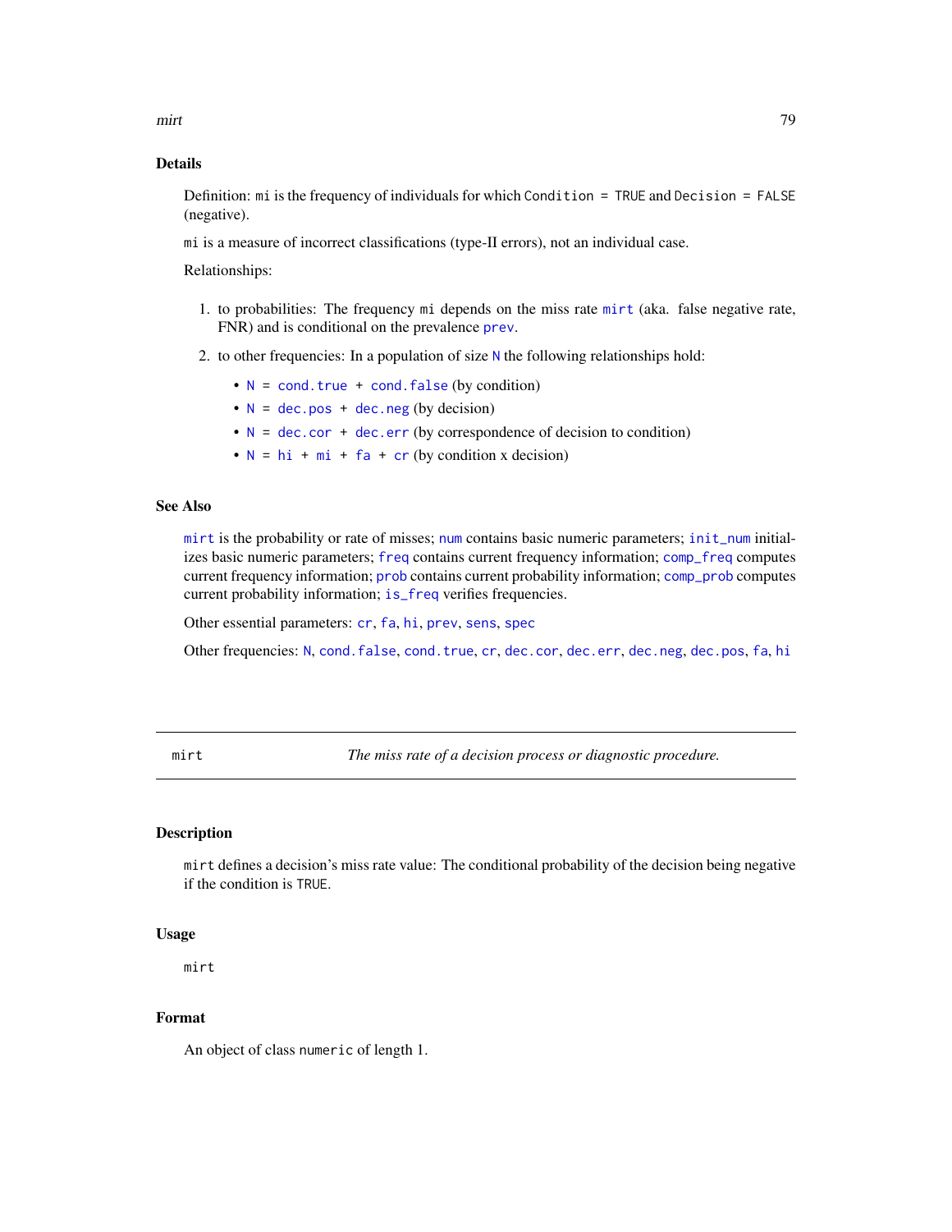### Details

Definition: `mi` is the frequency of individuals for which `Condition = TRUE` and `Decision = FALSE` (negative).

`mi` is a measure of incorrect classifications (type-II errors), not an individual case.

Relationships:

1. to probabilities: The frequency `mi` depends on the miss rate `mirt` (aka. false negative rate, FNR) and is conditional on the prevalence `prev`.
2. to other frequencies: In a population of size `N` the following relationships hold:
   - `N = cond.true + cond.false` (by condition)
   - `N = dec.pos + dec.neg` (by decision)
   - `N = dec.cor + dec.err` (by correspondence of decision to condition)
   - `N = hi + mi + fa + cr` (by condition x decision)

### See Also

`mirt` is the probability or rate of misses; `num` contains basic numeric parameters; `init_num` initializes basic numeric parameters; `freq` contains current frequency information; `comp_freq` computes current frequency information; `prob` contains current probability information; `comp_prob` computes current probability information; `is_freq` verifies frequencies.

Other essential parameters: `cr`, `fa`, `hi`, `prev`, `sens`, `spec`

Other frequencies: `N`, `cond.false`, `cond.true`, `cr`, `dec.cor`, `dec.err`, `dec.neg`, `dec.pos`, `fa`, `hi`

---

## mirt — *The miss rate of a decision process or diagnostic procedure.*

### Description

`mirt` defines a decision's miss rate value: The conditional probability of the decision being negative if the condition is `TRUE`.

### Usage

```
mirt
```

### Format

An object of class `numeric` of length 1.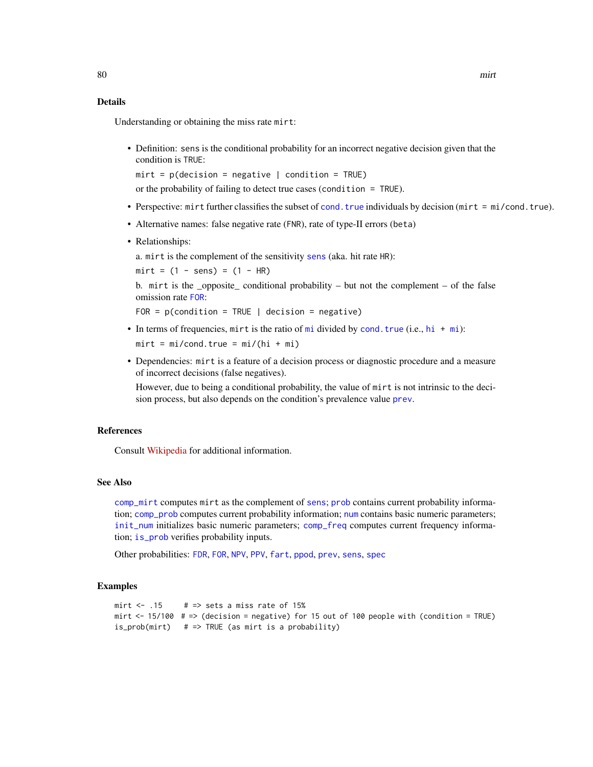## Details

Understanding or obtaining the miss rate `mirt`:

- Definition: `sens` is the conditional probability for an incorrect negative decision given that the condition is `TRUE`:

  `mirt = p(decision = negative | condition = TRUE)`

  or the probability of failing to detect true cases (`condition = TRUE`).

- Perspective: `mirt` further classifies the subset of `cond.true` individuals by decision (`mirt = mi/cond.true`).

- Alternative names: false negative rate (`FNR`), rate of type-II errors (`beta`)

- Relationships:

  a. `mirt` is the complement of the sensitivity `sens` (aka. hit rate `HR`):

  `mirt = (1 - sens) = (1 - HR)`

  b. `mirt` is the _opposite_ conditional probability – but not the complement – of the false omission rate `FOR`:

  `FOR = p(condition = TRUE | decision = negative)`

- In terms of frequencies, `mirt` is the ratio of `mi` divided by `cond.true` (i.e., `hi + mi`):

  `mirt = mi/cond.true = mi/(hi + mi)`

- Dependencies: `mirt` is a feature of a decision process or diagnostic procedure and a measure of incorrect decisions (false negatives).

  However, due to being a conditional probability, the value of `mirt` is not intrinsic to the decision process, but also depends on the condition's prevalence value `prev`.

## References

Consult Wikipedia for additional information.

## See Also

`comp_mirt` computes `mirt` as the complement of `sens`; `prob` contains current probability information; `comp_prob` computes current probability information; `num` contains basic numeric parameters; `init_num` initializes basic numeric parameters; `comp_freq` computes current frequency information; `is_prob` verifies probability inputs.

Other probabilities: `FDR`, `FOR`, `NPV`, `PPV`, `fart`, `ppod`, `prev`, `sens`, `spec`

## Examples

```
mirt <- .15     # => sets a miss rate of 15%
mirt <- 15/100  # => (decision = negative) for 15 out of 100 people with (condition = TRUE)
is_prob(mirt)   # => TRUE (as mirt is a probability)
```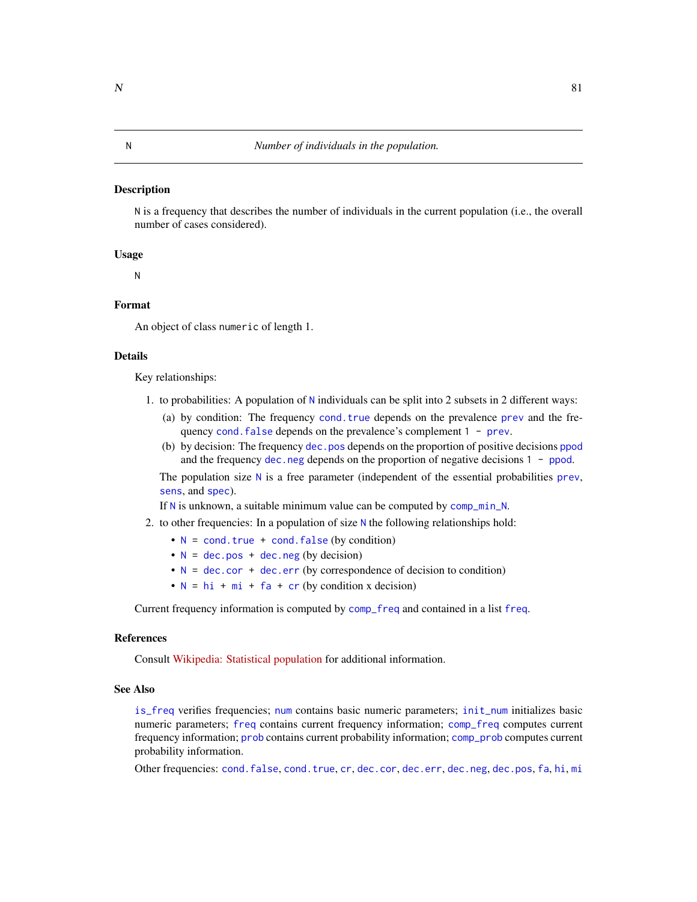# N — *Number of individuals in the population.*

## Description

N is a frequency that describes the number of individuals in the current population (i.e., the overall number of cases considered).

## Usage

```
N
```

## Format

An object of class numeric of length 1.

## Details

Key relationships:

1. to probabilities: A population of N individuals can be split into 2 subsets in 2 different ways:
   (a) by condition: The frequency cond.true depends on the prevalence prev and the frequency cond.false depends on the prevalence's complement 1 - prev.
   (b) by decision: The frequency dec.pos depends on the proportion of positive decisions ppod and the frequency dec.neg depends on the proportion of negative decisions 1 - ppod.

   The population size N is a free parameter (independent of the essential probabilities prev, sens, and spec).

   If N is unknown, a suitable minimum value can be computed by comp_min_N.
2. to other frequencies: In a population of size N the following relationships hold:
   - N = cond.true + cond.false (by condition)
   - N = dec.pos + dec.neg (by decision)
   - N = dec.cor + dec.err (by correspondence of decision to condition)
   - N = hi + mi + fa + cr (by condition x decision)

Current frequency information is computed by comp_freq and contained in a list freq.

## References

Consult Wikipedia: Statistical population for additional information.

## See Also

is_freq verifies frequencies; num contains basic numeric parameters; init_num initializes basic numeric parameters; freq contains current frequency information; comp_freq computes current frequency information; prob contains current probability information; comp_prob computes current probability information.

Other frequencies: cond.false, cond.true, cr, dec.cor, dec.err, dec.neg, dec.pos, fa, hi, mi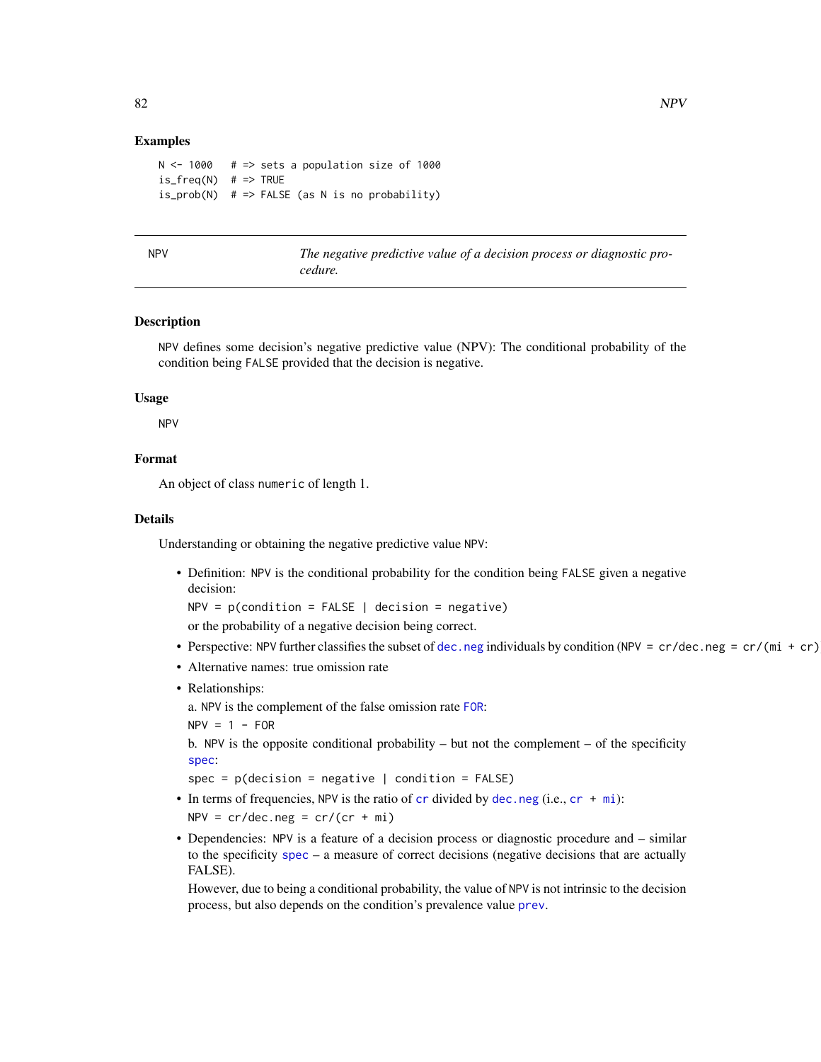## Examples

```
N <- 1000   # => sets a population size of 1000
is_freq(N)  # => TRUE
is_prob(N)  # => FALSE (as N is no probability)
```

---

NPV — *The negative predictive value of a decision process or diagnostic procedure.*

---

## Description

`NPV` defines some decision's negative predictive value (NPV): The conditional probability of the condition being `FALSE` provided that the decision is negative.

## Usage

```
NPV
```

## Format

An object of class `numeric` of length 1.

## Details

Understanding or obtaining the negative predictive value `NPV`:

- Definition: `NPV` is the conditional probability for the condition being `FALSE` given a negative decision:

  `NPV = p(condition = FALSE | decision = negative)`

  or the probability of a negative decision being correct.

- Perspective: `NPV` further classifies the subset of `dec.neg` individuals by condition (`NPV = cr/dec.neg = cr/(mi + cr)`
- Alternative names: true omission rate
- Relationships:

  a. `NPV` is the complement of the false omission rate `FOR`:

  `NPV = 1 - FOR`

  b. `NPV` is the opposite conditional probability – but not the complement – of the specificity `spec`:

  `spec = p(decision = negative | condition = FALSE)`

- In terms of frequencies, `NPV` is the ratio of `cr` divided by `dec.neg` (i.e., `cr + mi`):

  `NPV = cr/dec.neg = cr/(cr + mi)`

- Dependencies: `NPV` is a feature of a decision process or diagnostic procedure and – similar to the specificity `spec` – a measure of correct decisions (negative decisions that are actually FALSE).

  However, due to being a conditional probability, the value of `NPV` is not intrinsic to the decision process, but also depends on the condition's prevalence value `prev`.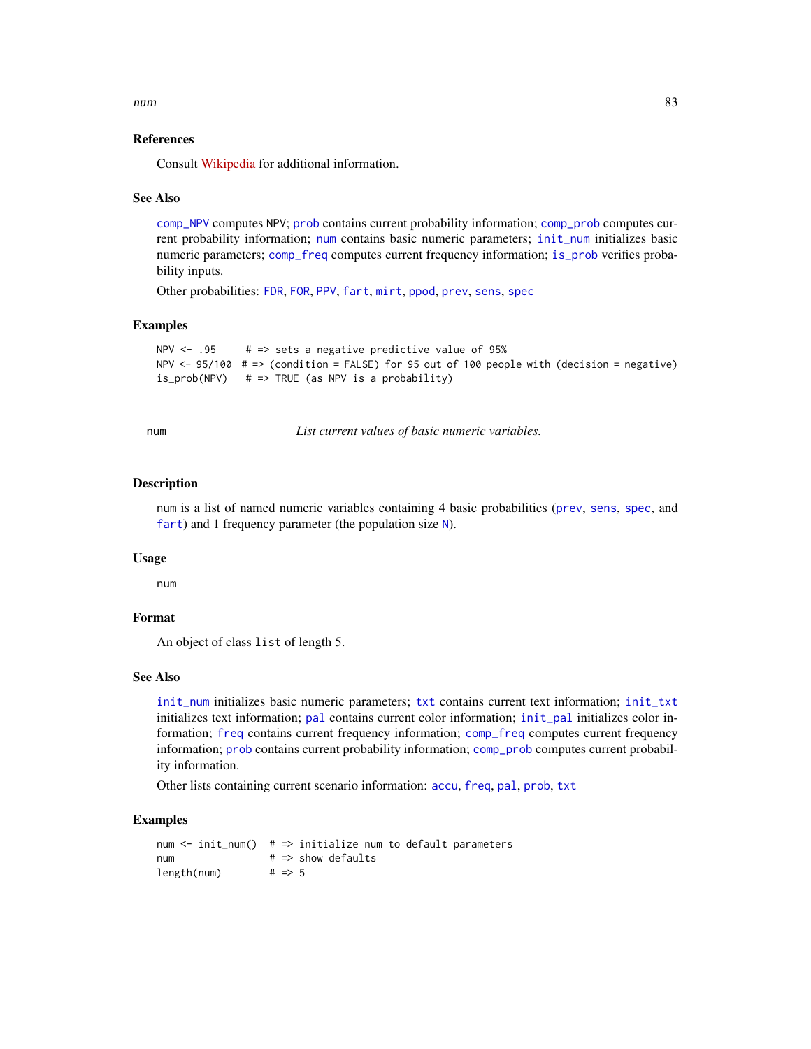### References

Consult Wikipedia for additional information.

### See Also

comp_NPV computes NPV; prob contains current probability information; comp_prob computes current probability information; num contains basic numeric parameters; init_num initializes basic numeric parameters; comp_freq computes current frequency information; is_prob verifies probability inputs.

Other probabilities: FDR, FOR, PPV, fart, mirt, ppod, prev, sens, spec

### Examples

```
NPV <- .95     # => sets a negative predictive value of 95%
NPV <- 95/100  # => (condition = FALSE) for 95 out of 100 people with (decision = negative)
is_prob(NPV)   # => TRUE (as NPV is a probability)
```

---

## num — *List current values of basic numeric variables.*

### Description

num is a list of named numeric variables containing 4 basic probabilities (prev, sens, spec, and fart) and 1 frequency parameter (the population size N).

### Usage

```
num
```

### Format

An object of class list of length 5.

### See Also

init_num initializes basic numeric parameters; txt contains current text information; init_txt initializes text information; pal contains current color information; init_pal initializes color information; freq contains current frequency information; comp_freq computes current frequency information; prob contains current probability information; comp_prob computes current probability information.

Other lists containing current scenario information: accu, freq, pal, prob, txt

### Examples

```
num <- init_num()  # => initialize num to default parameters
num                # => show defaults
length(num)        # => 5
```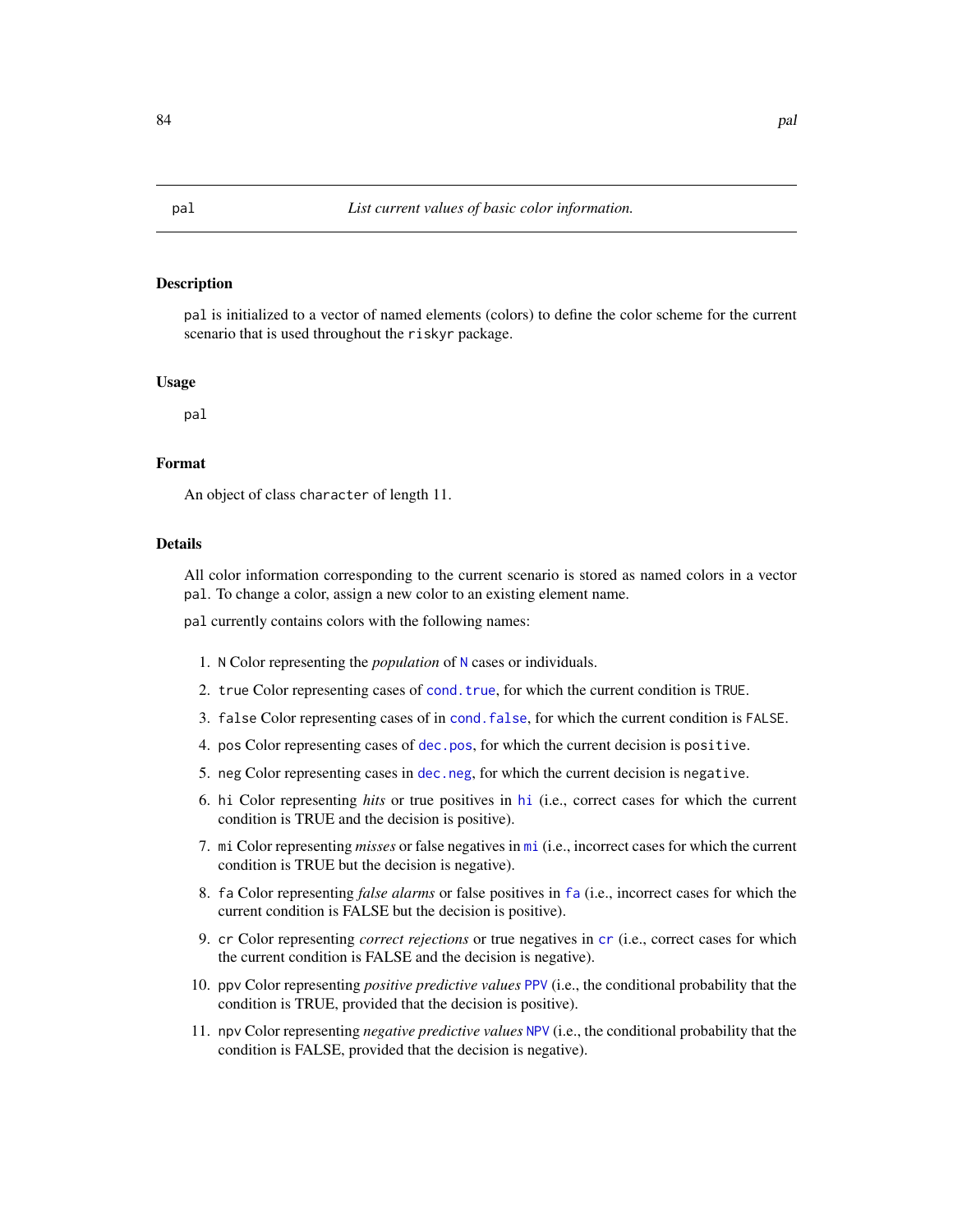## pal — *List current values of basic color information.*

### Description

`pal` is initialized to a vector of named elements (colors) to define the color scheme for the current scenario that is used throughout the `riskyr` package.

### Usage

```
pal
```

### Format

An object of class `character` of length 11.

### Details

All color information corresponding to the current scenario is stored as named colors in a vector `pal`. To change a color, assign a new color to an existing element name.

`pal` currently contains colors with the following names:

1. `N` Color representing the *population* of `N` cases or individuals.
2. `true` Color representing cases of `cond.true`, for which the current condition is `TRUE`.
3. `false` Color representing cases of in `cond.false`, for which the current condition is `FALSE`.
4. `pos` Color representing cases of `dec.pos`, for which the current decision is `positive`.
5. `neg` Color representing cases in `dec.neg`, for which the current decision is `negative`.
6. `hi` Color representing *hits* or true positives in `hi` (i.e., correct cases for which the current condition is TRUE and the decision is positive).
7. `mi` Color representing *misses* or false negatives in `mi` (i.e., incorrect cases for which the current condition is TRUE but the decision is negative).
8. `fa` Color representing *false alarms* or false positives in `fa` (i.e., incorrect cases for which the current condition is FALSE but the decision is positive).
9. `cr` Color representing *correct rejections* or true negatives in `cr` (i.e., correct cases for which the current condition is FALSE and the decision is negative).
10. `ppv` Color representing *positive predictive values* `PPV` (i.e., the conditional probability that the condition is TRUE, provided that the decision is positive).
11. `npv` Color representing *negative predictive values* `NPV` (i.e., the conditional probability that the condition is FALSE, provided that the decision is negative).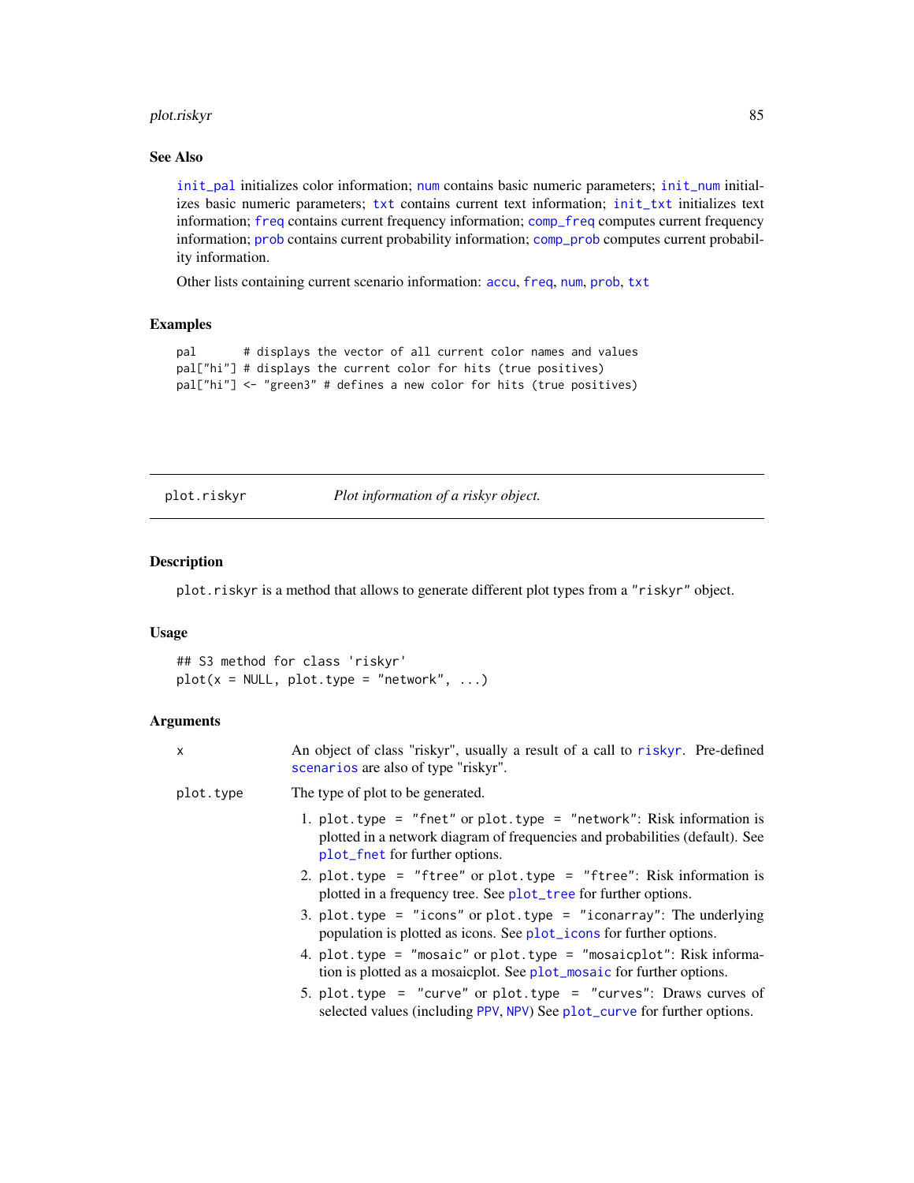## See Also

init_pal initializes color information; num contains basic numeric parameters; init_num initializes basic numeric parameters; txt contains current text information; init_txt initializes text information; freq contains current frequency information; comp_freq computes current frequency information; prob contains current probability information; comp_prob computes current probability information.

Other lists containing current scenario information: accu, freq, num, prob, txt

## Examples

```
pal       # displays the vector of all current color names and values
pal["hi"] # displays the current color for hits (true positives)
pal["hi"] <- "green3" # defines a new color for hits (true positives)
```

---

# plot.riskyr — *Plot information of a riskyr object.*

---

## Description

plot.riskyr is a method that allows to generate different plot types from a "riskyr" object.

## Usage

```
## S3 method for class 'riskyr'
plot(x = NULL, plot.type = "network", ...)
```

## Arguments

| | |
|---|---|
| x | An object of class "riskyr", usually a result of a call to riskyr. Pre-defined scenarios are also of type "riskyr". |
| plot.type | The type of plot to be generated.<br>1. plot.type = "fnet" or plot.type = "network": Risk information is plotted in a network diagram of frequencies and probabilities (default). See plot_fnet for further options.<br>2. plot.type = "ftree" or plot.type = "ftree": Risk information is plotted in a frequency tree. See plot_tree for further options.<br>3. plot.type = "icons" or plot.type = "iconarray": The underlying population is plotted as icons. See plot_icons for further options.<br>4. plot.type = "mosaic" or plot.type = "mosaicplot": Risk information is plotted as a mosaicplot. See plot_mosaic for further options.<br>5. plot.type = "curve" or plot.type = "curves": Draws curves of selected values (including PPV, NPV) See plot_curve for further options. |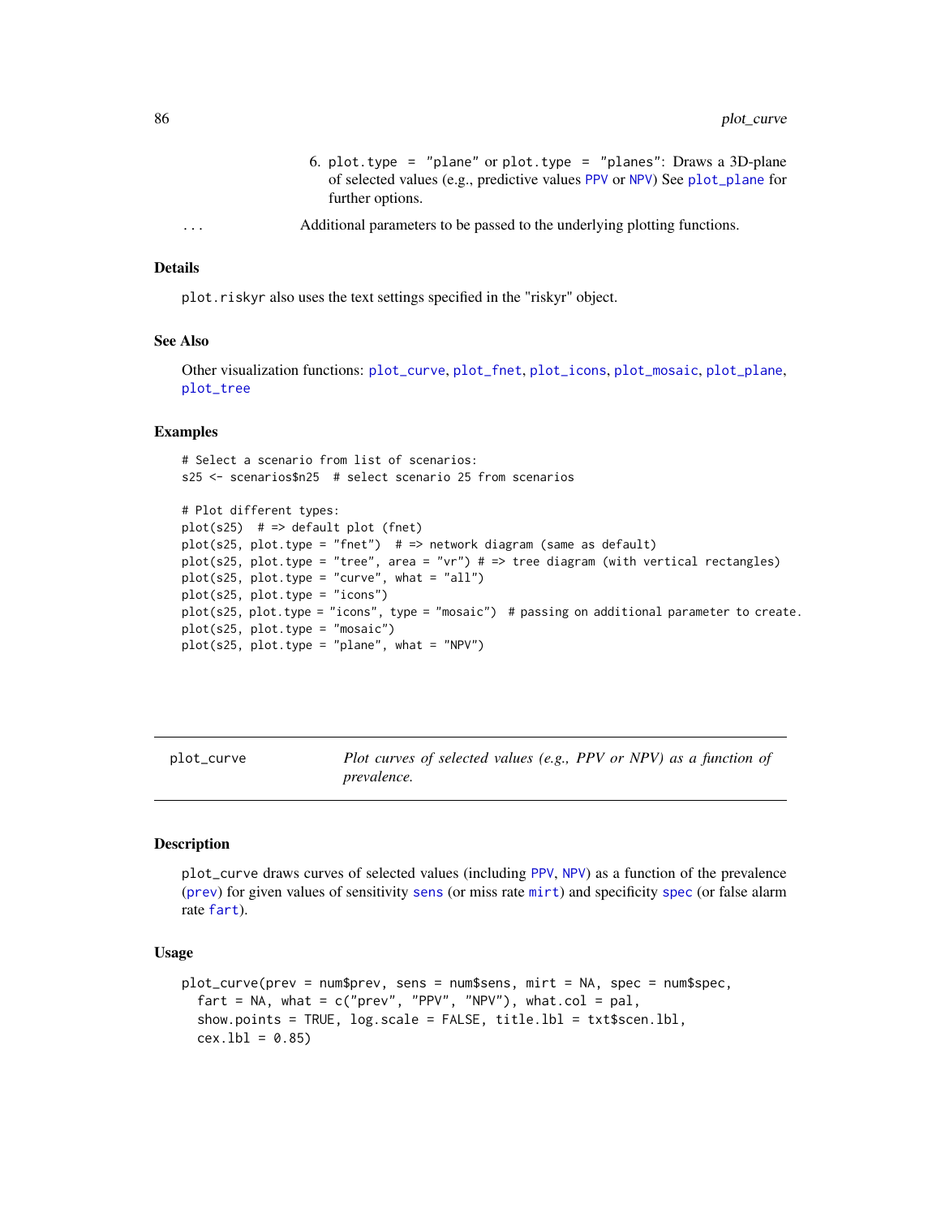6. `plot.type = "plane"` or `plot.type = "planes"`: Draws a 3D-plane of selected values (e.g., predictive values PPV or NPV) See plot_plane for further options.

... Additional parameters to be passed to the underlying plotting functions.

### Details

plot.riskyr also uses the text settings specified in the "riskyr" object.

### See Also

Other visualization functions: plot_curve, plot_fnet, plot_icons, plot_mosaic, plot_plane, plot_tree

### Examples

```
# Select a scenario from list of scenarios:
s25 <- scenarios$n25  # select scenario 25 from scenarios

# Plot different types:
plot(s25)  # => default plot (fnet)
plot(s25, plot.type = "fnet")  # => network diagram (same as default)
plot(s25, plot.type = "tree", area = "vr") # => tree diagram (with vertical rectangles)
plot(s25, plot.type = "curve", what = "all")
plot(s25, plot.type = "icons")
plot(s25, plot.type = "icons", type = "mosaic")  # passing on additional parameter to create.
plot(s25, plot.type = "mosaic")
plot(s25, plot.type = "plane", what = "NPV")
```

---

## plot_curve *Plot curves of selected values (e.g., PPV or NPV) as a function of prevalence.*

---

### Description

plot_curve draws curves of selected values (including PPV, NPV) as a function of the prevalence (prev) for given values of sensitivity sens (or miss rate mirt) and specificity spec (or false alarm rate fart).

### Usage

```
plot_curve(prev = num$prev, sens = num$sens, mirt = NA, spec = num$spec,
  fart = NA, what = c("prev", "PPV", "NPV"), what.col = pal,
  show.points = TRUE, log.scale = FALSE, title.lbl = txt$scen.lbl,
  cex.lbl = 0.85)
```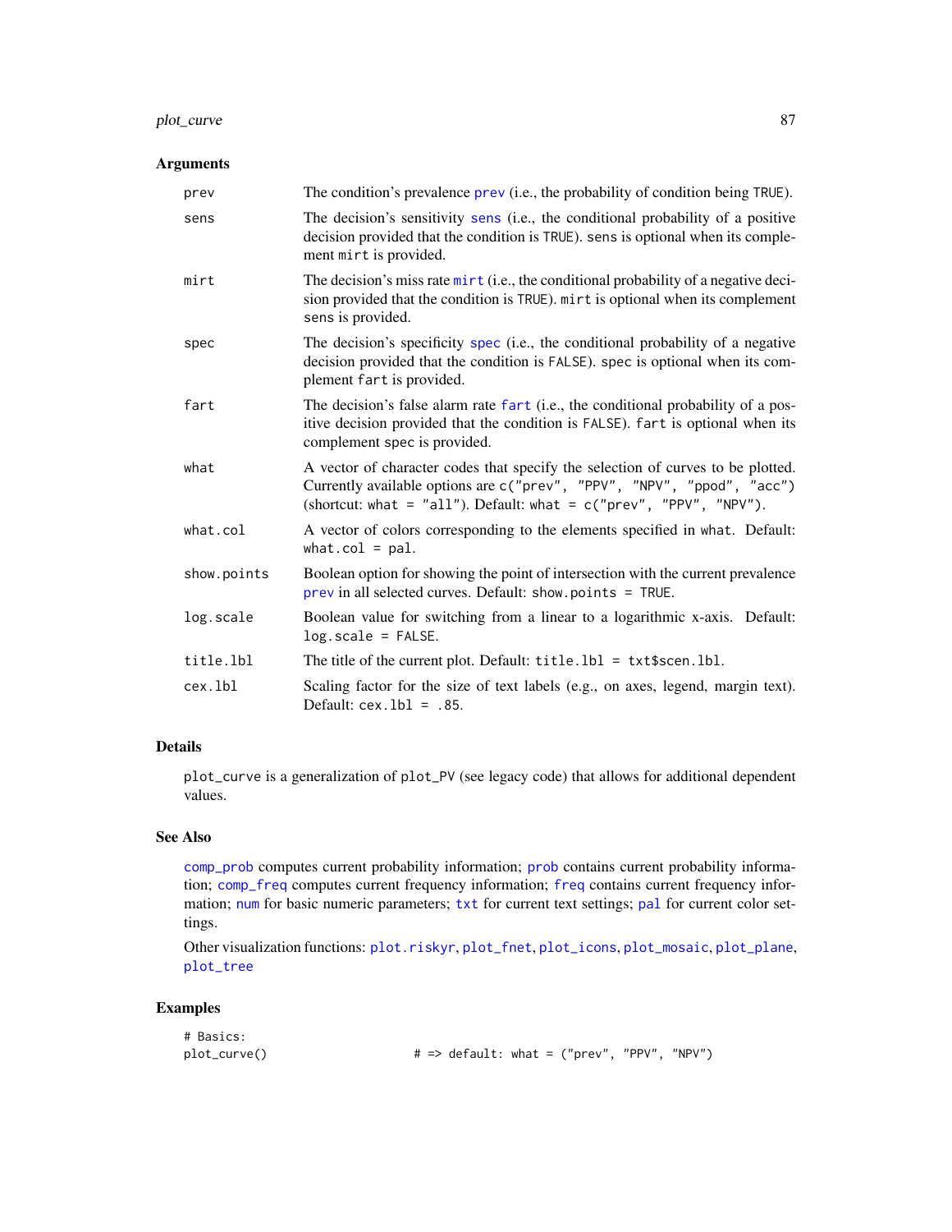### Arguments

| | |
|---|---|
| prev | The condition's prevalence prev (i.e., the probability of condition being TRUE). |
| sens | The decision's sensitivity sens (i.e., the conditional probability of a positive decision provided that the condition is TRUE). sens is optional when its complement mirt is provided. |
| mirt | The decision's miss rate mirt (i.e., the conditional probability of a negative decision provided that the condition is TRUE). mirt is optional when its complement sens is provided. |
| spec | The decision's specificity spec (i.e., the conditional probability of a negative decision provided that the condition is FALSE). spec is optional when its complement fart is provided. |
| fart | The decision's false alarm rate fart (i.e., the conditional probability of a positive decision provided that the condition is FALSE). fart is optional when its complement spec is provided. |
| what | A vector of character codes that specify the selection of curves to be plotted. Currently available options are c("prev", "PPV", "NPV", "ppod", "acc") (shortcut: what = "all"). Default: what = c("prev", "PPV", "NPV"). |
| what.col | A vector of colors corresponding to the elements specified in what. Default: what.col = pal. |
| show.points | Boolean option for showing the point of intersection with the current prevalence prev in all selected curves. Default: show.points = TRUE. |
| log.scale | Boolean value for switching from a linear to a logarithmic x-axis. Default: log.scale = FALSE. |
| title.lbl | The title of the current plot. Default: title.lbl = txt$scen.lbl. |
| cex.lbl | Scaling factor for the size of text labels (e.g., on axes, legend, margin text). Default: cex.lbl = .85. |

### Details

plot_curve is a generalization of plot_PV (see legacy code) that allows for additional dependent values.

### See Also

comp_prob computes current probability information; prob contains current probability information; comp_freq computes current frequency information; freq contains current frequency information; num for basic numeric parameters; txt for current text settings; pal for current color settings.

Other visualization functions: plot.riskyr, plot_fnet, plot_icons, plot_mosaic, plot_plane, plot_tree

### Examples

```
# Basics:
plot_curve()                    # => default: what = ("prev", "PPV", "NPV")
```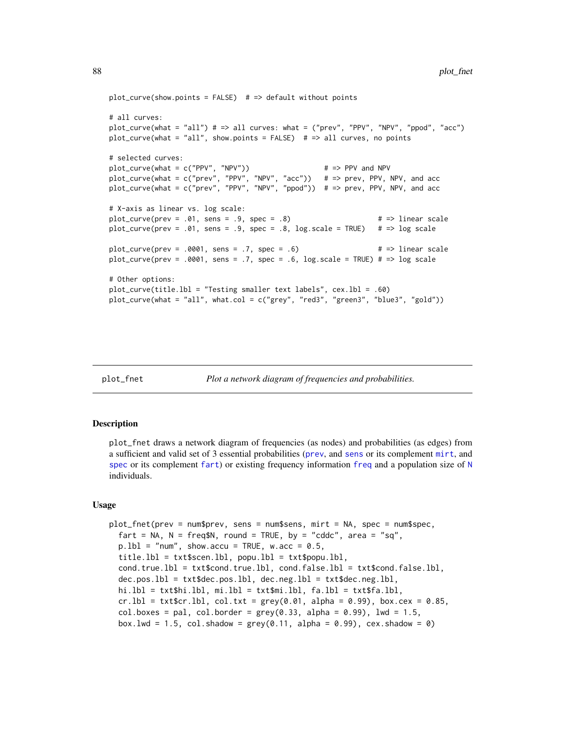```
plot_curve(show.points = FALSE)  # => default without points

# all curves:
plot_curve(what = "all") # => all curves: what = ("prev", "PPV", "NPV", "ppod", "acc")
plot_curve(what = "all", show.points = FALSE)  # => all curves, no points

# selected curves:
plot_curve(what = c("PPV", "NPV"))                  # => PPV and NPV
plot_curve(what = c("prev", "PPV", "NPV", "acc"))   # => prev, PPV, NPV, and acc
plot_curve(what = c("prev", "PPV", "NPV", "ppod"))  # => prev, PPV, NPV, and acc

# X-axis as linear vs. log scale:
plot_curve(prev = .01, sens = .9, spec = .8)                    # => linear scale
plot_curve(prev = .01, sens = .9, spec = .8, log.scale = TRUE)   # => log scale

plot_curve(prev = .0001, sens = .7, spec = .6)                  # => linear scale
plot_curve(prev = .0001, sens = .7, spec = .6, log.scale = TRUE) # => log scale

# Other options:
plot_curve(title.lbl = "Testing smaller text labels", cex.lbl = .60)
plot_curve(what = "all", what.col = c("grey", "red3", "green3", "blue3", "gold"))
```

## plot_fnet — *Plot a network diagram of frequencies and probabilities.*

### Description

plot_fnet draws a network diagram of frequencies (as nodes) and probabilities (as edges) from a sufficient and valid set of 3 essential probabilities (prev, and sens or its complement mirt, and spec or its complement fart) or existing frequency information freq and a population size of N individuals.

### Usage

```
plot_fnet(prev = num$prev, sens = num$sens, mirt = NA, spec = num$spec,
  fart = NA, N = freq$N, round = TRUE, by = "cddc", area = "sq",
  p.lbl = "num", show.accu = TRUE, w.acc = 0.5,
  title.lbl = txt$scen.lbl, popu.lbl = txt$popu.lbl,
  cond.true.lbl = txt$cond.true.lbl, cond.false.lbl = txt$cond.false.lbl,
  dec.pos.lbl = txt$dec.pos.lbl, dec.neg.lbl = txt$dec.neg.lbl,
  hi.lbl = txt$hi.lbl, mi.lbl = txt$mi.lbl, fa.lbl = txt$fa.lbl,
  cr.lbl = txt$cr.lbl, col.txt = grey(0.01, alpha = 0.99), box.cex = 0.85,
  col.boxes = pal, col.border = grey(0.33, alpha = 0.99), lwd = 1.5,
  box.lwd = 1.5, col.shadow = grey(0.11, alpha = 0.99), cex.shadow = 0)
```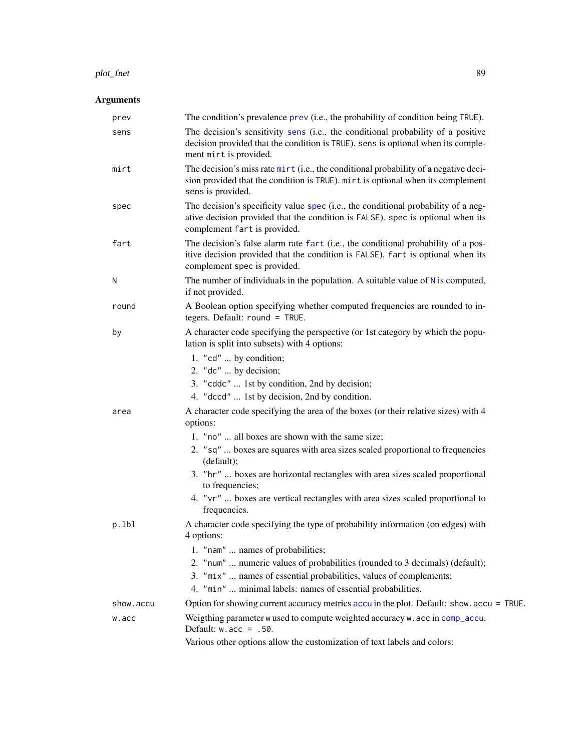## Arguments

**prev** — The condition's prevalence `prev` (i.e., the probability of condition being `TRUE`).

**sens** — The decision's sensitivity `sens` (i.e., the conditional probability of a positive decision provided that the condition is `TRUE`). `sens` is optional when its complement `mirt` is provided.

**mirt** — The decision's miss rate `mirt` (i.e., the conditional probability of a negative decision provided that the condition is `TRUE`). `mirt` is optional when its complement `sens` is provided.

**spec** — The decision's specificity value `spec` (i.e., the conditional probability of a negative decision provided that the condition is `FALSE`). `spec` is optional when its complement `fart` is provided.

**fart** — The decision's false alarm rate `fart` (i.e., the conditional probability of a positive decision provided that the condition is `FALSE`). `fart` is optional when its complement `spec` is provided.

**N** — The number of individuals in the population. A suitable value of `N` is computed, if not provided.

**round** — A Boolean option specifying whether computed frequencies are rounded to integers. Default: `round = TRUE`.

**by** — A character code specifying the perspective (or 1st category by which the population is split into subsets) with 4 options:

1. `"cd"` ... by condition;
2. `"dc"` ... by decision;
3. `"cddc"` ... 1st by condition, 2nd by decision;
4. `"dccd"` ... 1st by decision, 2nd by condition.

**area** — A character code specifying the area of the boxes (or their relative sizes) with 4 options:

1. `"no"` ... all boxes are shown with the same size;
2. `"sq"` ... boxes are squares with area sizes scaled proportional to frequencies (default);
3. `"hr"` ... boxes are horizontal rectangles with area sizes scaled proportional to frequencies;
4. `"vr"` ... boxes are vertical rectangles with area sizes scaled proportional to frequencies.

**p.lbl** — A character code specifying the type of probability information (on edges) with 4 options:

1. `"nam"` ... names of probabilities;
2. `"num"` ... numeric values of probabilities (rounded to 3 decimals) (default);
3. `"mix"` ... names of essential probabilities, values of complements;
4. `"min"` ... minimal labels: names of essential probabilities.

**show.accu** — Option for showing current accuracy metrics `accu` in the plot. Default: `show.accu = TRUE`.

**w.acc** — Weigthing parameter `w` used to compute weighted accuracy `w.acc` in `comp_accu`. Default: `w.acc = .50`.

Various other options allow the customization of text labels and colors: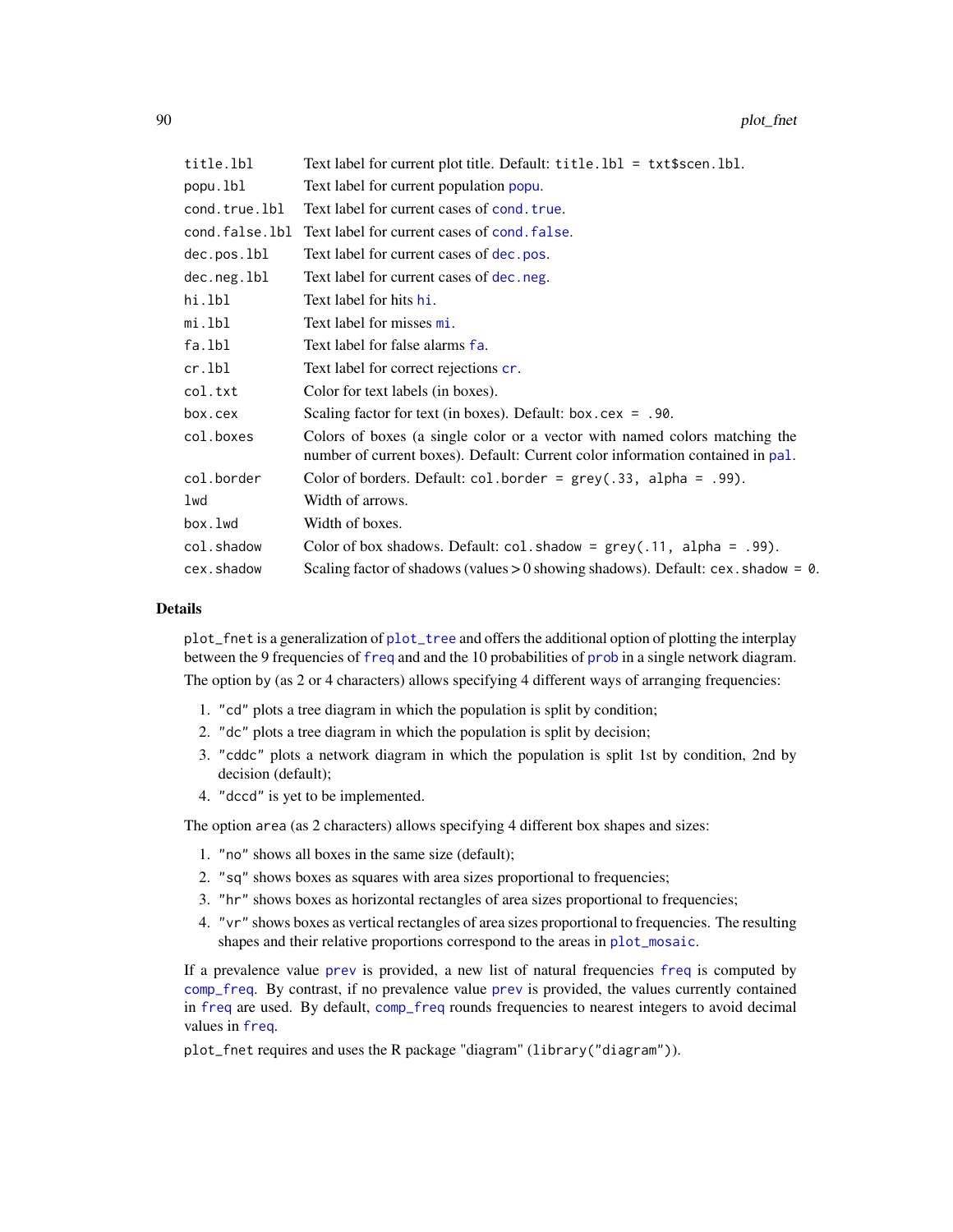| | |
|---|---|
| title.lbl | Text label for current plot title. Default: `title.lbl = txt$scen.lbl`. |
| popu.lbl | Text label for current population popu. |
| cond.true.lbl | Text label for current cases of cond.true. |
| cond.false.lbl | Text label for current cases of cond.false. |
| dec.pos.lbl | Text label for current cases of dec.pos. |
| dec.neg.lbl | Text label for current cases of dec.neg. |
| hi.lbl | Text label for hits hi. |
| mi.lbl | Text label for misses mi. |
| fa.lbl | Text label for false alarms fa. |
| cr.lbl | Text label for correct rejections cr. |
| col.txt | Color for text labels (in boxes). |
| box.cex | Scaling factor for text (in boxes). Default: `box.cex = .90`. |
| col.boxes | Colors of boxes (a single color or a vector with named colors matching the number of current boxes). Default: Current color information contained in pal. |
| col.border | Color of borders. Default: `col.border = grey(.33, alpha = .99)`. |
| lwd | Width of arrows. |
| box.lwd | Width of boxes. |
| col.shadow | Color of box shadows. Default: `col.shadow = grey(.11, alpha = .99)`. |
| cex.shadow | Scaling factor of shadows (values > 0 showing shadows). Default: `cex.shadow = 0`. |

## Details

`plot_fnet` is a generalization of `plot_tree` and offers the additional option of plotting the interplay between the 9 frequencies of `freq` and and the 10 probabilities of `prob` in a single network diagram.

The option `by` (as 2 or 4 characters) allows specifying 4 different ways of arranging frequencies:

1. `"cd"` plots a tree diagram in which the population is split by condition;
2. `"dc"` plots a tree diagram in which the population is split by decision;
3. `"cddc"` plots a network diagram in which the population is split 1st by condition, 2nd by decision (default);
4. `"dccd"` is yet to be implemented.

The option `area` (as 2 characters) allows specifying 4 different box shapes and sizes:

1. `"no"` shows all boxes in the same size (default);
2. `"sq"` shows boxes as squares with area sizes proportional to frequencies;
3. `"hr"` shows boxes as horizontal rectangles of area sizes proportional to frequencies;
4. `"vr"` shows boxes as vertical rectangles of area sizes proportional to frequencies. The resulting shapes and their relative proportions correspond to the areas in `plot_mosaic`.

If a prevalence value `prev` is provided, a new list of natural frequencies `freq` is computed by `comp_freq`. By contrast, if no prevalence value `prev` is provided, the values currently contained in `freq` are used. By default, `comp_freq` rounds frequencies to nearest integers to avoid decimal values in `freq`.

`plot_fnet` requires and uses the R package "diagram" (`library("diagram")`).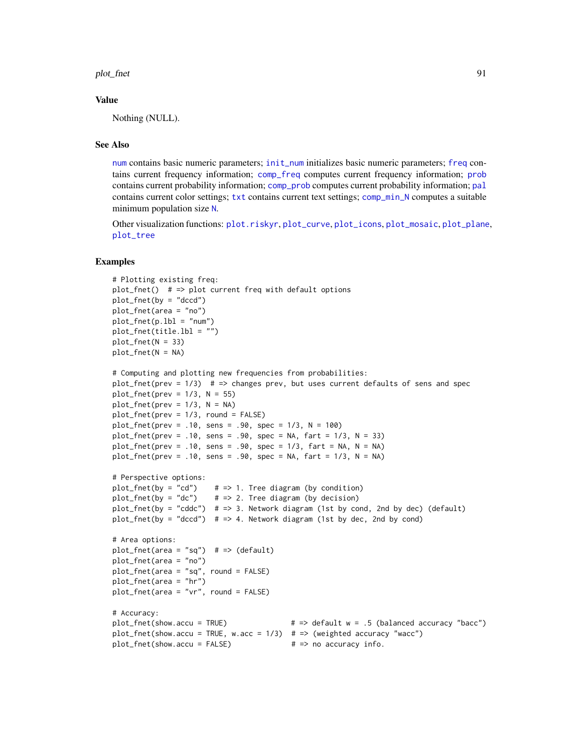## Value

Nothing (NULL).

## See Also

num contains basic numeric parameters; init_num initializes basic numeric parameters; freq contains current frequency information; comp_freq computes current frequency information; prob contains current probability information; comp_prob computes current probability information; pal contains current color settings; txt contains current text settings; comp_min_N computes a suitable minimum population size N.

Other visualization functions: plot.riskyr, plot_curve, plot_icons, plot_mosaic, plot_plane, plot_tree

## Examples

```
# Plotting existing freq:
plot_fnet()  # => plot current freq with default options
plot_fnet(by = "dccd")
plot_fnet(area = "no")
plot_fnet(p.lbl = "num")
plot_fnet(title.lbl = "")
plot_fnet(N = 33)
plot_fnet(N = NA)

# Computing and plotting new frequencies from probabilities:
plot_fnet(prev = 1/3)  # => changes prev, but uses current defaults of sens and spec
plot_fnet(prev = 1/3, N = 55)
plot_fnet(prev = 1/3, N = NA)
plot_fnet(prev = 1/3, round = FALSE)
plot_fnet(prev = .10, sens = .90, spec = 1/3, N = 100)
plot_fnet(prev = .10, sens = .90, spec = NA, fart = 1/3, N = 33)
plot_fnet(prev = .10, sens = .90, spec = 1/3, fart = NA, N = NA)
plot_fnet(prev = .10, sens = .90, spec = NA, fart = 1/3, N = NA)

# Perspective options:
plot_fnet(by = "cd")    # => 1. Tree diagram (by condition)
plot_fnet(by = "dc")    # => 2. Tree diagram (by decision)
plot_fnet(by = "cddc")  # => 3. Network diagram (1st by cond, 2nd by dec) (default)
plot_fnet(by = "dccd")  # => 4. Network diagram (1st by dec, 2nd by cond)

# Area options:
plot_fnet(area = "sq")  # => (default)
plot_fnet(area = "no")
plot_fnet(area = "sq", round = FALSE)
plot_fnet(area = "hr")
plot_fnet(area = "vr", round = FALSE)

# Accuracy:
plot_fnet(show.accu = TRUE)               # => default w = .5 (balanced accuracy "bacc")
plot_fnet(show.accu = TRUE, w.acc = 1/3)  # => (weighted accuracy "wacc")
plot_fnet(show.accu = FALSE)              # => no accuracy info.
```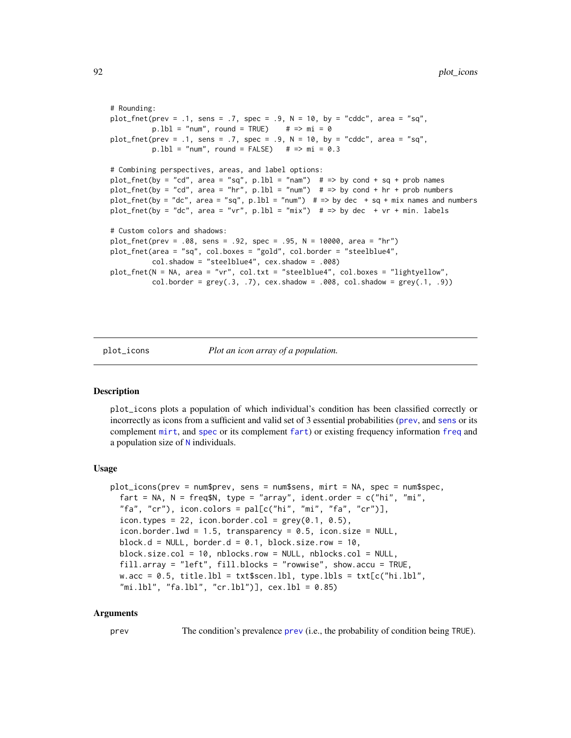```
# Rounding:
plot_fnet(prev = .1, sens = .7, spec = .9, N = 10, by = "cddc", area = "sq",
          p.lbl = "num", round = TRUE)    # => mi = 0
plot_fnet(prev = .1, sens = .7, spec = .9, N = 10, by = "cddc", area = "sq",
          p.lbl = "num", round = FALSE)   # => mi = 0.3

# Combining perspectives, areas, and label options:
plot_fnet(by = "cd", area = "sq", p.lbl = "nam")  # => by cond + sq + prob names
plot_fnet(by = "cd", area = "hr", p.lbl = "num")  # => by cond + hr + prob numbers
plot_fnet(by = "dc", area = "sq", p.lbl = "num")  # => by dec  + sq + mix names and numbers
plot_fnet(by = "dc", area = "vr", p.lbl = "mix")  # => by dec  + vr + min. labels

# Custom colors and shadows:
plot_fnet(prev = .08, sens = .92, spec = .95, N = 10000, area = "hr")
plot_fnet(area = "sq", col.boxes = "gold", col.border = "steelblue4",
          col.shadow = "steelblue4", cex.shadow = .008)
plot_fnet(N = NA, area = "vr", col.txt = "steelblue4", col.boxes = "lightyellow",
          col.border = grey(.3, .7), cex.shadow = .008, col.shadow = grey(.1, .9))
```

## plot_icons — *Plot an icon array of a population.*

### Description

plot_icons plots a population of which individual's condition has been classified correctly or incorrectly as icons from a sufficient and valid set of 3 essential probabilities (prev, and sens or its complement mirt, and spec or its complement fart) or existing frequency information freq and a population size of N individuals.

### Usage

```
plot_icons(prev = num$prev, sens = num$sens, mirt = NA, spec = num$spec,
  fart = NA, N = freq$N, type = "array", ident.order = c("hi", "mi",
  "fa", "cr"), icon.colors = pal[c("hi", "mi", "fa", "cr")],
  icon.types = 22, icon.border.col = grey(0.1, 0.5),
  icon.border.lwd = 1.5, transparency = 0.5, icon.size = NULL,
  block.d = NULL, border.d = 0.1, block.size.row = 10,
  block.size.col = 10, nblocks.row = NULL, nblocks.col = NULL,
  fill.array = "left", fill.blocks = "rowwise", show.accu = TRUE,
  w.acc = 0.5, title.lbl = txt$scen.lbl, type.lbls = txt[c("hi.lbl",
  "mi.lbl", "fa.lbl", "cr.lbl")], cex.lbl = 0.85)
```

### Arguments

prev — The condition's prevalence prev (i.e., the probability of condition being TRUE).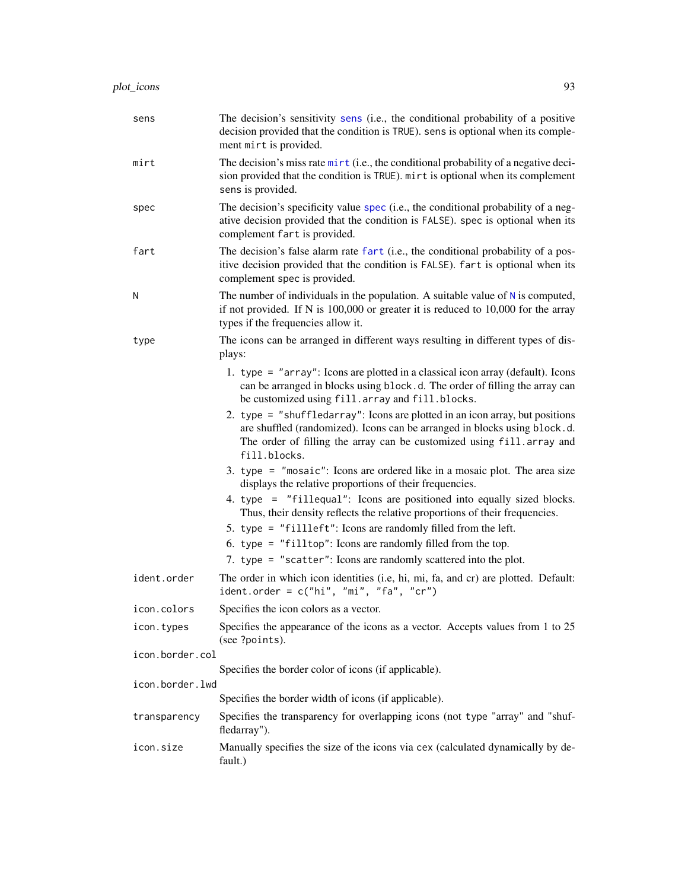`sens` The decision's sensitivity `sens` (i.e., the conditional probability of a positive decision provided that the condition is `TRUE`). `sens` is optional when its complement `mirt` is provided.

`mirt` The decision's miss rate `mirt` (i.e., the conditional probability of a negative decision provided that the condition is `TRUE`). `mirt` is optional when its complement `sens` is provided.

`spec` The decision's specificity value `spec` (i.e., the conditional probability of a negative decision provided that the condition is `FALSE`). `spec` is optional when its complement `fart` is provided.

`fart` The decision's false alarm rate `fart` (i.e., the conditional probability of a positive decision provided that the condition is `FALSE`). `fart` is optional when its complement `spec` is provided.

`N` The number of individuals in the population. A suitable value of `N` is computed, if not provided. If N is 100,000 or greater it is reduced to 10,000 for the array types if the frequencies allow it.

`type` The icons can be arranged in different ways resulting in different types of displays:

1. `type = "array"`: Icons are plotted in a classical icon array (default). Icons can be arranged in blocks using `block.d`. The order of filling the array can be customized using `fill.array` and `fill.blocks`.
2. `type = "shuffledarray"`: Icons are plotted in an icon array, but positions are shuffled (randomized). Icons can be arranged in blocks using `block.d`. The order of filling the array can be customized using `fill.array` and `fill.blocks`.
3. `type = "mosaic"`: Icons are ordered like in a mosaic plot. The area size displays the relative proportions of their frequencies.
4. `type = "fillequal"`: Icons are positioned into equally sized blocks. Thus, their density reflects the relative proportions of their frequencies.
5. `type = "fillleft"`: Icons are randomly filled from the left.
6. `type = "filltop"`: Icons are randomly filled from the top.
7. `type = "scatter"`: Icons are randomly scattered into the plot.

`ident.order` The order in which icon identities (i.e, hi, mi, fa, and cr) are plotted. Default: `ident.order = c("hi", "mi", "fa", "cr")`

`icon.colors` Specifies the icon colors as a vector.

`icon.types` Specifies the appearance of the icons as a vector. Accepts values from 1 to 25 (see ?points).

`icon.border.col` Specifies the border color of icons (if applicable).

`icon.border.lwd` Specifies the border width of icons (if applicable).

`transparency` Specifies the transparency for overlapping icons (not `type` "array" and "shuffledarray").

`icon.size` Manually specifies the size of the icons via `cex` (calculated dynamically by default.)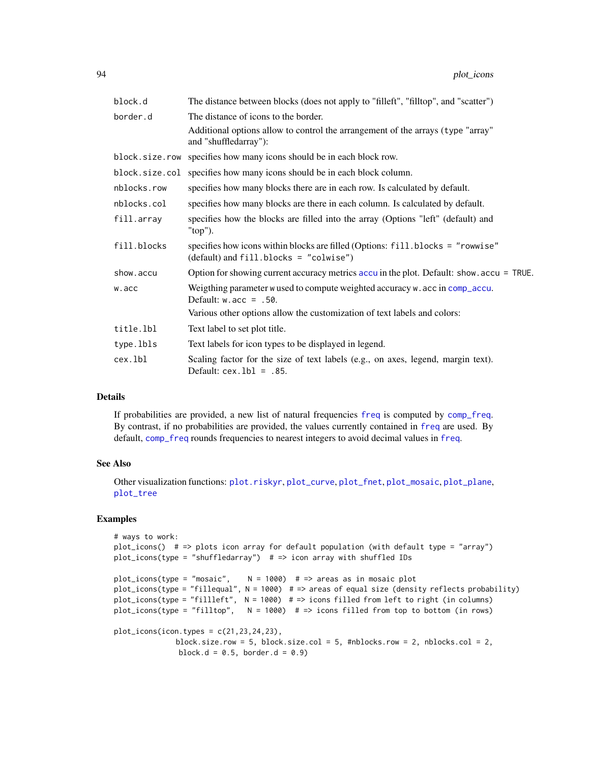| | |
|---|---|
| block.d | The distance between blocks (does not apply to "fillleft", "filltop", and "scatter") |
| border.d | The distance of icons to the border. |
| | Additional options allow to control the arrangement of the arrays (type "array" and "shuffledarray"): |
| block.size.row | specifies how many icons should be in each block row. |
| block.size.col | specifies how many icons should be in each block column. |
| nblocks.row | specifies how many blocks there are in each row. Is calculated by default. |
| nblocks.col | specifies how many blocks are there in each column. Is calculated by default. |
| fill.array | specifies how the blocks are filled into the array (Options "left" (default) and "top"). |
| fill.blocks | specifies how icons within blocks are filled (Options: `fill.blocks = "rowwise"` (default) and `fill.blocks = "colwise"`) |
| show.accu | Option for showing current accuracy metrics accu in the plot. Default: `show.accu = TRUE`. |
| w.acc | Weigthing parameter w used to compute weighted accuracy w.acc in comp_accu. Default: `w.acc = .50`. |
| | Various other options allow the customization of text labels and colors: |
| title.lbl | Text label to set plot title. |
| type.lbls | Text labels for icon types to be displayed in legend. |
| cex.lbl | Scaling factor for the size of text labels (e.g., on axes, legend, margin text). Default: `cex.lbl = .85`. |

## Details

If probabilities are provided, a new list of natural frequencies freq is computed by comp_freq. By contrast, if no probabilities are provided, the values currently contained in freq are used. By default, comp_freq rounds frequencies to nearest integers to avoid decimal values in freq.

## See Also

Other visualization functions: plot.riskyr, plot_curve, plot_fnet, plot_mosaic, plot_plane, plot_tree

## Examples

```
# ways to work:
plot_icons()  # => plots icon array for default population (with default type = "array")
plot_icons(type = "shuffledarray")  # => icon array with shuffled IDs

plot_icons(type = "mosaic",    N = 1000)  # => areas as in mosaic plot
plot_icons(type = "fillequal", N = 1000)  # => areas of equal size (density reflects probability)
plot_icons(type = "fillleft",  N = 1000)  # => icons filled from left to right (in columns)
plot_icons(type = "filltop",   N = 1000)  # => icons filled from top to bottom (in rows)

plot_icons(icon.types = c(21,23,24,23),
              block.size.row = 5, block.size.col = 5, #nblocks.row = 2, nblocks.col = 2,
              block.d = 0.5, border.d = 0.9)
```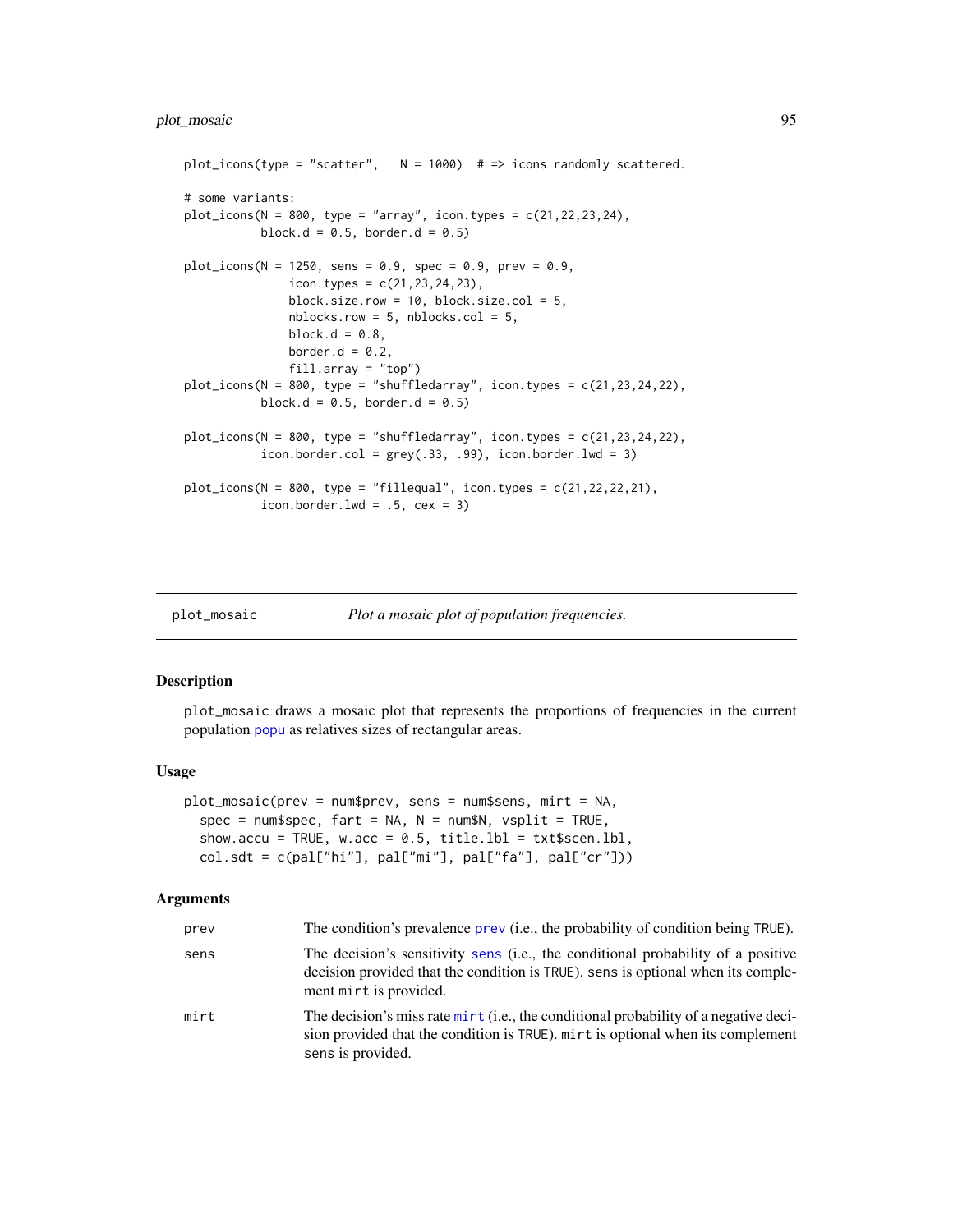```
plot_icons(type = "scatter",   N = 1000)  # => icons randomly scattered.

# some variants:
plot_icons(N = 800, type = "array", icon.types = c(21,22,23,24),
           block.d = 0.5, border.d = 0.5)

plot_icons(N = 1250, sens = 0.9, spec = 0.9, prev = 0.9,
               icon.types = c(21,23,24,23),
               block.size.row = 10, block.size.col = 5,
               nblocks.row = 5, nblocks.col = 5,
               block.d = 0.8,
               border.d = 0.2,
               fill.array = "top")
plot_icons(N = 800, type = "shuffledarray", icon.types = c(21,23,24,22),
           block.d = 0.5, border.d = 0.5)

plot_icons(N = 800, type = "shuffledarray", icon.types = c(21,23,24,22),
           icon.border.col = grey(.33, .99), icon.border.lwd = 3)

plot_icons(N = 800, type = "fillequal", icon.types = c(21,22,22,21),
           icon.border.lwd = .5, cex = 3)
```

---

## plot_mosaic — *Plot a mosaic plot of population frequencies.*

---

### Description

plot_mosaic draws a mosaic plot that represents the proportions of frequencies in the current population popu as relatives sizes of rectangular areas.

### Usage

```
plot_mosaic(prev = num$prev, sens = num$sens, mirt = NA,
  spec = num$spec, fart = NA, N = num$N, vsplit = TRUE,
  show.accu = TRUE, w.acc = 0.5, title.lbl = txt$scen.lbl,
  col.sdt = c(pal["hi"], pal["mi"], pal["fa"], pal["cr"]))
```

### Arguments

| | |
|---|---|
| prev | The condition's prevalence prev (i.e., the probability of condition being TRUE). |
| sens | The decision's sensitivity sens (i.e., the conditional probability of a positive decision provided that the condition is TRUE). sens is optional when its complement mirt is provided. |
| mirt | The decision's miss rate mirt (i.e., the conditional probability of a negative decision provided that the condition is TRUE). mirt is optional when its complement sens is provided. |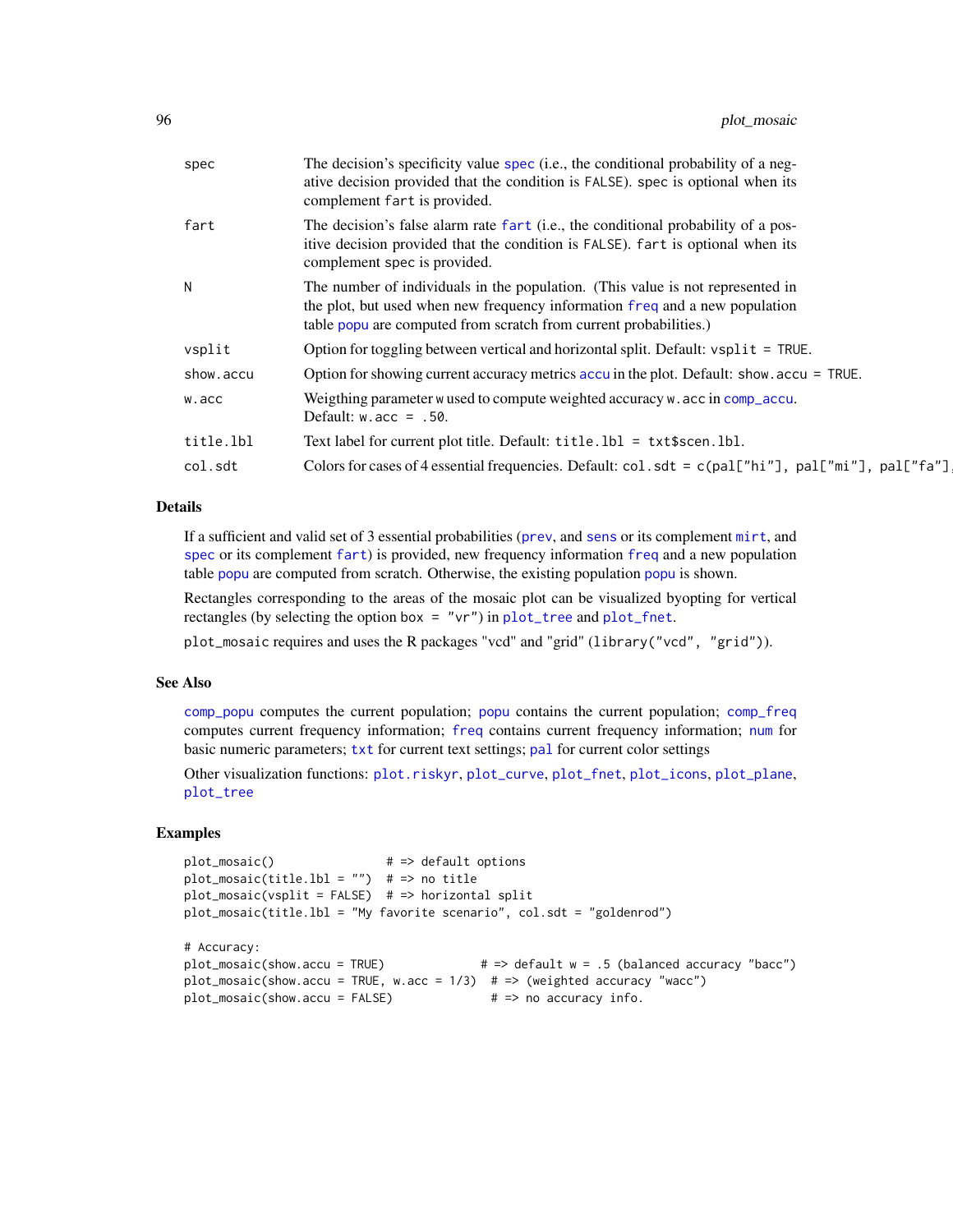| | |
|---|---|
| spec | The decision's specificity value spec (i.e., the conditional probability of a negative decision provided that the condition is FALSE). spec is optional when its complement fart is provided. |
| fart | The decision's false alarm rate fart (i.e., the conditional probability of a positive decision provided that the condition is FALSE). fart is optional when its complement spec is provided. |
| N | The number of individuals in the population. (This value is not represented in the plot, but used when new frequency information freq and a new population table popu are computed from scratch from current probabilities.) |
| vsplit | Option for toggling between vertical and horizontal split. Default: vsplit = TRUE. |
| show.accu | Option for showing current accuracy metrics accu in the plot. Default: show.accu = TRUE. |
| w.acc | Weigthing parameter w used to compute weighted accuracy w.acc in comp_accu. Default: w.acc = .50. |
| title.lbl | Text label for current plot title. Default: title.lbl = txt$scen.lbl. |
| col.sdt | Colors for cases of 4 essential frequencies. Default: col.sdt = c(pal["hi"], pal["mi"], pal["fa"], |

## Details

If a sufficient and valid set of 3 essential probabilities (prev, and sens or its complement mirt, and spec or its complement fart) is provided, new frequency information freq and a new population table popu are computed from scratch. Otherwise, the existing population popu is shown.

Rectangles corresponding to the areas of the mosaic plot can be visualized byopting for vertical rectangles (by selecting the option box = "vr") in plot_tree and plot_fnet.

plot_mosaic requires and uses the R packages "vcd" and "grid" (library("vcd", "grid")).

## See Also

comp_popu computes the current population; popu contains the current population; comp_freq computes current frequency information; freq contains current frequency information; num for basic numeric parameters; txt for current text settings; pal for current color settings

Other visualization functions: plot.riskyr, plot_curve, plot_fnet, plot_icons, plot_plane, plot_tree

## Examples

```
plot_mosaic()                # => default options
plot_mosaic(title.lbl = "")  # => no title
plot_mosaic(vsplit = FALSE)  # => horizontal split
plot_mosaic(title.lbl = "My favorite scenario", col.sdt = "goldenrod")

# Accuracy:
plot_mosaic(show.accu = TRUE)             # => default w = .5 (balanced accuracy "bacc")
plot_mosaic(show.accu = TRUE, w.acc = 1/3)  # => (weighted accuracy "wacc")
plot_mosaic(show.accu = FALSE)             # => no accuracy info.
```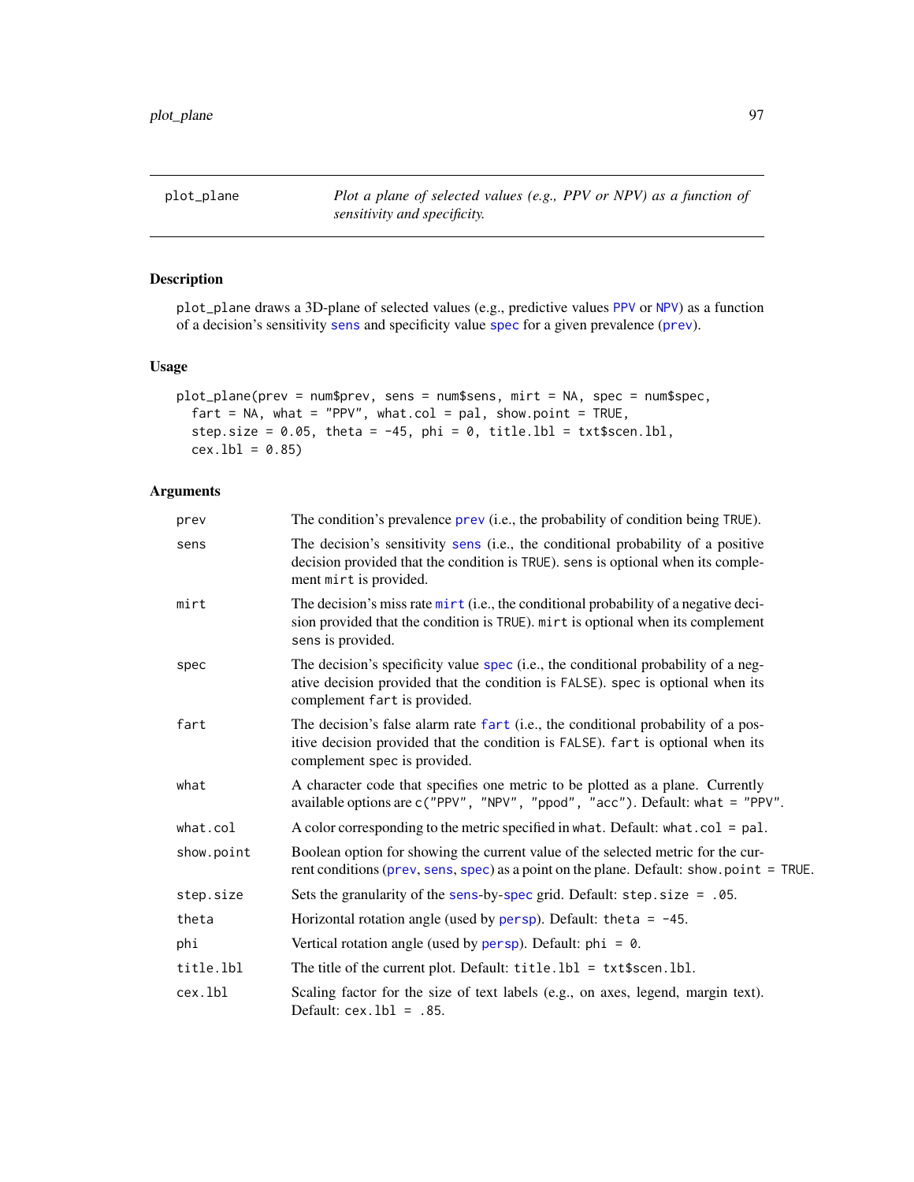# plot_plane

*Plot a plane of selected values (e.g., PPV or NPV) as a function of sensitivity and specificity.*

## Description

plot_plane draws a 3D-plane of selected values (e.g., predictive values PPV or NPV) as a function of a decision's sensitivity sens and specificity value spec for a given prevalence (prev).

## Usage

```
plot_plane(prev = num$prev, sens = num$sens, mirt = NA, spec = num$spec,
  fart = NA, what = "PPV", what.col = pal, show.point = TRUE,
  step.size = 0.05, theta = -45, phi = 0, title.lbl = txt$scen.lbl,
  cex.lbl = 0.85)
```

## Arguments

| | |
|---|---|
| prev | The condition's prevalence prev (i.e., the probability of condition being TRUE). |
| sens | The decision's sensitivity sens (i.e., the conditional probability of a positive decision provided that the condition is TRUE). sens is optional when its complement mirt is provided. |
| mirt | The decision's miss rate mirt (i.e., the conditional probability of a negative decision provided that the condition is TRUE). mirt is optional when its complement sens is provided. |
| spec | The decision's specificity value spec (i.e., the conditional probability of a negative decision provided that the condition is FALSE). spec is optional when its complement fart is provided. |
| fart | The decision's false alarm rate fart (i.e., the conditional probability of a positive decision provided that the condition is FALSE). fart is optional when its complement spec is provided. |
| what | A character code that specifies one metric to be plotted as a plane. Currently available options are c("PPV", "NPV", "ppod", "acc"). Default: what = "PPV". |
| what.col | A color corresponding to the metric specified in what. Default: what.col = pal. |
| show.point | Boolean option for showing the current value of the selected metric for the current conditions (prev, sens, spec) as a point on the plane. Default: show.point = TRUE. |
| step.size | Sets the granularity of the sens-by-spec grid. Default: step.size = .05. |
| theta | Horizontal rotation angle (used by persp). Default: theta = -45. |
| phi | Vertical rotation angle (used by persp). Default: phi = 0. |
| title.lbl | The title of the current plot. Default: title.lbl = txt$scen.lbl. |
| cex.lbl | Scaling factor for the size of text labels (e.g., on axes, legend, margin text). Default: cex.lbl = .85. |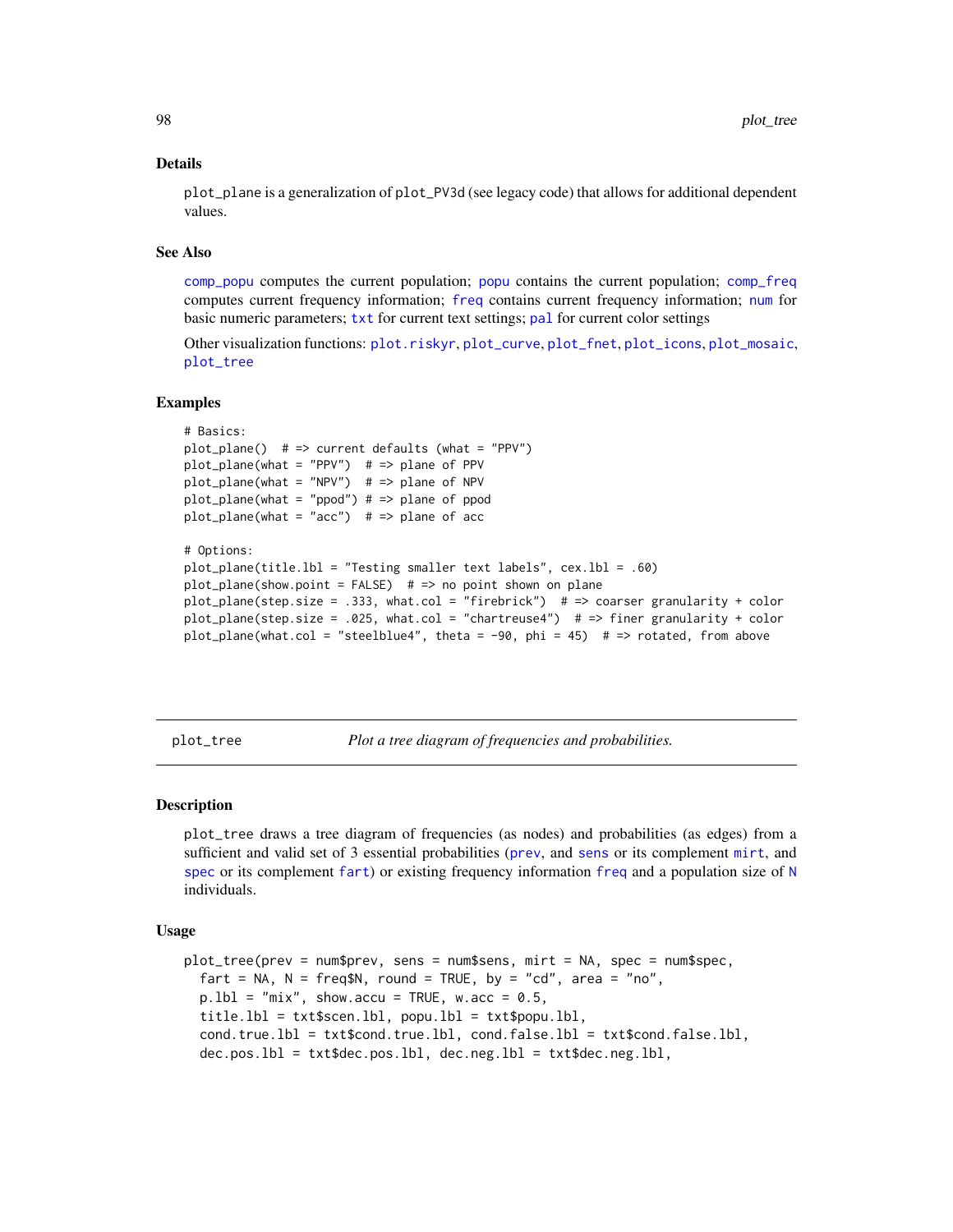### Details

plot_plane is a generalization of plot_PV3d (see legacy code) that allows for additional dependent values.

### See Also

comp_popu computes the current population; popu contains the current population; comp_freq computes current frequency information; freq contains current frequency information; num for basic numeric parameters; txt for current text settings; pal for current color settings

Other visualization functions: plot.riskyr, plot_curve, plot_fnet, plot_icons, plot_mosaic, plot_tree

### Examples

```
# Basics:
plot_plane()  # => current defaults (what = "PPV")
plot_plane(what = "PPV")  # => plane of PPV
plot_plane(what = "NPV")  # => plane of NPV
plot_plane(what = "ppod") # => plane of ppod
plot_plane(what = "acc")  # => plane of acc

# Options:
plot_plane(title.lbl = "Testing smaller text labels", cex.lbl = .60)
plot_plane(show.point = FALSE)  # => no point shown on plane
plot_plane(step.size = .333, what.col = "firebrick")  # => coarser granularity + color
plot_plane(step.size = .025, what.col = "chartreuse4")  # => finer granularity + color
plot_plane(what.col = "steelblue4", theta = -90, phi = 45)  # => rotated, from above
```

---

## plot_tree — *Plot a tree diagram of frequencies and probabilities.*

### Description

plot_tree draws a tree diagram of frequencies (as nodes) and probabilities (as edges) from a sufficient and valid set of 3 essential probabilities (prev, and sens or its complement mirt, and spec or its complement fart) or existing frequency information freq and a population size of N individuals.

### Usage

```
plot_tree(prev = num$prev, sens = num$sens, mirt = NA, spec = num$spec,
  fart = NA, N = freq$N, round = TRUE, by = "cd", area = "no",
  p.lbl = "mix", show.accu = TRUE, w.acc = 0.5,
  title.lbl = txt$scen.lbl, popu.lbl = txt$popu.lbl,
  cond.true.lbl = txt$cond.true.lbl, cond.false.lbl = txt$cond.false.lbl,
  dec.pos.lbl = txt$dec.pos.lbl, dec.neg.lbl = txt$dec.neg.lbl,
```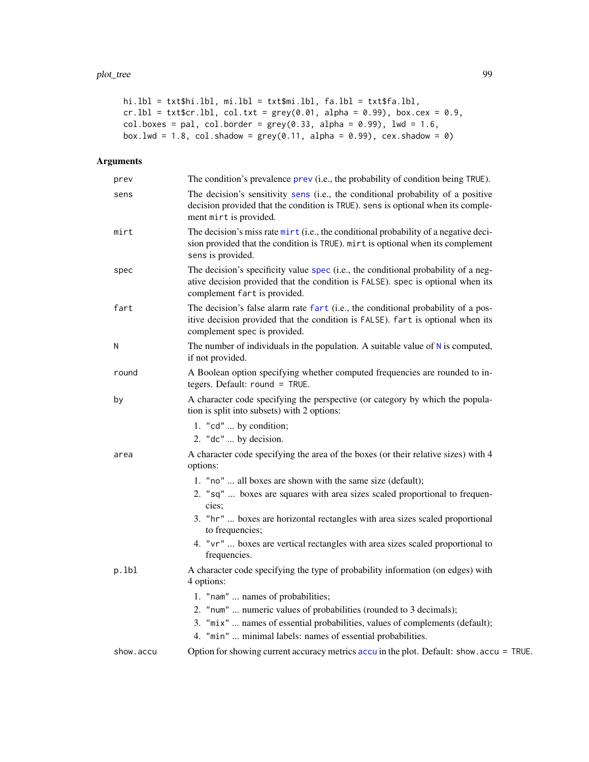```
hi.lbl = txt$hi.lbl, mi.lbl = txt$mi.lbl, fa.lbl = txt$fa.lbl,
cr.lbl = txt$cr.lbl, col.txt = grey(0.01, alpha = 0.99), box.cex = 0.9,
col.boxes = pal, col.border = grey(0.33, alpha = 0.99), lwd = 1.6,
box.lwd = 1.8, col.shadow = grey(0.11, alpha = 0.99), cex.shadow = 0)
```

## Arguments

| | |
|---|---|
| prev | The condition's prevalence prev (i.e., the probability of condition being TRUE). |
| sens | The decision's sensitivity sens (i.e., the conditional probability of a positive decision provided that the condition is TRUE). sens is optional when its complement mirt is provided. |
| mirt | The decision's miss rate mirt (i.e., the conditional probability of a negative decision provided that the condition is TRUE). mirt is optional when its complement sens is provided. |
| spec | The decision's specificity value spec (i.e., the conditional probability of a negative decision provided that the condition is FALSE). spec is optional when its complement fart is provided. |
| fart | The decision's false alarm rate fart (i.e., the conditional probability of a positive decision provided that the condition is FALSE). fart is optional when its complement spec is provided. |
| N | The number of individuals in the population. A suitable value of N is computed, if not provided. |
| round | A Boolean option specifying whether computed frequencies are rounded to integers. Default: round = TRUE. |
| by | A character code specifying the perspective (or category by which the population is split into subsets) with 2 options: 1. "cd" ... by condition; 2. "dc" ... by decision. |
| area | A character code specifying the area of the boxes (or their relative sizes) with 4 options: 1. "no" ... all boxes are shown with the same size (default); 2. "sq" ... boxes are squares with area sizes scaled proportional to frequencies; 3. "hr" ... boxes are horizontal rectangles with area sizes scaled proportional to frequencies; 4. "vr" ... boxes are vertical rectangles with area sizes scaled proportional to frequencies. |
| p.lbl | A character code specifying the type of probability information (on edges) with 4 options: 1. "nam" ... names of probabilities; 2. "num" ... numeric values of probabilities (rounded to 3 decimals); 3. "mix" ... names of essential probabilities, values of complements (default); 4. "min" ... minimal labels: names of essential probabilities. |
| show.accu | Option for showing current accuracy metrics accu in the plot. Default: show.accu = TRUE. |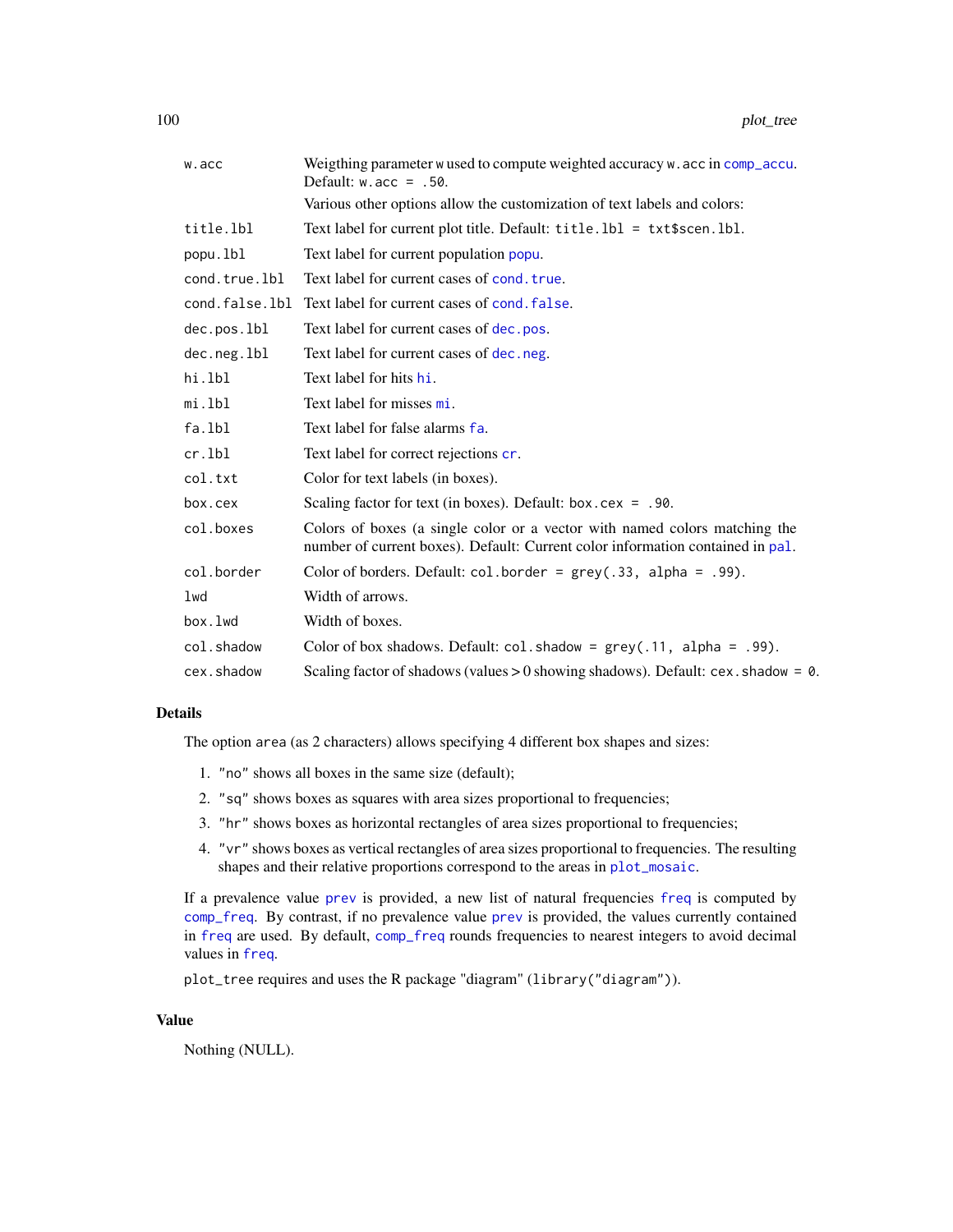| | |
|---|---|
| `w.acc` | Weigthing parameter `w` used to compute weighted accuracy `w.acc` in `comp_accu`. Default: `w.acc = .50`. |
| | Various other options allow the customization of text labels and colors: |
| `title.lbl` | Text label for current plot title. Default: `title.lbl = txt$scen.lbl`. |
| `popu.lbl` | Text label for current population `popu`. |
| `cond.true.lbl` | Text label for current cases of `cond.true`. |
| `cond.false.lbl` | Text label for current cases of `cond.false`. |
| `dec.pos.lbl` | Text label for current cases of `dec.pos`. |
| `dec.neg.lbl` | Text label for current cases of `dec.neg`. |
| `hi.lbl` | Text label for hits `hi`. |
| `mi.lbl` | Text label for misses `mi`. |
| `fa.lbl` | Text label for false alarms `fa`. |
| `cr.lbl` | Text label for correct rejections `cr`. |
| `col.txt` | Color for text labels (in boxes). |
| `box.cex` | Scaling factor for text (in boxes). Default: `box.cex = .90`. |
| `col.boxes` | Colors of boxes (a single color or a vector with named colors matching the number of current boxes). Default: Current color information contained in `pal`. |
| `col.border` | Color of borders. Default: `col.border = grey(.33, alpha = .99)`. |
| `lwd` | Width of arrows. |
| `box.lwd` | Width of boxes. |
| `col.shadow` | Color of box shadows. Default: `col.shadow = grey(.11, alpha = .99)`. |
| `cex.shadow` | Scaling factor of shadows (values > 0 showing shadows). Default: `cex.shadow = 0`. |

## Details

The option `area` (as 2 characters) allows specifying 4 different box shapes and sizes:

1. `"no"` shows all boxes in the same size (default);
2. `"sq"` shows boxes as squares with area sizes proportional to frequencies;
3. `"hr"` shows boxes as horizontal rectangles of area sizes proportional to frequencies;
4. `"vr"` shows boxes as vertical rectangles of area sizes proportional to frequencies. The resulting shapes and their relative proportions correspond to the areas in `plot_mosaic`.

If a prevalence value `prev` is provided, a new list of natural frequencies `freq` is computed by `comp_freq`. By contrast, if no prevalence value `prev` is provided, the values currently contained in `freq` are used. By default, `comp_freq` rounds frequencies to nearest integers to avoid decimal values in `freq`.

`plot_tree` requires and uses the R package "diagram" (`library("diagram")`).

## Value

Nothing (NULL).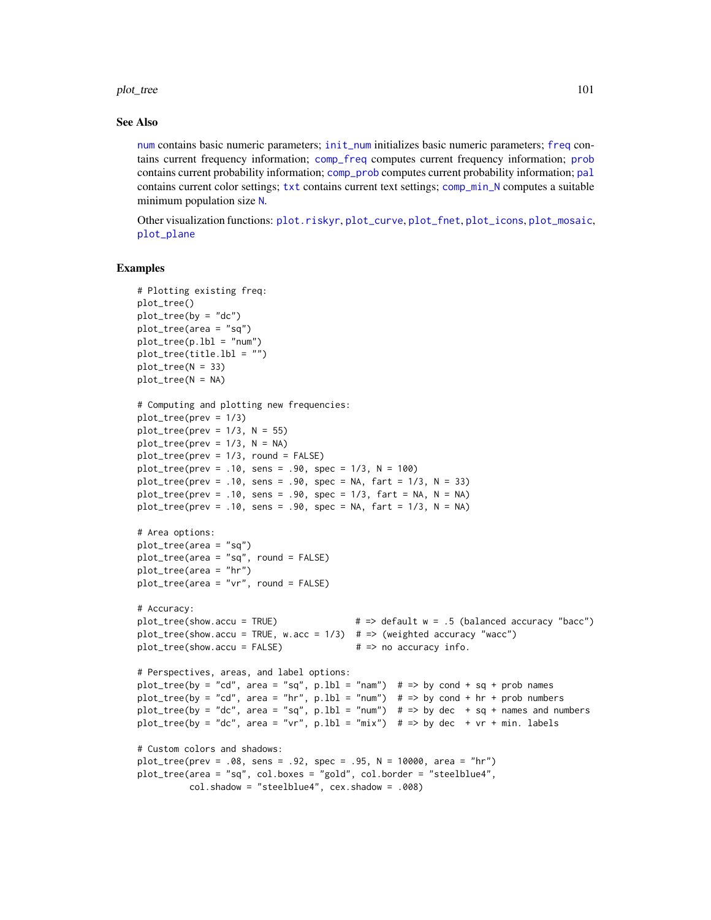## See Also

num contains basic numeric parameters; init_num initializes basic numeric parameters; freq contains current frequency information; comp_freq computes current frequency information; prob contains current probability information; comp_prob computes current probability information; pal contains current color settings; txt contains current text settings; comp_min_N computes a suitable minimum population size N.

Other visualization functions: plot.riskyr, plot_curve, plot_fnet, plot_icons, plot_mosaic, plot_plane

## Examples

```
# Plotting existing freq:
plot_tree()
plot_tree(by = "dc")
plot_tree(area = "sq")
plot_tree(p.lbl = "num")
plot_tree(title.lbl = "")
plot_tree(N = 33)
plot_tree(N = NA)

# Computing and plotting new frequencies:
plot_tree(prev = 1/3)
plot_tree(prev = 1/3, N = 55)
plot_tree(prev = 1/3, N = NA)
plot_tree(prev = 1/3, round = FALSE)
plot_tree(prev = .10, sens = .90, spec = 1/3, N = 100)
plot_tree(prev = .10, sens = .90, spec = NA, fart = 1/3, N = 33)
plot_tree(prev = .10, sens = .90, spec = 1/3, fart = NA, N = NA)
plot_tree(prev = .10, sens = .90, spec = NA, fart = 1/3, N = NA)

# Area options:
plot_tree(area = "sq")
plot_tree(area = "sq", round = FALSE)
plot_tree(area = "hr")
plot_tree(area = "vr", round = FALSE)

# Accuracy:
plot_tree(show.accu = TRUE)               # => default w = .5 (balanced accuracy "bacc")
plot_tree(show.accu = TRUE, w.acc = 1/3)  # => (weighted accuracy "wacc")
plot_tree(show.accu = FALSE)              # => no accuracy info.

# Perspectives, areas, and label options:
plot_tree(by = "cd", area = "sq", p.lbl = "nam")  # => by cond + sq + prob names
plot_tree(by = "cd", area = "hr", p.lbl = "num")  # => by cond + hr + prob numbers
plot_tree(by = "dc", area = "sq", p.lbl = "num")  # => by dec  + sq + names and numbers
plot_tree(by = "dc", area = "vr", p.lbl = "mix")  # => by dec  + vr + min. labels

# Custom colors and shadows:
plot_tree(prev = .08, sens = .92, spec = .95, N = 10000, area = "hr")
plot_tree(area = "sq", col.boxes = "gold", col.border = "steelblue4",
          col.shadow = "steelblue4", cex.shadow = .008)
```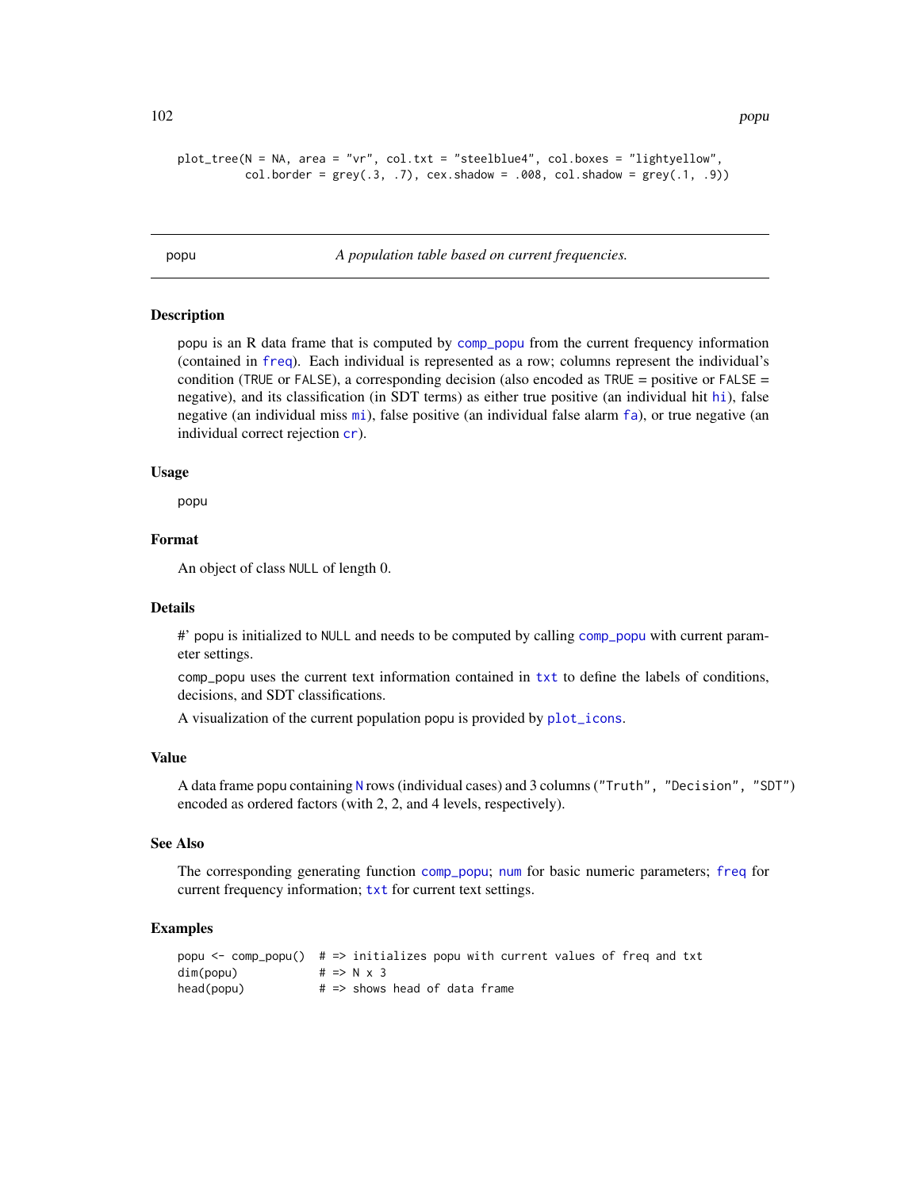```
plot_tree(N = NA, area = "vr", col.txt = "steelblue4", col.boxes = "lightyellow",
          col.border = grey(.3, .7), cex.shadow = .008, col.shadow = grey(.1, .9))
```

---

popu *A population table based on current frequencies.*

---

## Description

popu is an R data frame that is computed by comp_popu from the current frequency information (contained in freq). Each individual is represented as a row; columns represent the individual's condition (TRUE or FALSE), a corresponding decision (also encoded as TRUE = positive or FALSE = negative), and its classification (in SDT terms) as either true positive (an individual hit hi), false negative (an individual miss mi), false positive (an individual false alarm fa), or true negative (an individual correct rejection cr).

## Usage

popu

## Format

An object of class NULL of length 0.

## Details

#' popu is initialized to NULL and needs to be computed by calling comp_popu with current parameter settings.

comp_popu uses the current text information contained in txt to define the labels of conditions, decisions, and SDT classifications.

A visualization of the current population popu is provided by plot_icons.

## Value

A data frame popu containing N rows (individual cases) and 3 columns ("Truth", "Decision", "SDT") encoded as ordered factors (with 2, 2, and 4 levels, respectively).

## See Also

The corresponding generating function comp_popu; num for basic numeric parameters; freq for current frequency information; txt for current text settings.

## Examples

```
popu <- comp_popu()  # => initializes popu with current values of freq and txt
dim(popu)            # => N x 3
head(popu)           # => shows head of data frame
```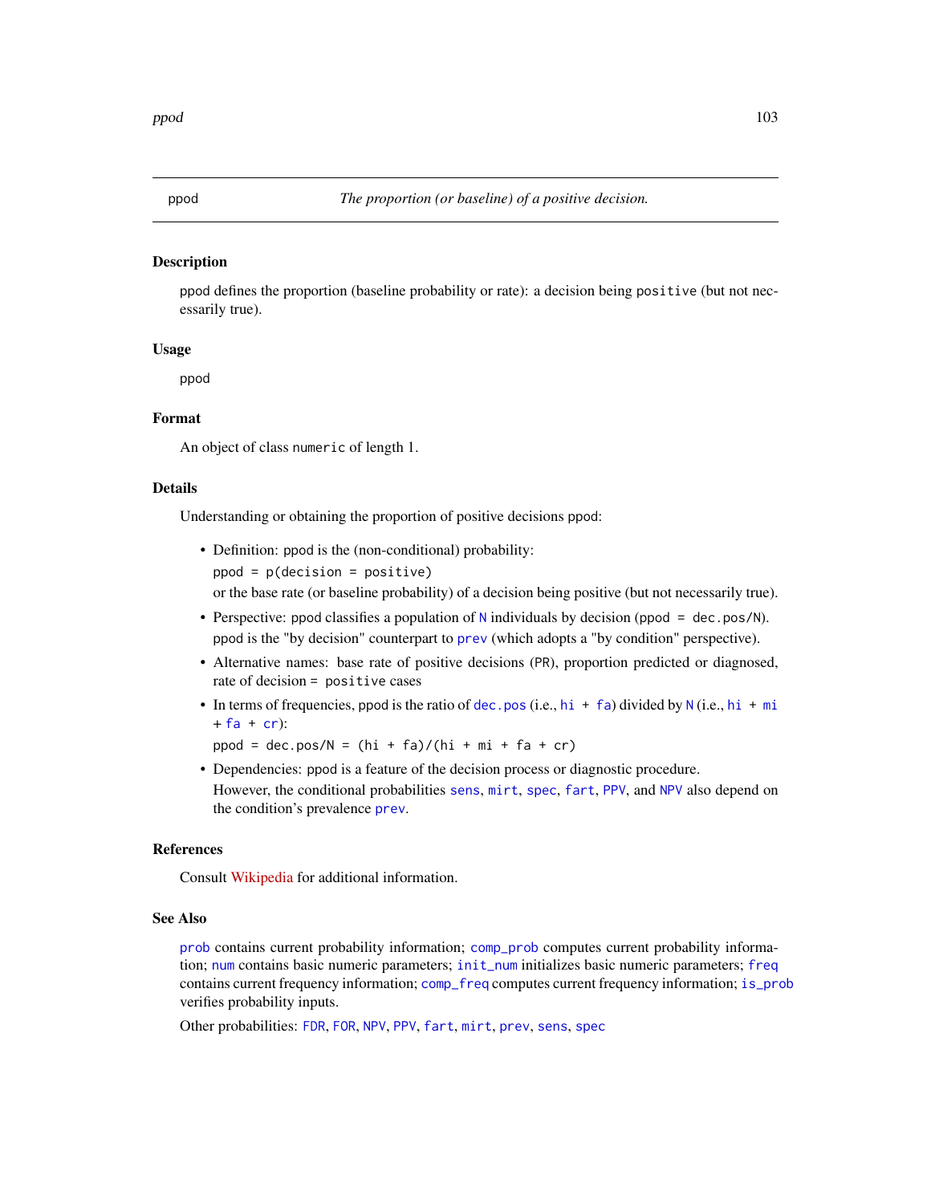ppod *The proportion (or baseline) of a positive decision.*

## Description

ppod defines the proportion (baseline probability or rate): a decision being `positive` (but not necessarily true).

## Usage

```
ppod
```

## Format

An object of class `numeric` of length 1.

## Details

Understanding or obtaining the proportion of positive decisions ppod:

- Definition: ppod is the (non-conditional) probability:
  `ppod = p(decision = positive)`
  or the base rate (or baseline probability) of a decision being positive (but not necessarily true).
- Perspective: ppod classifies a population of `N` individuals by decision (`ppod = dec.pos/N`). ppod is the "by decision" counterpart to `prev` (which adopts a "by condition" perspective).
- Alternative names: base rate of positive decisions (PR), proportion predicted or diagnosed, rate of decision = `positive` cases
- In terms of frequencies, ppod is the ratio of `dec.pos` (i.e., `hi + fa`) divided by `N` (i.e., `hi + mi + fa + cr`):
  `ppod = dec.pos/N = (hi + fa)/(hi + mi + fa + cr)`
- Dependencies: ppod is a feature of the decision process or diagnostic procedure.
  However, the conditional probabilities `sens`, `mirt`, `spec`, `fart`, `PPV`, and `NPV` also depend on the condition's prevalence `prev`.

## References

Consult Wikipedia for additional information.

## See Also

`prob` contains current probability information; `comp_prob` computes current probability information; `num` contains basic numeric parameters; `init_num` initializes basic numeric parameters; `freq` contains current frequency information; `comp_freq` computes current frequency information; `is_prob` verifies probability inputs.

Other probabilities: `FDR`, `FOR`, `NPV`, `PPV`, `fart`, `mirt`, `prev`, `sens`, `spec`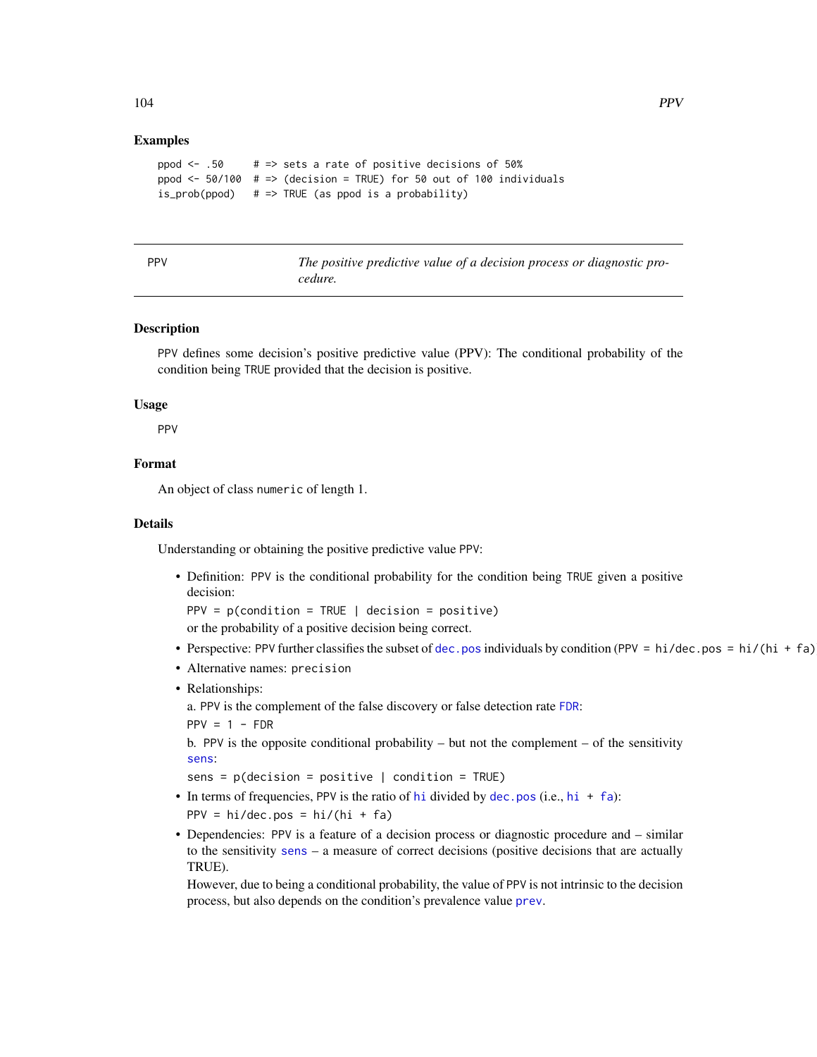## Examples

```
ppod <- .50     # => sets a rate of positive decisions of 50%
ppod <- 50/100  # => (decision = TRUE) for 50 out of 100 individuals
is_prob(ppod)   # => TRUE (as ppod is a probability)
```

---

PPV — *The positive predictive value of a decision process or diagnostic procedure.*

---

## Description

PPV defines some decision's positive predictive value (PPV): The conditional probability of the condition being TRUE provided that the decision is positive.

## Usage

```
PPV
```

## Format

An object of class numeric of length 1.

## Details

Understanding or obtaining the positive predictive value PPV:

- Definition: PPV is the conditional probability for the condition being TRUE given a positive decision:
  PPV = p(condition = TRUE | decision = positive)
  or the probability of a positive decision being correct.
- Perspective: PPV further classifies the subset of dec.pos individuals by condition (PPV = hi/dec.pos = hi/(hi + fa)
- Alternative names: precision
- Relationships:
  a. PPV is the complement of the false discovery or false detection rate FDR:
  PPV = 1 - FDR
  b. PPV is the opposite conditional probability – but not the complement – of the sensitivity sens:
  sens = p(decision = positive | condition = TRUE)
- In terms of frequencies, PPV is the ratio of hi divided by dec.pos (i.e., hi + fa):
  PPV = hi/dec.pos = hi/(hi + fa)
- Dependencies: PPV is a feature of a decision process or diagnostic procedure and – similar to the sensitivity sens – a measure of correct decisions (positive decisions that are actually TRUE).
  However, due to being a conditional probability, the value of PPV is not intrinsic to the decision process, but also depends on the condition's prevalence value prev.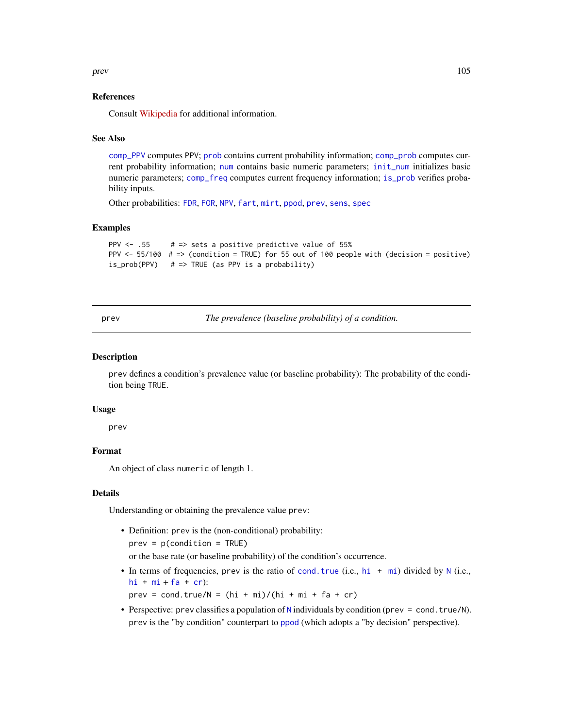### References

Consult Wikipedia for additional information.

### See Also

comp_PPV computes PPV; prob contains current probability information; comp_prob computes current probability information; num contains basic numeric parameters; init_num initializes basic numeric parameters; comp_freq computes current frequency information; is_prob verifies probability inputs.

Other probabilities: FDR, FOR, NPV, fart, mirt, ppod, prev, sens, spec

### Examples

```
PPV <- .55     # => sets a positive predictive value of 55%
PPV <- 55/100  # => (condition = TRUE) for 55 out of 100 people with (decision = positive)
is_prob(PPV)   # => TRUE (as PPV is a probability)
```

---

## prev — *The prevalence (baseline probability) of a condition.*

### Description

prev defines a condition's prevalence value (or baseline probability): The probability of the condition being TRUE.

### Usage

```
prev
```

### Format

An object of class numeric of length 1.

### Details

Understanding or obtaining the prevalence value prev:

- Definition: prev is the (non-conditional) probability:
  `prev = p(condition = TRUE)`
  or the base rate (or baseline probability) of the condition's occurrence.
- In terms of frequencies, prev is the ratio of cond.true (i.e., hi + mi) divided by N (i.e., hi + mi + fa + cr):
  `prev = cond.true/N = (hi + mi)/(hi + mi + fa + cr)`
- Perspective: prev classifies a population of N individuals by condition (prev = cond.true/N). prev is the "by condition" counterpart to ppod (which adopts a "by decision" perspective).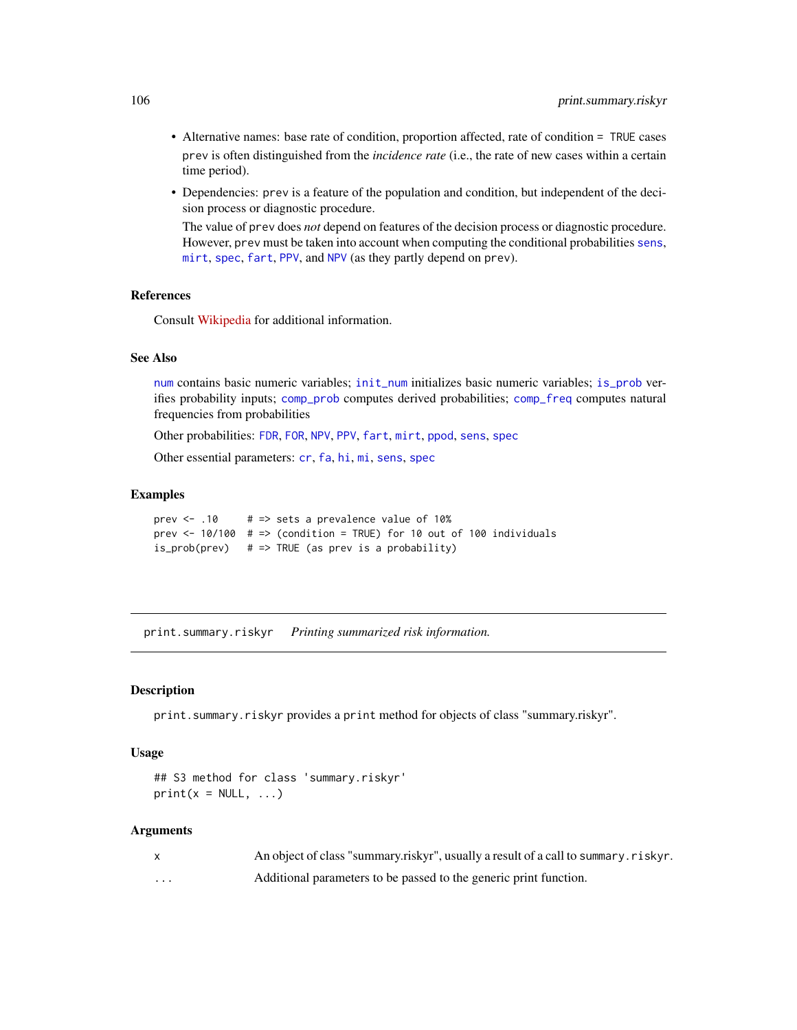- Alternative names: base rate of condition, proportion affected, rate of condition = TRUE cases

  `prev` is often distinguished from the *incidence rate* (i.e., the rate of new cases within a certain time period).

- Dependencies: `prev` is a feature of the population and condition, but independent of the decision process or diagnostic procedure.

  The value of `prev` does *not* depend on features of the decision process or diagnostic procedure. However, `prev` must be taken into account when computing the conditional probabilities `sens`, `mirt`, `spec`, `fart`, `PPV`, and `NPV` (as they partly depend on `prev`).

### References

Consult Wikipedia for additional information.

### See Also

`num` contains basic numeric variables; `init_num` initializes basic numeric variables; `is_prob` verifies probability inputs; `comp_prob` computes derived probabilities; `comp_freq` computes natural frequencies from probabilities

Other probabilities: `FDR`, `FOR`, `NPV`, `PPV`, `fart`, `mirt`, `ppod`, `sens`, `spec`

Other essential parameters: `cr`, `fa`, `hi`, `mi`, `sens`, `spec`

### Examples

```
prev <- .10     # => sets a prevalence value of 10%
prev <- 10/100  # => (condition = TRUE) for 10 out of 100 individuals
is_prob(prev)   # => TRUE (as prev is a probability)
```

---

## print.summary.riskyr    *Printing summarized risk information.*

---

### Description

`print.summary.riskyr` provides a `print` method for objects of class "summary.riskyr".

### Usage

```
## S3 method for class 'summary.riskyr'
print(x = NULL, ...)
```

### Arguments

| | |
|---|---|
| `x` | An object of class "summary.riskyr", usually a result of a call to `summary.riskyr`. |
| `...` | Additional parameters to be passed to the generic print function. |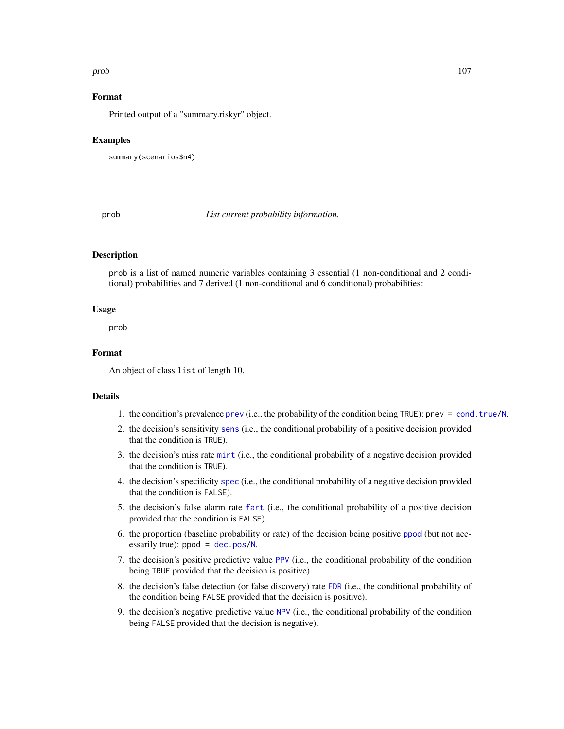## Format

Printed output of a "summary.riskyr" object.

## Examples

```
summary(scenarios$n4)
```

---

prob &emsp;&emsp;&emsp;&emsp; *List current probability information.*

---

## Description

`prob` is a list of named numeric variables containing 3 essential (1 non-conditional and 2 conditional) probabilities and 7 derived (1 non-conditional and 6 conditional) probabilities:

## Usage

```
prob
```

## Format

An object of class `list` of length 10.

## Details

1. the condition's prevalence `prev` (i.e., the probability of the condition being `TRUE`): `prev = cond.true/N`.
2. the decision's sensitivity `sens` (i.e., the conditional probability of a positive decision provided that the condition is `TRUE`).
3. the decision's miss rate `mirt` (i.e., the conditional probability of a negative decision provided that the condition is `TRUE`).
4. the decision's specificity `spec` (i.e., the conditional probability of a negative decision provided that the condition is `FALSE`).
5. the decision's false alarm rate `fart` (i.e., the conditional probability of a positive decision provided that the condition is `FALSE`).
6. the proportion (baseline probability or rate) of the decision being positive `ppod` (but not necessarily true): `ppod = dec.pos/N`.
7. the decision's positive predictive value `PPV` (i.e., the conditional probability of the condition being `TRUE` provided that the decision is positive).
8. the decision's false detection (or false discovery) rate `FDR` (i.e., the conditional probability of the condition being `FALSE` provided that the decision is positive).
9. the decision's negative predictive value `NPV` (i.e., the conditional probability of the condition being `FALSE` provided that the decision is negative).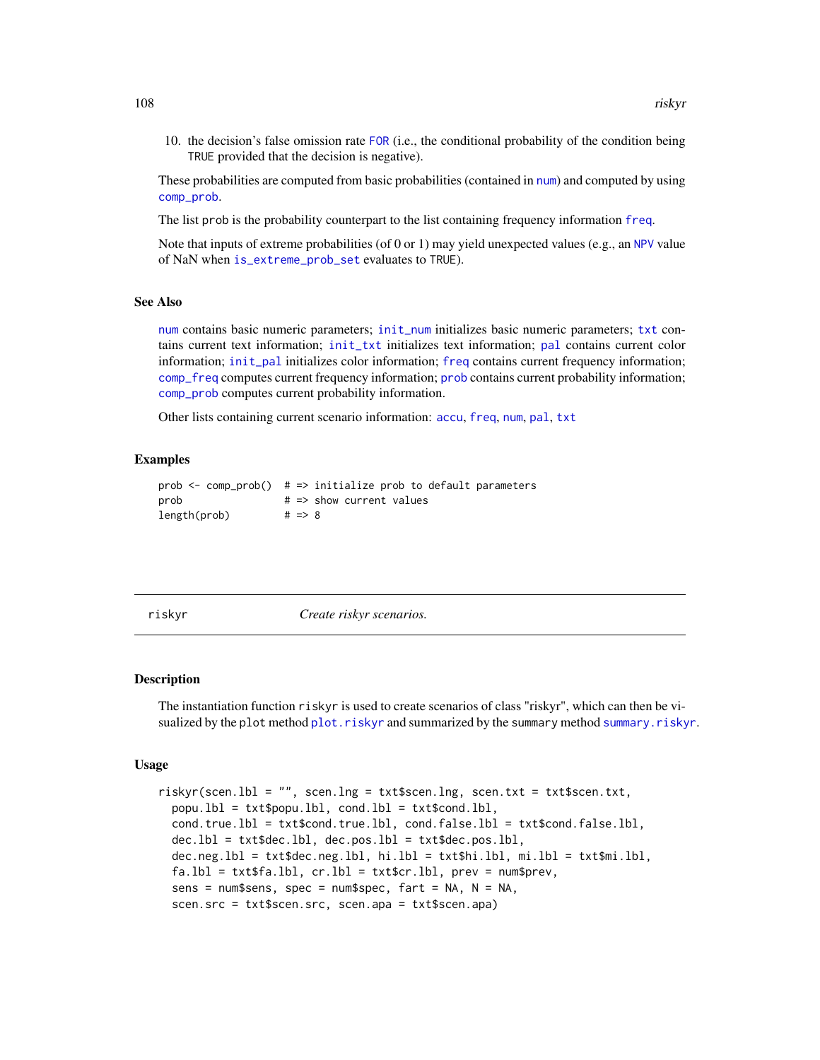10. the decision's false omission rate FOR (i.e., the conditional probability of the condition being TRUE provided that the decision is negative).

These probabilities are computed from basic probabilities (contained in num) and computed by using comp_prob.

The list prob is the probability counterpart to the list containing frequency information freq.

Note that inputs of extreme probabilities (of 0 or 1) may yield unexpected values (e.g., an NPV value of NaN when is_extreme_prob_set evaluates to TRUE).

### See Also

num contains basic numeric parameters; init_num initializes basic numeric parameters; txt contains current text information; init_txt initializes text information; pal contains current color information; init_pal initializes color information; freq contains current frequency information; comp_freq computes current frequency information; prob contains current probability information; comp_prob computes current probability information.

Other lists containing current scenario information: accu, freq, num, pal, txt

### Examples

```
prob <- comp_prob()  # => initialize prob to default parameters
prob                 # => show current values
length(prob)         # => 8
```

---

## riskyr — *Create riskyr scenarios.*

---

### Description

The instantiation function riskyr is used to create scenarios of class "riskyr", which can then be visualized by the plot method plot.riskyr and summarized by the summary method summary.riskyr.

### Usage

```
riskyr(scen.lbl = "", scen.lng = txt$scen.lng, scen.txt = txt$scen.txt,
  popu.lbl = txt$popu.lbl, cond.lbl = txt$cond.lbl,
  cond.true.lbl = txt$cond.true.lbl, cond.false.lbl = txt$cond.false.lbl,
  dec.lbl = txt$dec.lbl, dec.pos.lbl = txt$dec.pos.lbl,
  dec.neg.lbl = txt$dec.neg.lbl, hi.lbl = txt$hi.lbl, mi.lbl = txt$mi.lbl,
  fa.lbl = txt$fa.lbl, cr.lbl = txt$cr.lbl, prev = num$prev,
  sens = num$sens, spec = num$spec, fart = NA, N = NA,
  scen.src = txt$scen.src, scen.apa = txt$scen.apa)
```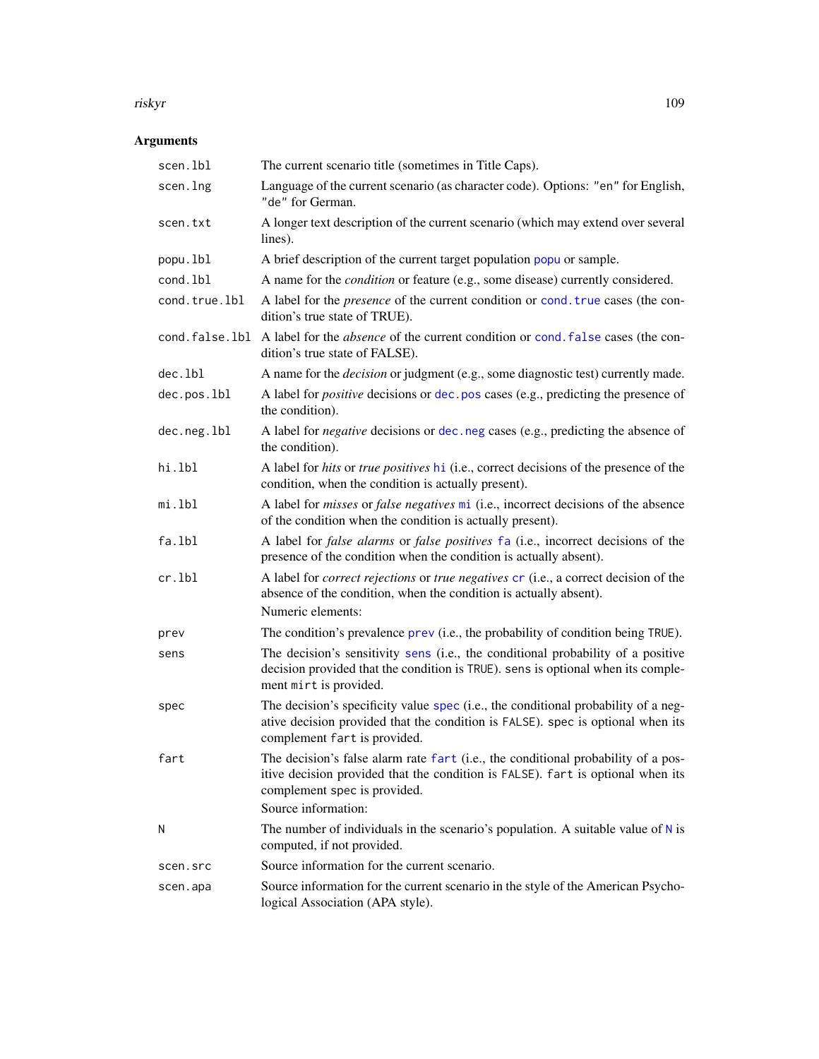## Arguments

| | |
|---|---|
| `scen.lbl` | The current scenario title (sometimes in Title Caps). |
| `scen.lng` | Language of the current scenario (as character code). Options: `"en"` for English, `"de"` for German. |
| `scen.txt` | A longer text description of the current scenario (which may extend over several lines). |
| `popu.lbl` | A brief description of the current target population `popu` or sample. |
| `cond.lbl` | A name for the *condition* or feature (e.g., some disease) currently considered. |
| `cond.true.lbl` | A label for the *presence* of the current condition or `cond.true` cases (the condition's true state of TRUE). |
| `cond.false.lbl` | A label for the *absence* of the current condition or `cond.false` cases (the condition's true state of FALSE). |
| `dec.lbl` | A name for the *decision* or judgment (e.g., some diagnostic test) currently made. |
| `dec.pos.lbl` | A label for *positive* decisions or `dec.pos` cases (e.g., predicting the presence of the condition). |
| `dec.neg.lbl` | A label for *negative* decisions or `dec.neg` cases (e.g., predicting the absence of the condition). |
| `hi.lbl` | A label for *hits* or *true positives* `hi` (i.e., correct decisions of the presence of the condition, when the condition is actually present). |
| `mi.lbl` | A label for *misses* or *false negatives* `mi` (i.e., incorrect decisions of the absence of the condition when the condition is actually present). |
| `fa.lbl` | A label for *false alarms* or *false positives* `fa` (i.e., incorrect decisions of the presence of the condition when the condition is actually absent). |
| `cr.lbl` | A label for *correct rejections* or *true negatives* `cr` (i.e., a correct decision of the absence of the condition, when the condition is actually absent). Numeric elements: |
| `prev` | The condition's prevalence `prev` (i.e., the probability of condition being `TRUE`). |
| `sens` | The decision's sensitivity `sens` (i.e., the conditional probability of a positive decision provided that the condition is `TRUE`). `sens` is optional when its complement `mirt` is provided. |
| `spec` | The decision's specificity value `spec` (i.e., the conditional probability of a negative decision provided that the condition is `FALSE`). `spec` is optional when its complement `fart` is provided. |
| `fart` | The decision's false alarm rate `fart` (i.e., the conditional probability of a positive decision provided that the condition is `FALSE`). `fart` is optional when its complement `spec` is provided. Source information: |
| `N` | The number of individuals in the scenario's population. A suitable value of `N` is computed, if not provided. |
| `scen.src` | Source information for the current scenario. |
| `scen.apa` | Source information for the current scenario in the style of the American Psychological Association (APA style). |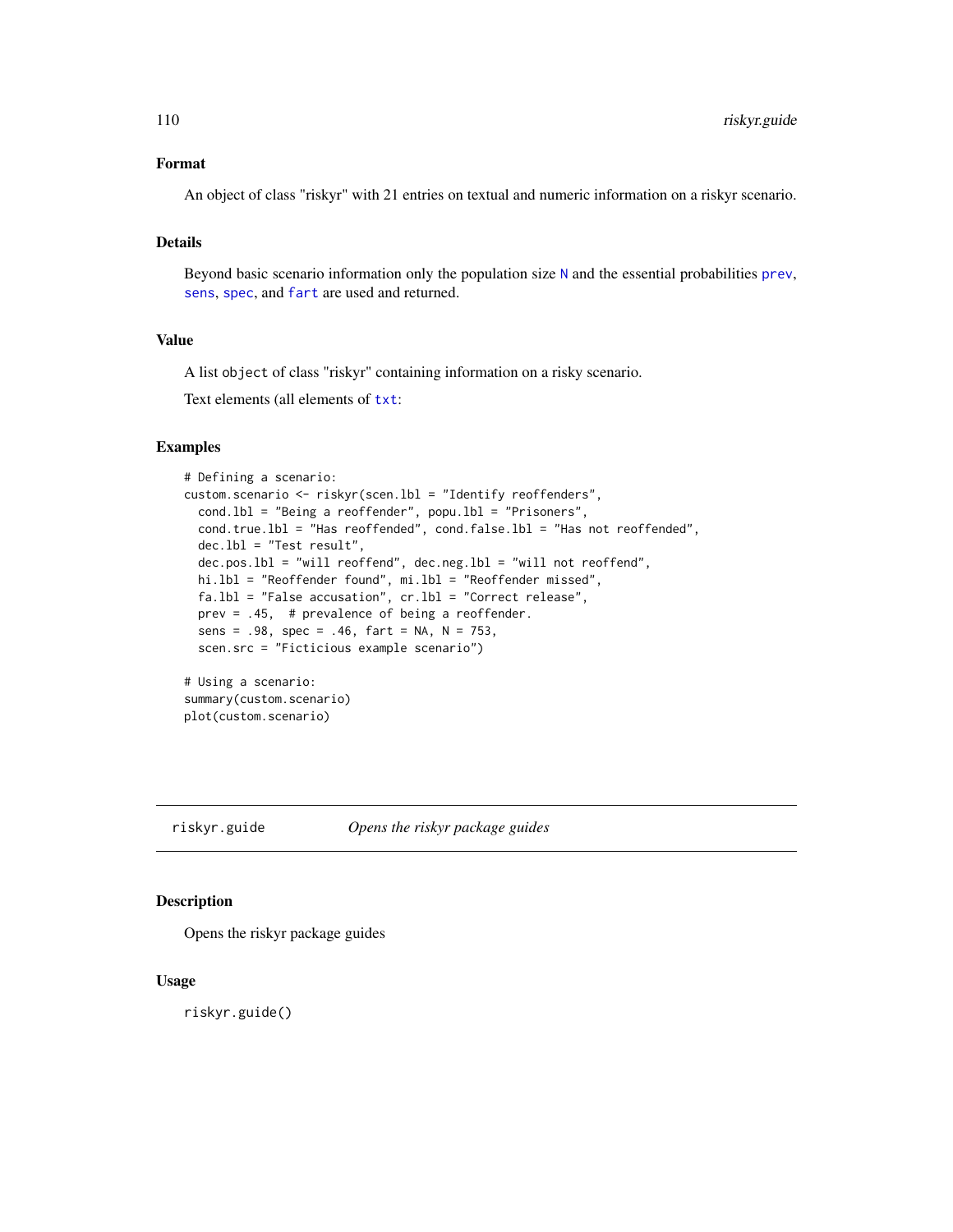### Format

An object of class "riskyr" with 21 entries on textual and numeric information on a riskyr scenario.

### Details

Beyond basic scenario information only the population size `N` and the essential probabilities `prev`, `sens`, `spec`, and `fart` are used and returned.

### Value

A list `object` of class "riskyr" containing information on a risky scenario.

Text elements (all elements of `txt`:

### Examples

```
# Defining a scenario:
custom.scenario <- riskyr(scen.lbl = "Identify reoffenders",
  cond.lbl = "Being a reoffender", popu.lbl = "Prisoners",
  cond.true.lbl = "Has reoffended", cond.false.lbl = "Has not reoffended",
  dec.lbl = "Test result",
  dec.pos.lbl = "will reoffend", dec.neg.lbl = "will not reoffend",
  hi.lbl = "Reoffender found", mi.lbl = "Reoffender missed",
  fa.lbl = "False accusation", cr.lbl = "Correct release",
  prev = .45,  # prevalence of being a reoffender.
  sens = .98, spec = .46, fart = NA, N = 753,
  scen.src = "Ficticious example scenario")

# Using a scenario:
summary(custom.scenario)
plot(custom.scenario)
```

---

## riskyr.guide — *Opens the riskyr package guides*

### Description

Opens the riskyr package guides

### Usage

```
riskyr.guide()
```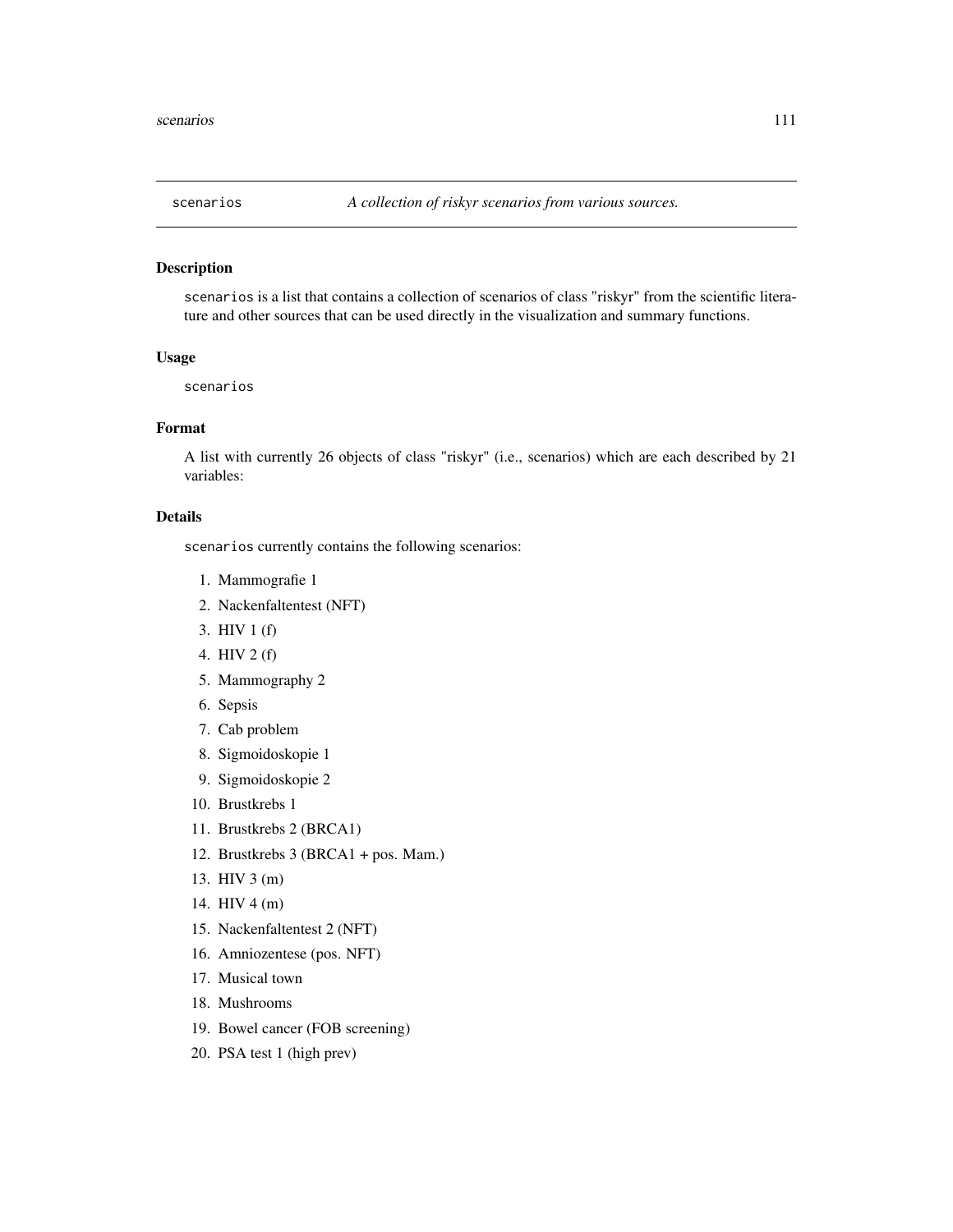scenarios *A collection of riskyr scenarios from various sources.*

### Description

scenarios is a list that contains a collection of scenarios of class "riskyr" from the scientific literature and other sources that can be used directly in the visualization and summary functions.

### Usage

```
scenarios
```

### Format

A list with currently 26 objects of class "riskyr" (i.e., scenarios) which are each described by 21 variables:

### Details

scenarios currently contains the following scenarios:

1. Mammografie 1
2. Nackenfaltentest (NFT)
3. HIV 1 (f)
4. HIV 2 (f)
5. Mammography 2
6. Sepsis
7. Cab problem
8. Sigmoidoskopie 1
9. Sigmoidoskopie 2
10. Brustkrebs 1
11. Brustkrebs 2 (BRCA1)
12. Brustkrebs 3 (BRCA1 + pos. Mam.)
13. HIV 3 (m)
14. HIV 4 (m)
15. Nackenfaltentest 2 (NFT)
16. Amniozentese (pos. NFT)
17. Musical town
18. Mushrooms
19. Bowel cancer (FOB screening)
20. PSA test 1 (high prev)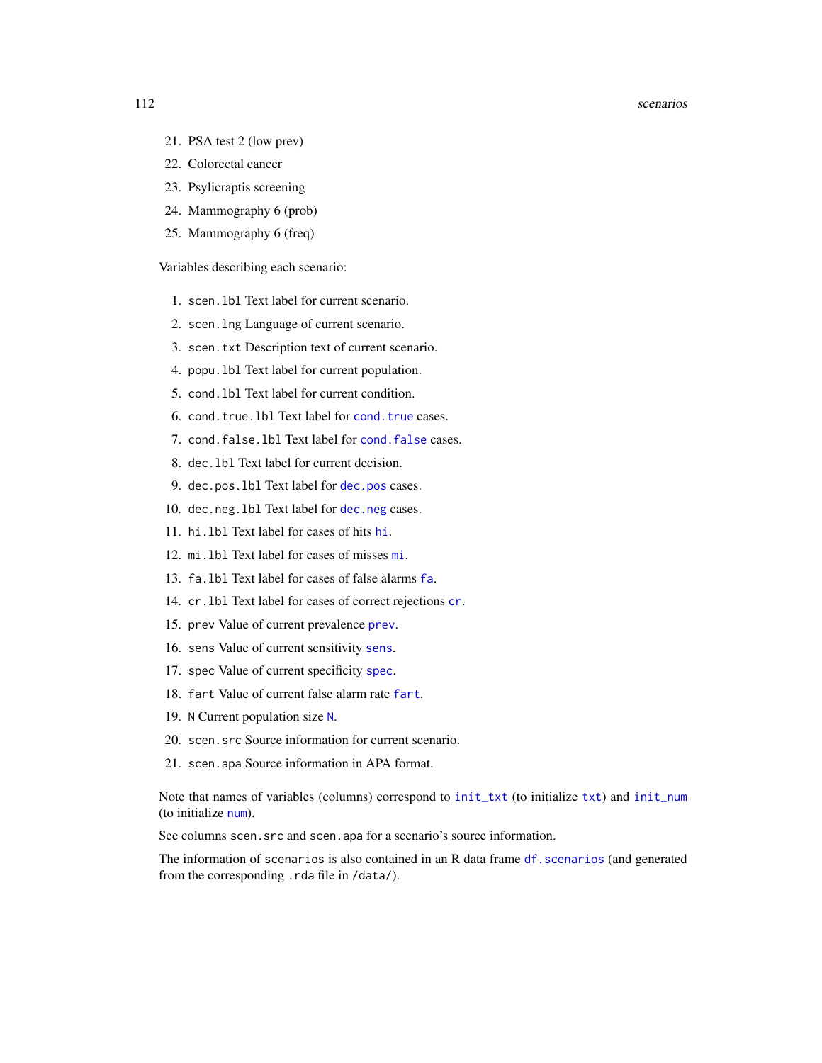21. PSA test 2 (low prev)
22. Colorectal cancer
23. Psylicraptis screening
24. Mammography 6 (prob)
25. Mammography 6 (freq)

Variables describing each scenario:

1. `scen.lbl` Text label for current scenario.
2. `scen.lng` Language of current scenario.
3. `scen.txt` Description text of current scenario.
4. `popu.lbl` Text label for current population.
5. `cond.lbl` Text label for current condition.
6. `cond.true.lbl` Text label for `cond.true` cases.
7. `cond.false.lbl` Text label for `cond.false` cases.
8. `dec.lbl` Text label for current decision.
9. `dec.pos.lbl` Text label for `dec.pos` cases.
10. `dec.neg.lbl` Text label for `dec.neg` cases.
11. `hi.lbl` Text label for cases of hits `hi`.
12. `mi.lbl` Text label for cases of misses `mi`.
13. `fa.lbl` Text label for cases of false alarms `fa`.
14. `cr.lbl` Text label for cases of correct rejections `cr`.
15. `prev` Value of current prevalence `prev`.
16. `sens` Value of current sensitivity `sens`.
17. `spec` Value of current specificity `spec`.
18. `fart` Value of current false alarm rate `fart`.
19. `N` Current population size `N`.
20. `scen.src` Source information for current scenario.
21. `scen.apa` Source information in APA format.

Note that names of variables (columns) correspond to `init_txt` (to initialize `txt`) and `init_num` (to initialize `num`).

See columns `scen.src` and `scen.apa` for a scenario's source information.

The information of `scenarios` is also contained in an R data frame `df.scenarios` (and generated from the corresponding `.rda` file in `/data/`).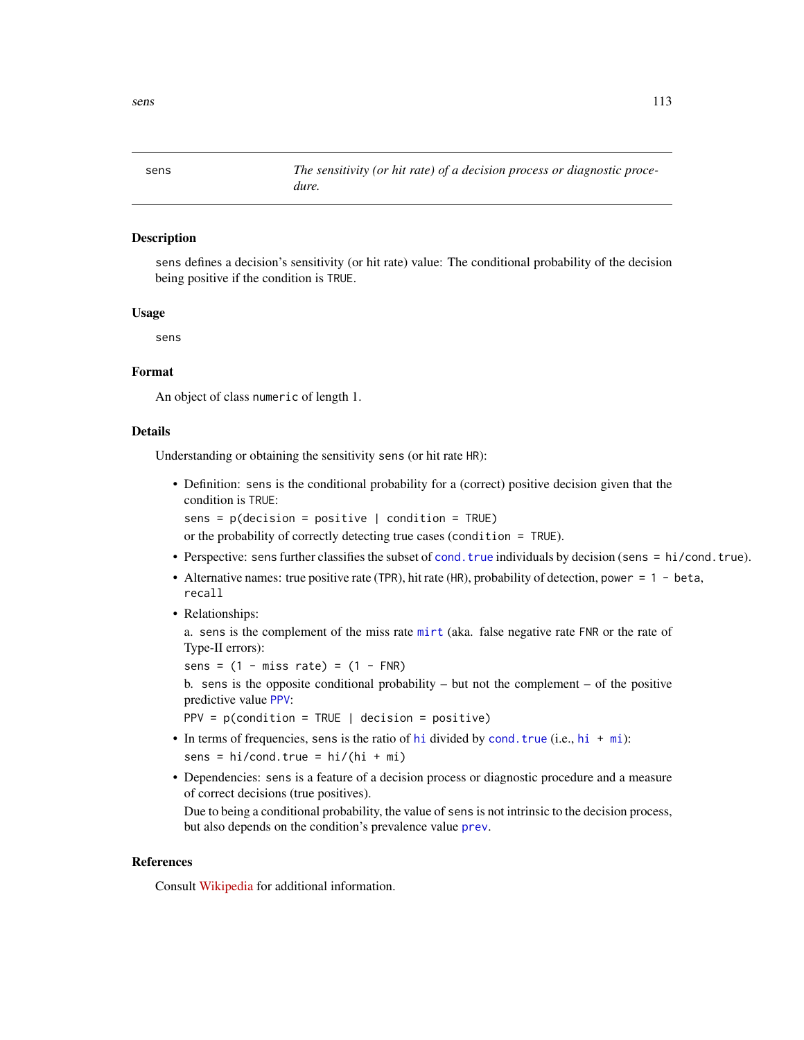`sens` *The sensitivity (or hit rate) of a decision process or diagnostic procedure.*

## Description

`sens` defines a decision's sensitivity (or hit rate) value: The conditional probability of the decision being positive if the condition is `TRUE`.

## Usage

```
sens
```

## Format

An object of class `numeric` of length 1.

## Details

Understanding or obtaining the sensitivity `sens` (or hit rate `HR`):

- Definition: `sens` is the conditional probability for a (correct) positive decision given that the condition is `TRUE`:

  `sens = p(decision = positive | condition = TRUE)`

  or the probability of correctly detecting true cases (`condition = TRUE`).
- Perspective: `sens` further classifies the subset of `cond.true` individuals by decision (`sens = hi/cond.true`).
- Alternative names: true positive rate (`TPR`), hit rate (`HR`), probability of detection, `power = 1 - beta`, `recall`
- Relationships:

  a. `sens` is the complement of the miss rate `mirt` (aka. false negative rate `FNR` or the rate of Type-II errors):

  `sens = (1 - miss rate) = (1 - FNR)`

  b. `sens` is the opposite conditional probability – but not the complement – of the positive predictive value `PPV`:

  `PPV = p(condition = TRUE | decision = positive)`
- In terms of frequencies, `sens` is the ratio of `hi` divided by `cond.true` (i.e., `hi + mi`):

  `sens = hi/cond.true = hi/(hi + mi)`
- Dependencies: `sens` is a feature of a decision process or diagnostic procedure and a measure of correct decisions (true positives).

  Due to being a conditional probability, the value of `sens` is not intrinsic to the decision process, but also depends on the condition's prevalence value `prev`.

## References

Consult Wikipedia for additional information.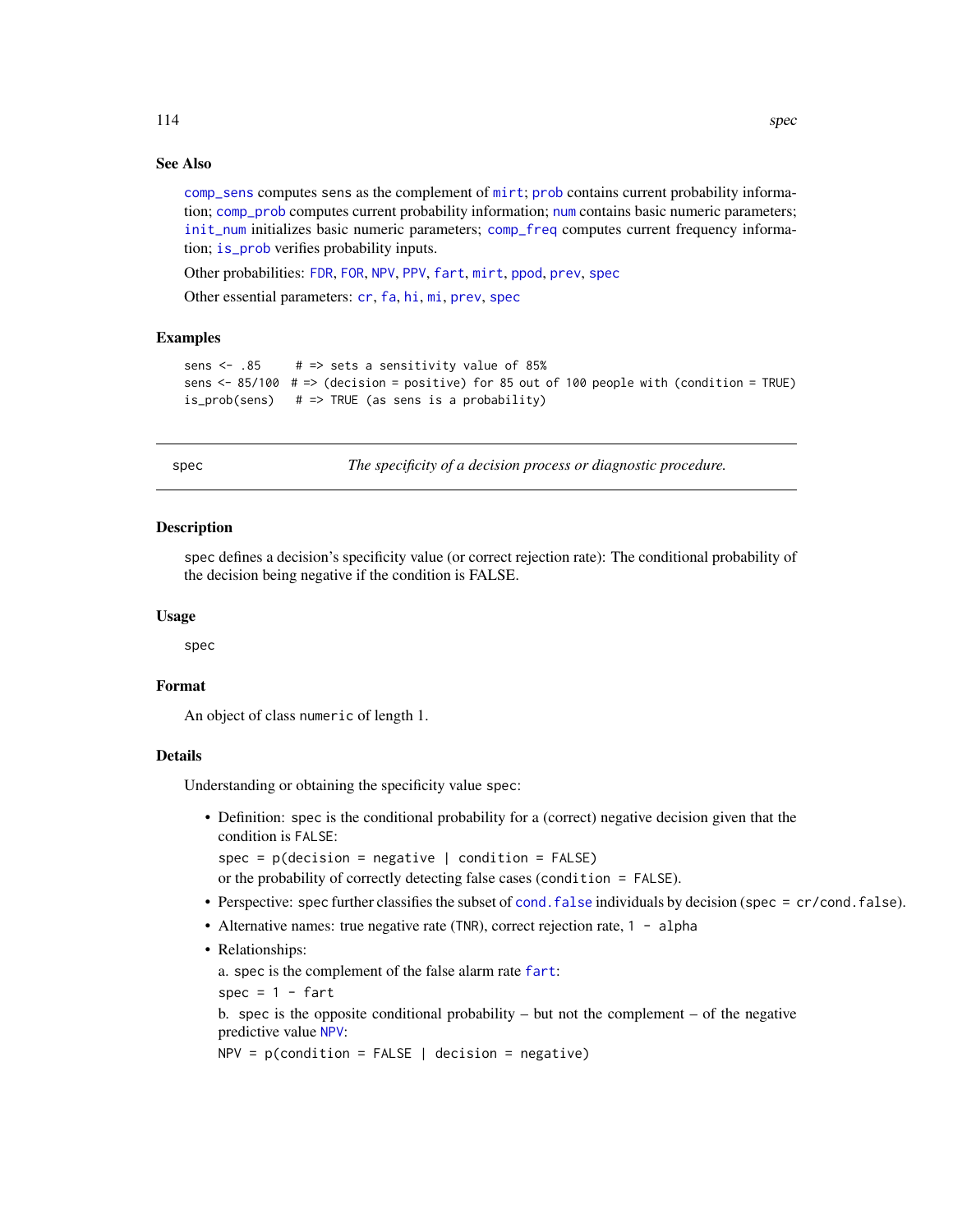### See Also

`comp_sens` computes sens as the complement of `mirt`; `prob` contains current probability information; `comp_prob` computes current probability information; `num` contains basic numeric parameters; `init_num` initializes basic numeric parameters; `comp_freq` computes current frequency information; `is_prob` verifies probability inputs.

Other probabilities: `FDR`, `FOR`, `NPV`, `PPV`, `fart`, `mirt`, `ppod`, `prev`, `spec`

Other essential parameters: `cr`, `fa`, `hi`, `mi`, `prev`, `spec`

### Examples

```
sens <- .85     # => sets a sensitivity value of 85%
sens <- 85/100  # => (decision = positive) for 85 out of 100 people with (condition = TRUE)
is_prob(sens)   # => TRUE (as sens is a probability)
```

---

## spec — *The specificity of a decision process or diagnostic procedure.*

---

### Description

spec defines a decision's specificity value (or correct rejection rate): The conditional probability of the decision being negative if the condition is FALSE.

### Usage

```
spec
```

### Format

An object of class `numeric` of length 1.

### Details

Understanding or obtaining the specificity value spec:

- Definition: spec is the conditional probability for a (correct) negative decision given that the condition is FALSE:

  `spec = p(decision = negative | condition = FALSE)`

  or the probability of correctly detecting false cases (`condition = FALSE`).
- Perspective: spec further classifies the subset of `cond.false` individuals by decision (`spec = cr/cond.false`).
- Alternative names: true negative rate (TNR), correct rejection rate, `1 - alpha`
- Relationships:

  a. spec is the complement of the false alarm rate `fart`:

  `spec = 1 - fart`

  b. spec is the opposite conditional probability – but not the complement – of the negative predictive value `NPV`:

  `NPV = p(condition = FALSE | decision = negative)`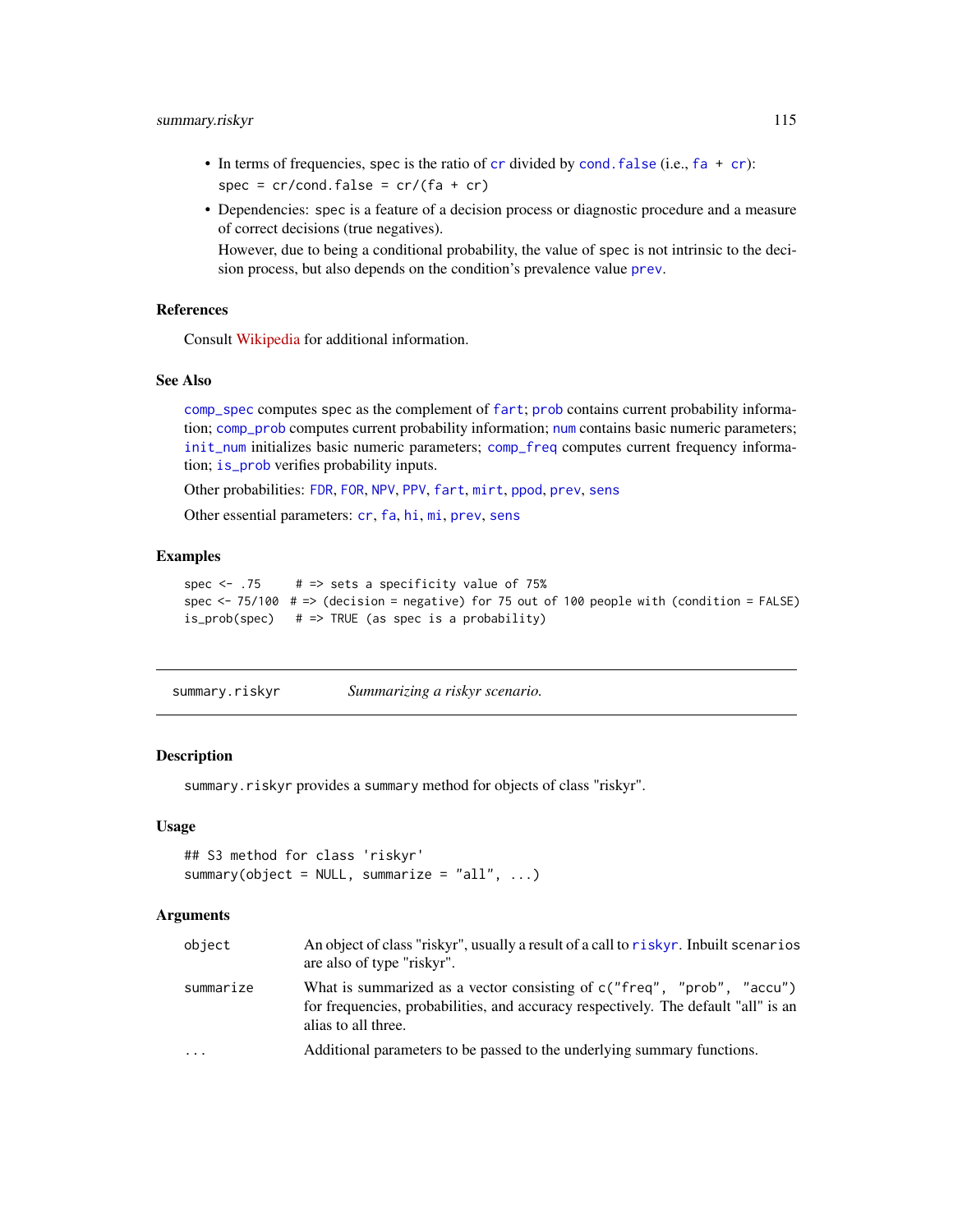- In terms of frequencies, spec is the ratio of `cr` divided by `cond.false` (i.e., `fa + cr`):
  `spec = cr/cond.false = cr/(fa + cr)`
- Dependencies: spec is a feature of a decision process or diagnostic procedure and a measure of correct decisions (true negatives).
  However, due to being a conditional probability, the value of spec is not intrinsic to the decision process, but also depends on the condition's prevalence value `prev`.

### References

Consult Wikipedia for additional information.

### See Also

`comp_spec` computes spec as the complement of `fart`; `prob` contains current probability information; `comp_prob` computes current probability information; `num` contains basic numeric parameters; `init_num` initializes basic numeric parameters; `comp_freq` computes current frequency information; `is_prob` verifies probability inputs.

Other probabilities: `FDR`, `FOR`, `NPV`, `PPV`, `fart`, `mirt`, `ppod`, `prev`, `sens`

Other essential parameters: `cr`, `fa`, `hi`, `mi`, `prev`, `sens`

### Examples

```
spec <- .75     # => sets a specificity value of 75%
spec <- 75/100  # => (decision = negative) for 75 out of 100 people with (condition = FALSE)
is_prob(spec)   # => TRUE (as spec is a probability)
```

---

## summary.riskyr — *Summarizing a riskyr scenario.*

---

### Description

`summary.riskyr` provides a `summary` method for objects of class "riskyr".

### Usage

```
## S3 method for class 'riskyr'
summary(object = NULL, summarize = "all", ...)
```

### Arguments

| | |
|---|---|
| `object` | An object of class "riskyr", usually a result of a call to `riskyr`. Inbuilt `scenarios` are also of type "riskyr". |
| `summarize` | What is summarized as a vector consisting of `c("freq", "prob", "accu")` for frequencies, probabilities, and accuracy respectively. The default "all" is an alias to all three. |
| `...` | Additional parameters to be passed to the underlying summary functions. |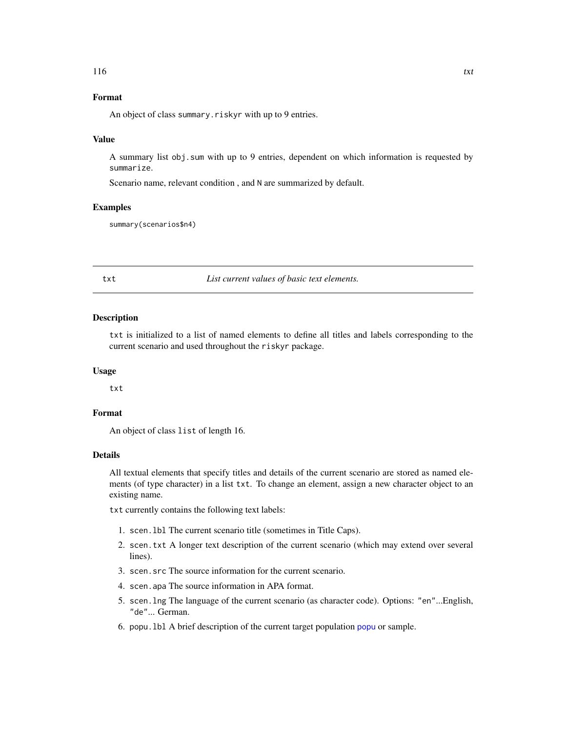### Format

An object of class `summary.riskyr` with up to 9 entries.

### Value

A summary list `obj.sum` with up to 9 entries, dependent on which information is requested by `summarize`.

Scenario name, relevant condition , and `N` are summarized by default.

### Examples

```
summary(scenarios$n4)
```

---

## txt — *List current values of basic text elements.*

---

### Description

`txt` is initialized to a list of named elements to define all titles and labels corresponding to the current scenario and used throughout the `riskyr` package.

### Usage

```
txt
```

### Format

An object of class `list` of length 16.

### Details

All textual elements that specify titles and details of the current scenario are stored as named elements (of type character) in a list `txt`. To change an element, assign a new character object to an existing name.

`txt` currently contains the following text labels:

1. `scen.lbl` The current scenario title (sometimes in Title Caps).
2. `scen.txt` A longer text description of the current scenario (which may extend over several lines).
3. `scen.src` The source information for the current scenario.
4. `scen.apa` The source information in APA format.
5. `scen.lng` The language of the current scenario (as character code). Options: `"en"`...English, `"de"`... German.
6. `popu.lbl` A brief description of the current target population `popu` or sample.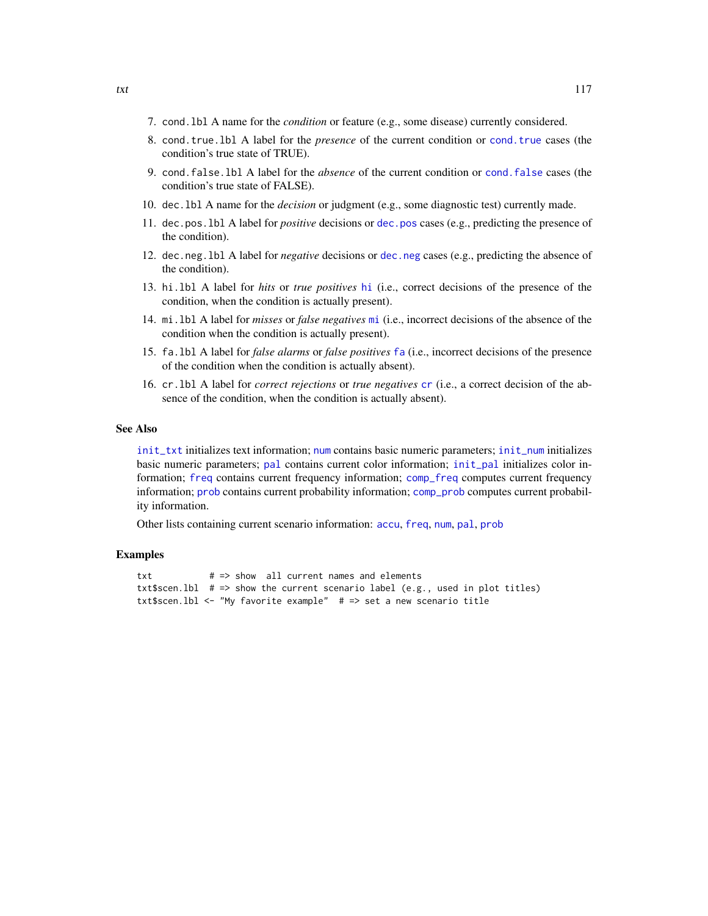7. `cond.lbl` A name for the *condition* or feature (e.g., some disease) currently considered.
8. `cond.true.lbl` A label for the *presence* of the current condition or `cond.true` cases (the condition's true state of TRUE).
9. `cond.false.lbl` A label for the *absence* of the current condition or `cond.false` cases (the condition's true state of FALSE).
10. `dec.lbl` A name for the *decision* or judgment (e.g., some diagnostic test) currently made.
11. `dec.pos.lbl` A label for *positive* decisions or `dec.pos` cases (e.g., predicting the presence of the condition).
12. `dec.neg.lbl` A label for *negative* decisions or `dec.neg` cases (e.g., predicting the absence of the condition).
13. `hi.lbl` A label for *hits* or *true positives* `hi` (i.e., correct decisions of the presence of the condition, when the condition is actually present).
14. `mi.lbl` A label for *misses* or *false negatives* `mi` (i.e., incorrect decisions of the absence of the condition when the condition is actually present).
15. `fa.lbl` A label for *false alarms* or *false positives* `fa` (i.e., incorrect decisions of the presence of the condition when the condition is actually absent).
16. `cr.lbl` A label for *correct rejections* or *true negatives* `cr` (i.e., a correct decision of the absence of the condition, when the condition is actually absent).

## See Also

`init_txt` initializes text information; `num` contains basic numeric parameters; `init_num` initializes basic numeric parameters; `pal` contains current color information; `init_pal` initializes color information; `freq` contains current frequency information; `comp_freq` computes current frequency information; `prob` contains current probability information; `comp_prob` computes current probability information.

Other lists containing current scenario information: `accu`, `freq`, `num`, `pal`, `prob`

## Examples

```
txt           # => show  all current names and elements
txt$scen.lbl  # => show the current scenario label (e.g., used in plot titles)
txt$scen.lbl <- "My favorite example"  # => set a new scenario title
```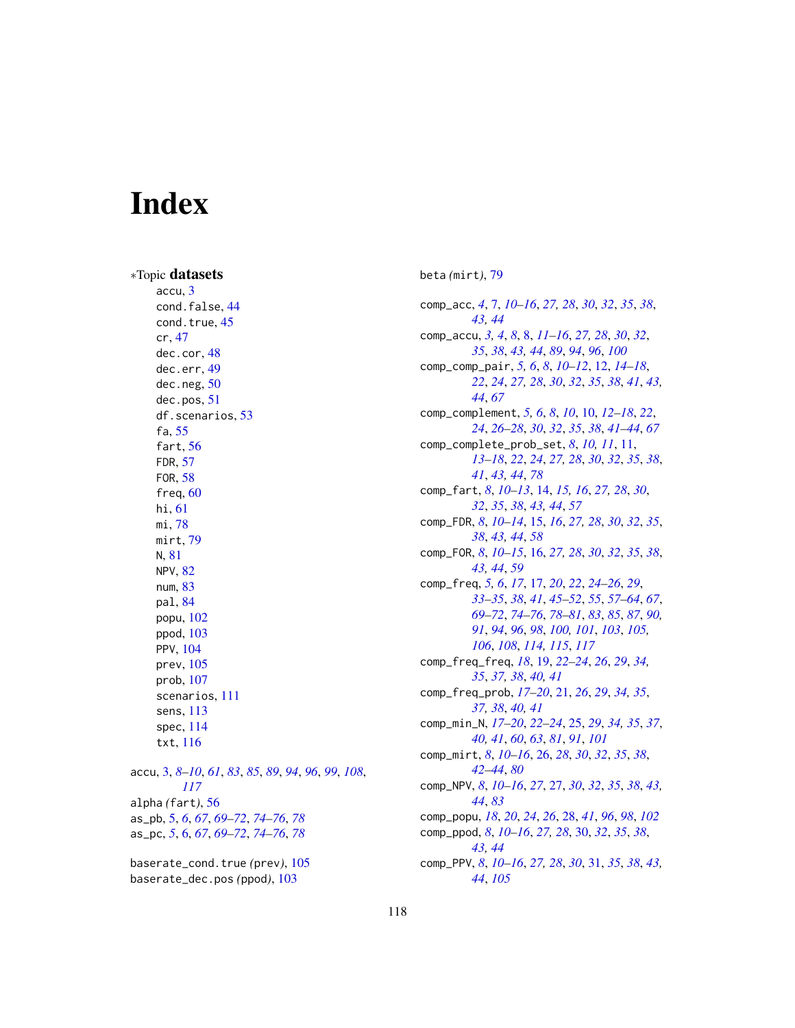# Index

∗Topic **datasets**

- accu, 3
- cond.false, 44
- cond.true, 45
- cr, 47
- dec.cor, 48
- dec.err, 49
- dec.neg, 50
- dec.pos, 51
- df.scenarios, 53
- fa, 55
- fart, 56
- FDR, 57
- FOR, 58
- freq, 60
- hi, 61
- mi, 78
- mirt, 79
- N, 81
- NPV, 82
- num, 83
- pal, 84
- popu, 102
- ppod, 103
- PPV, 104
- prev, 105
- prob, 107
- scenarios, 111
- sens, 113
- spec, 114
- txt, 116

accu, 3, *8–10*, *61*, *83*, *85*, *89*, *94*, *96*, *99*, *108*, *117*
alpha *(fart)*, 56
as_pb, 5, *6*, *67*, *69–72*, *74–76*, *78*
as_pc, *5*, 6, *67*, *69–72*, *74–76*, *78*

baserate_cond.true *(prev)*, 105
baserate_dec.pos *(ppod)*, 103
beta *(mirt)*, 79

comp_acc, *4*, 7, *10–16*, *27, 28*, *30*, *32*, *35*, *38*, *43, 44*
comp_accu, *3, 4*, *8*, 8, *11–16*, *27, 28*, *30*, *32*, *35*, *38*, *43, 44*, *89*, *94*, *96*, *100*
comp_comp_pair, *5, 6*, *8*, *10–12*, 12, *14–18*, *22*, *24*, *27, 28*, *30*, *32*, *35*, *38*, *41*, *43, 44*, *67*
comp_complement, *5, 6*, *8*, *10*, 10, *12–18*, *22*, *24*, *26–28*, *30*, *32*, *35*, *38*, *41–44*, *67*
comp_complete_prob_set, *8*, *10, 11*, 11, *13–18*, *22*, *24*, *27, 28*, *30*, *32*, *35*, *38*, *41*, *43, 44*, *78*
comp_fart, *8*, *10–13*, 14, *15, 16*, *27, 28*, *30*, *32*, *35*, *38*, *43, 44*, *57*
comp_FDR, *8*, *10–14*, 15, *16*, *27, 28*, *30*, *32*, *35*, *38*, *43, 44*, *58*
comp_FOR, *8*, *10–15*, 16, *27, 28*, *30*, *32*, *35*, *38*, *43, 44*, *59*
comp_freq, *5, 6*, *17*, 17, *20*, *22*, *24–26*, *29*, *33–35*, *38*, *41*, *45–52*, *55*, *57–64*, *67*, *69–72*, *74–76*, *78–81*, *83*, *85*, *87*, *90*, *91*, *94*, *96*, *98*, *100*, *101*, *103*, *105*, *106*, *108*, *114, 115*, *117*
comp_freq_freq, *18*, 19, *22–24*, *26*, *29*, *34*, *35*, *37, 38*, *40, 41*
comp_freq_prob, *17–20*, 21, *26*, *29*, *34, 35*, *37, 38*, *40, 41*
comp_min_N, *17–20*, *22–24*, 25, *29*, *34, 35*, *37*, *40, 41*, *60*, *63*, *81*, *91*, *101*
comp_mirt, *8*, *10–16*, 26, *28*, *30*, *32*, *35*, *38*, *42–44*, *80*
comp_NPV, *8*, *10–16*, *27*, 27, *30*, *32*, *35*, *38*, *43, 44*, *83*
comp_popu, *18*, *20*, *24*, *26*, 28, *41*, *96*, *98*, *102*
comp_ppod, *8*, *10–16*, *27, 28*, 30, *32*, *35*, *38*, *43, 44*
comp_PPV, *8*, *10–16*, *27, 28*, *30*, 31, *35*, *38*, *43, 44*, *105*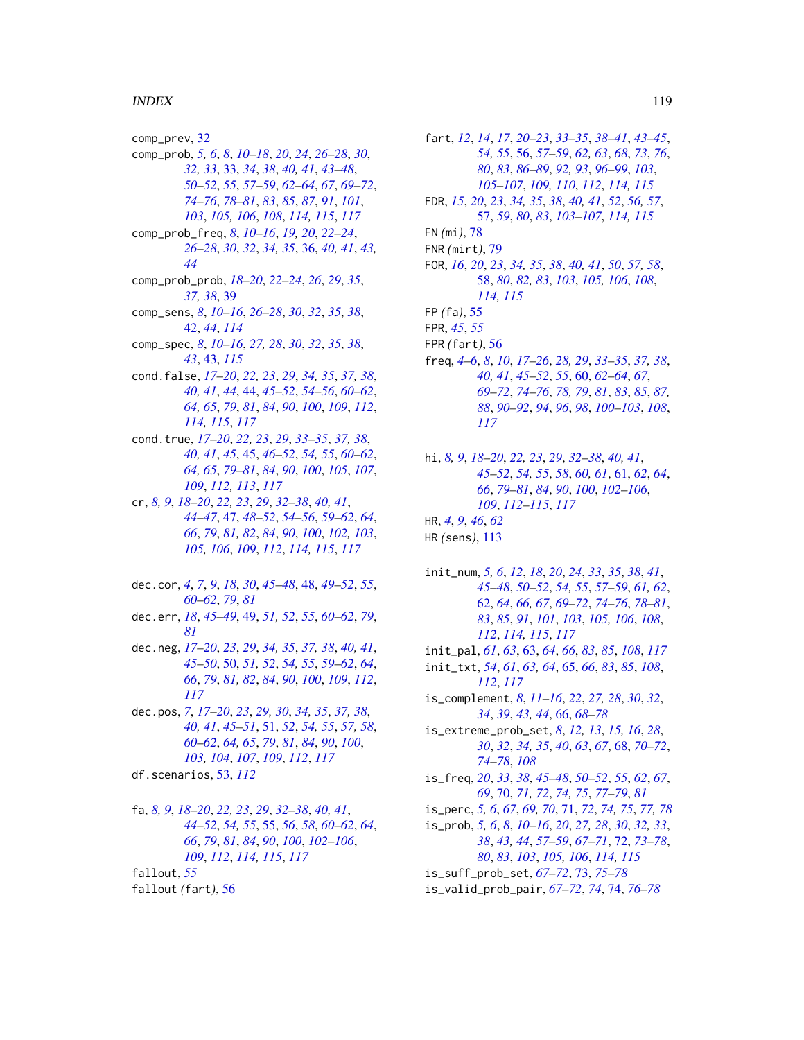comp_prev, 32
comp_prob, 5, 6, 8, 10–18, 20, 24, 26–28, 30, 32, 33, 33, 34, 38, 40, 41, 43–48, 50–52, 55, 57–59, 62–64, 67, 69–72, 74–76, 78–81, 83, 85, 87, 91, 101, 103, 105, 106, 108, 114, 115, 117
comp_prob_freq, 8, 10–16, 19, 20, 22–24, 26–28, 30, 32, 34, 35, 36, 40, 41, 43, 44
comp_prob_prob, 18–20, 22–24, 26, 29, 35, 37, 38, 39
comp_sens, 8, 10–16, 26–28, 30, 32, 35, 38, 42, 44, 114
comp_spec, 8, 10–16, 27, 28, 30, 32, 35, 38, 43, 43, 115
cond.false, 17–20, 22, 23, 29, 34, 35, 37, 38, 40, 41, 44, 44, 45–52, 54–56, 60–62, 64, 65, 79, 81, 84, 90, 100, 109, 112, 114, 115, 117
cond.true, 17–20, 22, 23, 29, 33–35, 37, 38, 40, 41, 45, 45, 46–52, 54, 55, 60–62, 64, 65, 79–81, 84, 90, 100, 105, 107, 109, 112, 113, 117
cr, 8, 9, 18–20, 22, 23, 29, 32–38, 40, 41, 44–47, 47, 48–52, 54–56, 59–62, 64, 66, 79, 81, 82, 84, 90, 100, 102, 103, 105, 106, 109, 112, 114, 115, 117

dec.cor, 4, 7, 9, 18, 30, 45–48, 48, 49–52, 55, 60–62, 79, 81
dec.err, 18, 45–49, 49, 51, 52, 55, 60–62, 79, 81
dec.neg, 17–20, 23, 29, 34, 35, 37, 38, 40, 41, 45–50, 50, 51, 52, 54, 55, 59–62, 64, 66, 79, 81, 82, 84, 90, 100, 109, 112, 117
dec.pos, 7, 17–20, 23, 29, 30, 34, 35, 37, 38, 40, 41, 45–51, 51, 52, 54, 55, 57, 58, 60–62, 64, 65, 79, 81, 84, 90, 100, 103, 104, 107, 109, 112, 117
df.scenarios, 53, 112

fa, 8, 9, 18–20, 22, 23, 29, 32–38, 40, 41, 44–52, 54, 55, 55, 56, 58, 60–62, 64, 66, 79, 81, 84, 90, 100, 102–106, 109, 112, 114, 115, 117
fallout, 55
fallout (fart), 56
fart, 12, 14, 17, 20–23, 33–35, 38–41, 43–45, 54, 55, 56, 57–59, 62, 63, 68, 73, 76, 80, 83, 86–89, 92, 93, 96–99, 103, 105–107, 109, 110, 112, 114, 115
FDR, 15, 20, 23, 34, 35, 38, 40, 41, 52, 56, 57, 57, 59, 80, 83, 103–107, 114, 115
FN (mi), 78
FNR (mirt), 79
FOR, 16, 20, 23, 34, 35, 38, 40, 41, 50, 57, 58, 58, 80, 82, 83, 103, 105, 106, 108, 114, 115
FP (fa), 55
FPR, 45, 55
FPR (fart), 56
freq, 4–6, 8, 10, 17–26, 28, 29, 33–35, 37, 38, 40, 41, 45–52, 55, 60, 62–64, 67, 69–72, 74–76, 78, 79, 81, 83, 85, 87, 88, 90–92, 94, 96, 98, 100–103, 108, 117

hi, 8, 9, 18–20, 22, 23, 29, 32–38, 40, 41, 45–52, 54, 55, 58, 60, 61, 61, 62, 64, 66, 79–81, 84, 90, 100, 102–106, 109, 112–115, 117
HR, 4, 9, 46, 62
HR (sens), 113

init_num, 5, 6, 12, 18, 20, 24, 33, 35, 38, 41, 45–48, 50–52, 54, 55, 57–59, 61, 62, 62, 64, 66, 67, 69–72, 74–76, 78–81, 83, 85, 91, 101, 103, 105, 106, 108, 112, 114, 115, 117
init_pal, 61, 63, 63, 64, 66, 83, 85, 108, 117
init_txt, 54, 61, 63, 64, 65, 66, 83, 85, 108, 112, 117
is_complement, 8, 11–16, 22, 27, 28, 30, 32, 34, 39, 43, 44, 66, 68–78
is_extreme_prob_set, 8, 12, 13, 15, 16, 28, 30, 32, 34, 35, 40, 63, 67, 68, 70–72, 74–78, 108
is_freq, 20, 33, 38, 45–48, 50–52, 55, 62, 67, 69, 70, 71, 72, 74, 75, 77–79, 81
is_perc, 5, 6, 67, 69, 70, 71, 72, 74, 75, 77, 78
is_prob, 5, 6, 8, 10–16, 20, 27, 28, 30, 32, 33, 38, 43, 44, 57–59, 67–71, 72, 73–78, 80, 83, 103, 105, 106, 114, 115
is_suff_prob_set, 67–72, 73, 75–78
is_valid_prob_pair, 67–72, 74, 74, 76–78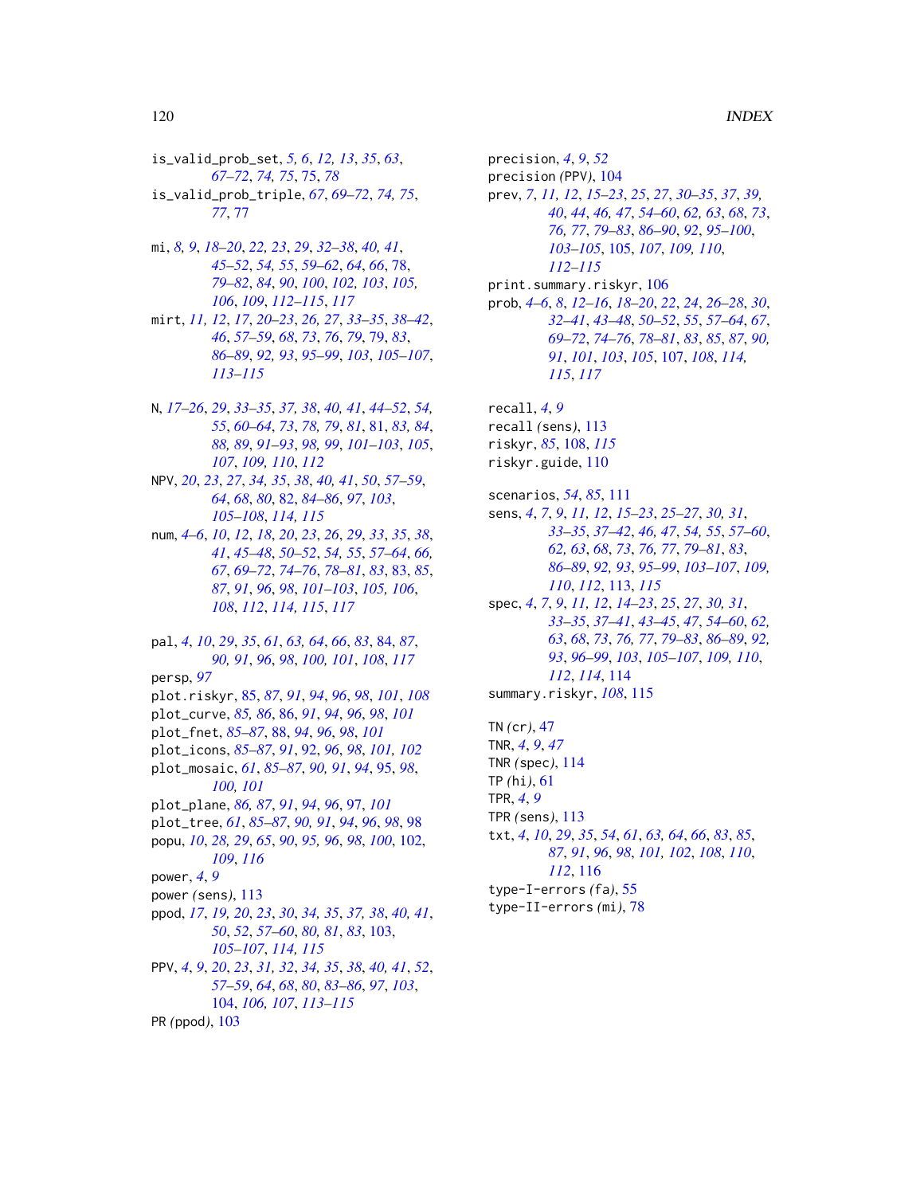is_valid_prob_set, 5, 6, 12, 13, 35, 63, 67–72, 74, 75, 75, 78
is_valid_prob_triple, 67, 69–72, 74, 75, 77, 77

mi, 8, 9, 18–20, 22, 23, 29, 32–38, 40, 41, 45–52, 54, 55, 59–62, 64, 66, 78, 79–82, 84, 90, 100, 102, 103, 105, 106, 109, 112–115, 117
mirt, 11, 12, 17, 20–23, 26, 27, 33–35, 38–42, 46, 57–59, 68, 73, 76, 79, 79, 83, 86–89, 92, 93, 95–99, 103, 105–107, 113–115

N, 17–26, 29, 33–35, 37, 38, 40, 41, 44–52, 54, 55, 60–64, 73, 78, 79, 81, 81, 83, 84, 88, 89, 91–93, 98, 99, 101–103, 105, 107, 109, 110, 112
NPV, 20, 23, 27, 34, 35, 38, 40, 41, 50, 57–59, 64, 68, 80, 82, 84–86, 97, 103, 105–108, 114, 115
num, 4–6, 10, 12, 18, 20, 23, 26, 29, 33, 35, 38, 41, 45–48, 50–52, 54, 55, 57–64, 66, 67, 69–72, 74–76, 78–81, 83, 83, 85, 87, 91, 96, 98, 101–103, 105, 106, 108, 112, 114, 115, 117

pal, 4, 10, 29, 35, 61, 63, 64, 66, 83, 84, 87, 90, 91, 96, 98, 100, 101, 108, 117
persp, 97
plot.riskyr, 85, 87, 91, 94, 96, 98, 101, 108
plot_curve, 85, 86, 86, 91, 94, 96, 98, 101
plot_fnet, 85–87, 88, 94, 96, 98, 101
plot_icons, 85–87, 91, 92, 96, 98, 101, 102
plot_mosaic, 61, 85–87, 90, 91, 94, 95, 98, 100, 101
plot_plane, 86, 87, 91, 94, 96, 97, 101
plot_tree, 61, 85–87, 90, 91, 94, 96, 98, 98
popu, 10, 28, 29, 65, 90, 95, 96, 98, 100, 102, 109, 116
power, 4, 9
power (sens), 113
ppod, 17, 19, 20, 23, 30, 34, 35, 37, 38, 40, 41, 50, 52, 57–60, 80, 81, 83, 103, 105–107, 114, 115
PPV, 4, 9, 20, 23, 31, 32, 34, 35, 38, 40, 41, 52, 57–59, 64, 68, 80, 83–86, 97, 103, 104, 106, 107, 113–115
PR (ppod), 103

precision, 4, 9, 52
precision (PPV), 104
prev, 7, 11, 12, 15–23, 25, 27, 30–35, 37, 39, 40, 44, 46, 47, 54–60, 62, 63, 68, 73, 76, 77, 79–83, 86–90, 92, 95–100, 103–105, 105, 107, 109, 110, 112–115
print.summary.riskyr, 106
prob, 4–6, 8, 12–16, 18–20, 22, 24, 26–28, 30, 32–41, 43–48, 50–52, 55, 57–64, 67, 69–72, 74–76, 78–81, 83, 85, 87, 90, 91, 101, 103, 105, 107, 108, 114, 115, 117

recall, 4, 9
recall (sens), 113
riskyr, 85, 108, 115
riskyr.guide, 110

scenarios, 54, 85, 111
sens, 4, 7, 9, 11, 12, 15–23, 25–27, 30, 31, 33–35, 37–42, 46, 47, 54, 55, 57–60, 62, 63, 68, 73, 76, 77, 79–81, 83, 86–89, 92, 93, 95–99, 103–107, 109, 110, 112, 113, 115
spec, 4, 7, 9, 11, 12, 14–23, 25, 27, 30, 31, 33–35, 37–41, 43–45, 47, 54–60, 62, 63, 68, 73, 76, 77, 79–83, 86–89, 92, 93, 96–99, 103, 105–107, 109, 110, 112, 114, 114
summary.riskyr, 108, 115

TN (cr), 47
TNR, 4, 9, 47
TNR (spec), 114
TP (hi), 61
TPR, 4, 9
TPR (sens), 113
txt, 4, 10, 29, 35, 54, 61, 63, 64, 66, 83, 85, 87, 91, 96, 98, 101, 102, 108, 110, 112, 116
type-I-errors (fa), 55
type-II-errors (mi), 78